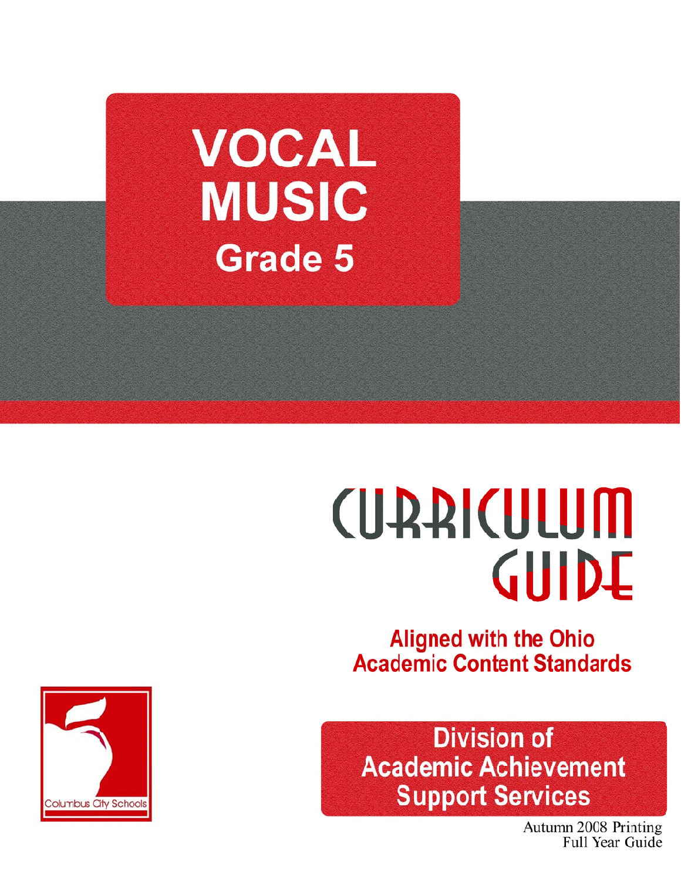# VOCAL MUSIC

## Grade 5

# CURRICULUM GUIDE

**Aligned with the Ohio Academic Content Standards**

Columbus City Schools

**Division of Academic Achievement Support Services**

Autumn 2008 Printing
Full Year Guide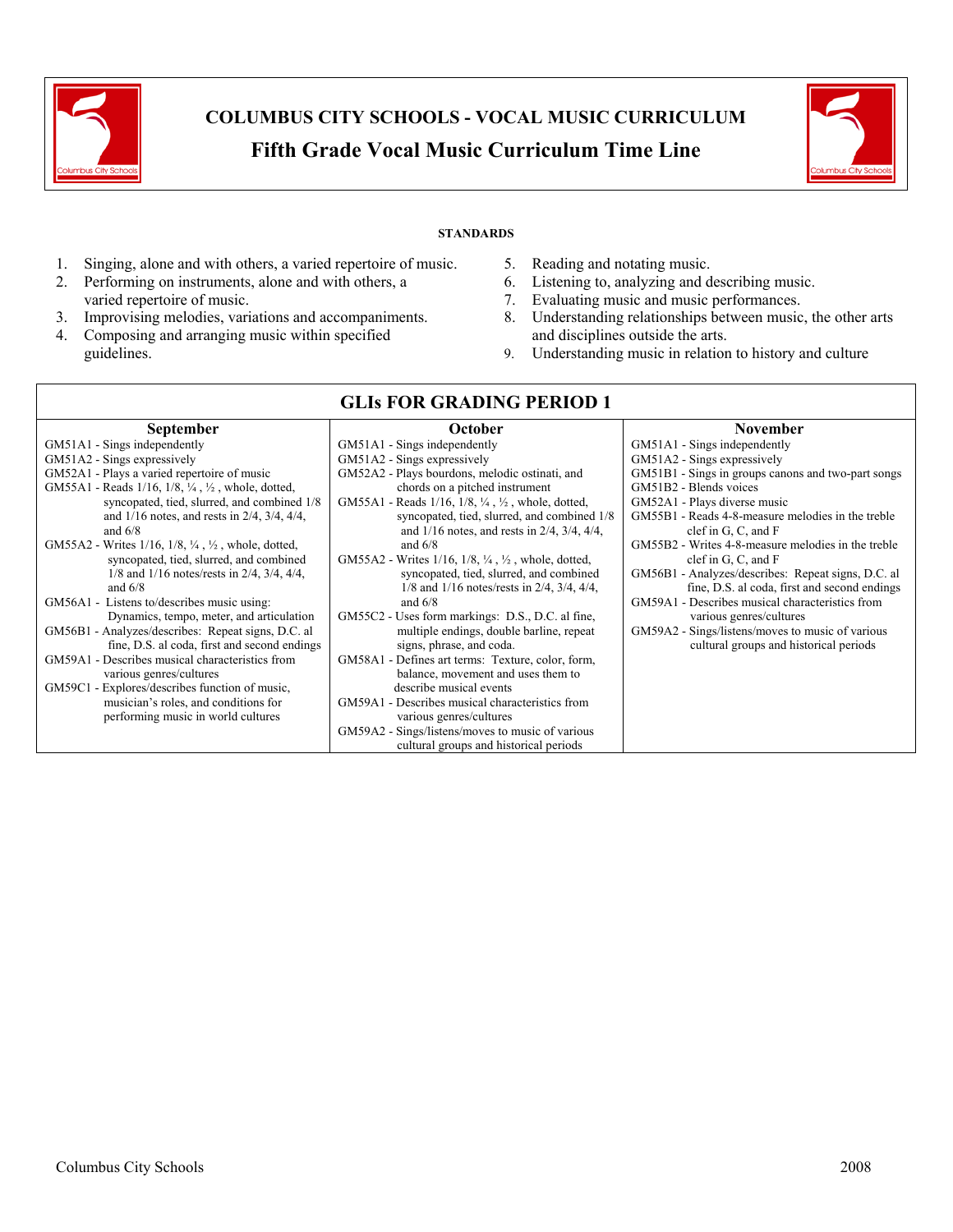# COLUMBUS CITY SCHOOLS - VOCAL MUSIC CURRICULUM

## Fifth Grade Vocal Music Curriculum Time Line

**STANDARDS**

1. Singing, alone and with others, a varied repertoire of music.
2. Performing on instruments, alone and with others, a varied repertoire of music.
3. Improvising melodies, variations and accompaniments.
4. Composing and arranging music within specified guidelines.
5. Reading and notating music.
6. Listening to, analyzing and describing music.
7. Evaluating music and music performances.
8. Understanding relationships between music, the other arts and disciplines outside the arts.
9. Understanding music in relation to history and culture

## GLIs FOR GRADING PERIOD 1

| September | October | November |
|---|---|---|
| GM51A1 - Sings independently<br>GM51A2 - Sings expressively<br>GM52A1 - Plays a varied repertoire of music<br>GM55A1 - Reads 1/16, 1/8, ¼ , ½ , whole, dotted, syncopated, tied, slurred, and combined 1/8 and 1/16 notes, and rests in 2/4, 3/4, 4/4, and 6/8<br>GM55A2 - Writes 1/16, 1/8, ¼ , ½ , whole, dotted, syncopated, tied, slurred, and combined 1/8 and 1/16 notes/rests in 2/4, 3/4, 4/4, and 6/8<br>GM56A1 - Listens to/describes music using: Dynamics, tempo, meter, and articulation<br>GM56B1 - Analyzes/describes: Repeat signs, D.C. al fine, D.S. al coda, first and second endings<br>GM59A1 - Describes musical characteristics from various genres/cultures<br>GM59C1 - Explores/describes function of music, musician's roles, and conditions for performing music in world cultures | GM51A1 - Sings independently<br>GM51A2 - Sings expressively<br>GM52A2 - Plays bourdons, melodic ostinati, and chords on a pitched instrument<br>GM55A1 - Reads 1/16, 1/8, ¼ , ½ , whole, dotted, syncopated, tied, slurred, and combined 1/8 and 1/16 notes, and rests in 2/4, 3/4, 4/4, and 6/8<br>GM55A2 - Writes 1/16, 1/8, ¼ , ½ , whole, dotted, syncopated, tied, slurred, and combined 1/8 and 1/16 notes/rests in 2/4, 3/4, 4/4, and 6/8<br>GM55C2 - Uses form markings: D.S., D.C. al fine, multiple endings, double barline, repeat signs, phrase, and coda.<br>GM58A1 - Defines art terms: Texture, color, form, balance, movement and uses them to describe musical events<br>GM59A1 - Describes musical characteristics from various genres/cultures<br>GM59A2 - Sings/listens/moves to music of various cultural groups and historical periods | GM51A1 - Sings independently<br>GM51A2 - Sings expressively<br>GM51B1 - Sings in groups canons and two-part songs<br>GM51B2 - Blends voices<br>GM52A1 - Plays diverse music<br>GM55B1 - Reads 4-8-measure melodies in the treble clef in G, C, and F<br>GM55B2 - Writes 4-8-measure melodies in the treble clef in G, C, and F<br>GM56B1 - Analyzes/describes: Repeat signs, D.C. al fine, D.S. al coda, first and second endings<br>GM59A1 - Describes musical characteristics from various genres/cultures<br>GM59A2 - Sings/listens/moves to music of various cultural groups and historical periods |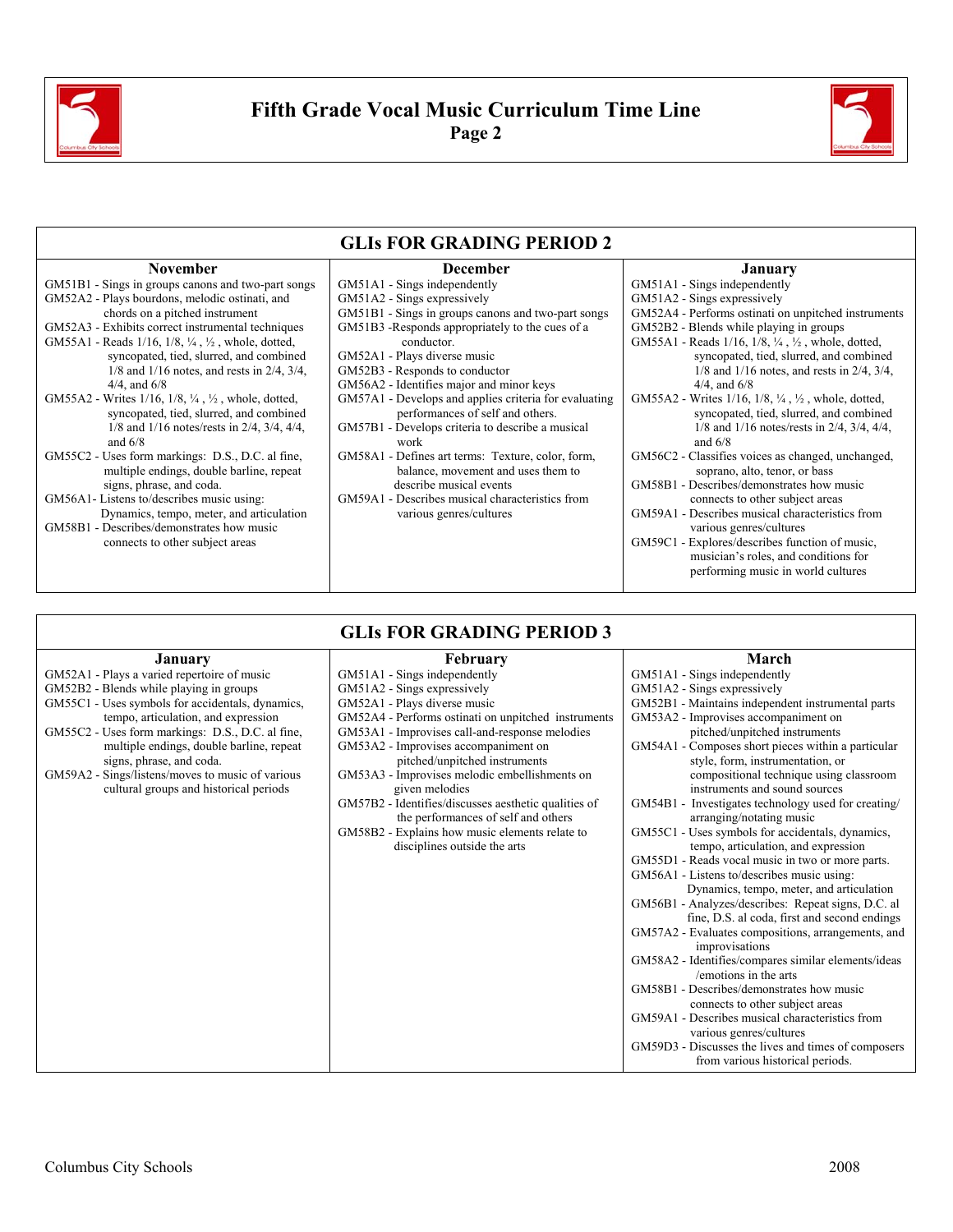# Fifth Grade Vocal Music Curriculum Time Line

## Page 2

| GLIs FOR GRADING PERIOD 2 | | |
|---|---|---|
| **November** | **December** | **January** |
| GM51B1 - Sings in groups canons and two-part songs<br>GM52A2 - Plays bourdons, melodic ostinati, and chords on a pitched instrument<br>GM52A3 - Exhibits correct instrumental techniques<br>GM55A1 - Reads 1/16, 1/8, ¼ , ½ , whole, dotted, syncopated, tied, slurred, and combined 1/8 and 1/16 notes, and rests in 2/4, 3/4, 4/4, and 6/8<br>GM55A2 - Writes 1/16, 1/8, ¼ , ½ , whole, dotted, syncopated, tied, slurred, and combined 1/8 and 1/16 notes/rests in 2/4, 3/4, 4/4, and 6/8<br>GM55C2 - Uses form markings: D.S., D.C. al fine, multiple endings, double barline, repeat signs, phrase, and coda.<br>GM56A1- Listens to/describes music using: Dynamics, tempo, meter, and articulation<br>GM58B1 - Describes/demonstrates how music connects to other subject areas | GM51A1 - Sings independently<br>GM51A2 - Sings expressively<br>GM51B1 - Sings in groups canons and two-part songs<br>GM51B3 -Responds appropriately to the cues of a conductor.<br>GM52A1 - Plays diverse music<br>GM52B3 - Responds to conductor<br>GM56A2 - Identifies major and minor keys<br>GM57A1 - Develops and applies criteria for evaluating performances of self and others.<br>GM57B1 - Develops criteria to describe a musical work<br>GM58A1 - Defines art terms: Texture, color, form, balance, movement and uses them to describe musical events<br>GM59A1 - Describes musical characteristics from various genres/cultures | GM51A1 - Sings independently<br>GM51A2 - Sings expressively<br>GM52A4 - Performs ostinati on unpitched instruments<br>GM52B2 - Blends while playing in groups<br>GM55A1 - Reads 1/16, 1/8, ¼ , ½ , whole, dotted, syncopated, tied, slurred, and combined 1/8 and 1/16 notes, and rests in 2/4, 3/4, 4/4, and 6/8<br>GM55A2 - Writes 1/16, 1/8, ¼ , ½ , whole, dotted, syncopated, tied, slurred, and combined 1/8 and 1/16 notes/rests in 2/4, 3/4, 4/4, and 6/8<br>GM56C2 - Classifies voices as changed, unchanged, soprano, alto, tenor, or bass<br>GM58B1 - Describes/demonstrates how music connects to other subject areas<br>GM59A1 - Describes musical characteristics from various genres/cultures<br>GM59C1 - Explores/describes function of music, musician's roles, and conditions for performing music in world cultures |

| GLIs FOR GRADING PERIOD 3 | | |
|---|---|---|
| **January** | **February** | **March** |
| GM52A1 - Plays a varied repertoire of music<br>GM52B2 - Blends while playing in groups<br>GM55C1 - Uses symbols for accidentals, dynamics, tempo, articulation, and expression<br>GM55C2 - Uses form markings: D.S., D.C. al fine, multiple endings, double barline, repeat signs, phrase, and coda.<br>GM59A2 - Sings/listens/moves to music of various cultural groups and historical periods | GM51A1 - Sings independently<br>GM51A2 - Sings expressively<br>GM52A1 - Plays diverse music<br>GM52A4 - Performs ostinati on unpitched instruments<br>GM53A1 - Improvises call-and-response melodies<br>GM53A2 - Improvises accompaniment on pitched/unpitched instruments<br>GM53A3 - Improvises melodic embellishments on given melodies<br>GM57B2 - Identifies/discusses aesthetic qualities of the performances of self and others<br>GM58B2 - Explains how music elements relate to disciplines outside the arts | GM51A1 - Sings independently<br>GM51A2 - Sings expressively<br>GM52B1 - Maintains independent instrumental parts<br>GM53A2 - Improvises accompaniment on pitched/unpitched instruments<br>GM54A1 - Composes short pieces within a particular style, form, instrumentation, or compositional technique using classroom instruments and sound sources<br>GM54B1 - Investigates technology used for creating/ arranging/notating music<br>GM55C1 - Uses symbols for accidentals, dynamics, tempo, articulation, and expression<br>GM55D1 - Reads vocal music in two or more parts.<br>GM56A1 - Listens to/describes music using: Dynamics, tempo, meter, and articulation<br>GM56B1 - Analyzes/describes: Repeat signs, D.C. al fine, D.S. al coda, first and second endings<br>GM57A2 - Evaluates compositions, arrangements, and improvisations<br>GM58A2 - Identifies/compares similar elements/ideas /emotions in the arts<br>GM58B1 - Describes/demonstrates how music connects to other subject areas<br>GM59A1 - Describes musical characteristics from various genres/cultures<br>GM59D3 - Discusses the lives and times of composers from various historical periods. |

Columbus City Schools 2008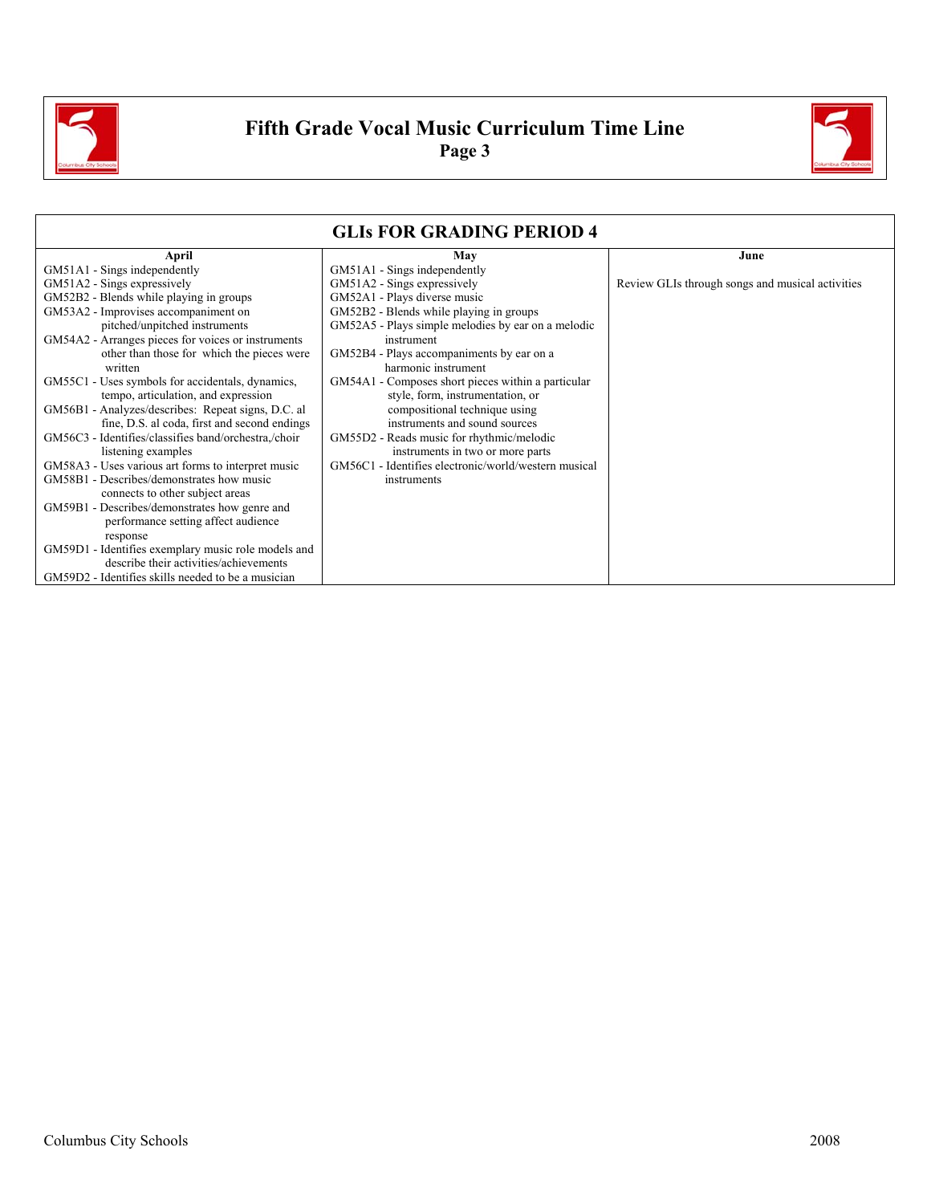# Fifth Grade Vocal Music Curriculum Time Line

**Page 3**

## GLIs FOR GRADING PERIOD 4

| April | May | June |
|---|---|---|
| GM51A1 - Sings independently<br>GM51A2 - Sings expressively<br>GM52B2 - Blends while playing in groups<br>GM53A2 - Improvises accompaniment on pitched/unpitched instruments<br>GM54A2 - Arranges pieces for voices or instruments other than those for which the pieces were written<br>GM55C1 - Uses symbols for accidentals, dynamics, tempo, articulation, and expression<br>GM56B1 - Analyzes/describes: Repeat signs, D.C. al fine, D.S. al coda, first and second endings<br>GM56C3 - Identifies/classifies band/orchestra,/choir listening examples<br>GM58A3 - Uses various art forms to interpret music<br>GM58B1 - Describes/demonstrates how music connects to other subject areas<br>GM59B1 - Describes/demonstrates how genre and performance setting affect audience response<br>GM59D1 - Identifies exemplary music role models and describe their activities/achievements<br>GM59D2 - Identifies skills needed to be a musician | GM51A1 - Sings independently<br>GM51A2 - Sings expressively<br>GM52A1 - Plays diverse music<br>GM52B2 - Blends while playing in groups<br>GM52A5 - Plays simple melodies by ear on a melodic instrument<br>GM52B4 - Plays accompaniments by ear on a harmonic instrument<br>GM54A1 - Composes short pieces within a particular style, form, instrumentation, or compositional technique using instruments and sound sources<br>GM55D2 - Reads music for rhythmic/melodic instruments in two or more parts<br>GM56C1 - Identifies electronic/world/western musical instruments | Review GLIs through songs and musical activities |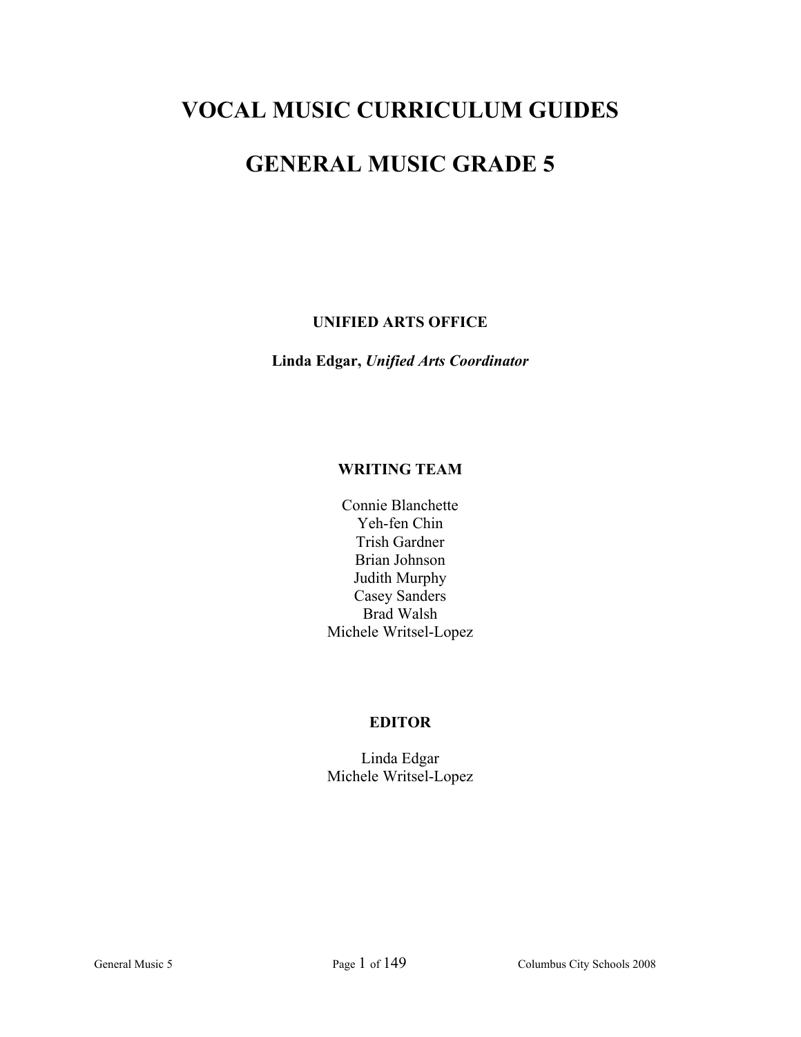# VOCAL MUSIC CURRICULUM GUIDES

# GENERAL MUSIC GRADE 5

**UNIFIED ARTS OFFICE**

**Linda Edgar,** ***Unified Arts Coordinator***

**WRITING TEAM**

Connie Blanchette
Yeh-fen Chin
Trish Gardner
Brian Johnson
Judith Murphy
Casey Sanders
Brad Walsh
Michele Writsel-Lopez

**EDITOR**

Linda Edgar
Michele Writsel-Lopez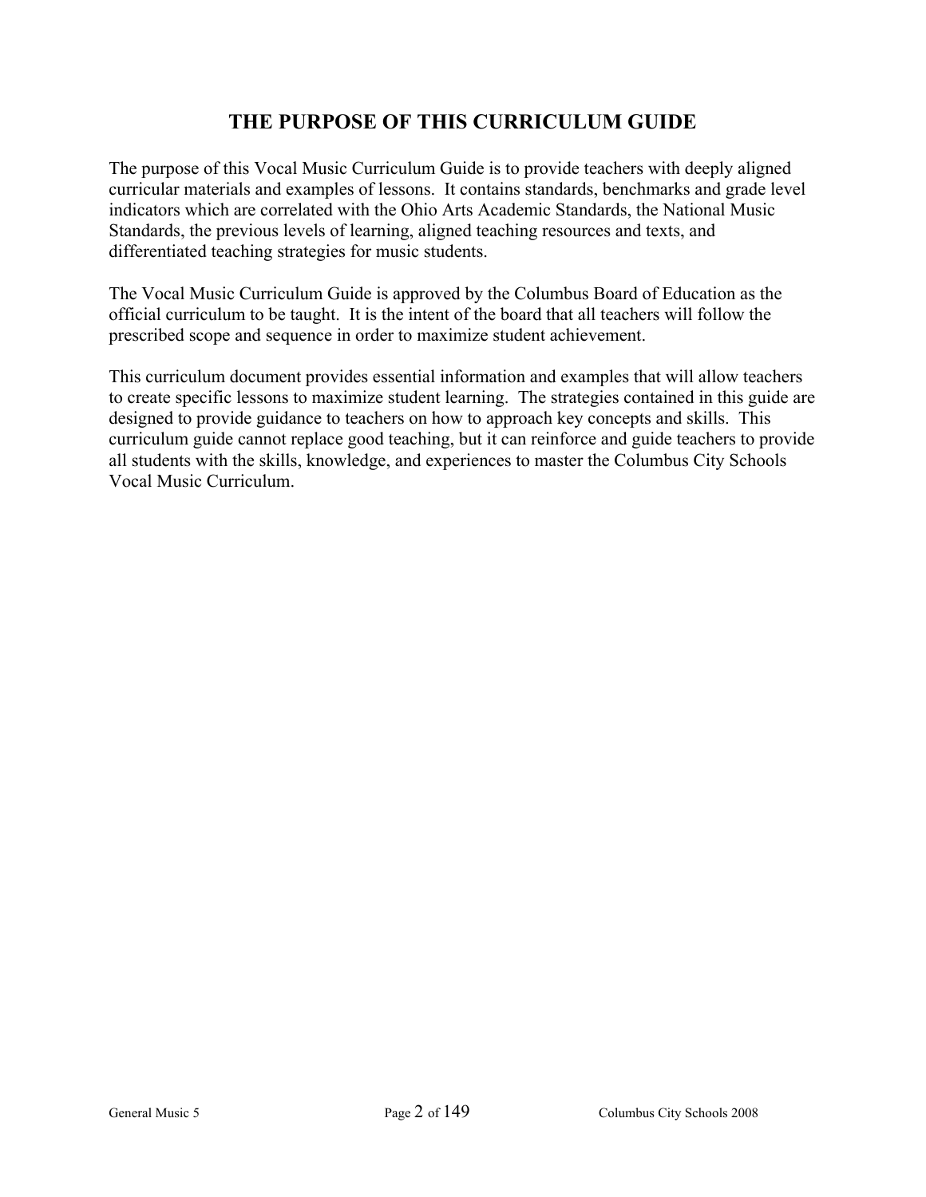# THE PURPOSE OF THIS CURRICULUM GUIDE

The purpose of this Vocal Music Curriculum Guide is to provide teachers with deeply aligned curricular materials and examples of lessons. It contains standards, benchmarks and grade level indicators which are correlated with the Ohio Arts Academic Standards, the National Music Standards, the previous levels of learning, aligned teaching resources and texts, and differentiated teaching strategies for music students.

The Vocal Music Curriculum Guide is approved by the Columbus Board of Education as the official curriculum to be taught. It is the intent of the board that all teachers will follow the prescribed scope and sequence in order to maximize student achievement.

This curriculum document provides essential information and examples that will allow teachers to create specific lessons to maximize student learning. The strategies contained in this guide are designed to provide guidance to teachers on how to approach key concepts and skills. This curriculum guide cannot replace good teaching, but it can reinforce and guide teachers to provide all students with the skills, knowledge, and experiences to master the Columbus City Schools Vocal Music Curriculum.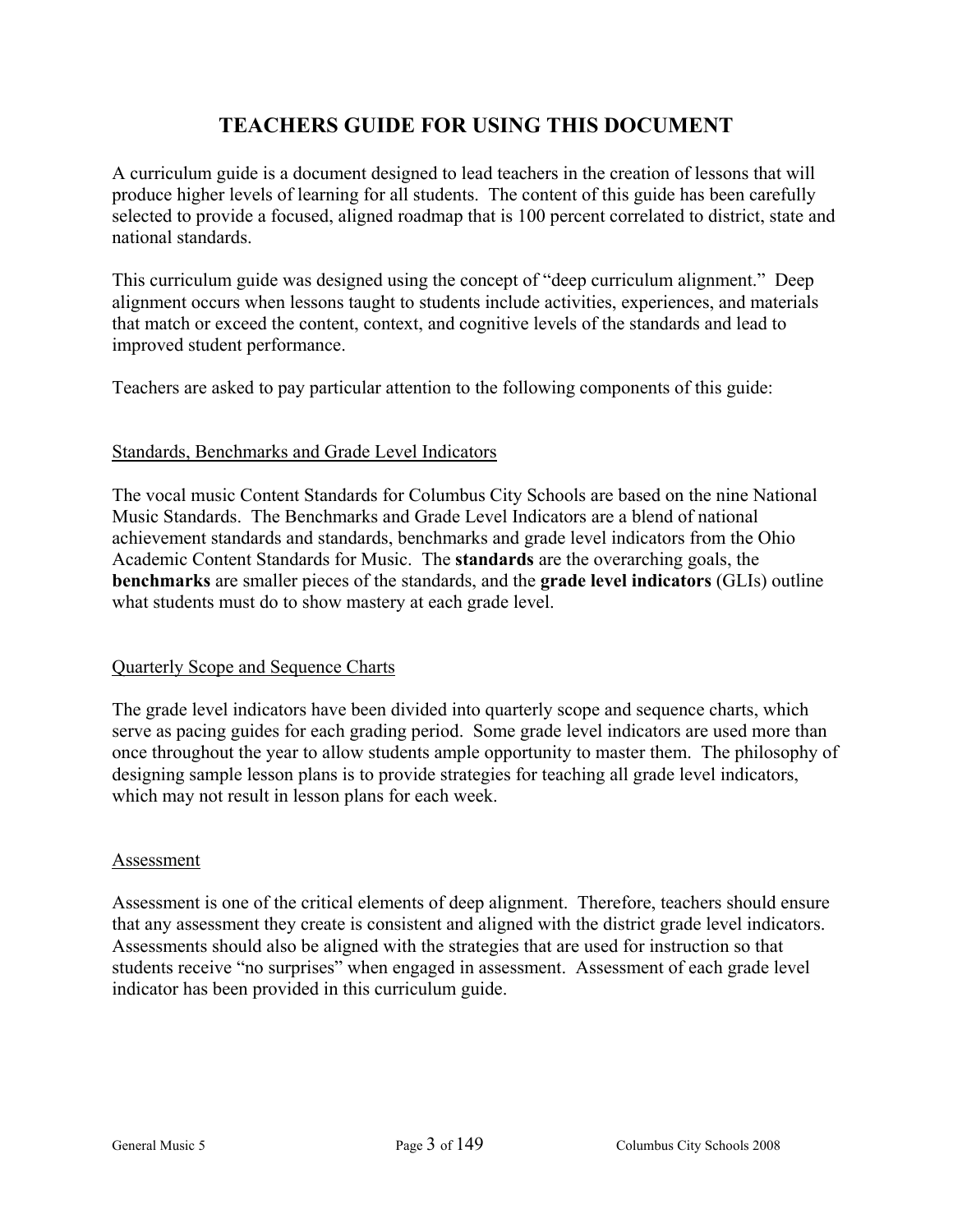# TEACHERS GUIDE FOR USING THIS DOCUMENT

A curriculum guide is a document designed to lead teachers in the creation of lessons that will produce higher levels of learning for all students. The content of this guide has been carefully selected to provide a focused, aligned roadmap that is 100 percent correlated to district, state and national standards.

This curriculum guide was designed using the concept of "deep curriculum alignment." Deep alignment occurs when lessons taught to students include activities, experiences, and materials that match or exceed the content, context, and cognitive levels of the standards and lead to improved student performance.

Teachers are asked to pay particular attention to the following components of this guide:

## Standards, Benchmarks and Grade Level Indicators

The vocal music Content Standards for Columbus City Schools are based on the nine National Music Standards. The Benchmarks and Grade Level Indicators are a blend of national achievement standards and standards, benchmarks and grade level indicators from the Ohio Academic Content Standards for Music. The **standards** are the overarching goals, the **benchmarks** are smaller pieces of the standards, and the **grade level indicators** (GLIs) outline what students must do to show mastery at each grade level.

## Quarterly Scope and Sequence Charts

The grade level indicators have been divided into quarterly scope and sequence charts, which serve as pacing guides for each grading period. Some grade level indicators are used more than once throughout the year to allow students ample opportunity to master them. The philosophy of designing sample lesson plans is to provide strategies for teaching all grade level indicators, which may not result in lesson plans for each week.

## Assessment

Assessment is one of the critical elements of deep alignment. Therefore, teachers should ensure that any assessment they create is consistent and aligned with the district grade level indicators. Assessments should also be aligned with the strategies that are used for instruction so that students receive "no surprises" when engaged in assessment. Assessment of each grade level indicator has been provided in this curriculum guide.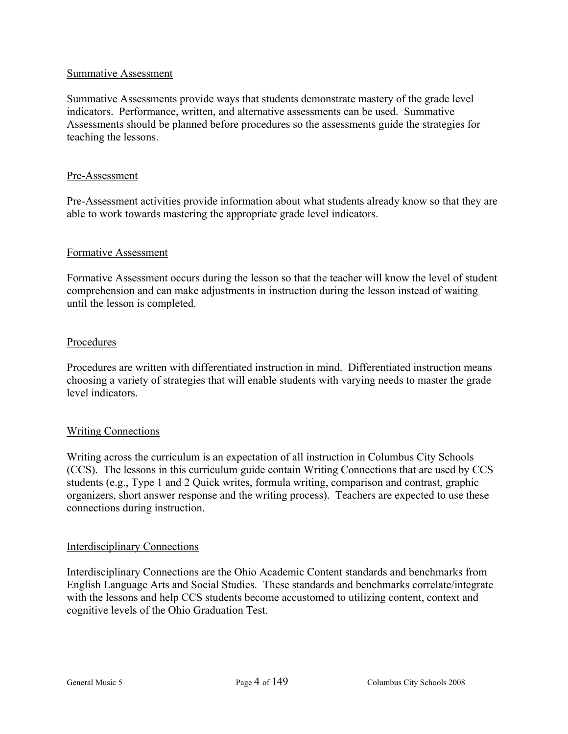## Summative Assessment

Summative Assessments provide ways that students demonstrate mastery of the grade level indicators. Performance, written, and alternative assessments can be used. Summative Assessments should be planned before procedures so the assessments guide the strategies for teaching the lessons.

## Pre-Assessment

Pre-Assessment activities provide information about what students already know so that they are able to work towards mastering the appropriate grade level indicators.

## Formative Assessment

Formative Assessment occurs during the lesson so that the teacher will know the level of student comprehension and can make adjustments in instruction during the lesson instead of waiting until the lesson is completed.

## Procedures

Procedures are written with differentiated instruction in mind. Differentiated instruction means choosing a variety of strategies that will enable students with varying needs to master the grade level indicators.

## Writing Connections

Writing across the curriculum is an expectation of all instruction in Columbus City Schools (CCS). The lessons in this curriculum guide contain Writing Connections that are used by CCS students (e.g., Type 1 and 2 Quick writes, formula writing, comparison and contrast, graphic organizers, short answer response and the writing process). Teachers are expected to use these connections during instruction.

## Interdisciplinary Connections

Interdisciplinary Connections are the Ohio Academic Content standards and benchmarks from English Language Arts and Social Studies. These standards and benchmarks correlate/integrate with the lessons and help CCS students become accustomed to utilizing content, context and cognitive levels of the Ohio Graduation Test.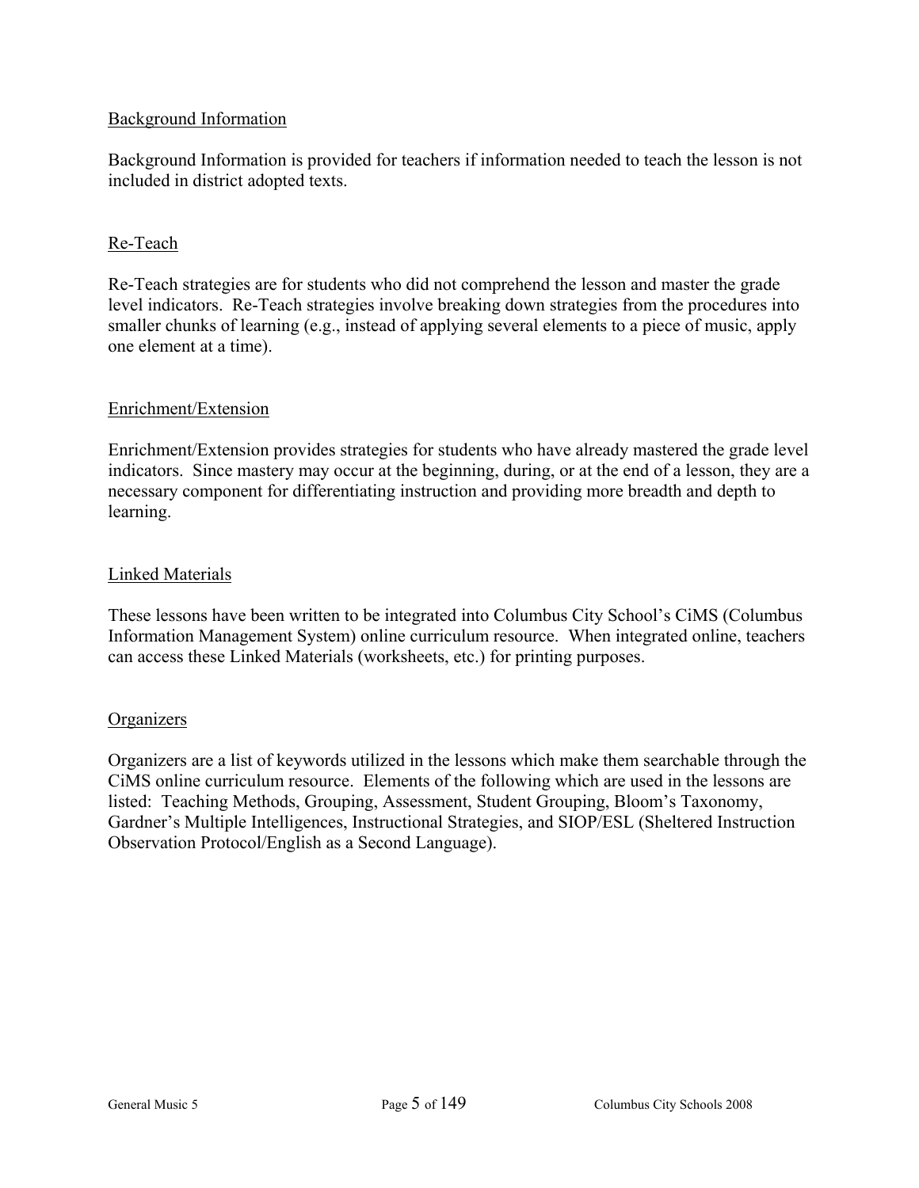## Background Information

Background Information is provided for teachers if information needed to teach the lesson is not included in district adopted texts.

## Re-Teach

Re-Teach strategies are for students who did not comprehend the lesson and master the grade level indicators. Re-Teach strategies involve breaking down strategies from the procedures into smaller chunks of learning (e.g., instead of applying several elements to a piece of music, apply one element at a time).

## Enrichment/Extension

Enrichment/Extension provides strategies for students who have already mastered the grade level indicators. Since mastery may occur at the beginning, during, or at the end of a lesson, they are a necessary component for differentiating instruction and providing more breadth and depth to learning.

## Linked Materials

These lessons have been written to be integrated into Columbus City School's CiMS (Columbus Information Management System) online curriculum resource. When integrated online, teachers can access these Linked Materials (worksheets, etc.) for printing purposes.

## Organizers

Organizers are a list of keywords utilized in the lessons which make them searchable through the CiMS online curriculum resource. Elements of the following which are used in the lessons are listed: Teaching Methods, Grouping, Assessment, Student Grouping, Bloom's Taxonomy, Gardner's Multiple Intelligences, Instructional Strategies, and SIOP/ESL (Sheltered Instruction Observation Protocol/English as a Second Language).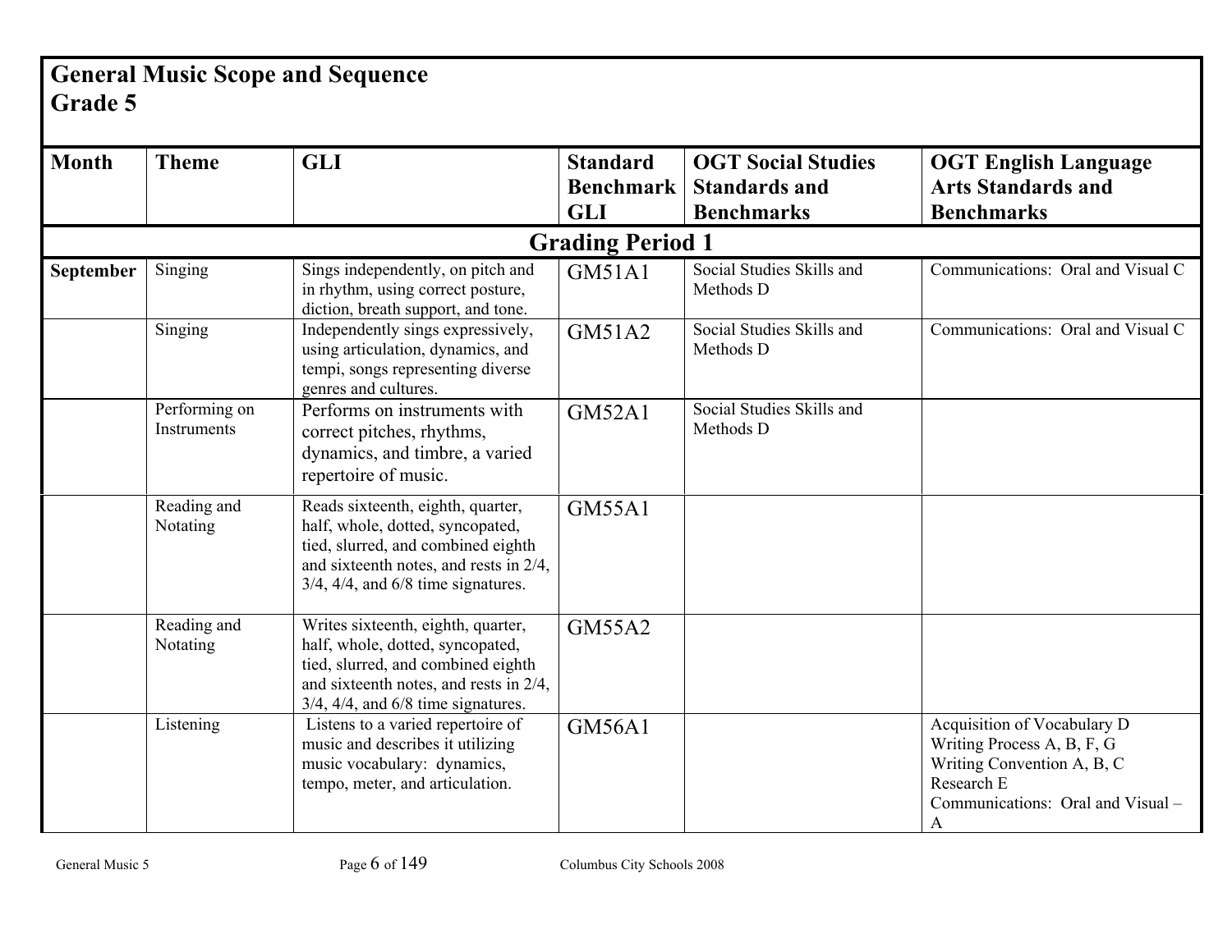# General Music Scope and Sequence
## Grade 5

| Month | Theme | GLI | Standard Benchmark GLI | OGT Social Studies Standards and Benchmarks | OGT English Language Arts Standards and Benchmarks |
|---|---|---|---|---|---|
| **Grading Period 1** | | | | | |
| **September** | Singing | Sings independently, on pitch and in rhythm, using correct posture, diction, breath support, and tone. | GM51A1 | Social Studies Skills and Methods D | Communications: Oral and Visual C |
| | Singing | Independently sings expressively, using articulation, dynamics, and tempi, songs representing diverse genres and cultures. | GM51A2 | Social Studies Skills and Methods D | Communications: Oral and Visual C |
| | Performing on Instruments | Performs on instruments with correct pitches, rhythms, dynamics, and timbre, a varied repertoire of music. | GM52A1 | Social Studies Skills and Methods D | |
| | Reading and Notating | Reads sixteenth, eighth, quarter, half, whole, dotted, syncopated, tied, slurred, and combined eighth and sixteenth notes, and rests in 2/4, 3/4, 4/4, and 6/8 time signatures. | GM55A1 | | |
| | Reading and Notating | Writes sixteenth, eighth, quarter, half, whole, dotted, syncopated, tied, slurred, and combined eighth and sixteenth notes, and rests in 2/4, 3/4, 4/4, and 6/8 time signatures. | GM55A2 | | |
| | Listening | Listens to a varied repertoire of music and describes it utilizing music vocabulary: dynamics, tempo, meter, and articulation. | GM56A1 | | Acquisition of Vocabulary D<br>Writing Process A, B, F, G<br>Writing Convention A, B, C<br>Research E<br>Communications: Oral and Visual – A |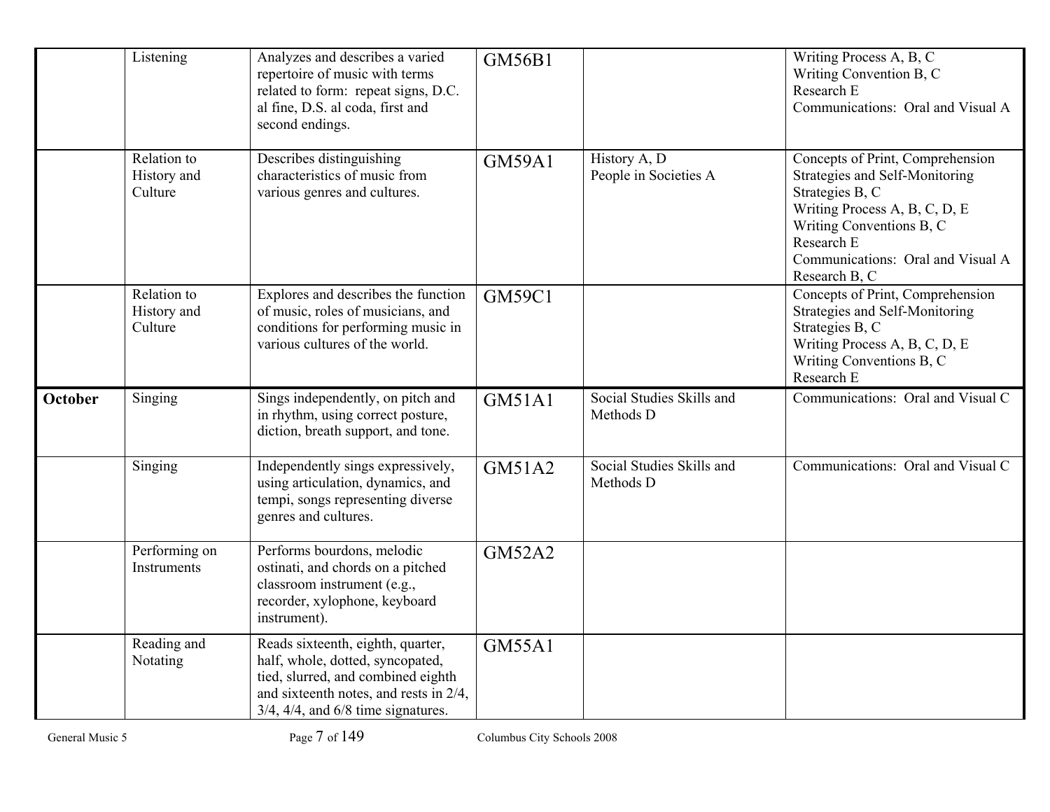| | | | | | |
|---|---|---|---|---|---|
| | Listening | Analyzes and describes a varied repertoire of music with terms related to form: repeat signs, D.C. al fine, D.S. al coda, first and second endings. | GM56B1 | | Writing Process A, B, C<br>Writing Convention B, C<br>Research E<br>Communications: Oral and Visual A |
| | Relation to History and Culture | Describes distinguishing characteristics of music from various genres and cultures. | GM59A1 | History A, D<br>People in Societies A | Concepts of Print, Comprehension Strategies and Self-Monitoring Strategies B, C<br>Writing Process A, B, C, D, E<br>Writing Conventions B, C<br>Research E<br>Communications: Oral and Visual A<br>Research B, C |
| | Relation to History and Culture | Explores and describes the function of music, roles of musicians, and conditions for performing music in various cultures of the world. | GM59C1 | | Concepts of Print, Comprehension Strategies and Self-Monitoring Strategies B, C<br>Writing Process A, B, C, D, E<br>Writing Conventions B, C<br>Research E |
| **October** | Singing | Sings independently, on pitch and in rhythm, using correct posture, diction, breath support, and tone. | GM51A1 | Social Studies Skills and Methods D | Communications: Oral and Visual C |
| | Singing | Independently sings expressively, using articulation, dynamics, and tempi, songs representing diverse genres and cultures. | GM51A2 | Social Studies Skills and Methods D | Communications: Oral and Visual C |
| | Performing on Instruments | Performs bourdons, melodic ostinati, and chords on a pitched classroom instrument (e.g., recorder, xylophone, keyboard instrument). | GM52A2 | | |
| | Reading and Notating | Reads sixteenth, eighth, quarter, half, whole, dotted, syncopated, tied, slurred, and combined eighth and sixteenth notes, and rests in 2/4, 3/4, 4/4, and 6/8 time signatures. | GM55A1 | | |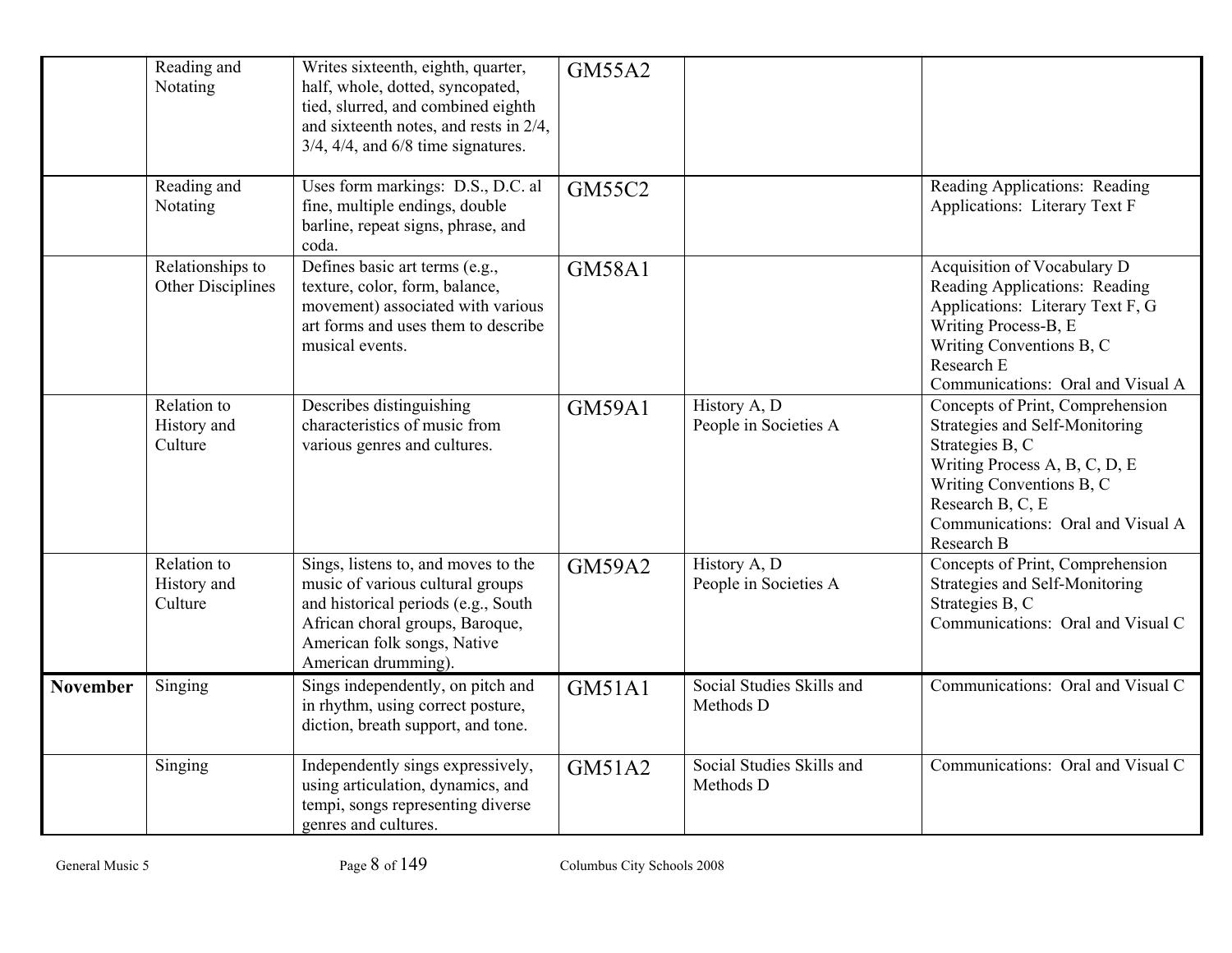| | | | | | |
|---|---|---|---|---|---|
| | Reading and Notating | Writes sixteenth, eighth, quarter, half, whole, dotted, syncopated, tied, slurred, and combined eighth and sixteenth notes, and rests in 2/4, 3/4, 4/4, and 6/8 time signatures. | GM55A2 | | |
| | Reading and Notating | Uses form markings: D.S., D.C. al fine, multiple endings, double barline, repeat signs, phrase, and coda. | GM55C2 | | Reading Applications: Reading Applications: Literary Text F |
| | Relationships to Other Disciplines | Defines basic art terms (e.g., texture, color, form, balance, movement) associated with various art forms and uses them to describe musical events. | GM58A1 | | Acquisition of Vocabulary D<br>Reading Applications: Reading Applications: Literary Text F, G<br>Writing Process-B, E<br>Writing Conventions B, C<br>Research E<br>Communications: Oral and Visual A |
| | Relation to History and Culture | Describes distinguishing characteristics of music from various genres and cultures. | GM59A1 | History A, D<br>People in Societies A | Concepts of Print, Comprehension Strategies and Self-Monitoring Strategies B, C<br>Writing Process A, B, C, D, E<br>Writing Conventions B, C<br>Research B, C, E<br>Communications: Oral and Visual A<br>Research B |
| | Relation to History and Culture | Sings, listens to, and moves to the music of various cultural groups and historical periods (e.g., South African choral groups, Baroque, American folk songs, Native American drumming). | GM59A2 | History A, D<br>People in Societies A | Concepts of Print, Comprehension Strategies and Self-Monitoring Strategies B, C<br>Communications: Oral and Visual C |
| **November** | Singing | Sings independently, on pitch and in rhythm, using correct posture, diction, breath support, and tone. | GM51A1 | Social Studies Skills and Methods D | Communications: Oral and Visual C |
| | Singing | Independently sings expressively, using articulation, dynamics, and tempi, songs representing diverse genres and cultures. | GM51A2 | Social Studies Skills and Methods D | Communications: Oral and Visual C |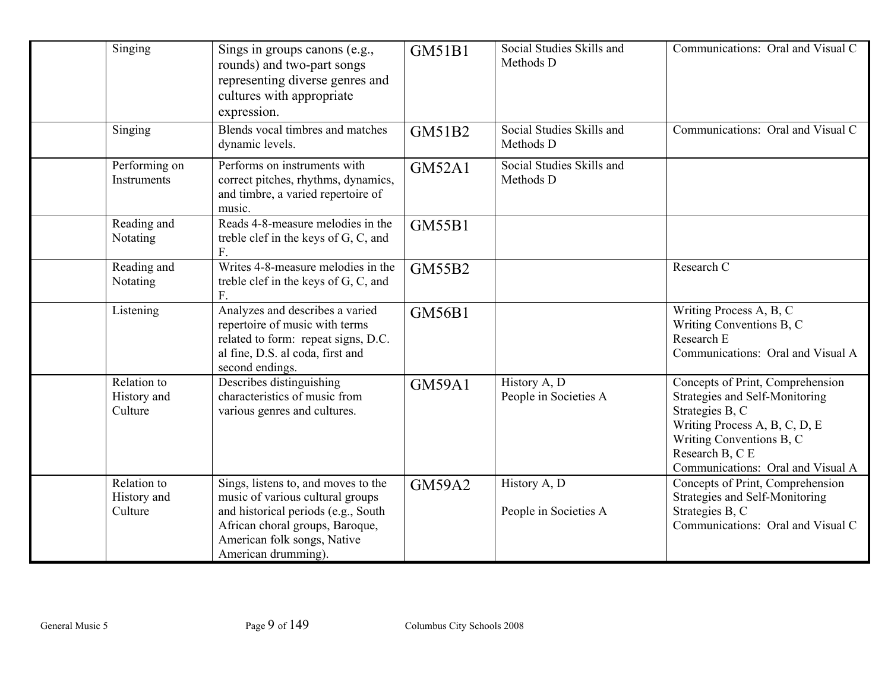| | | | | | |
|---|---|---|---|---|---|
| | Singing | Sings in groups canons (e.g., rounds) and two-part songs representing diverse genres and cultures with appropriate expression. | GM51B1 | Social Studies Skills and Methods D | Communications: Oral and Visual C |
| | Singing | Blends vocal timbres and matches dynamic levels. | GM51B2 | Social Studies Skills and Methods D | Communications: Oral and Visual C |
| | Performing on Instruments | Performs on instruments with correct pitches, rhythms, dynamics, and timbre, a varied repertoire of music. | GM52A1 | Social Studies Skills and Methods D | |
| | Reading and Notating | Reads 4-8-measure melodies in the treble clef in the keys of G, C, and F. | GM55B1 | | |
| | Reading and Notating | Writes 4-8-measure melodies in the treble clef in the keys of G, C, and F. | GM55B2 | | Research C |
| | Listening | Analyzes and describes a varied repertoire of music with terms related to form: repeat signs, D.C. al fine, D.S. al coda, first and second endings. | GM56B1 | | Writing Process A, B, C<br>Writing Conventions B, C<br>Research E<br>Communications: Oral and Visual A |
| | Relation to History and Culture | Describes distinguishing characteristics of music from various genres and cultures. | GM59A1 | History A, D<br>People in Societies A | Concepts of Print, Comprehension Strategies and Self-Monitoring Strategies B, C<br>Writing Process A, B, C, D, E<br>Writing Conventions B, C<br>Research B, C E<br>Communications: Oral and Visual A |
| | Relation to History and Culture | Sings, listens to, and moves to the music of various cultural groups and historical periods (e.g., South African choral groups, Baroque, American folk songs, Native American drumming). | GM59A2 | History A, D<br><br>People in Societies A | Concepts of Print, Comprehension Strategies and Self-Monitoring Strategies B, C<br>Communications: Oral and Visual C |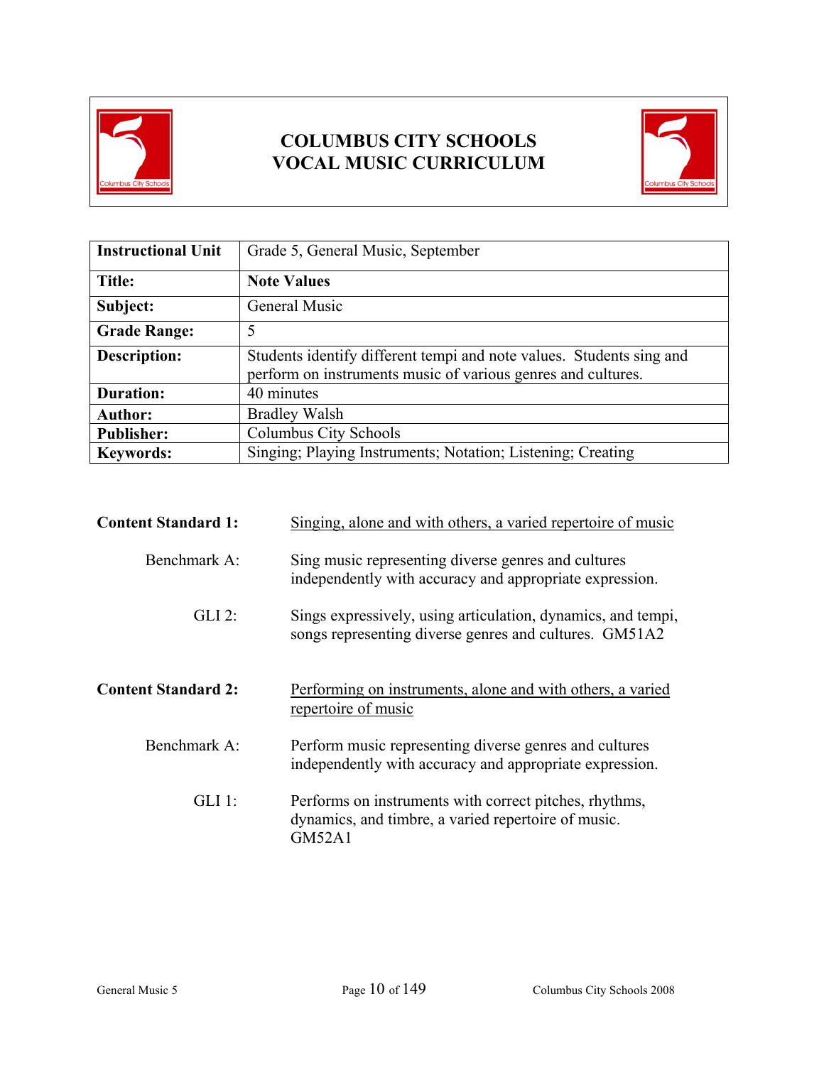# COLUMBUS CITY SCHOOLS
# VOCAL MUSIC CURRICULUM

| **Instructional Unit** | Grade 5, General Music, September |
|---|---|
| **Title:** | **Note Values** |
| **Subject:** | General Music |
| **Grade Range:** | 5 |
| **Description:** | Students identify different tempi and note values. Students sing and perform on instruments music of various genres and cultures. |
| **Duration:** | 40 minutes |
| **Author:** | Bradley Walsh |
| **Publisher:** | Columbus City Schools |
| **Keywords:** | Singing; Playing Instruments; Notation; Listening; Creating |

**Content Standard 1:** Singing, alone and with others, a varied repertoire of music

Benchmark A: Sing music representing diverse genres and cultures independently with accuracy and appropriate expression.

GLI 2: Sings expressively, using articulation, dynamics, and tempi, songs representing diverse genres and cultures. GM51A2

**Content Standard 2:** Performing on instruments, alone and with others, a varied repertoire of music

Benchmark A: Perform music representing diverse genres and cultures independently with accuracy and appropriate expression.

GLI 1: Performs on instruments with correct pitches, rhythms, dynamics, and timbre, a varied repertoire of music. GM52A1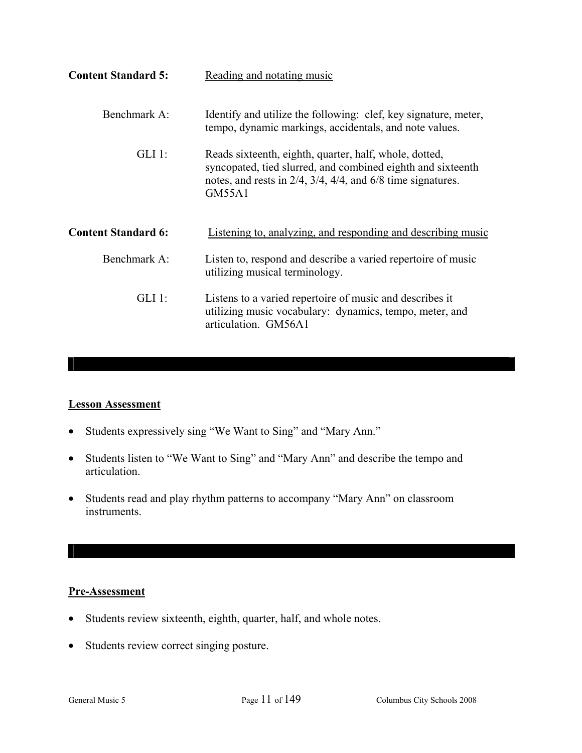**Content Standard 5:** Reading and notating music

Benchmark A: Identify and utilize the following: clef, key signature, meter, tempo, dynamic markings, accidentals, and note values.

GLI 1: Reads sixteenth, eighth, quarter, half, whole, dotted, syncopated, tied slurred, and combined eighth and sixteenth notes, and rests in 2/4, 3/4, 4/4, and 6/8 time signatures. GM55A1

**Content Standard 6:** Listening to, analyzing, and responding and describing music

Benchmark A: Listen to, respond and describe a varied repertoire of music utilizing musical terminology.

GLI 1: Listens to a varied repertoire of music and describes it utilizing music vocabulary: dynamics, tempo, meter, and articulation. GM56A1

---

**Lesson Assessment**

- Students expressively sing "We Want to Sing" and "Mary Ann."
- Students listen to "We Want to Sing" and "Mary Ann" and describe the tempo and articulation.
- Students read and play rhythm patterns to accompany "Mary Ann" on classroom instruments.

---

**Pre-Assessment**

- Students review sixteenth, eighth, quarter, half, and whole notes.
- Students review correct singing posture.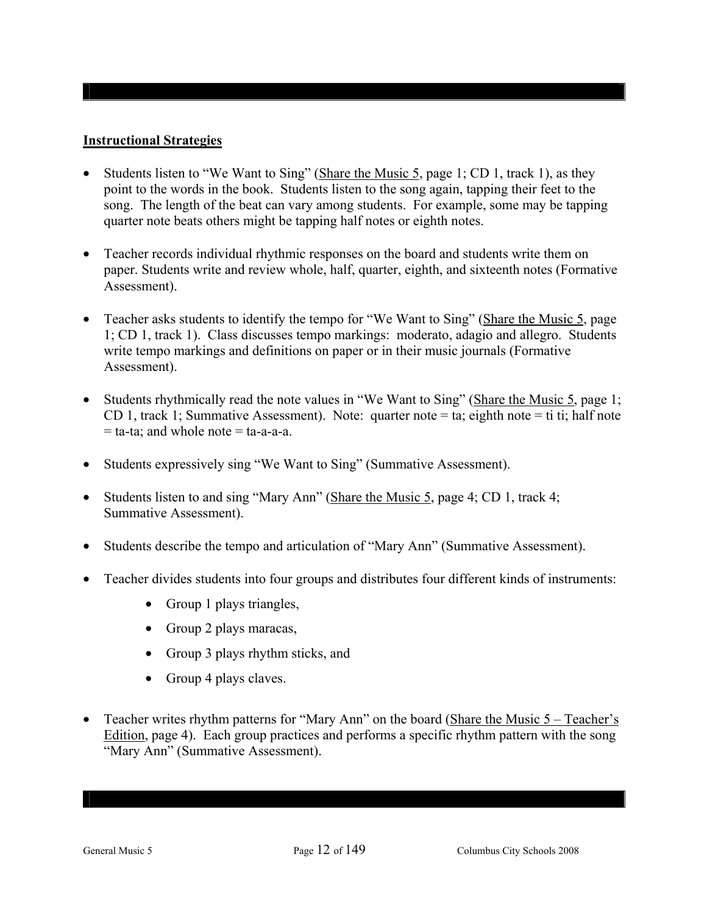## Instructional Strategies

- Students listen to "We Want to Sing" (Share the Music 5, page 1; CD 1, track 1), as they point to the words in the book. Students listen to the song again, tapping their feet to the song. The length of the beat can vary among students. For example, some may be tapping quarter note beats others might be tapping half notes or eighth notes.

- Teacher records individual rhythmic responses on the board and students write them on paper. Students write and review whole, half, quarter, eighth, and sixteenth notes (Formative Assessment).

- Teacher asks students to identify the tempo for "We Want to Sing" (Share the Music 5, page 1; CD 1, track 1). Class discusses tempo markings: moderato, adagio and allegro. Students write tempo markings and definitions on paper or in their music journals (Formative Assessment).

- Students rhythmically read the note values in "We Want to Sing" (Share the Music 5, page 1; CD 1, track 1; Summative Assessment). Note: quarter note = ta; eighth note = ti ti; half note = ta-ta; and whole note = ta-a-a-a.

- Students expressively sing "We Want to Sing" (Summative Assessment).

- Students listen to and sing "Mary Ann" (Share the Music 5, page 4; CD 1, track 4; Summative Assessment).

- Students describe the tempo and articulation of "Mary Ann" (Summative Assessment).

- Teacher divides students into four groups and distributes four different kinds of instruments:
  - Group 1 plays triangles,
  - Group 2 plays maracas,
  - Group 3 plays rhythm sticks, and
  - Group 4 plays claves.

- Teacher writes rhythm patterns for "Mary Ann" on the board (Share the Music 5 – Teacher's Edition, page 4). Each group practices and performs a specific rhythm pattern with the song "Mary Ann" (Summative Assessment).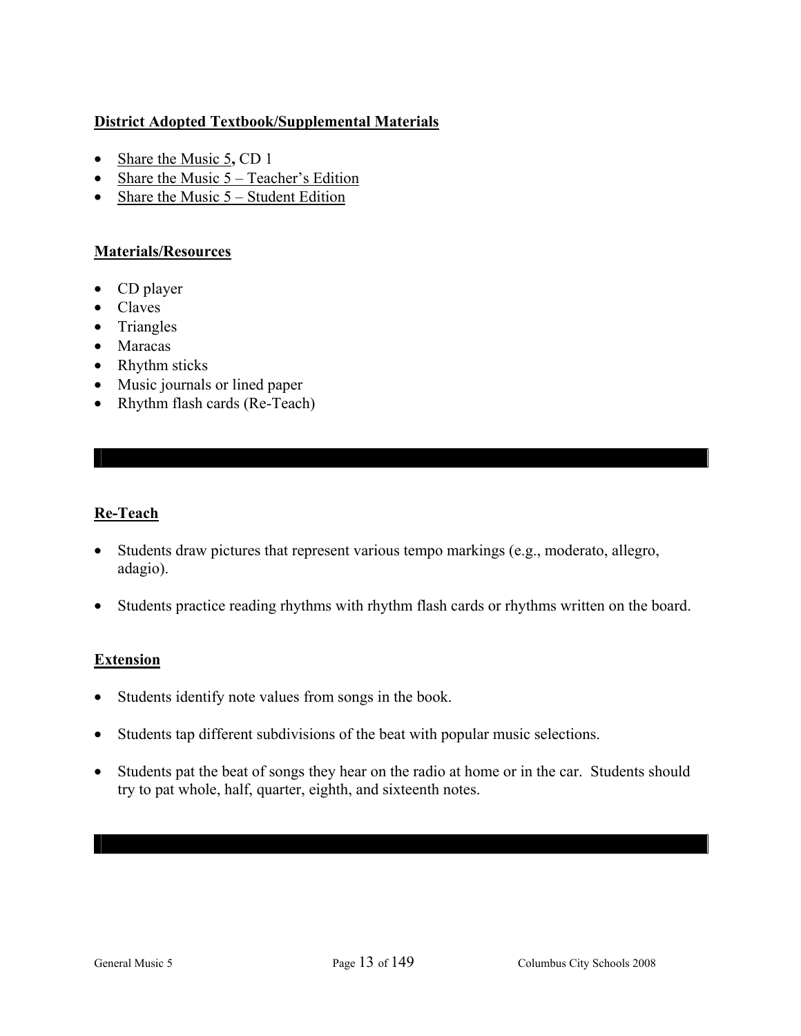**District Adopted Textbook/Supplemental Materials**

- Share the Music 5, CD 1
- Share the Music 5 – Teacher's Edition
- Share the Music 5 – Student Edition

**Materials/Resources**

- CD player
- Claves
- Triangles
- Maracas
- Rhythm sticks
- Music journals or lined paper
- Rhythm flash cards (Re-Teach)

---

**Re-Teach**

- Students draw pictures that represent various tempo markings (e.g., moderato, allegro, adagio).

- Students practice reading rhythms with rhythm flash cards or rhythms written on the board.

**Extension**

- Students identify note values from songs in the book.

- Students tap different subdivisions of the beat with popular music selections.

- Students pat the beat of songs they hear on the radio at home or in the car. Students should try to pat whole, half, quarter, eighth, and sixteenth notes.

---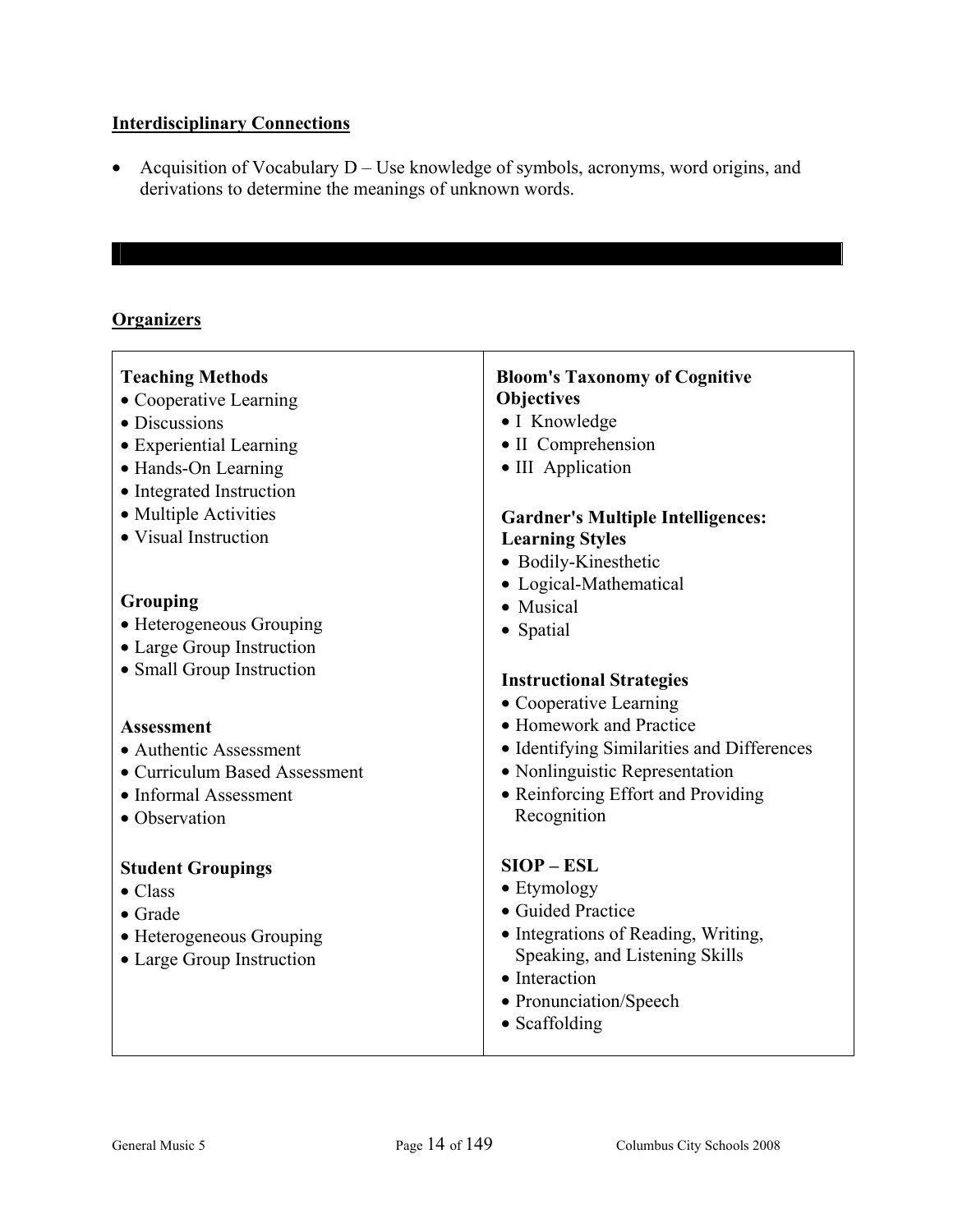## Interdisciplinary Connections

- Acquisition of Vocabulary D – Use knowledge of symbols, acronyms, word origins, and derivations to determine the meanings of unknown words.

---

## Organizers

**Teaching Methods**
- Cooperative Learning
- Discussions
- Experiential Learning
- Hands-On Learning
- Integrated Instruction
- Multiple Activities
- Visual Instruction

**Grouping**
- Heterogeneous Grouping
- Large Group Instruction
- Small Group Instruction

**Assessment**
- Authentic Assessment
- Curriculum Based Assessment
- Informal Assessment
- Observation

**Student Groupings**
- Class
- Grade
- Heterogeneous Grouping
- Large Group Instruction

**Bloom's Taxonomy of Cognitive Objectives**
- I Knowledge
- II Comprehension
- III Application

**Gardner's Multiple Intelligences: Learning Styles**
- Bodily-Kinesthetic
- Logical-Mathematical
- Musical
- Spatial

**Instructional Strategies**
- Cooperative Learning
- Homework and Practice
- Identifying Similarities and Differences
- Nonlinguistic Representation
- Reinforcing Effort and Providing Recognition

**SIOP – ESL**
- Etymology
- Guided Practice
- Integrations of Reading, Writing, Speaking, and Listening Skills
- Interaction
- Pronunciation/Speech
- Scaffolding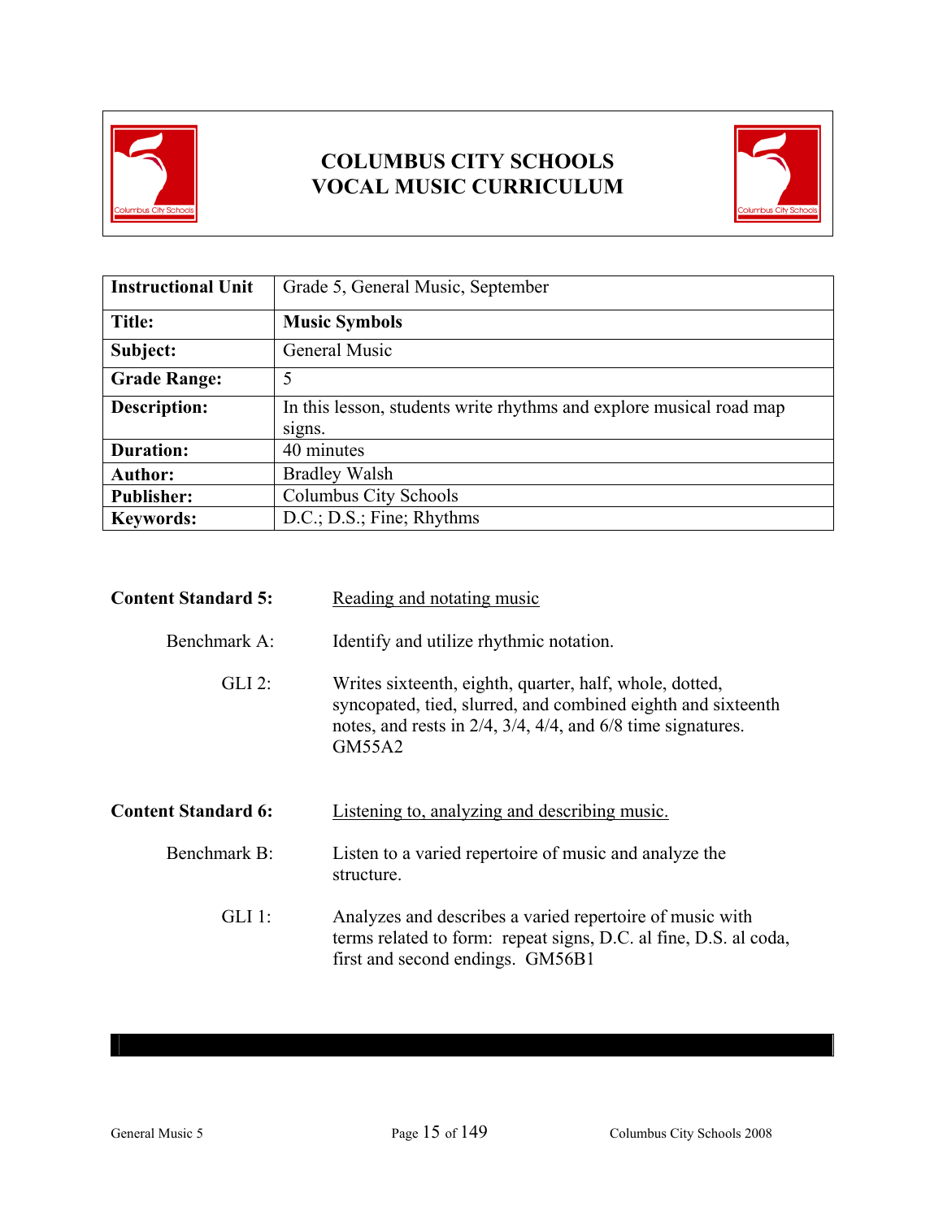# COLUMBUS CITY SCHOOLS
# VOCAL MUSIC CURRICULUM

| Instructional Unit | Grade 5, General Music, September |
|---|---|
| **Title:** | **Music Symbols** |
| **Subject:** | General Music |
| **Grade Range:** | 5 |
| **Description:** | In this lesson, students write rhythms and explore musical road map signs. |
| **Duration:** | 40 minutes |
| **Author:** | Bradley Walsh |
| **Publisher:** | Columbus City Schools |
| **Keywords:** | D.C.; D.S.; Fine; Rhythms |

**Content Standard 5:** Reading and notating music

Benchmark A: Identify and utilize rhythmic notation.

GLI 2: Writes sixteenth, eighth, quarter, half, whole, dotted, syncopated, tied, slurred, and combined eighth and sixteenth notes, and rests in 2/4, 3/4, 4/4, and 6/8 time signatures. GM55A2

**Content Standard 6:** Listening to, analyzing and describing music.

Benchmark B: Listen to a varied repertoire of music and analyze the structure.

GLI 1: Analyzes and describes a varied repertoire of music with terms related to form: repeat signs, D.C. al fine, D.S. al coda, first and second endings. GM56B1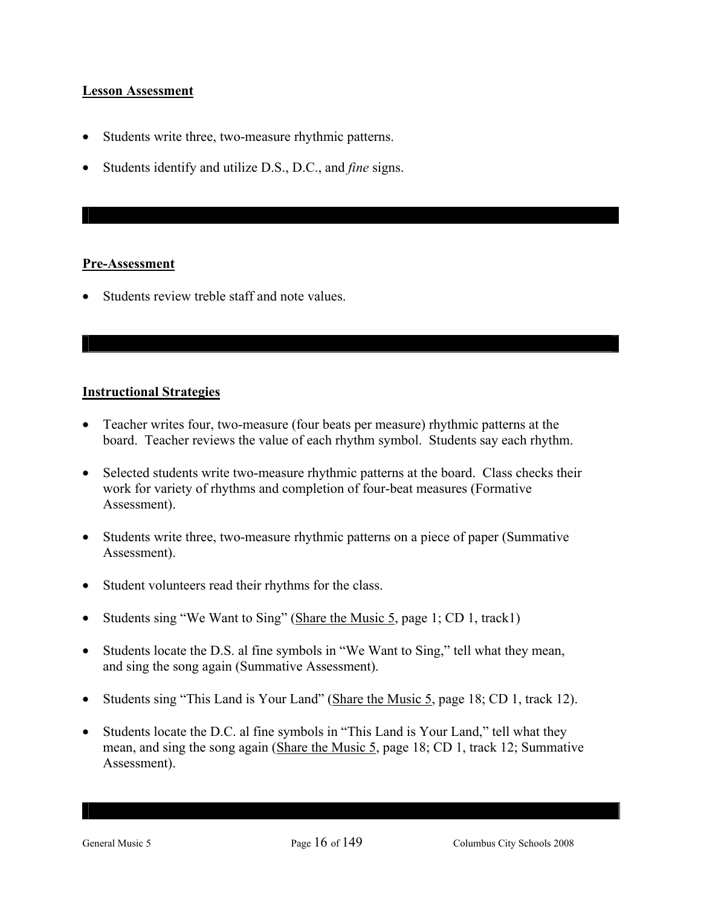## Lesson Assessment

- Students write three, two-measure rhythmic patterns.
- Students identify and utilize D.S., D.C., and *fine* signs.

## Pre-Assessment

- Students review treble staff and note values.

## Instructional Strategies

- Teacher writes four, two-measure (four beats per measure) rhythmic patterns at the board. Teacher reviews the value of each rhythm symbol. Students say each rhythm.
- Selected students write two-measure rhythmic patterns at the board. Class checks their work for variety of rhythms and completion of four-beat measures (Formative Assessment).
- Students write three, two-measure rhythmic patterns on a piece of paper (Summative Assessment).
- Student volunteers read their rhythms for the class.
- Students sing "We Want to Sing" (Share the Music 5, page 1; CD 1, track1)
- Students locate the D.S. al fine symbols in "We Want to Sing," tell what they mean, and sing the song again (Summative Assessment).
- Students sing "This Land is Your Land" (Share the Music 5, page 18; CD 1, track 12).
- Students locate the D.C. al fine symbols in "This Land is Your Land," tell what they mean, and sing the song again (Share the Music 5, page 18; CD 1, track 12; Summative Assessment).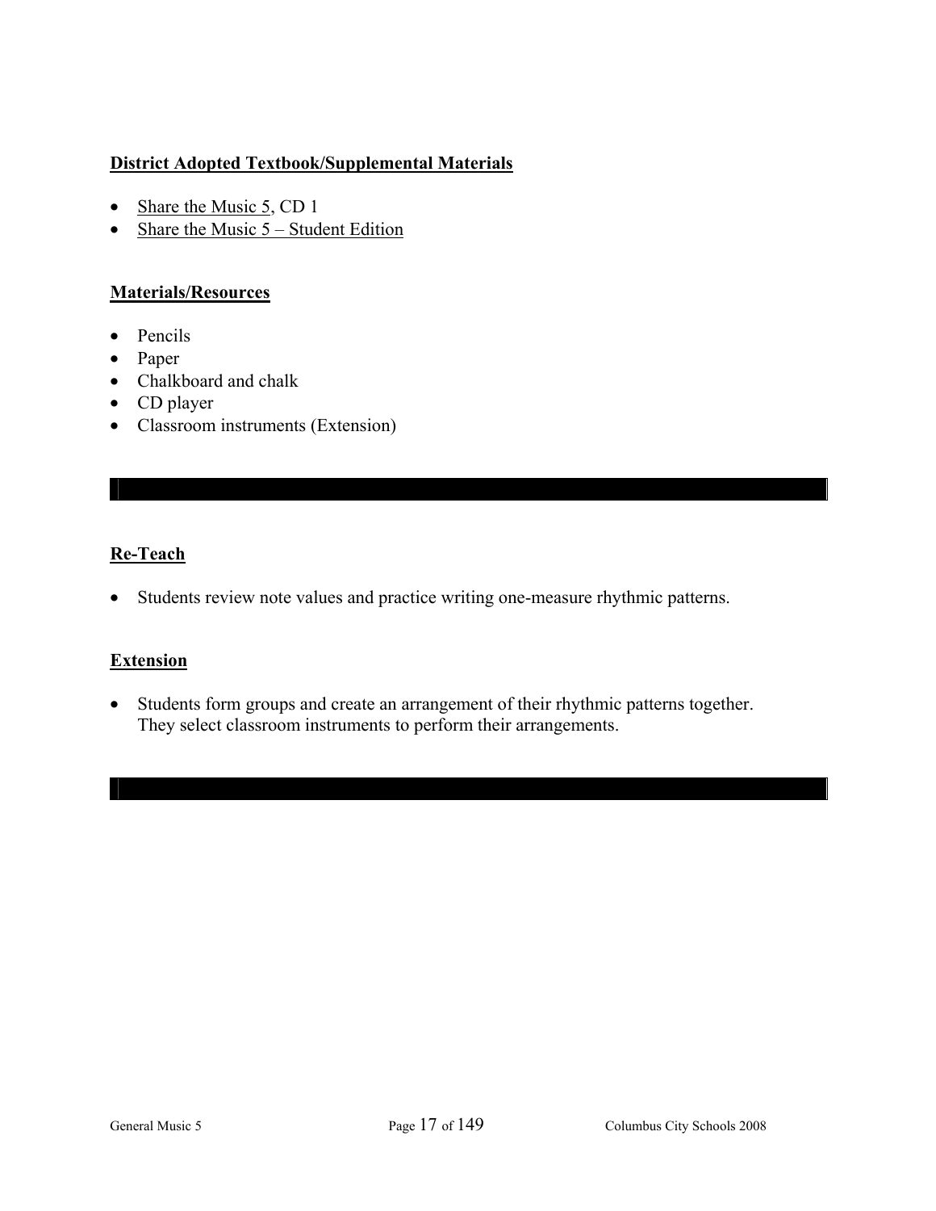**District Adopted Textbook/Supplemental Materials**

- Share the Music 5, CD 1
- Share the Music 5 – Student Edition

**Materials/Resources**

- Pencils
- Paper
- Chalkboard and chalk
- CD player
- Classroom instruments (Extension)

---

**Re-Teach**

- Students review note values and practice writing one-measure rhythmic patterns.

**Extension**

- Students form groups and create an arrangement of their rhythmic patterns together. They select classroom instruments to perform their arrangements.

---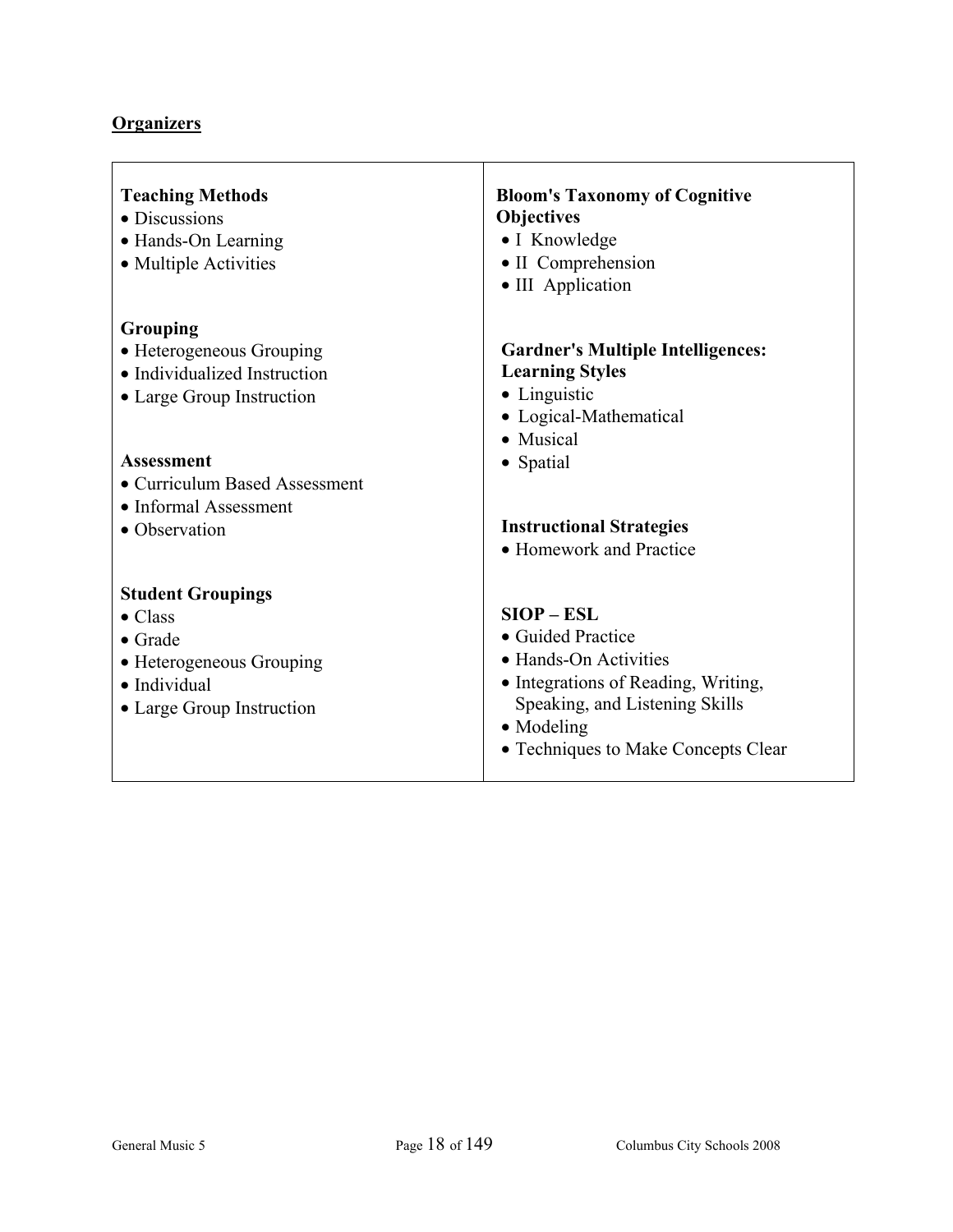## Organizers

**Teaching Methods**
- Discussions
- Hands-On Learning
- Multiple Activities

**Grouping**
- Heterogeneous Grouping
- Individualized Instruction
- Large Group Instruction

**Assessment**
- Curriculum Based Assessment
- Informal Assessment
- Observation

**Student Groupings**
- Class
- Grade
- Heterogeneous Grouping
- Individual
- Large Group Instruction

**Bloom's Taxonomy of Cognitive Objectives**
- I Knowledge
- II Comprehension
- III Application

**Gardner's Multiple Intelligences: Learning Styles**
- Linguistic
- Logical-Mathematical
- Musical
- Spatial

**Instructional Strategies**
- Homework and Practice

**SIOP – ESL**
- Guided Practice
- Hands-On Activities
- Integrations of Reading, Writing, Speaking, and Listening Skills
- Modeling
- Techniques to Make Concepts Clear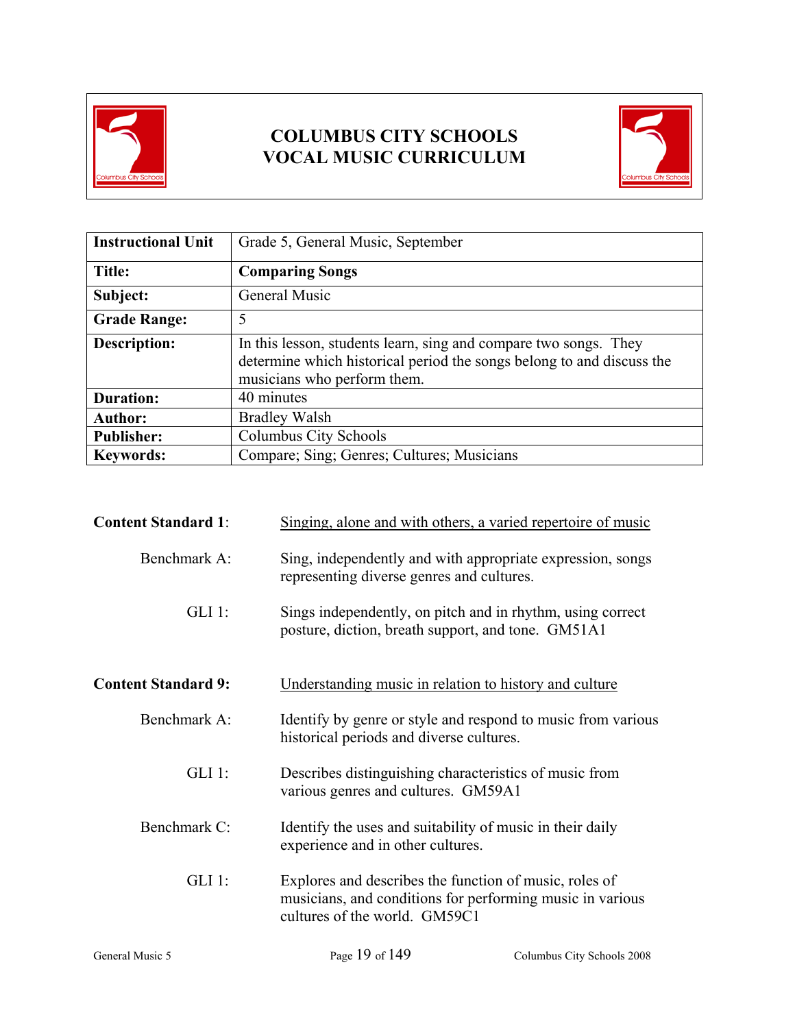# COLUMBUS CITY SCHOOLS
# VOCAL MUSIC CURRICULUM

| Instructional Unit | Grade 5, General Music, September |
|---|---|
| **Title:** | **Comparing Songs** |
| **Subject:** | General Music |
| **Grade Range:** | 5 |
| **Description:** | In this lesson, students learn, sing and compare two songs. They determine which historical period the songs belong to and discuss the musicians who perform them. |
| **Duration:** | 40 minutes |
| **Author:** | Bradley Walsh |
| **Publisher:** | Columbus City Schools |
| **Keywords:** | Compare; Sing; Genres; Cultures; Musicians |

**Content Standard 1**: Singing, alone and with others, a varied repertoire of music

Benchmark A: Sing, independently and with appropriate expression, songs representing diverse genres and cultures.

GLI 1: Sings independently, on pitch and in rhythm, using correct posture, diction, breath support, and tone. GM51A1

**Content Standard 9:** Understanding music in relation to history and culture

Benchmark A: Identify by genre or style and respond to music from various historical periods and diverse cultures.

GLI 1: Describes distinguishing characteristics of music from various genres and cultures. GM59A1

Benchmark C: Identify the uses and suitability of music in their daily experience and in other cultures.

GLI 1: Explores and describes the function of music, roles of musicians, and conditions for performing music in various cultures of the world. GM59C1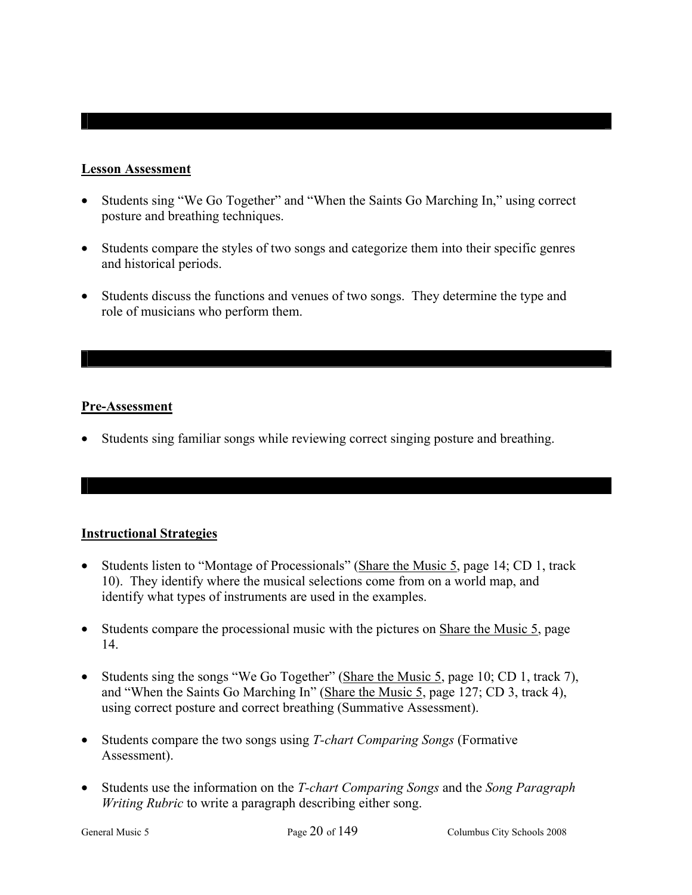## Lesson Assessment

- Students sing "We Go Together" and "When the Saints Go Marching In," using correct posture and breathing techniques.
- Students compare the styles of two songs and categorize them into their specific genres and historical periods.
- Students discuss the functions and venues of two songs. They determine the type and role of musicians who perform them.

## Pre-Assessment

- Students sing familiar songs while reviewing correct singing posture and breathing.

## Instructional Strategies

- Students listen to "Montage of Processionals" (Share the Music 5, page 14; CD 1, track 10). They identify where the musical selections come from on a world map, and identify what types of instruments are used in the examples.
- Students compare the processional music with the pictures on Share the Music 5, page 14.
- Students sing the songs "We Go Together" (Share the Music 5, page 10; CD 1, track 7), and "When the Saints Go Marching In" (Share the Music 5, page 127; CD 3, track 4), using correct posture and correct breathing (Summative Assessment).
- Students compare the two songs using *T-chart Comparing Songs* (Formative Assessment).
- Students use the information on the *T-chart Comparing Songs* and the *Song Paragraph Writing Rubric* to write a paragraph describing either song.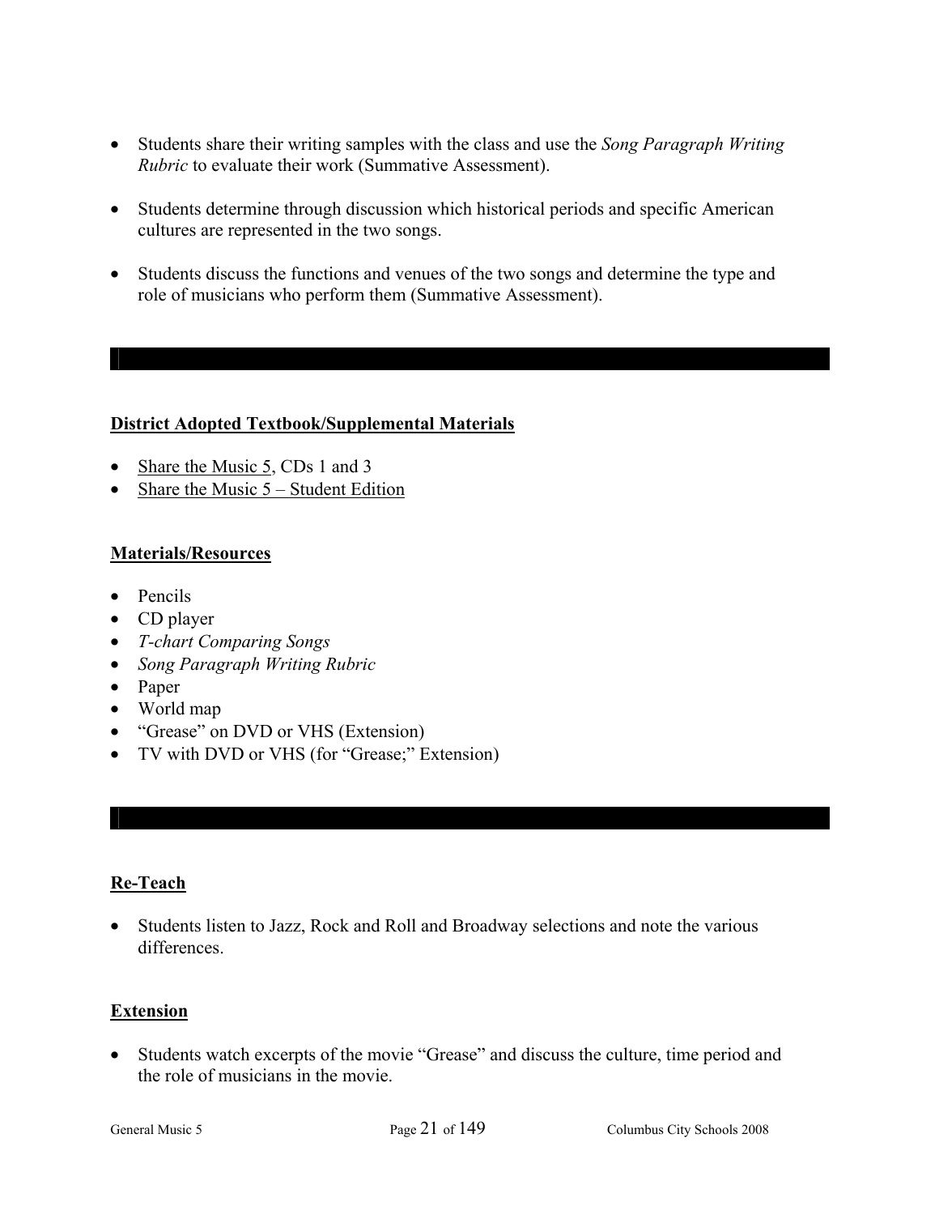- Students share their writing samples with the class and use the *Song Paragraph Writing Rubric* to evaluate their work (Summative Assessment).

- Students determine through discussion which historical periods and specific American cultures are represented in the two songs.

- Students discuss the functions and venues of the two songs and determine the type and role of musicians who perform them (Summative Assessment).

---

**District Adopted Textbook/Supplemental Materials**

- Share the Music 5, CDs 1 and 3
- Share the Music 5 – Student Edition

**Materials/Resources**

- Pencils
- CD player
- *T-chart Comparing Songs*
- *Song Paragraph Writing Rubric*
- Paper
- World map
- "Grease" on DVD or VHS (Extension)
- TV with DVD or VHS (for "Grease;" Extension)

---

**Re-Teach**

- Students listen to Jazz, Rock and Roll and Broadway selections and note the various differences.

**Extension**

- Students watch excerpts of the movie "Grease" and discuss the culture, time period and the role of musicians in the movie.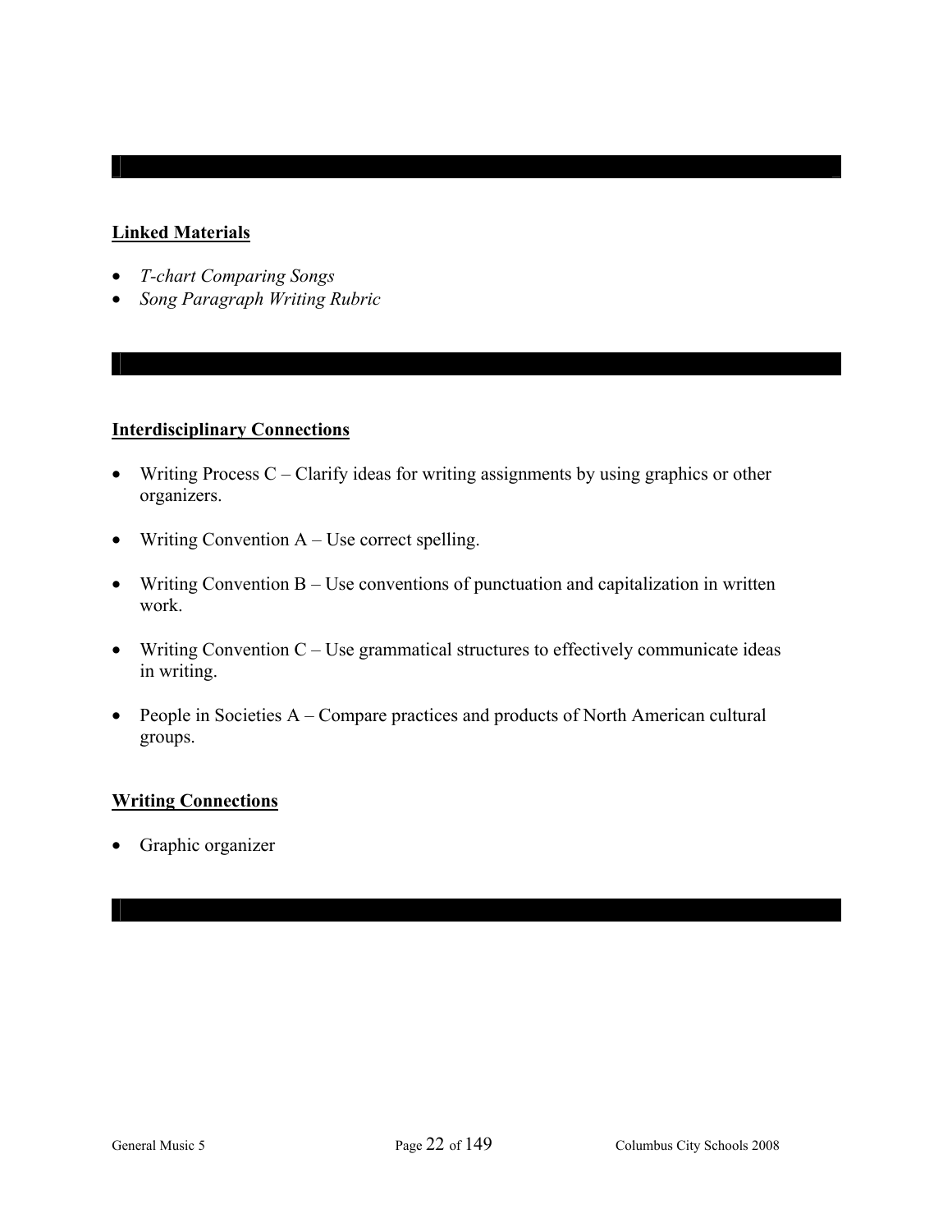**Linked Materials**

- *T-chart Comparing Songs*
- *Song Paragraph Writing Rubric*

**Interdisciplinary Connections**

- Writing Process C – Clarify ideas for writing assignments by using graphics or other organizers.
- Writing Convention A – Use correct spelling.
- Writing Convention B – Use conventions of punctuation and capitalization in written work.
- Writing Convention C – Use grammatical structures to effectively communicate ideas in writing.
- People in Societies A – Compare practices and products of North American cultural groups.

**Writing Connections**

- Graphic organizer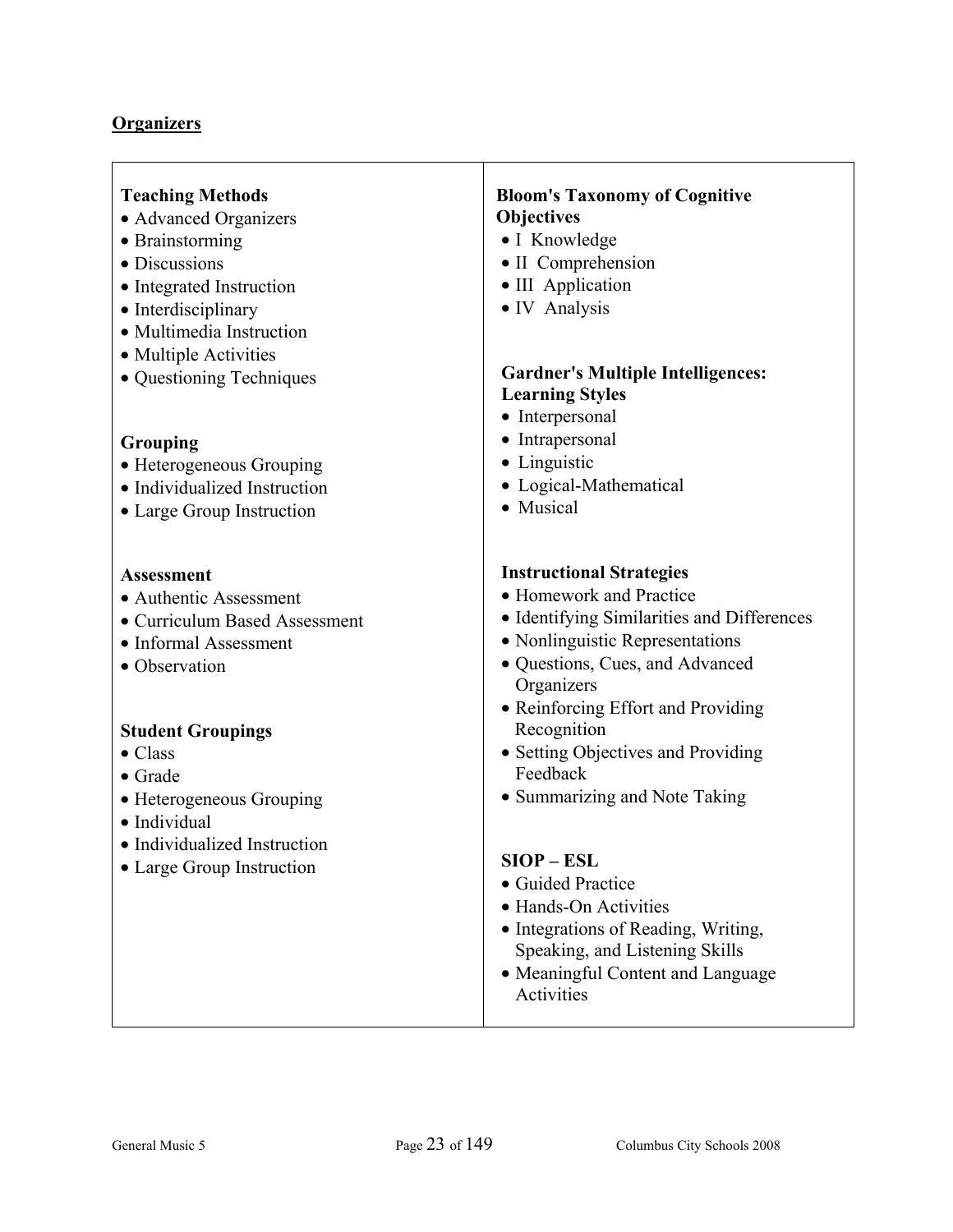## Organizers

**Teaching Methods**

- Advanced Organizers
- Brainstorming
- Discussions
- Integrated Instruction
- Interdisciplinary
- Multimedia Instruction
- Multiple Activities
- Questioning Techniques

**Grouping**

- Heterogeneous Grouping
- Individualized Instruction
- Large Group Instruction

**Assessment**

- Authentic Assessment
- Curriculum Based Assessment
- Informal Assessment
- Observation

**Student Groupings**

- Class
- Grade
- Heterogeneous Grouping
- Individual
- Individualized Instruction
- Large Group Instruction

**Bloom's Taxonomy of Cognitive Objectives**

- I Knowledge
- II Comprehension
- III Application
- IV Analysis

**Gardner's Multiple Intelligences: Learning Styles**

- Interpersonal
- Intrapersonal
- Linguistic
- Logical-Mathematical
- Musical

**Instructional Strategies**

- Homework and Practice
- Identifying Similarities and Differences
- Nonlinguistic Representations
- Questions, Cues, and Advanced Organizers
- Reinforcing Effort and Providing Recognition
- Setting Objectives and Providing Feedback
- Summarizing and Note Taking

**SIOP – ESL**

- Guided Practice
- Hands-On Activities
- Integrations of Reading, Writing, Speaking, and Listening Skills
- Meaningful Content and Language Activities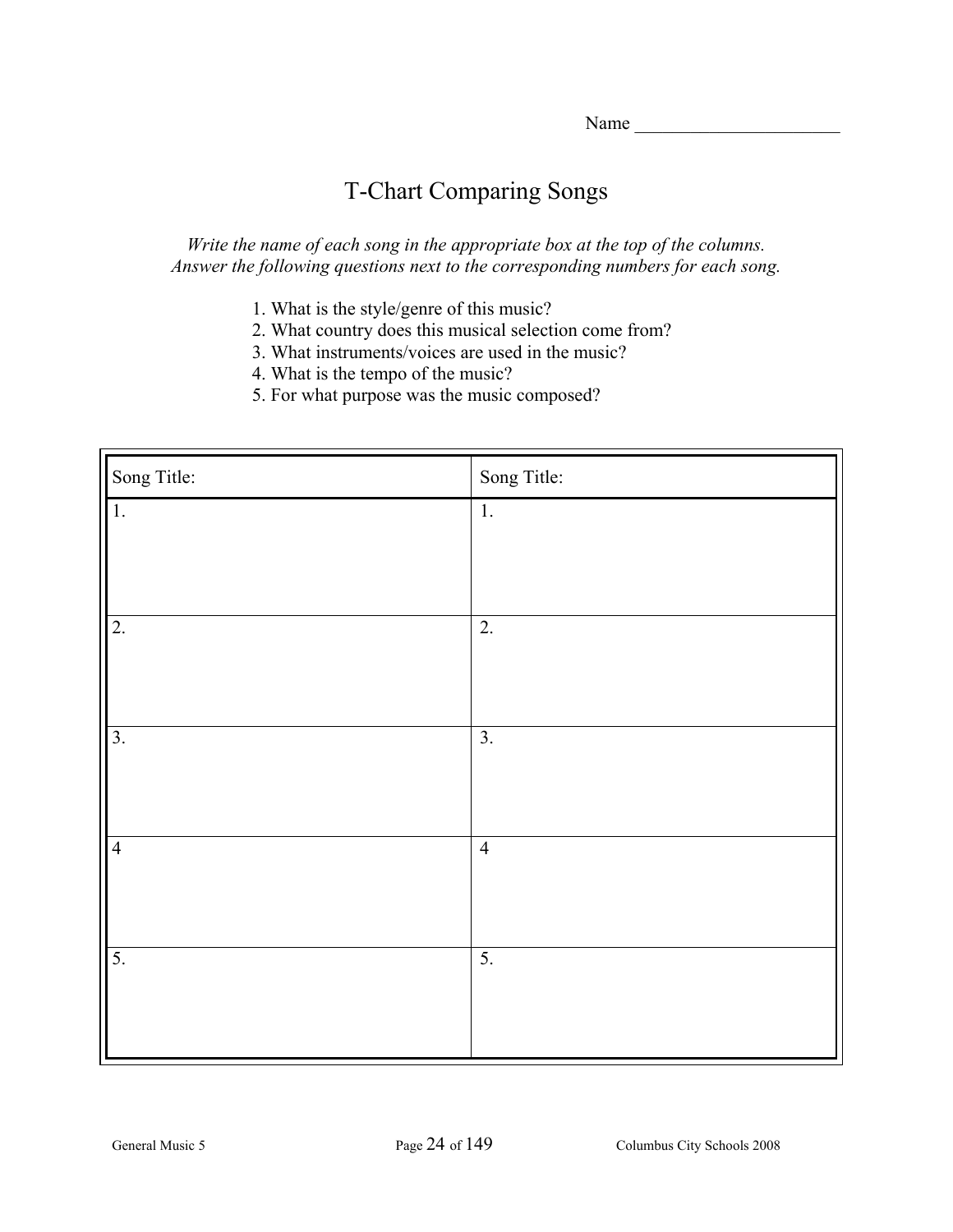Name _______________________

# T-Chart Comparing Songs

*Write the name of each song in the appropriate box at the top of the columns.*
*Answer the following questions next to the corresponding numbers for each song.*

1. What is the style/genre of this music?
2. What country does this musical selection come from?
3. What instruments/voices are used in the music?
4. What is the tempo of the music?
5. For what purpose was the music composed?

| Song Title: | Song Title: |
| --- | --- |
| 1. | 1. |
| 2. | 2. |
| 3. | 3. |
| 4 | 4 |
| 5. | 5. |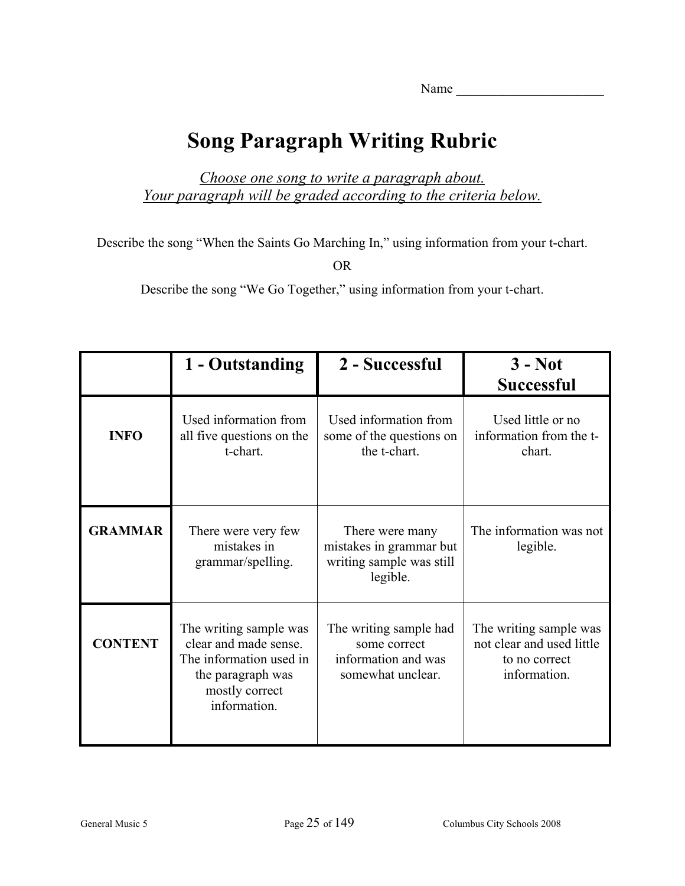Name ______________________

# Song Paragraph Writing Rubric

*Choose one song to write a paragraph about.*
*Your paragraph will be graded according to the criteria below.*

Describe the song "When the Saints Go Marching In," using information from your t-chart.

OR

Describe the song "We Go Together," using information from your t-chart.

| | 1 - Outstanding | 2 - Successful | 3 - Not Successful |
|---|---|---|---|
| **INFO** | Used information from all five questions on the t-chart. | Used information from some of the questions on the t-chart. | Used little or no information from the t-chart. |
| **GRAMMAR** | There were very few mistakes in grammar/spelling. | There were many mistakes in grammar but writing sample was still legible. | The information was not legible. |
| **CONTENT** | The writing sample was clear and made sense. The information used in the paragraph was mostly correct information. | The writing sample had some correct information and was somewhat unclear. | The writing sample was not clear and used little to no correct information. |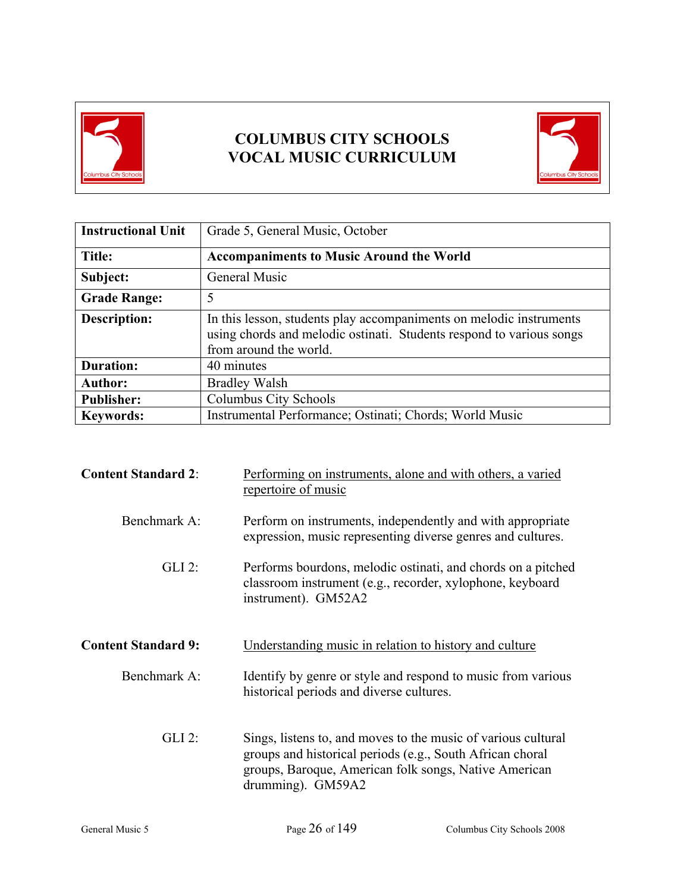# COLUMBUS CITY SCHOOLS
# VOCAL MUSIC CURRICULUM

| Instructional Unit | Grade 5, General Music, October |
|---|---|
| **Title:** | **Accompaniments to Music Around the World** |
| **Subject:** | General Music |
| **Grade Range:** | 5 |
| **Description:** | In this lesson, students play accompaniments on melodic instruments using chords and melodic ostinati. Students respond to various songs from around the world. |
| **Duration:** | 40 minutes |
| **Author:** | Bradley Walsh |
| **Publisher:** | Columbus City Schools |
| **Keywords:** | Instrumental Performance; Ostinati; Chords; World Music |

**Content Standard 2**: Performing on instruments, alone and with others, a varied repertoire of music

Benchmark A: Perform on instruments, independently and with appropriate expression, music representing diverse genres and cultures.

GLI 2: Performs bourdons, melodic ostinati, and chords on a pitched classroom instrument (e.g., recorder, xylophone, keyboard instrument). GM52A2

**Content Standard 9:** Understanding music in relation to history and culture

Benchmark A: Identify by genre or style and respond to music from various historical periods and diverse cultures.

GLI 2: Sings, listens to, and moves to the music of various cultural groups and historical periods (e.g., South African choral groups, Baroque, American folk songs, Native American drumming). GM59A2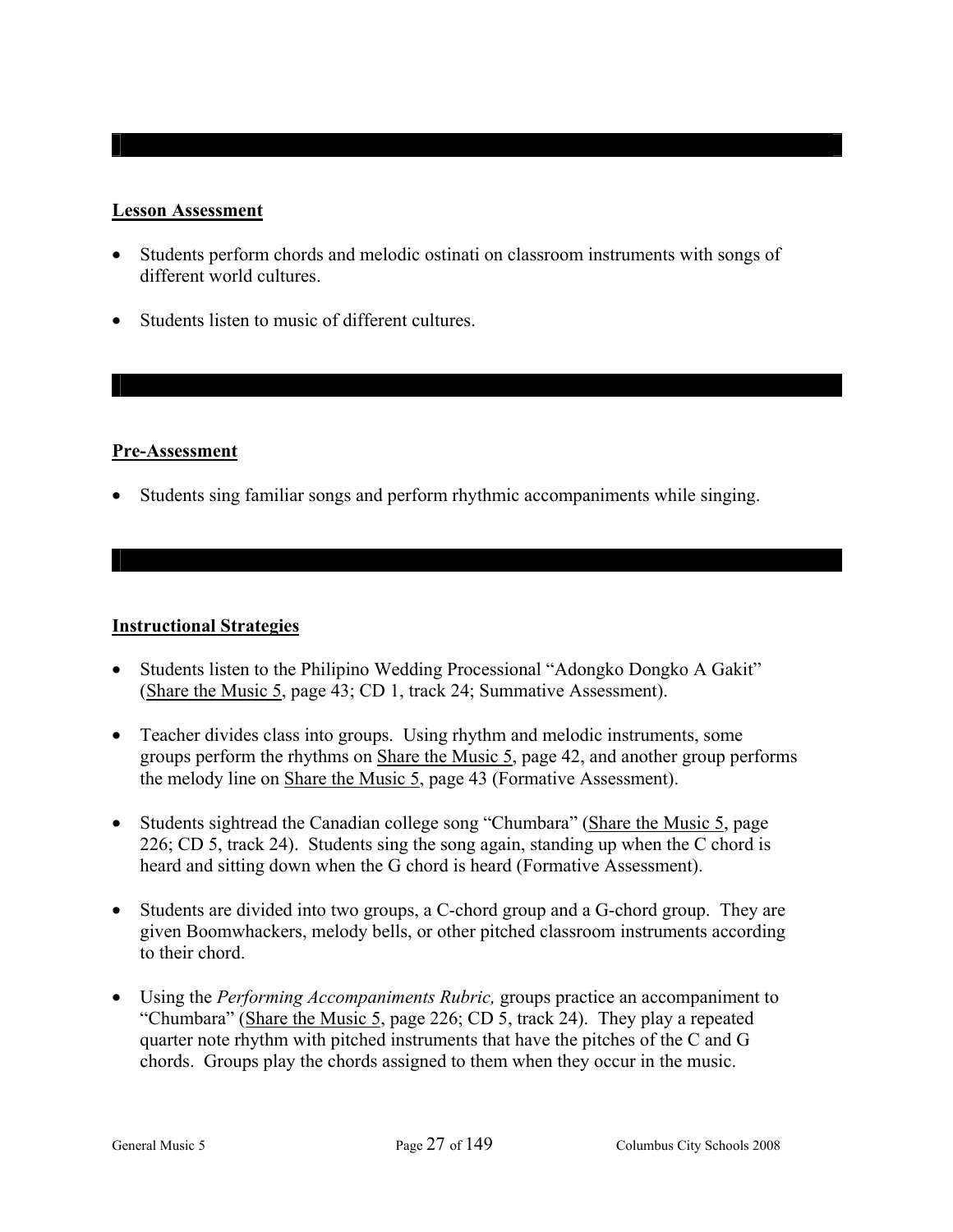**Lesson Assessment**

- Students perform chords and melodic ostinati on classroom instruments with songs of different world cultures.
- Students listen to music of different cultures.

**Pre-Assessment**

- Students sing familiar songs and perform rhythmic accompaniments while singing.

**Instructional Strategies**

- Students listen to the Philipino Wedding Processional "Adongko Dongko A Gakit" (Share the Music 5, page 43; CD 1, track 24; Summative Assessment).
- Teacher divides class into groups. Using rhythm and melodic instruments, some groups perform the rhythms on Share the Music 5, page 42, and another group performs the melody line on Share the Music 5, page 43 (Formative Assessment).
- Students sightread the Canadian college song "Chumbara" (Share the Music 5, page 226; CD 5, track 24). Students sing the song again, standing up when the C chord is heard and sitting down when the G chord is heard (Formative Assessment).
- Students are divided into two groups, a C-chord group and a G-chord group. They are given Boomwhackers, melody bells, or other pitched classroom instruments according to their chord.
- Using the *Performing Accompaniments Rubric,* groups practice an accompaniment to "Chumbara" (Share the Music 5, page 226; CD 5, track 24). They play a repeated quarter note rhythm with pitched instruments that have the pitches of the C and G chords. Groups play the chords assigned to them when they occur in the music.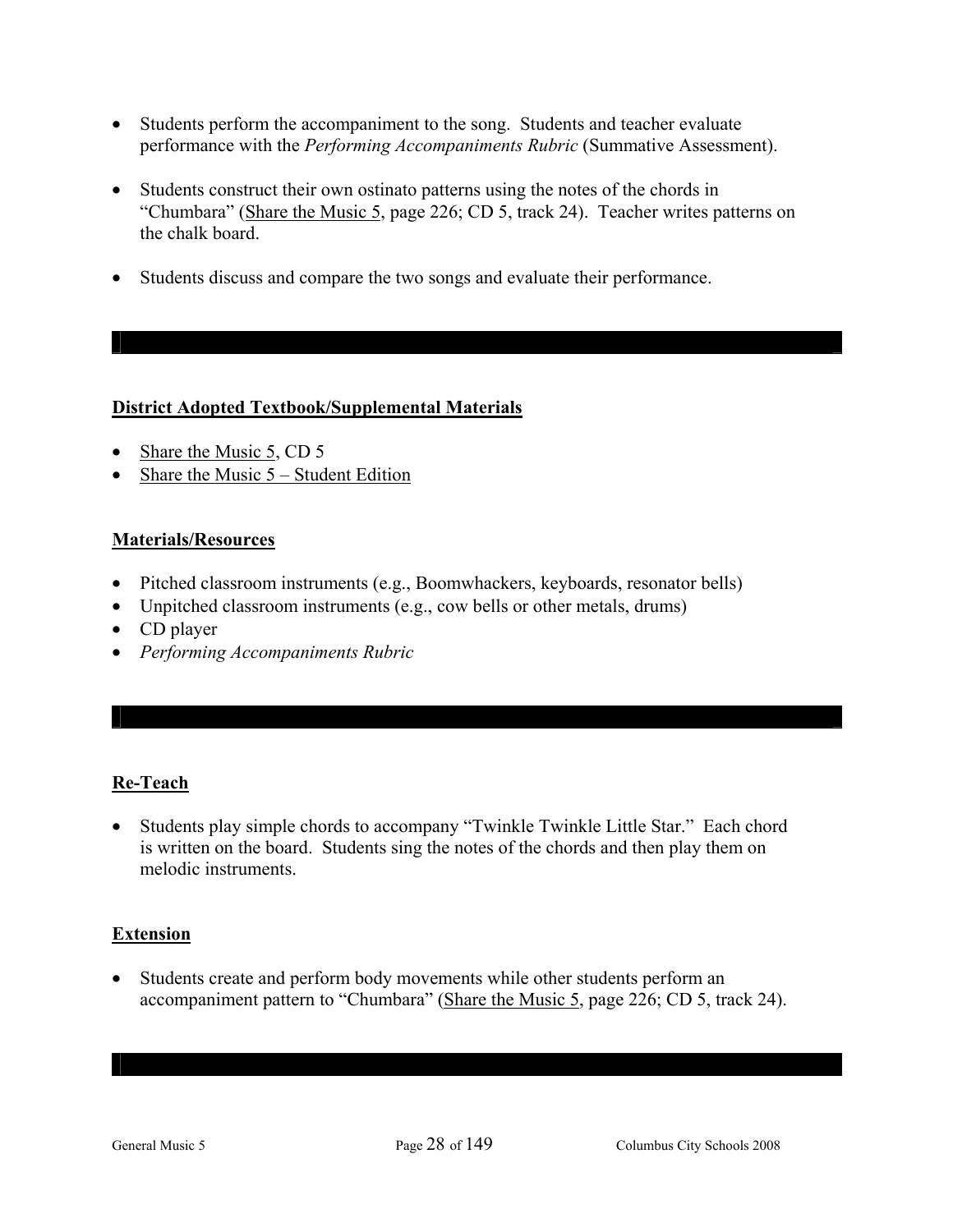- Students perform the accompaniment to the song. Students and teacher evaluate performance with the *Performing Accompaniments Rubric* (Summative Assessment).

- Students construct their own ostinato patterns using the notes of the chords in "Chumbara" (Share the Music 5, page 226; CD 5, track 24). Teacher writes patterns on the chalk board.

- Students discuss and compare the two songs and evaluate their performance.

---

**District Adopted Textbook/Supplemental Materials**

- Share the Music 5, CD 5
- Share the Music 5 – Student Edition

**Materials/Resources**

- Pitched classroom instruments (e.g., Boomwhackers, keyboards, resonator bells)
- Unpitched classroom instruments (e.g., cow bells or other metals, drums)
- CD player
- *Performing Accompaniments Rubric*

---

**Re-Teach**

- Students play simple chords to accompany "Twinkle Twinkle Little Star." Each chord is written on the board. Students sing the notes of the chords and then play them on melodic instruments.

**Extension**

- Students create and perform body movements while other students perform an accompaniment pattern to "Chumbara" (Share the Music 5, page 226; CD 5, track 24).

---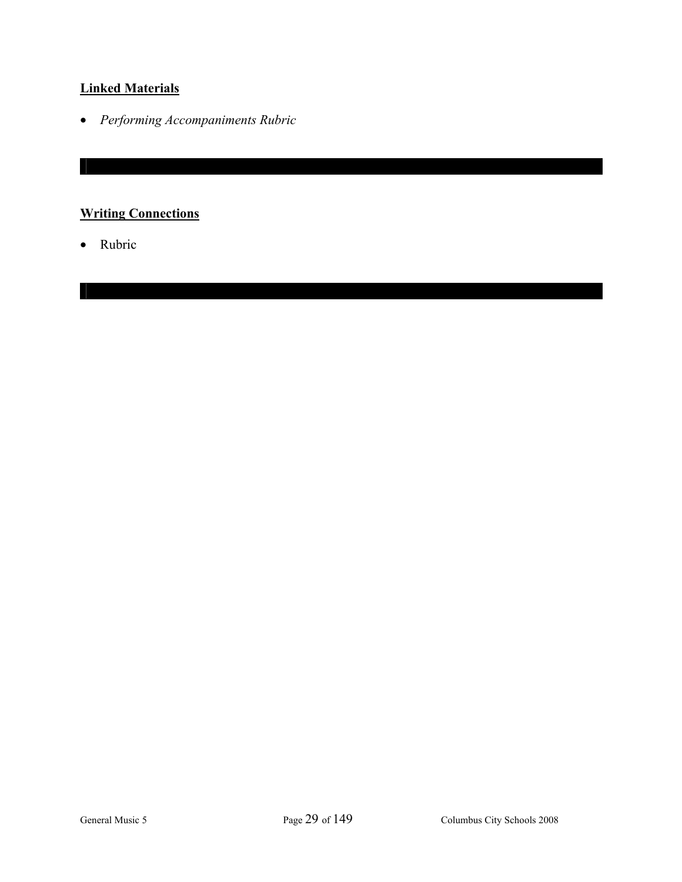**Linked Materials**

- *Performing Accompaniments Rubric*

---

**Writing Connections**

- Rubric

---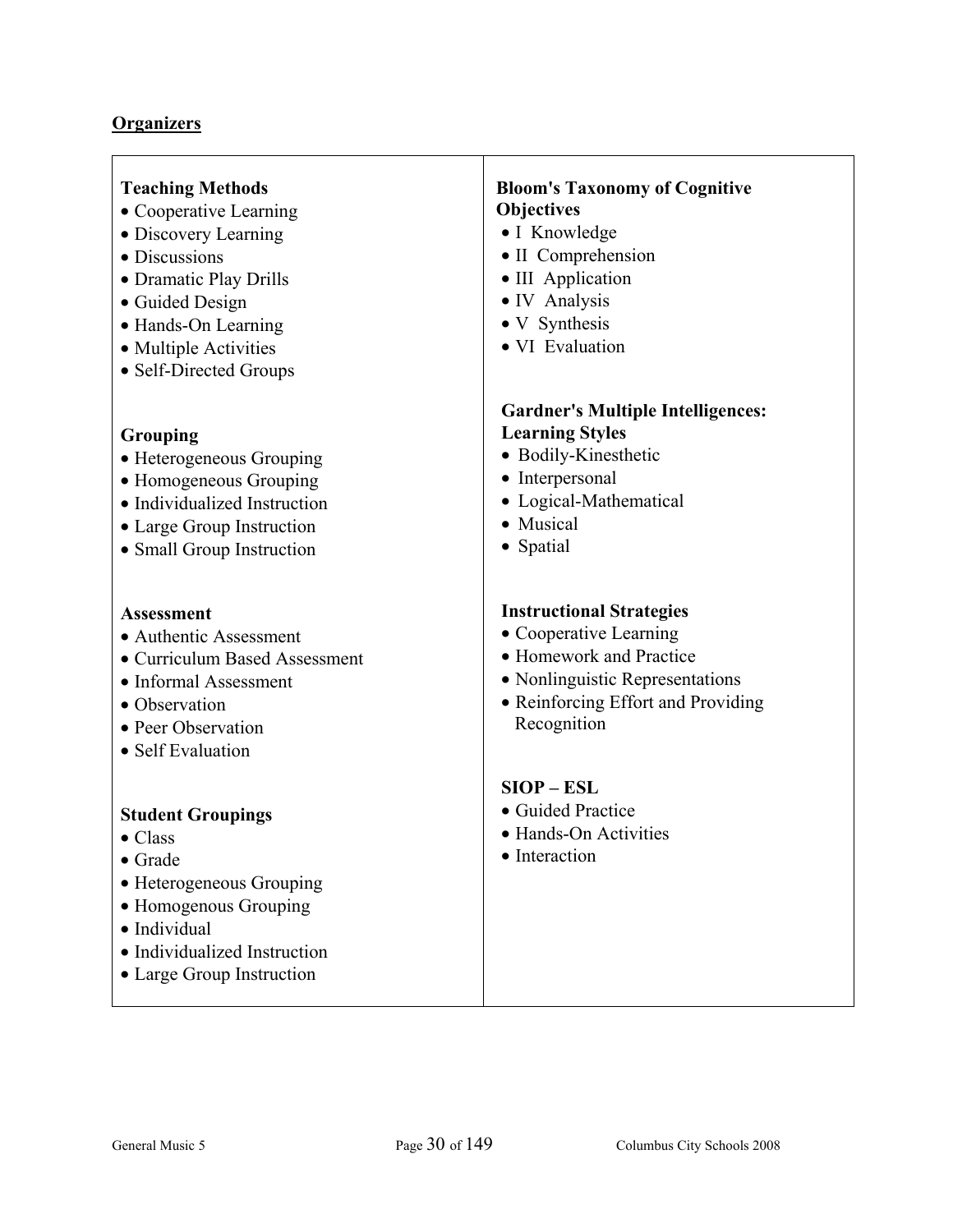## Organizers

**Teaching Methods**

- Cooperative Learning
- Discovery Learning
- Discussions
- Dramatic Play Drills
- Guided Design
- Hands-On Learning
- Multiple Activities
- Self-Directed Groups

**Grouping**

- Heterogeneous Grouping
- Homogeneous Grouping
- Individualized Instruction
- Large Group Instruction
- Small Group Instruction

**Assessment**

- Authentic Assessment
- Curriculum Based Assessment
- Informal Assessment
- Observation
- Peer Observation
- Self Evaluation

**Student Groupings**

- Class
- Grade
- Heterogeneous Grouping
- Homogenous Grouping
- Individual
- Individualized Instruction
- Large Group Instruction

**Bloom's Taxonomy of Cognitive Objectives**

- I Knowledge
- II Comprehension
- III Application
- IV Analysis
- V Synthesis
- VI Evaluation

**Gardner's Multiple Intelligences: Learning Styles**

- Bodily-Kinesthetic
- Interpersonal
- Logical-Mathematical
- Musical
- Spatial

**Instructional Strategies**

- Cooperative Learning
- Homework and Practice
- Nonlinguistic Representations
- Reinforcing Effort and Providing Recognition

**SIOP – ESL**

- Guided Practice
- Hands-On Activities
- Interaction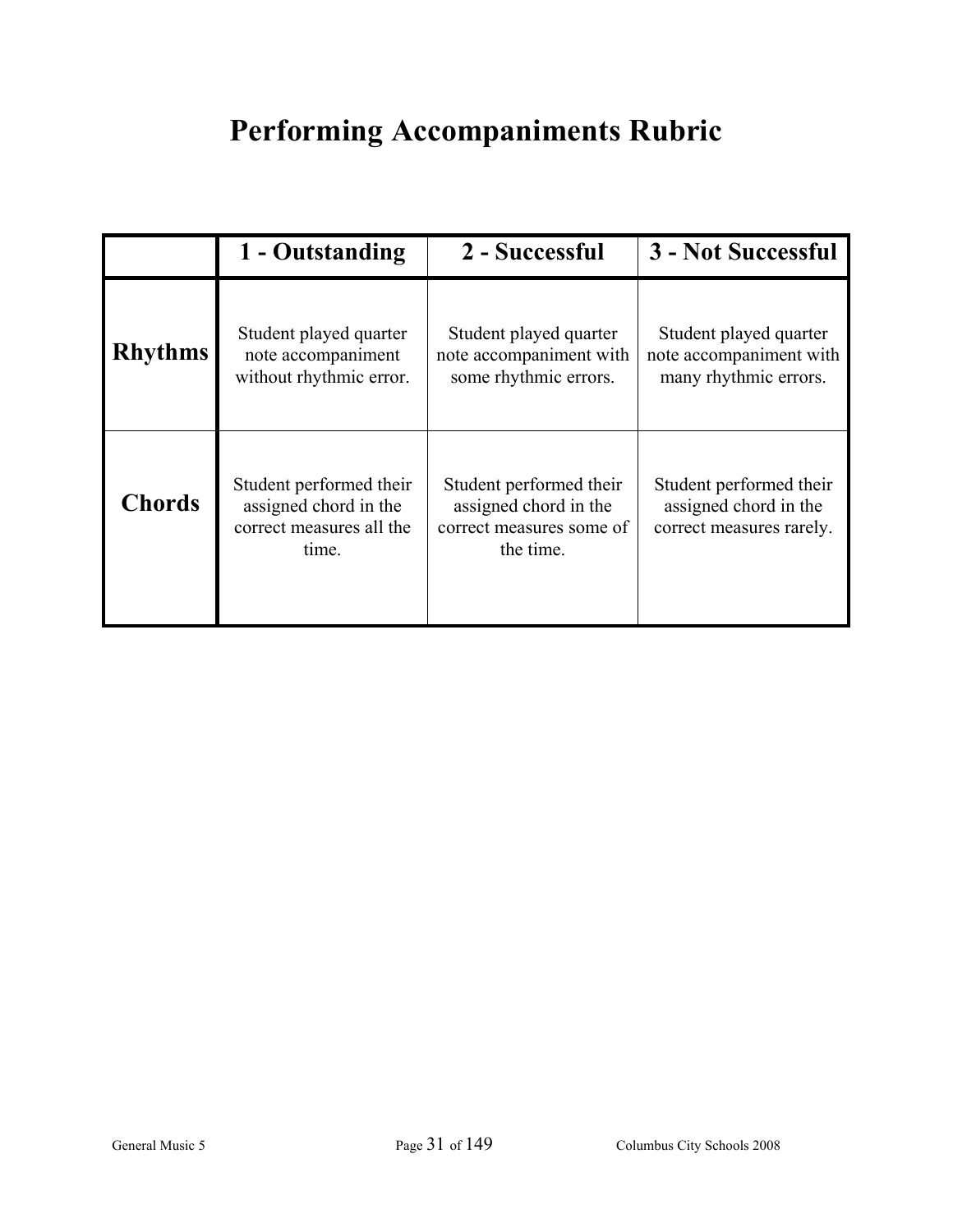# Performing Accompaniments Rubric

| | 1 - Outstanding | 2 - Successful | 3 - Not Successful |
|---|---|---|---|
| **Rhythms** | Student played quarter note accompaniment without rhythmic error. | Student played quarter note accompaniment with some rhythmic errors. | Student played quarter note accompaniment with many rhythmic errors. |
| **Chords** | Student performed their assigned chord in the correct measures all the time. | Student performed their assigned chord in the correct measures some of the time. | Student performed their assigned chord in the correct measures rarely. |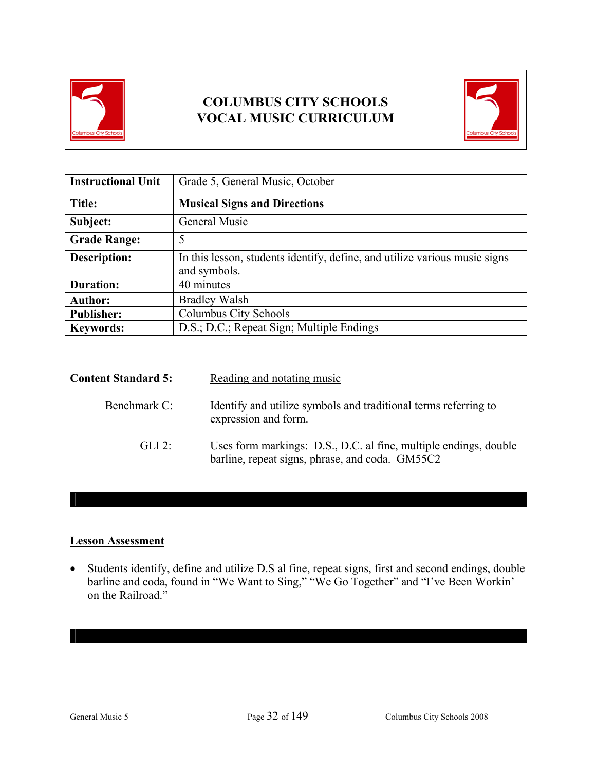# COLUMBUS CITY SCHOOLS
# VOCAL MUSIC CURRICULUM

| Instructional Unit | Grade 5, General Music, October |
|---|---|
| **Title:** | **Musical Signs and Directions** |
| **Subject:** | General Music |
| **Grade Range:** | 5 |
| **Description:** | In this lesson, students identify, define, and utilize various music signs and symbols. |
| **Duration:** | 40 minutes |
| **Author:** | Bradley Walsh |
| **Publisher:** | Columbus City Schools |
| **Keywords:** | D.S.; D.C.; Repeat Sign; Multiple Endings |

**Content Standard 5:** Reading and notating music

Benchmark C: Identify and utilize symbols and traditional terms referring to expression and form.

GLI 2: Uses form markings: D.S., D.C. al fine, multiple endings, double barline, repeat signs, phrase, and coda. GM55C2

## Lesson Assessment

- Students identify, define and utilize D.S al fine, repeat signs, first and second endings, double barline and coda, found in "We Want to Sing," "We Go Together" and "I've Been Workin' on the Railroad."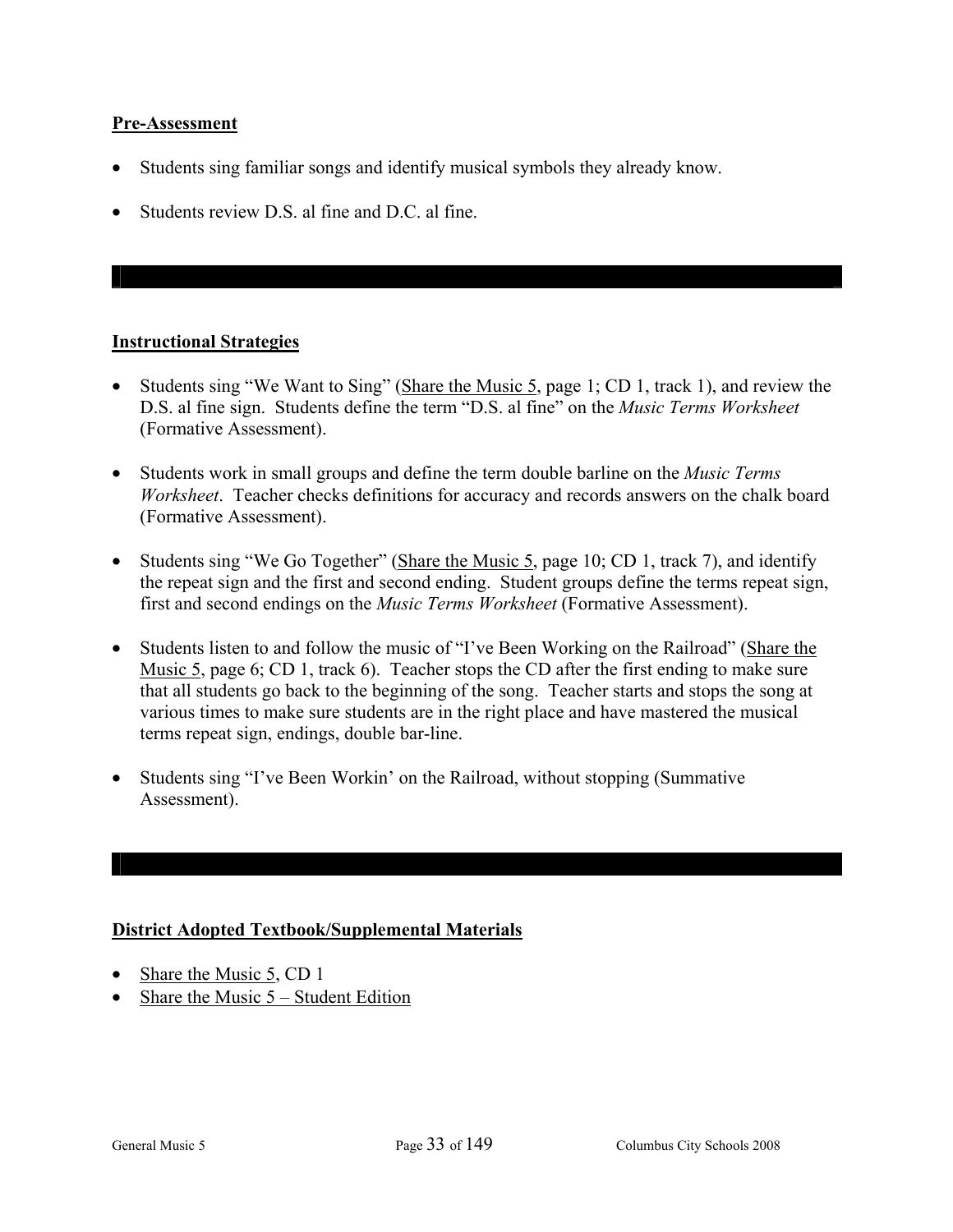## Pre-Assessment

- Students sing familiar songs and identify musical symbols they already know.
- Students review D.S. al fine and D.C. al fine.

## Instructional Strategies

- Students sing "We Want to Sing" (Share the Music 5, page 1; CD 1, track 1), and review the D.S. al fine sign. Students define the term "D.S. al fine" on the *Music Terms Worksheet* (Formative Assessment).
- Students work in small groups and define the term double barline on the *Music Terms Worksheet*. Teacher checks definitions for accuracy and records answers on the chalk board (Formative Assessment).
- Students sing "We Go Together" (Share the Music 5, page 10; CD 1, track 7), and identify the repeat sign and the first and second ending. Student groups define the terms repeat sign, first and second endings on the *Music Terms Worksheet* (Formative Assessment).
- Students listen to and follow the music of "I've Been Working on the Railroad" (Share the Music 5, page 6; CD 1, track 6). Teacher stops the CD after the first ending to make sure that all students go back to the beginning of the song. Teacher starts and stops the song at various times to make sure students are in the right place and have mastered the musical terms repeat sign, endings, double bar-line.
- Students sing "I've Been Workin' on the Railroad, without stopping (Summative Assessment).

## District Adopted Textbook/Supplemental Materials

- Share the Music 5, CD 1
- Share the Music 5 – Student Edition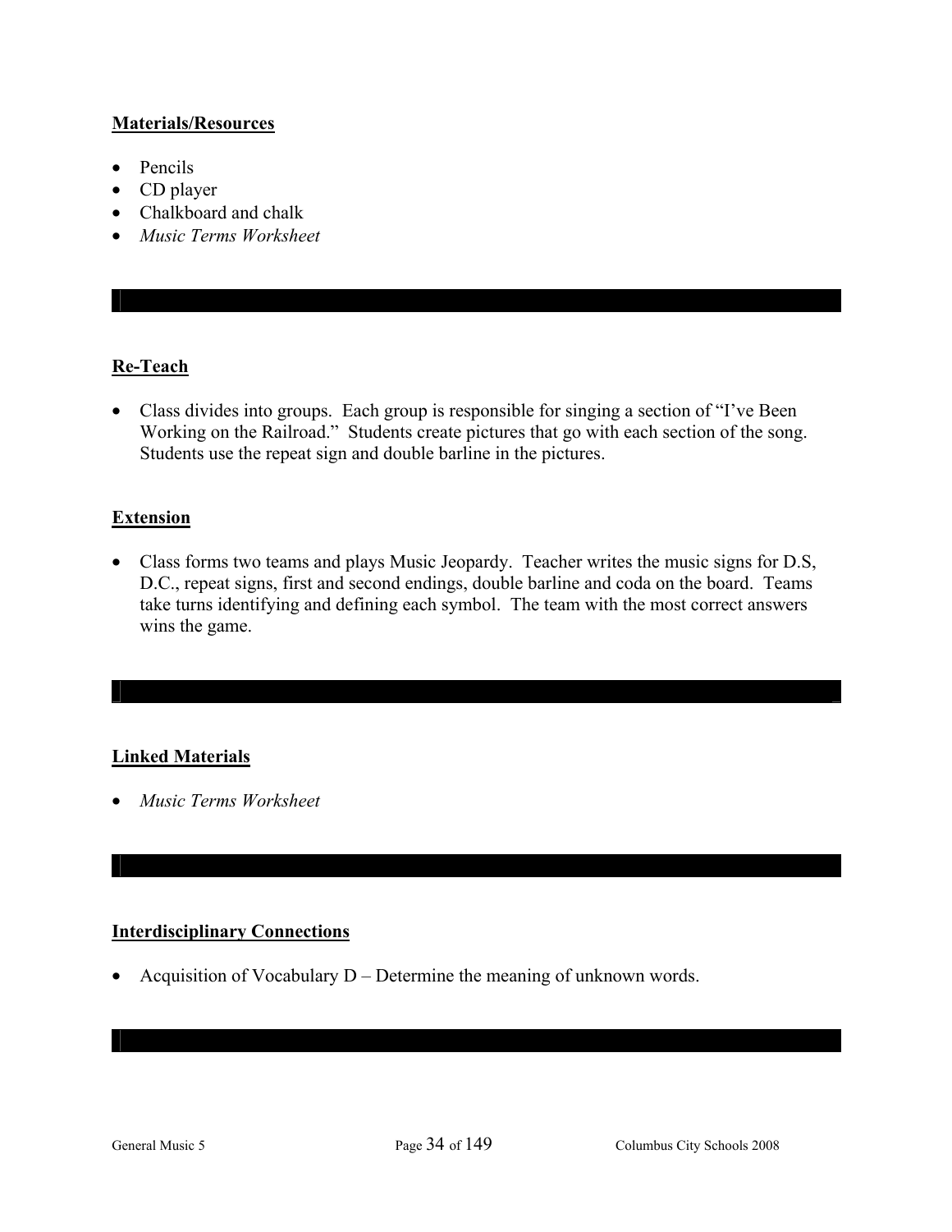**Materials/Resources**

- Pencils
- CD player
- Chalkboard and chalk
- *Music Terms Worksheet*

**Re-Teach**

- Class divides into groups. Each group is responsible for singing a section of "I've Been Working on the Railroad." Students create pictures that go with each section of the song. Students use the repeat sign and double barline in the pictures.

**Extension**

- Class forms two teams and plays Music Jeopardy. Teacher writes the music signs for D.S, D.C., repeat signs, first and second endings, double barline and coda on the board. Teams take turns identifying and defining each symbol. The team with the most correct answers wins the game.

**Linked Materials**

- *Music Terms Worksheet*

**Interdisciplinary Connections**

- Acquisition of Vocabulary D – Determine the meaning of unknown words.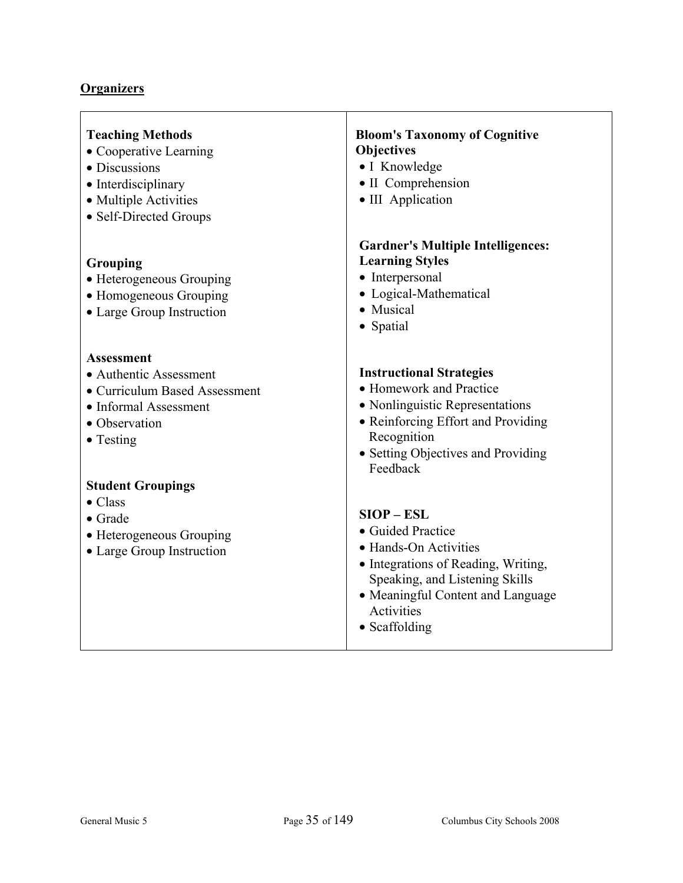## Organizers

**Teaching Methods**
- Cooperative Learning
- Discussions
- Interdisciplinary
- Multiple Activities
- Self-Directed Groups

**Grouping**
- Heterogeneous Grouping
- Homogeneous Grouping
- Large Group Instruction

**Assessment**
- Authentic Assessment
- Curriculum Based Assessment
- Informal Assessment
- Observation
- Testing

**Student Groupings**
- Class
- Grade
- Heterogeneous Grouping
- Large Group Instruction

**Bloom's Taxonomy of Cognitive Objectives**
- I Knowledge
- II Comprehension
- III Application

**Gardner's Multiple Intelligences: Learning Styles**
- Interpersonal
- Logical-Mathematical
- Musical
- Spatial

**Instructional Strategies**
- Homework and Practice
- Nonlinguistic Representations
- Reinforcing Effort and Providing Recognition
- Setting Objectives and Providing Feedback

**SIOP – ESL**
- Guided Practice
- Hands-On Activities
- Integrations of Reading, Writing, Speaking, and Listening Skills
- Meaningful Content and Language Activities
- Scaffolding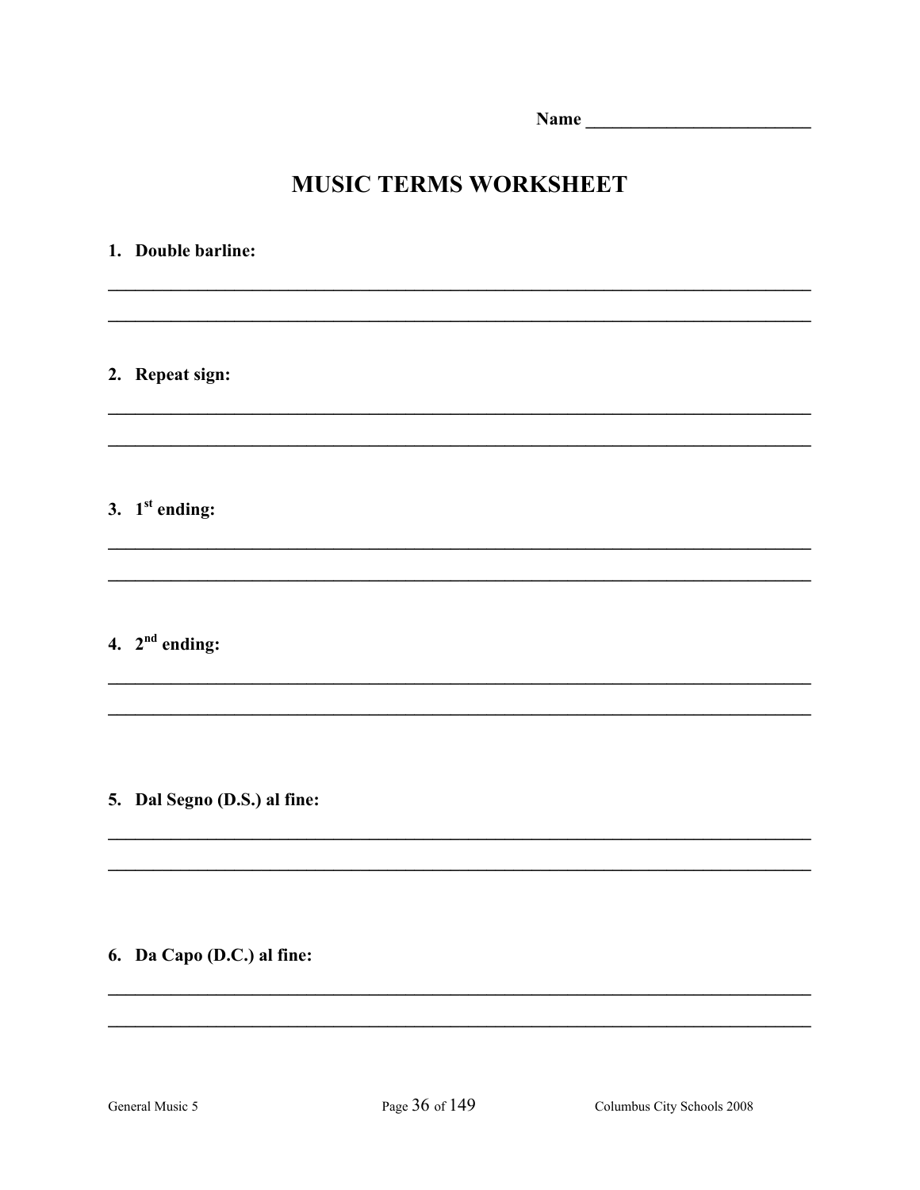Name ________________________

# MUSIC TERMS WORKSHEET

1. **Double barline:**

______________________________________________________________________________

______________________________________________________________________________

2. **Repeat sign:**

______________________________________________________________________________

______________________________________________________________________________

3. **1st ending:**

______________________________________________________________________________

______________________________________________________________________________

4. **2nd ending:**

______________________________________________________________________________

______________________________________________________________________________

5. **Dal Segno (D.S.) al fine:**

______________________________________________________________________________

______________________________________________________________________________

6. **Da Capo (D.C.) al fine:**

______________________________________________________________________________

______________________________________________________________________________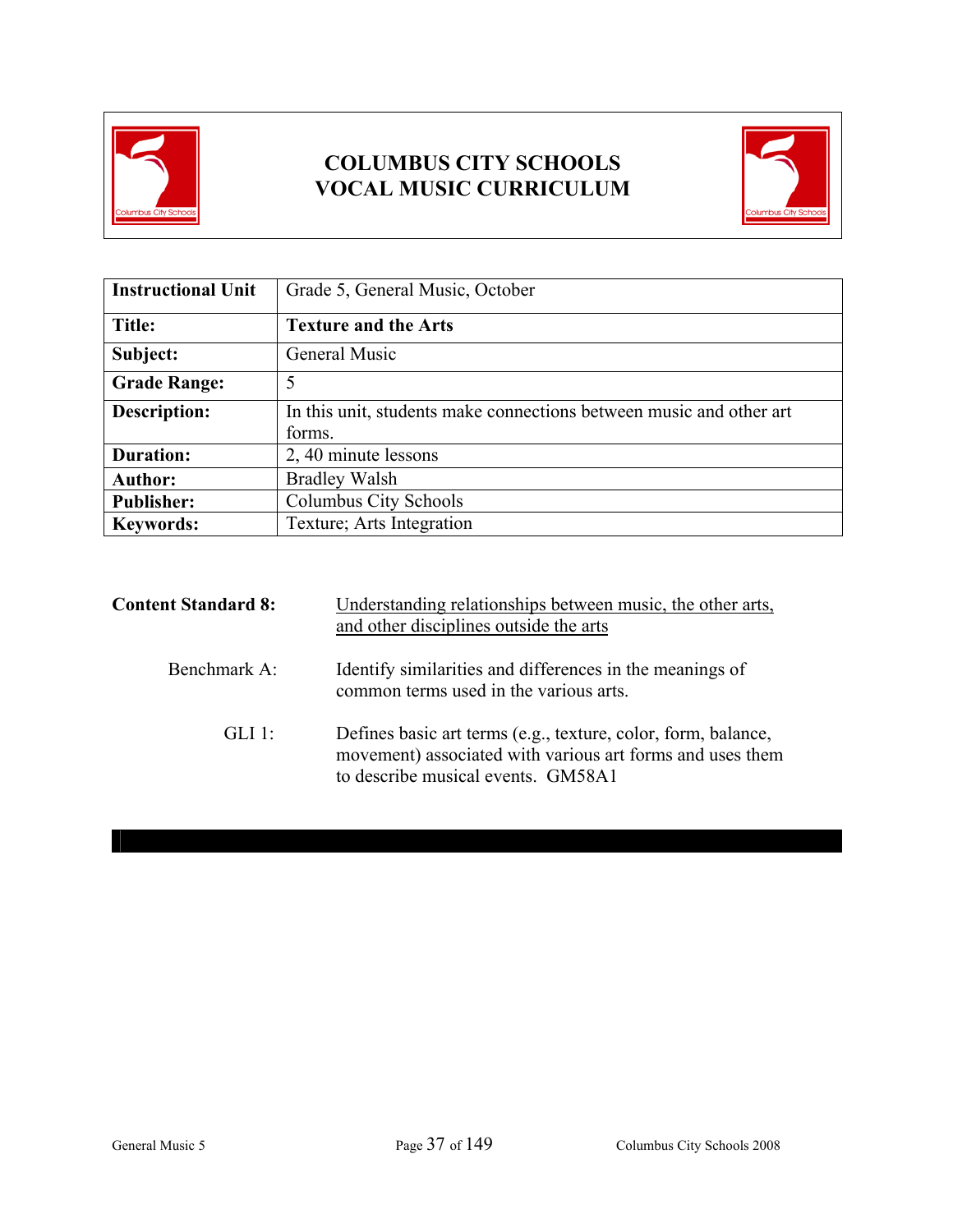# COLUMBUS CITY SCHOOLS
# VOCAL MUSIC CURRICULUM

| Instructional Unit | Grade 5, General Music, October |
|---|---|
| **Title:** | **Texture and the Arts** |
| **Subject:** | General Music |
| **Grade Range:** | 5 |
| **Description:** | In this unit, students make connections between music and other art forms. |
| **Duration:** | 2, 40 minute lessons |
| **Author:** | Bradley Walsh |
| **Publisher:** | Columbus City Schools |
| **Keywords:** | Texture; Arts Integration |

**Content Standard 8:** Understanding relationships between music, the other arts, and other disciplines outside the arts

Benchmark A: Identify similarities and differences in the meanings of common terms used in the various arts.

GLI 1: Defines basic art terms (e.g., texture, color, form, balance, movement) associated with various art forms and uses them to describe musical events. GM58A1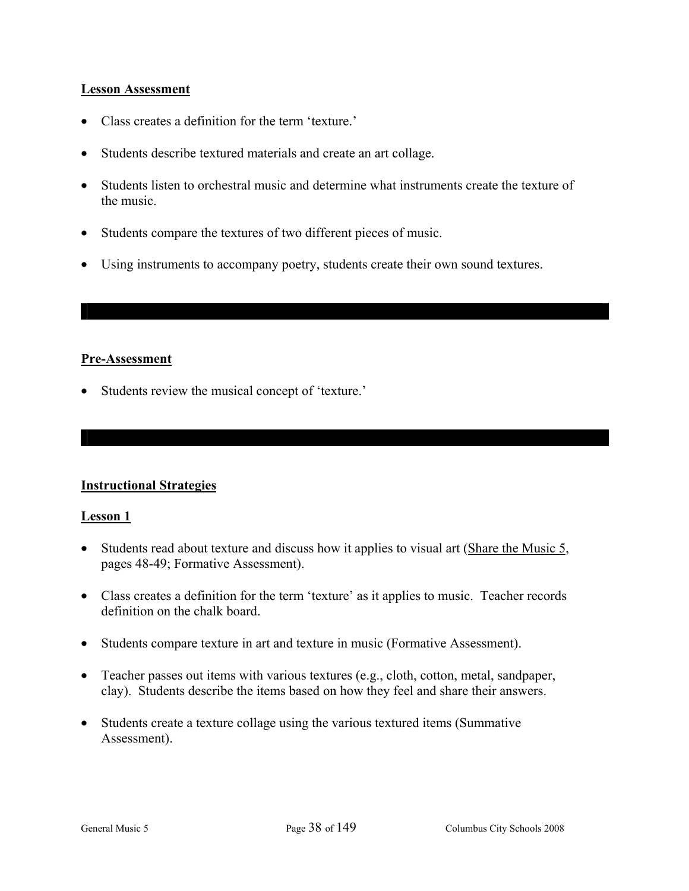**Lesson Assessment**

- Class creates a definition for the term 'texture.'
- Students describe textured materials and create an art collage.
- Students listen to orchestral music and determine what instruments create the texture of the music.
- Students compare the textures of two different pieces of music.
- Using instruments to accompany poetry, students create their own sound textures.

**Pre-Assessment**

- Students review the musical concept of 'texture.'

**Instructional Strategies**

**Lesson 1**

- Students read about texture and discuss how it applies to visual art (Share the Music 5, pages 48-49; Formative Assessment).
- Class creates a definition for the term 'texture' as it applies to music. Teacher records definition on the chalk board.
- Students compare texture in art and texture in music (Formative Assessment).
- Teacher passes out items with various textures (e.g., cloth, cotton, metal, sandpaper, clay). Students describe the items based on how they feel and share their answers.
- Students create a texture collage using the various textured items (Summative Assessment).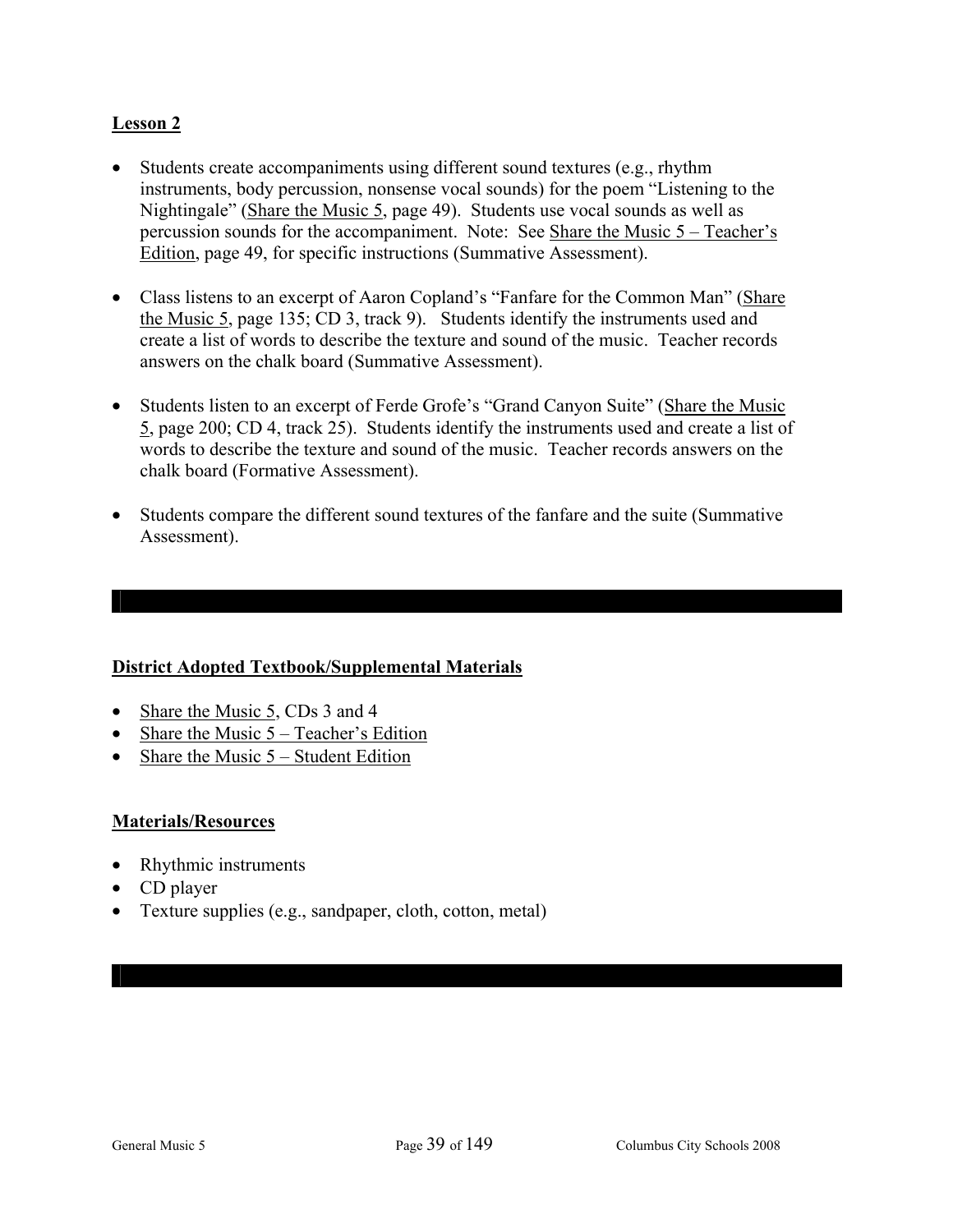**Lesson 2**

- Students create accompaniments using different sound textures (e.g., rhythm instruments, body percussion, nonsense vocal sounds) for the poem "Listening to the Nightingale" (Share the Music 5, page 49). Students use vocal sounds as well as percussion sounds for the accompaniment. Note: See Share the Music 5 – Teacher's Edition, page 49, for specific instructions (Summative Assessment).

- Class listens to an excerpt of Aaron Copland's "Fanfare for the Common Man" (Share the Music 5, page 135; CD 3, track 9). Students identify the instruments used and create a list of words to describe the texture and sound of the music. Teacher records answers on the chalk board (Summative Assessment).

- Students listen to an excerpt of Ferde Grofe's "Grand Canyon Suite" (Share the Music 5, page 200; CD 4, track 25). Students identify the instruments used and create a list of words to describe the texture and sound of the music. Teacher records answers on the chalk board (Formative Assessment).

- Students compare the different sound textures of the fanfare and the suite (Summative Assessment).

---

**District Adopted Textbook/Supplemental Materials**

- Share the Music 5, CDs 3 and 4
- Share the Music 5 – Teacher's Edition
- Share the Music 5 – Student Edition

**Materials/Resources**

- Rhythmic instruments
- CD player
- Texture supplies (e.g., sandpaper, cloth, cotton, metal)

---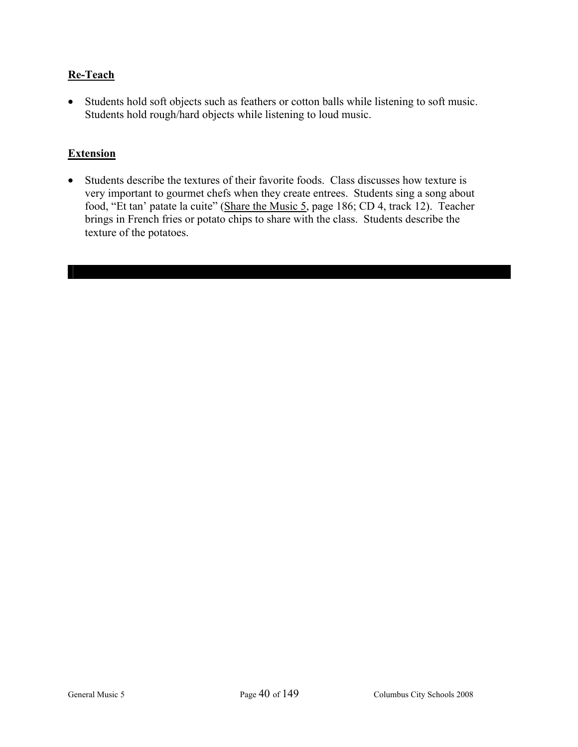**Re-Teach**

- Students hold soft objects such as feathers or cotton balls while listening to soft music. Students hold rough/hard objects while listening to loud music.

**Extension**

- Students describe the textures of their favorite foods. Class discusses how texture is very important to gourmet chefs when they create entrees. Students sing a song about food, "Et tan' patate la cuite" (Share the Music 5, page 186; CD 4, track 12). Teacher brings in French fries or potato chips to share with the class. Students describe the texture of the potatoes.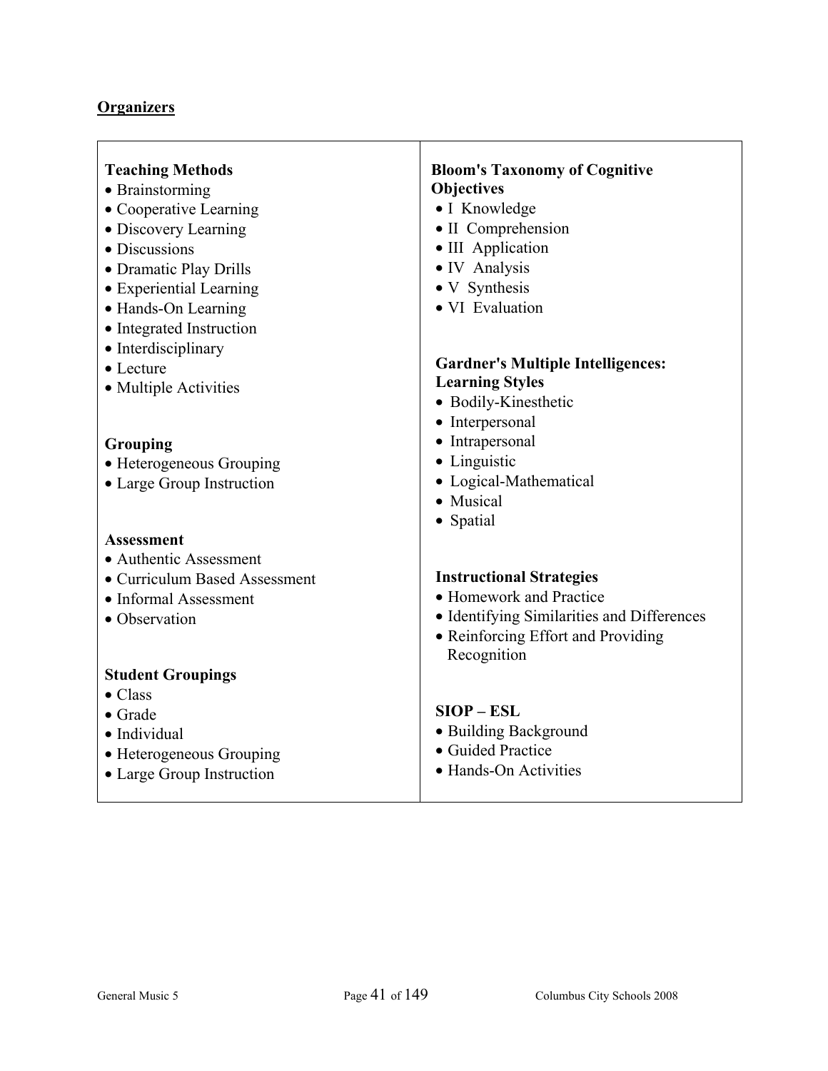## Organizers

**Teaching Methods**
- Brainstorming
- Cooperative Learning
- Discovery Learning
- Discussions
- Dramatic Play Drills
- Experiential Learning
- Hands-On Learning
- Integrated Instruction
- Interdisciplinary
- Lecture
- Multiple Activities

**Grouping**
- Heterogeneous Grouping
- Large Group Instruction

**Assessment**
- Authentic Assessment
- Curriculum Based Assessment
- Informal Assessment
- Observation

**Student Groupings**
- Class
- Grade
- Individual
- Heterogeneous Grouping
- Large Group Instruction

**Bloom's Taxonomy of Cognitive Objectives**
- I Knowledge
- II Comprehension
- III Application
- IV Analysis
- V Synthesis
- VI Evaluation

**Gardner's Multiple Intelligences: Learning Styles**
- Bodily-Kinesthetic
- Interpersonal
- Intrapersonal
- Linguistic
- Logical-Mathematical
- Musical
- Spatial

**Instructional Strategies**
- Homework and Practice
- Identifying Similarities and Differences
- Reinforcing Effort and Providing Recognition

**SIOP – ESL**
- Building Background
- Guided Practice
- Hands-On Activities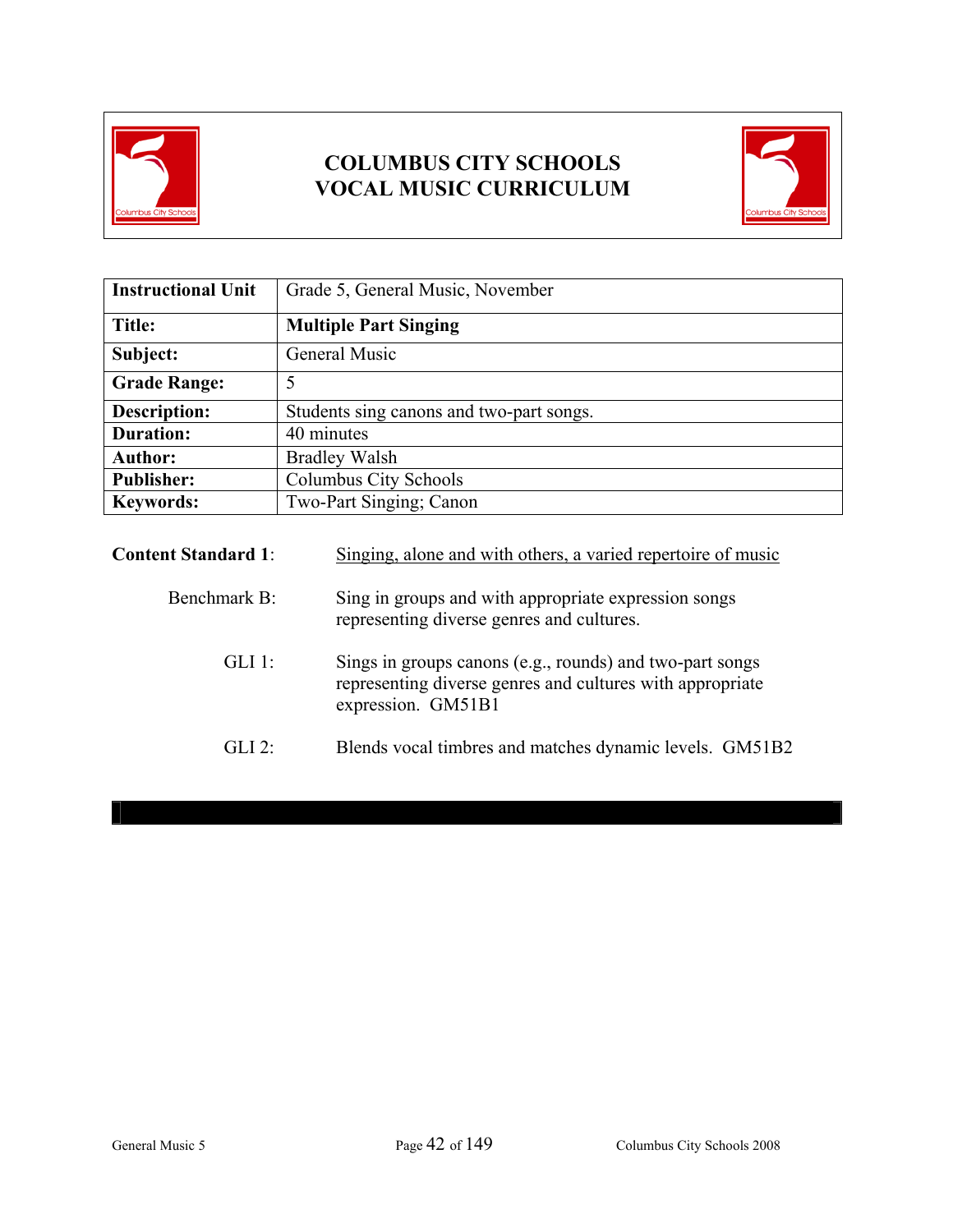# COLUMBUS CITY SCHOOLS
# VOCAL MUSIC CURRICULUM

| Instructional Unit | Grade 5, General Music, November |
|---|---|
| **Title:** | **Multiple Part Singing** |
| **Subject:** | General Music |
| **Grade Range:** | 5 |
| **Description:** | Students sing canons and two-part songs. |
| **Duration:** | 40 minutes |
| **Author:** | Bradley Walsh |
| **Publisher:** | Columbus City Schools |
| **Keywords:** | Two-Part Singing; Canon |

**Content Standard 1**: Singing, alone and with others, a varied repertoire of music

Benchmark B: Sing in groups and with appropriate expression songs representing diverse genres and cultures.

GLI 1: Sings in groups canons (e.g., rounds) and two-part songs representing diverse genres and cultures with appropriate expression. GM51B1

GLI 2: Blends vocal timbres and matches dynamic levels. GM51B2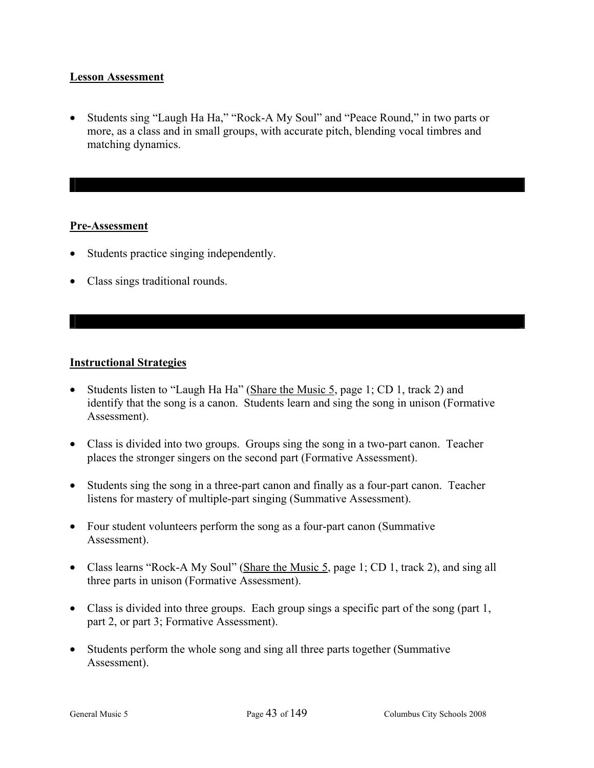**Lesson Assessment**

- Students sing “Laugh Ha Ha,” “Rock-A My Soul” and “Peace Round,” in two parts or more, as a class and in small groups, with accurate pitch, blending vocal timbres and matching dynamics.

**Pre-Assessment**

- Students practice singing independently.
- Class sings traditional rounds.

**Instructional Strategies**

- Students listen to “Laugh Ha Ha” (Share the Music 5, page 1; CD 1, track 2) and identify that the song is a canon. Students learn and sing the song in unison (Formative Assessment).
- Class is divided into two groups. Groups sing the song in a two-part canon. Teacher places the stronger singers on the second part (Formative Assessment).
- Students sing the song in a three-part canon and finally as a four-part canon. Teacher listens for mastery of multiple-part singing (Summative Assessment).
- Four student volunteers perform the song as a four-part canon (Summative Assessment).
- Class learns “Rock-A My Soul” (Share the Music 5, page 1; CD 1, track 2), and sing all three parts in unison (Formative Assessment).
- Class is divided into three groups. Each group sings a specific part of the song (part 1, part 2, or part 3; Formative Assessment).
- Students perform the whole song and sing all three parts together (Summative Assessment).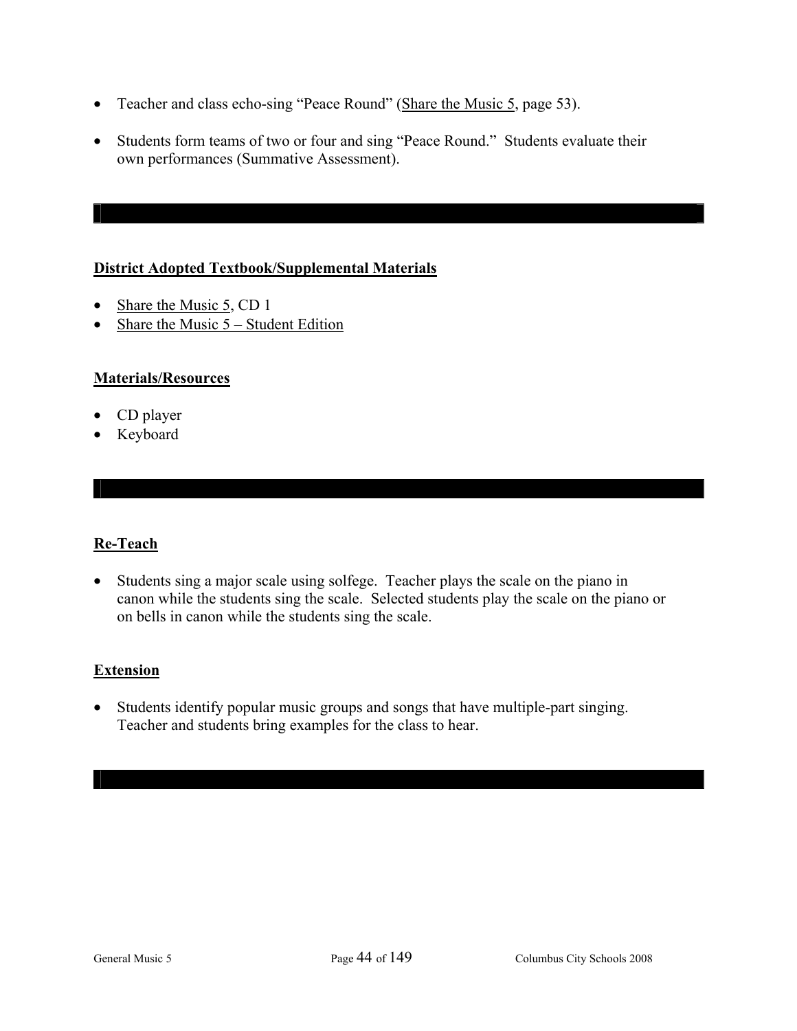- Teacher and class echo-sing "Peace Round" (Share the Music 5, page 53).

- Students form teams of two or four and sing "Peace Round." Students evaluate their own performances (Summative Assessment).

---

**District Adopted Textbook/Supplemental Materials**

- Share the Music 5, CD 1
- Share the Music 5 – Student Edition

**Materials/Resources**

- CD player
- Keyboard

---

**Re-Teach**

- Students sing a major scale using solfege. Teacher plays the scale on the piano in canon while the students sing the scale. Selected students play the scale on the piano or on bells in canon while the students sing the scale.

**Extension**

- Students identify popular music groups and songs that have multiple-part singing. Teacher and students bring examples for the class to hear.

---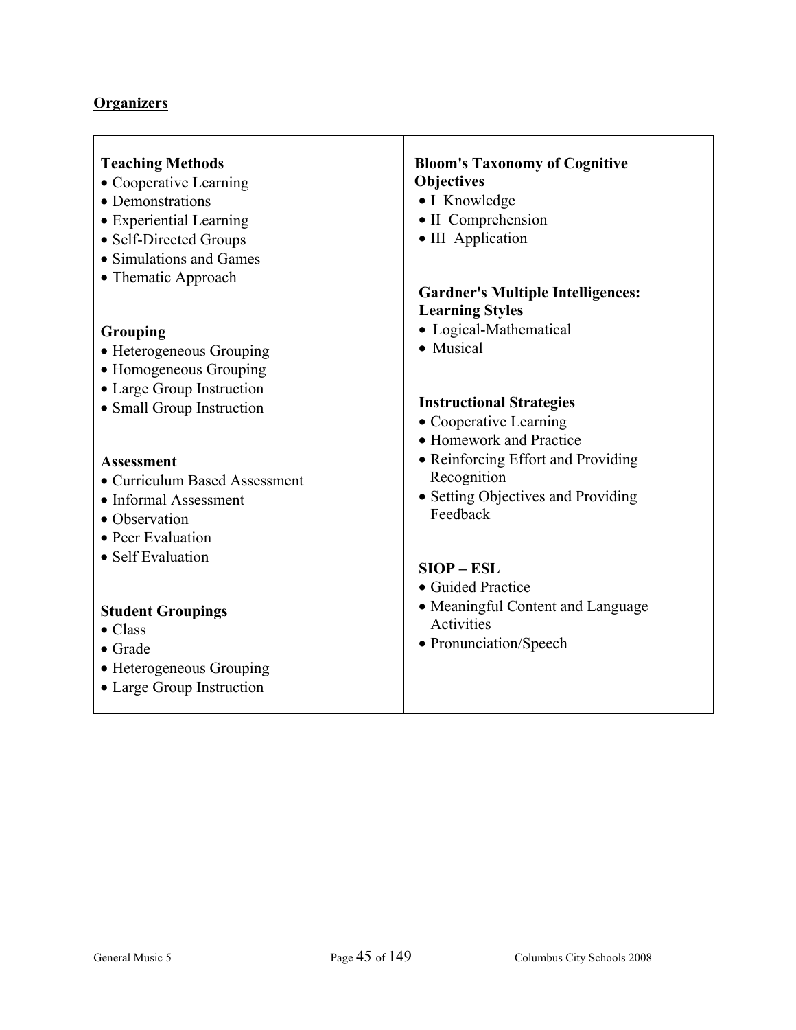## Organizers

**Teaching Methods**
- Cooperative Learning
- Demonstrations
- Experiential Learning
- Self-Directed Groups
- Simulations and Games
- Thematic Approach

**Grouping**
- Heterogeneous Grouping
- Homogeneous Grouping
- Large Group Instruction
- Small Group Instruction

**Assessment**
- Curriculum Based Assessment
- Informal Assessment
- Observation
- Peer Evaluation
- Self Evaluation

**Student Groupings**
- Class
- Grade
- Heterogeneous Grouping
- Large Group Instruction

**Bloom's Taxonomy of Cognitive Objectives**
- I Knowledge
- II Comprehension
- III Application

**Gardner's Multiple Intelligences: Learning Styles**
- Logical-Mathematical
- Musical

**Instructional Strategies**
- Cooperative Learning
- Homework and Practice
- Reinforcing Effort and Providing Recognition
- Setting Objectives and Providing Feedback

**SIOP – ESL**
- Guided Practice
- Meaningful Content and Language Activities
- Pronunciation/Speech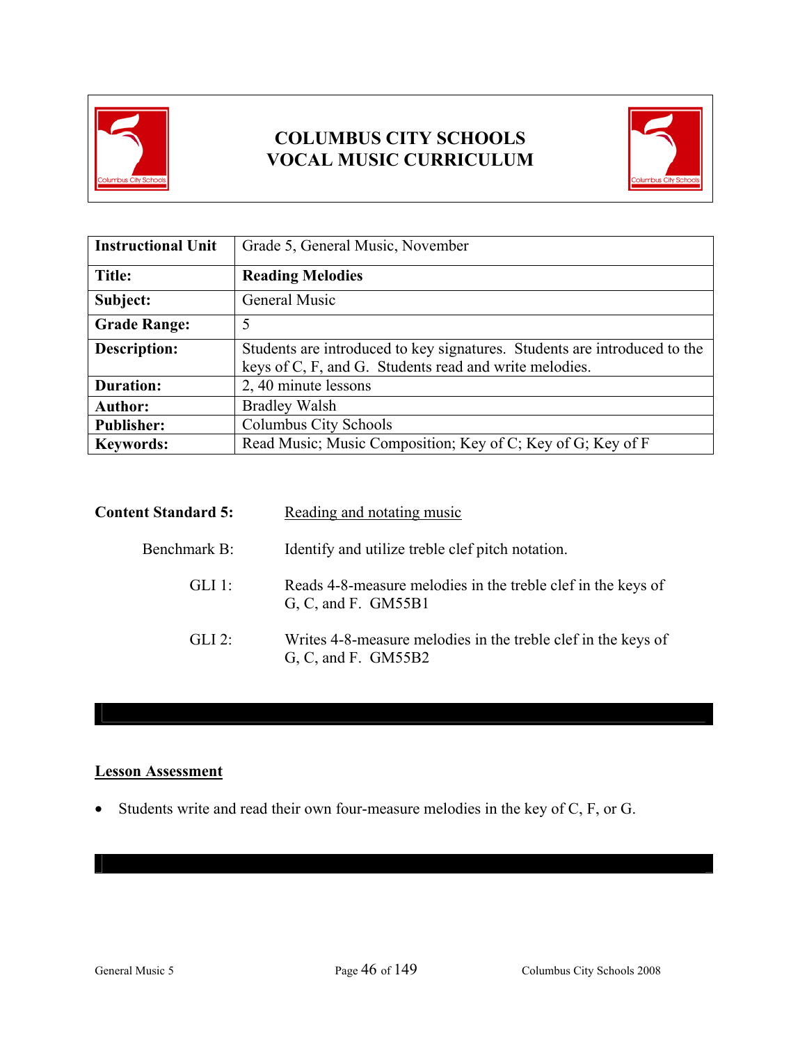# COLUMBUS CITY SCHOOLS
# VOCAL MUSIC CURRICULUM

| Instructional Unit | Grade 5, General Music, November |
|---|---|
| **Title:** | **Reading Melodies** |
| **Subject:** | General Music |
| **Grade Range:** | 5 |
| **Description:** | Students are introduced to key signatures. Students are introduced to the keys of C, F, and G. Students read and write melodies. |
| **Duration:** | 2, 40 minute lessons |
| **Author:** | Bradley Walsh |
| **Publisher:** | Columbus City Schools |
| **Keywords:** | Read Music; Music Composition; Key of C; Key of G; Key of F |

**Content Standard 5:** Reading and notating music

Benchmark B: Identify and utilize treble clef pitch notation.

GLI 1: Reads 4-8-measure melodies in the treble clef in the keys of G, C, and F. GM55B1

GLI 2: Writes 4-8-measure melodies in the treble clef in the keys of G, C, and F. GM55B2

## Lesson Assessment

- Students write and read their own four-measure melodies in the key of C, F, or G.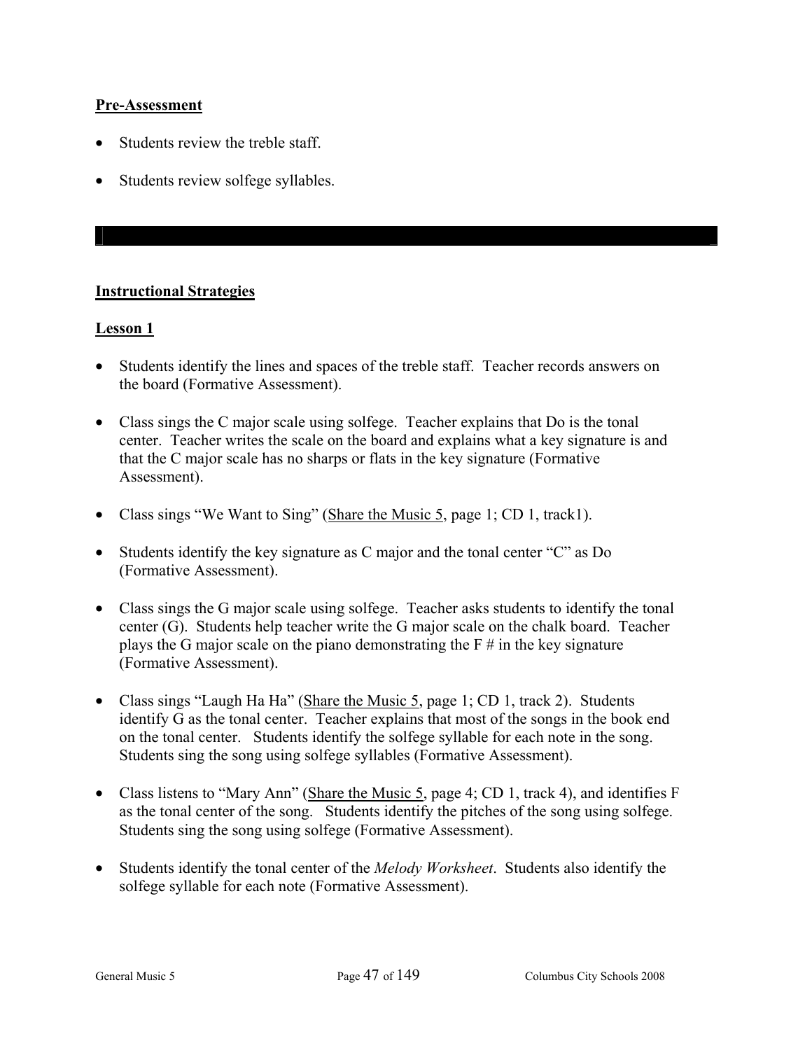**Pre-Assessment**

- Students review the treble staff.
- Students review solfege syllables.

---

**Instructional Strategies**

**Lesson 1**

- Students identify the lines and spaces of the treble staff. Teacher records answers on the board (Formative Assessment).
- Class sings the C major scale using solfege. Teacher explains that Do is the tonal center. Teacher writes the scale on the board and explains what a key signature is and that the C major scale has no sharps or flats in the key signature (Formative Assessment).
- Class sings "We Want to Sing" (Share the Music 5, page 1; CD 1, track1).
- Students identify the key signature as C major and the tonal center "C" as Do (Formative Assessment).
- Class sings the G major scale using solfege. Teacher asks students to identify the tonal center (G). Students help teacher write the G major scale on the chalk board. Teacher plays the G major scale on the piano demonstrating the F # in the key signature (Formative Assessment).
- Class sings "Laugh Ha Ha" (Share the Music 5, page 1; CD 1, track 2). Students identify G as the tonal center. Teacher explains that most of the songs in the book end on the tonal center. Students identify the solfege syllable for each note in the song. Students sing the song using solfege syllables (Formative Assessment).
- Class listens to "Mary Ann" (Share the Music 5, page 4; CD 1, track 4), and identifies F as the tonal center of the song. Students identify the pitches of the song using solfege. Students sing the song using solfege (Formative Assessment).
- Students identify the tonal center of the *Melody Worksheet*. Students also identify the solfege syllable for each note (Formative Assessment).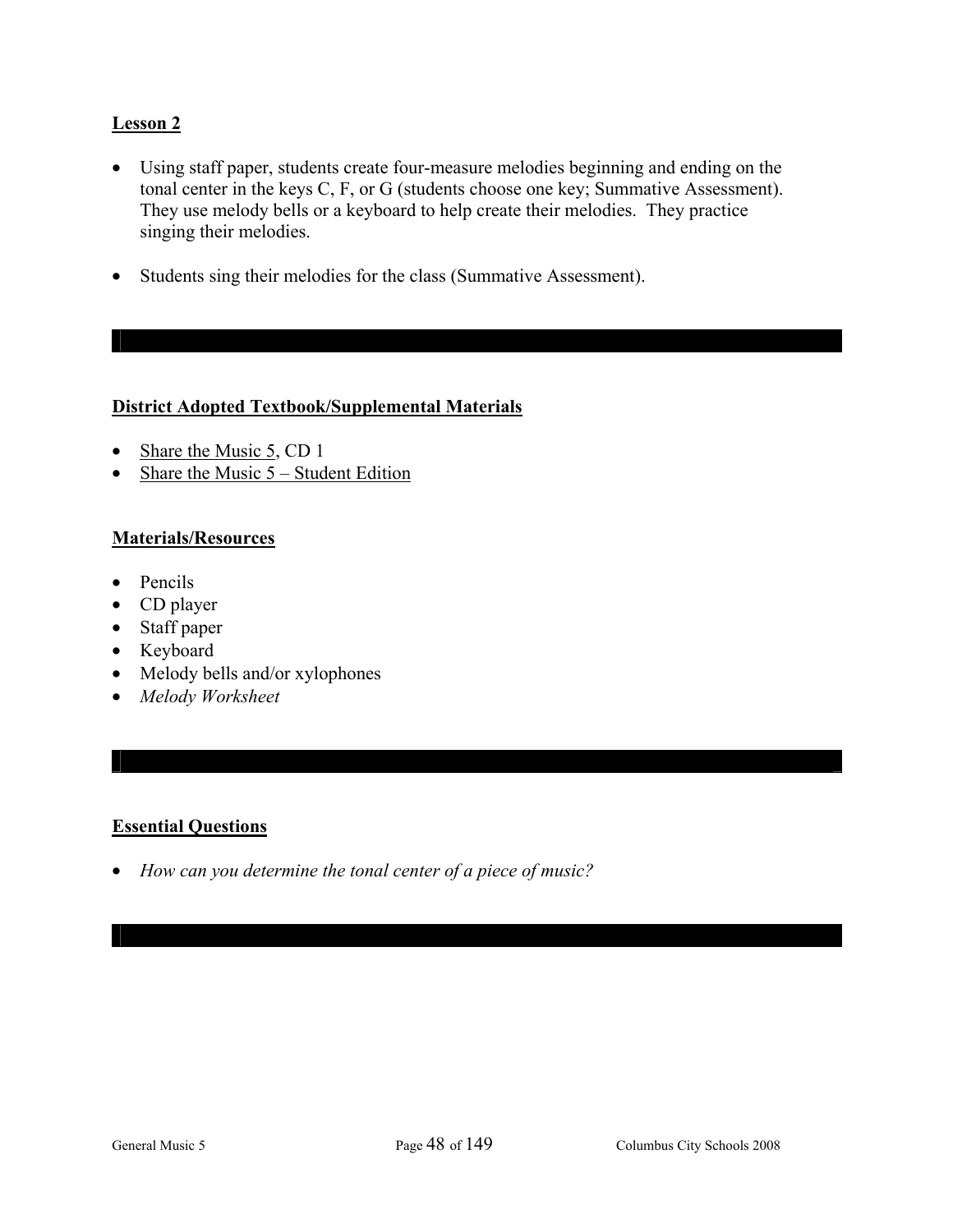**Lesson 2**

- Using staff paper, students create four-measure melodies beginning and ending on the tonal center in the keys C, F, or G (students choose one key; Summative Assessment). They use melody bells or a keyboard to help create their melodies. They practice singing their melodies.

- Students sing their melodies for the class (Summative Assessment).

---

**District Adopted Textbook/Supplemental Materials**

- Share the Music 5, CD 1
- Share the Music 5 – Student Edition

**Materials/Resources**

- Pencils
- CD player
- Staff paper
- Keyboard
- Melody bells and/or xylophones
- *Melody Worksheet*

---

**Essential Questions**

- *How can you determine the tonal center of a piece of music?*

---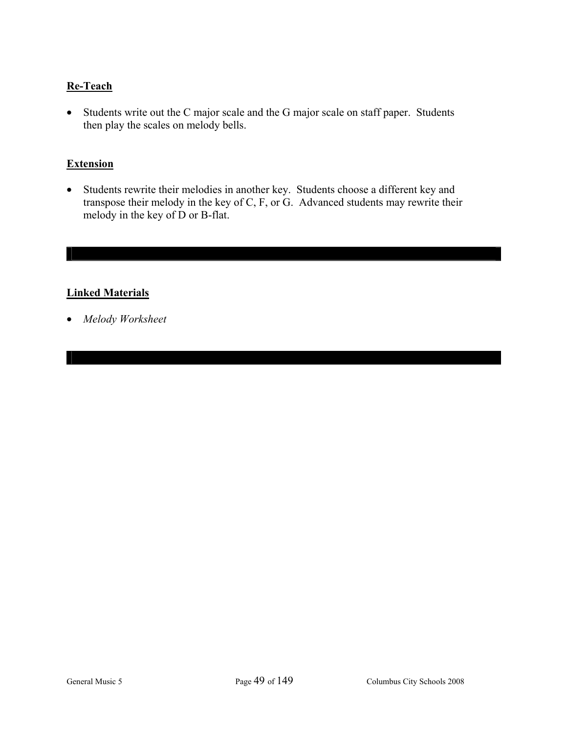**Re-Teach**

- Students write out the C major scale and the G major scale on staff paper. Students then play the scales on melody bells.

**Extension**

- Students rewrite their melodies in another key. Students choose a different key and transpose their melody in the key of C, F, or G. Advanced students may rewrite their melody in the key of D or B-flat.

---

**Linked Materials**

- *Melody Worksheet*

---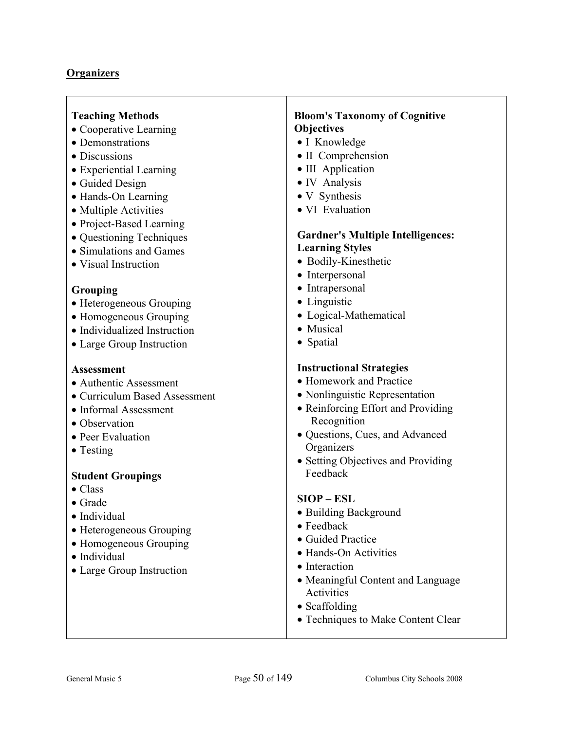## Organizers

**Teaching Methods**
- Cooperative Learning
- Demonstrations
- Discussions
- Experiential Learning
- Guided Design
- Hands-On Learning
- Multiple Activities
- Project-Based Learning
- Questioning Techniques
- Simulations and Games
- Visual Instruction

**Grouping**
- Heterogeneous Grouping
- Homogeneous Grouping
- Individualized Instruction
- Large Group Instruction

**Assessment**
- Authentic Assessment
- Curriculum Based Assessment
- Informal Assessment
- Observation
- Peer Evaluation
- Testing

**Student Groupings**
- Class
- Grade
- Individual
- Heterogeneous Grouping
- Homogeneous Grouping
- Individual
- Large Group Instruction

**Bloom's Taxonomy of Cognitive Objectives**
- I Knowledge
- II Comprehension
- III Application
- IV Analysis
- V Synthesis
- VI Evaluation

**Gardner's Multiple Intelligences: Learning Styles**
- Bodily-Kinesthetic
- Interpersonal
- Intrapersonal
- Linguistic
- Logical-Mathematical
- Musical
- Spatial

**Instructional Strategies**
- Homework and Practice
- Nonlinguistic Representation
- Reinforcing Effort and Providing Recognition
- Questions, Cues, and Advanced Organizers
- Setting Objectives and Providing Feedback

**SIOP – ESL**
- Building Background
- Feedback
- Guided Practice
- Hands-On Activities
- Interaction
- Meaningful Content and Language Activities
- Scaffolding
- Techniques to Make Content Clear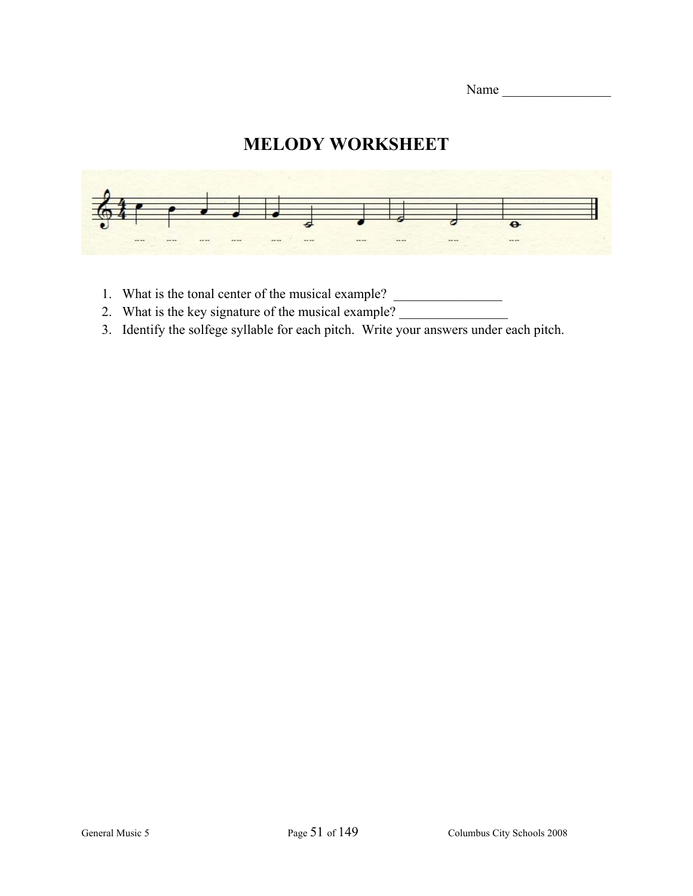Name ________________

# MELODY WORKSHEET

1. What is the tonal center of the musical example? ________________
2. What is the key signature of the musical example? ________________
3. Identify the solfege syllable for each pitch. Write your answers under each pitch.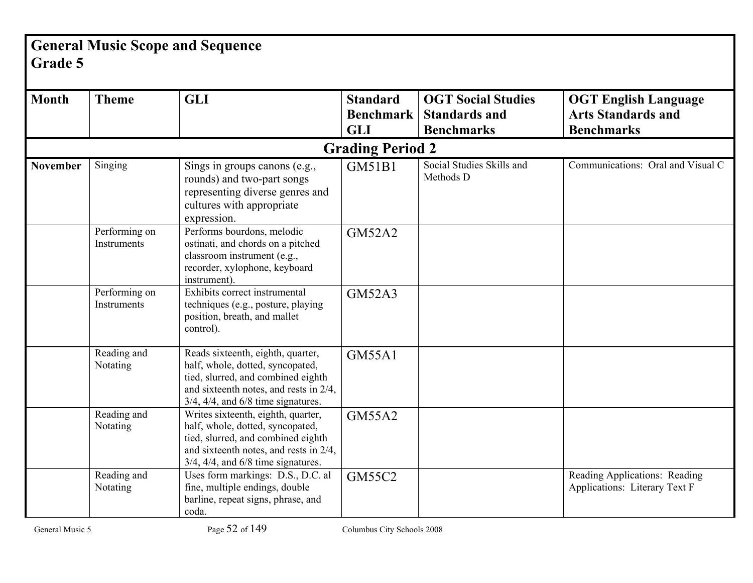# General Music Scope and Sequence
## Grade 5

| Month | Theme | GLI | Standard Benchmark GLI | OGT Social Studies Standards and Benchmarks | OGT English Language Arts Standards and Benchmarks |
|---|---|---|---|---|---|
| **Grading Period 2** | | | | | |
| **November** | Singing | Sings in groups canons (e.g., rounds) and two-part songs representing diverse genres and cultures with appropriate expression. | GM51B1 | Social Studies Skills and Methods D | Communications: Oral and Visual C |
| | Performing on Instruments | Performs bourdons, melodic ostinati, and chords on a pitched classroom instrument (e.g., recorder, xylophone, keyboard instrument). | GM52A2 | | |
| | Performing on Instruments | Exhibits correct instrumental techniques (e.g., posture, playing position, breath, and mallet control). | GM52A3 | | |
| | Reading and Notating | Reads sixteenth, eighth, quarter, half, whole, dotted, syncopated, tied, slurred, and combined eighth and sixteenth notes, and rests in 2/4, 3/4, 4/4, and 6/8 time signatures. | GM55A1 | | |
| | Reading and Notating | Writes sixteenth, eighth, quarter, half, whole, dotted, syncopated, tied, slurred, and combined eighth and sixteenth notes, and rests in 2/4, 3/4, 4/4, and 6/8 time signatures. | GM55A2 | | |
| | Reading and Notating | Uses form markings: D.S., D.C. al fine, multiple endings, double barline, repeat signs, phrase, and coda. | GM55C2 | | Reading Applications: Reading Applications: Literary Text F |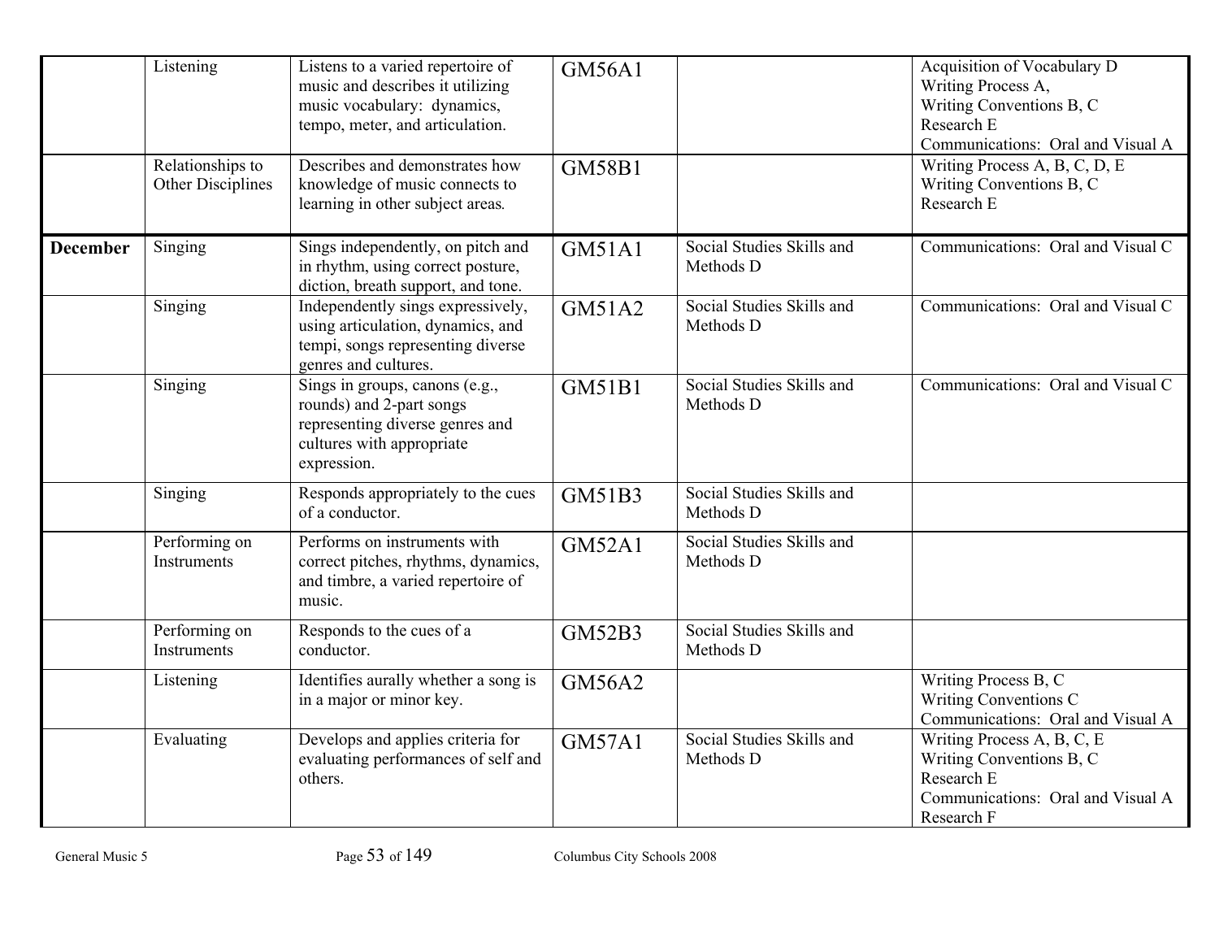| | | | | | |
|---|---|---|---|---|---|
| | Listening | Listens to a varied repertoire of music and describes it utilizing music vocabulary: dynamics, tempo, meter, and articulation. | GM56A1 | | Acquisition of Vocabulary D<br>Writing Process A,<br>Writing Conventions B, C<br>Research E<br>Communications: Oral and Visual A |
| | Relationships to Other Disciplines | Describes and demonstrates how knowledge of music connects to learning in other subject areas. | GM58B1 | | Writing Process A, B, C, D, E<br>Writing Conventions B, C<br>Research E |
| **December** | Singing | Sings independently, on pitch and in rhythm, using correct posture, diction, breath support, and tone. | GM51A1 | Social Studies Skills and Methods D | Communications: Oral and Visual C |
| | Singing | Independently sings expressively, using articulation, dynamics, and tempi, songs representing diverse genres and cultures. | GM51A2 | Social Studies Skills and Methods D | Communications: Oral and Visual C |
| | Singing | Sings in groups, canons (e.g., rounds) and 2-part songs representing diverse genres and cultures with appropriate expression. | GM51B1 | Social Studies Skills and Methods D | Communications: Oral and Visual C |
| | Singing | Responds appropriately to the cues of a conductor. | GM51B3 | Social Studies Skills and Methods D | |
| | Performing on Instruments | Performs on instruments with correct pitches, rhythms, dynamics, and timbre, a varied repertoire of music. | GM52A1 | Social Studies Skills and Methods D | |
| | Performing on Instruments | Responds to the cues of a conductor. | GM52B3 | Social Studies Skills and Methods D | |
| | Listening | Identifies aurally whether a song is in a major or minor key. | GM56A2 | | Writing Process B, C<br>Writing Conventions C<br>Communications: Oral and Visual A |
| | Evaluating | Develops and applies criteria for evaluating performances of self and others. | GM57A1 | Social Studies Skills and Methods D | Writing Process A, B, C, E<br>Writing Conventions B, C<br>Research E<br>Communications: Oral and Visual A<br>Research F |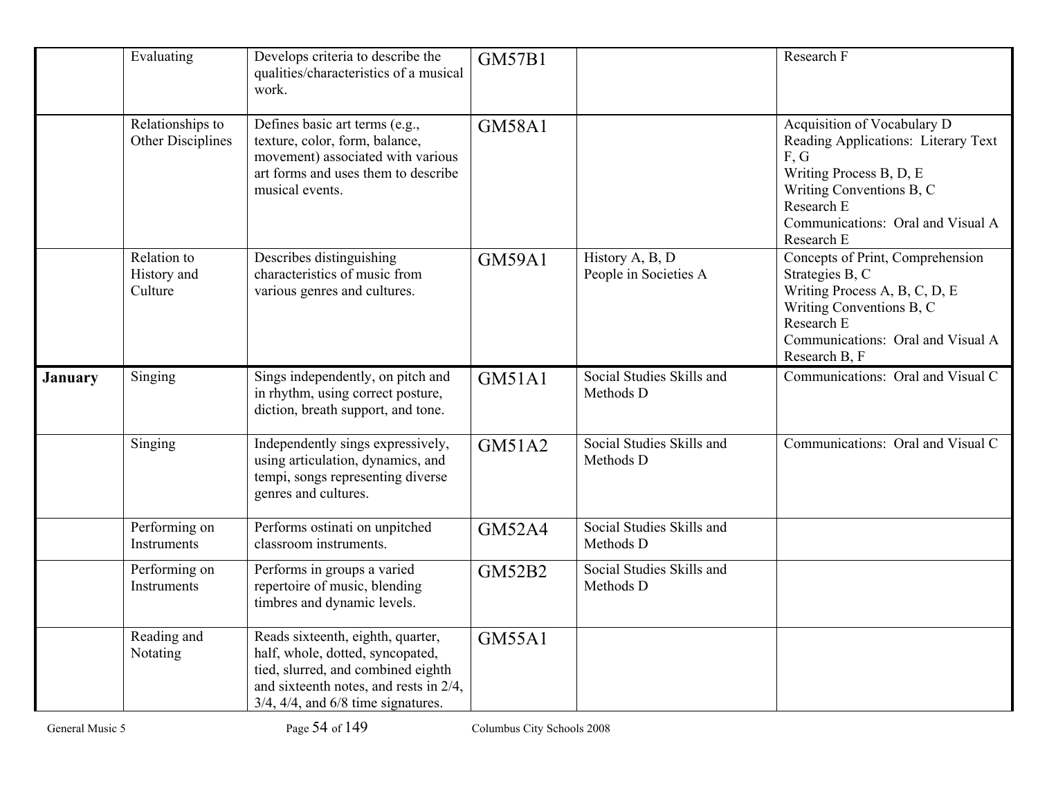| | | | | | |
|---|---|---|---|---|---|
| | Evaluating | Develops criteria to describe the qualities/characteristics of a musical work. | GM57B1 | | Research F |
| | Relationships to Other Disciplines | Defines basic art terms (e.g., texture, color, form, balance, movement) associated with various art forms and uses them to describe musical events. | GM58A1 | | Acquisition of Vocabulary D<br>Reading Applications: Literary Text F, G<br>Writing Process B, D, E<br>Writing Conventions B, C<br>Research E<br>Communications: Oral and Visual A<br>Research E |
| | Relation to History and Culture | Describes distinguishing characteristics of music from various genres and cultures. | GM59A1 | History A, B, D<br>People in Societies A | Concepts of Print, Comprehension Strategies B, C<br>Writing Process A, B, C, D, E<br>Writing Conventions B, C<br>Research E<br>Communications: Oral and Visual A<br>Research B, F |
| **January** | Singing | Sings independently, on pitch and in rhythm, using correct posture, diction, breath support, and tone. | GM51A1 | Social Studies Skills and Methods D | Communications: Oral and Visual C |
| | Singing | Independently sings expressively, using articulation, dynamics, and tempi, songs representing diverse genres and cultures. | GM51A2 | Social Studies Skills and Methods D | Communications: Oral and Visual C |
| | Performing on Instruments | Performs ostinati on unpitched classroom instruments. | GM52A4 | Social Studies Skills and Methods D | |
| | Performing on Instruments | Performs in groups a varied repertoire of music, blending timbres and dynamic levels. | GM52B2 | Social Studies Skills and Methods D | |
| | Reading and Notating | Reads sixteenth, eighth, quarter, half, whole, dotted, syncopated, tied, slurred, and combined eighth and sixteenth notes, and rests in 2/4, 3/4, 4/4, and 6/8 time signatures. | GM55A1 | | |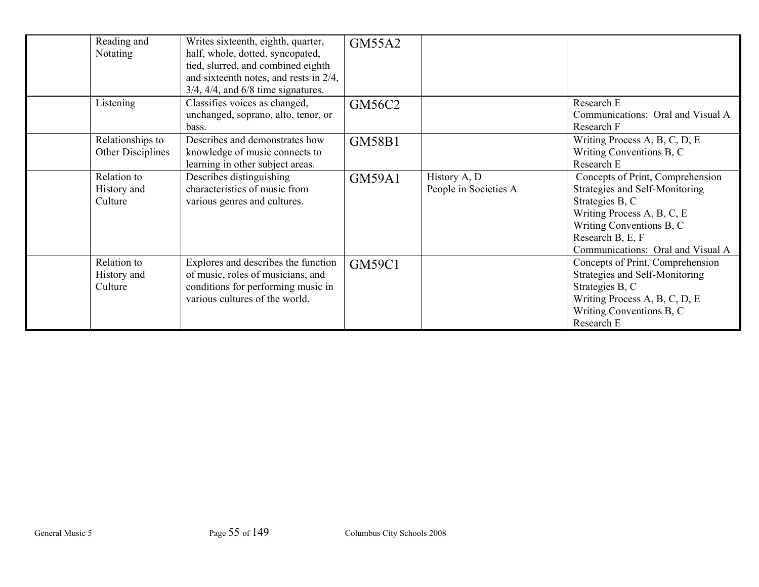| | | | | | |
|---|---|---|---|---|---|
| | Reading and Notating | Writes sixteenth, eighth, quarter, half, whole, dotted, syncopated, tied, slurred, and combined eighth and sixteenth notes, and rests in 2/4, 3/4, 4/4, and 6/8 time signatures. | GM55A2 | | |
| | Listening | Classifies voices as changed, unchanged, soprano, alto, tenor, or bass. | GM56C2 | | Research E<br>Communications: Oral and Visual A<br>Research F |
| | Relationships to Other Disciplines | Describes and demonstrates how knowledge of music connects to learning in other subject areas. | GM58B1 | | Writing Process A, B, C, D, E<br>Writing Conventions B, C<br>Research E |
| | Relation to History and Culture | Describes distinguishing characteristics of music from various genres and cultures. | GM59A1 | History A, D<br>People in Societies A | Concepts of Print, Comprehension Strategies and Self-Monitoring Strategies B, C<br>Writing Process A, B, C, E<br>Writing Conventions B, C<br>Research B, E, F<br>Communications: Oral and Visual A |
| | Relation to History and Culture | Explores and describes the function of music, roles of musicians, and conditions for performing music in various cultures of the world. | GM59C1 | | Concepts of Print, Comprehension Strategies and Self-Monitoring Strategies B, C<br>Writing Process A, B, C, D, E<br>Writing Conventions B, C<br>Research E |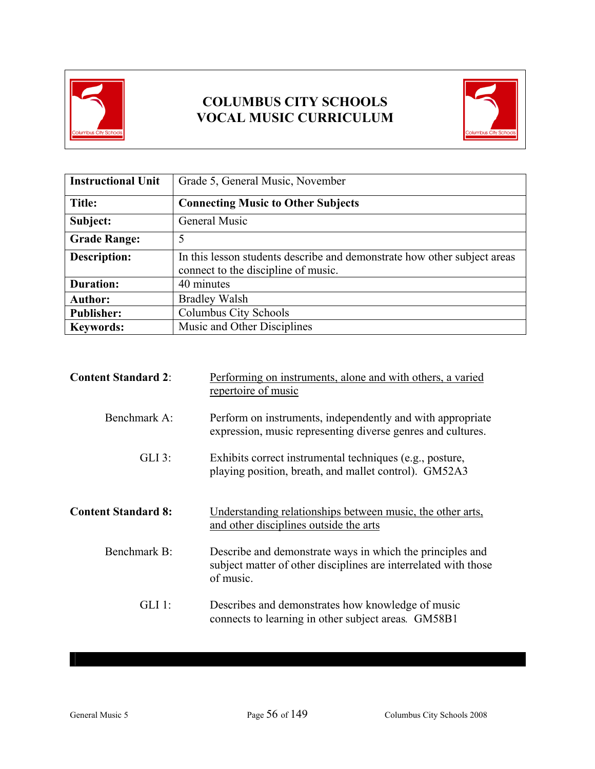# COLUMBUS CITY SCHOOLS
# VOCAL MUSIC CURRICULUM

| Instructional Unit | Grade 5, General Music, November |
|---|---|
| **Title:** | **Connecting Music to Other Subjects** |
| **Subject:** | General Music |
| **Grade Range:** | 5 |
| **Description:** | In this lesson students describe and demonstrate how other subject areas connect to the discipline of music. |
| **Duration:** | 40 minutes |
| **Author:** | Bradley Walsh |
| **Publisher:** | Columbus City Schools |
| **Keywords:** | Music and Other Disciplines |

**Content Standard 2**: Performing on instruments, alone and with others, a varied repertoire of music

Benchmark A: Perform on instruments, independently and with appropriate expression, music representing diverse genres and cultures.

GLI 3: Exhibits correct instrumental techniques (e.g., posture, playing position, breath, and mallet control). GM52A3

**Content Standard 8:** Understanding relationships between music, the other arts, and other disciplines outside the arts

Benchmark B: Describe and demonstrate ways in which the principles and subject matter of other disciplines are interrelated with those of music.

GLI 1: Describes and demonstrates how knowledge of music connects to learning in other subject areas. GM58B1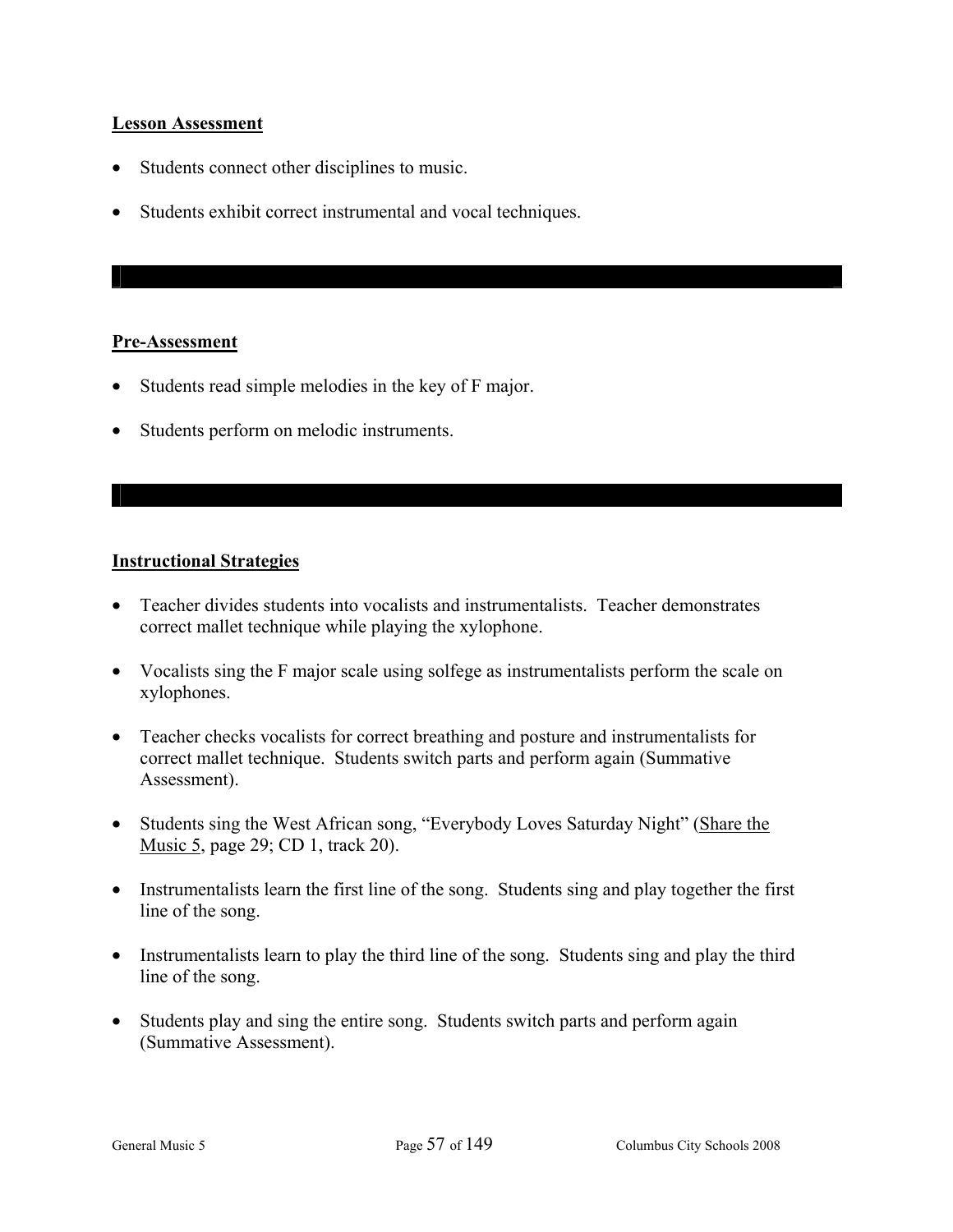**Lesson Assessment**

- Students connect other disciplines to music.
- Students exhibit correct instrumental and vocal techniques.

---

**Pre-Assessment**

- Students read simple melodies in the key of F major.
- Students perform on melodic instruments.

---

**Instructional Strategies**

- Teacher divides students into vocalists and instrumentalists. Teacher demonstrates correct mallet technique while playing the xylophone.
- Vocalists sing the F major scale using solfege as instrumentalists perform the scale on xylophones.
- Teacher checks vocalists for correct breathing and posture and instrumentalists for correct mallet technique. Students switch parts and perform again (Summative Assessment).
- Students sing the West African song, "Everybody Loves Saturday Night" (Share the Music 5, page 29; CD 1, track 20).
- Instrumentalists learn the first line of the song. Students sing and play together the first line of the song.
- Instrumentalists learn to play the third line of the song. Students sing and play the third line of the song.
- Students play and sing the entire song. Students switch parts and perform again (Summative Assessment).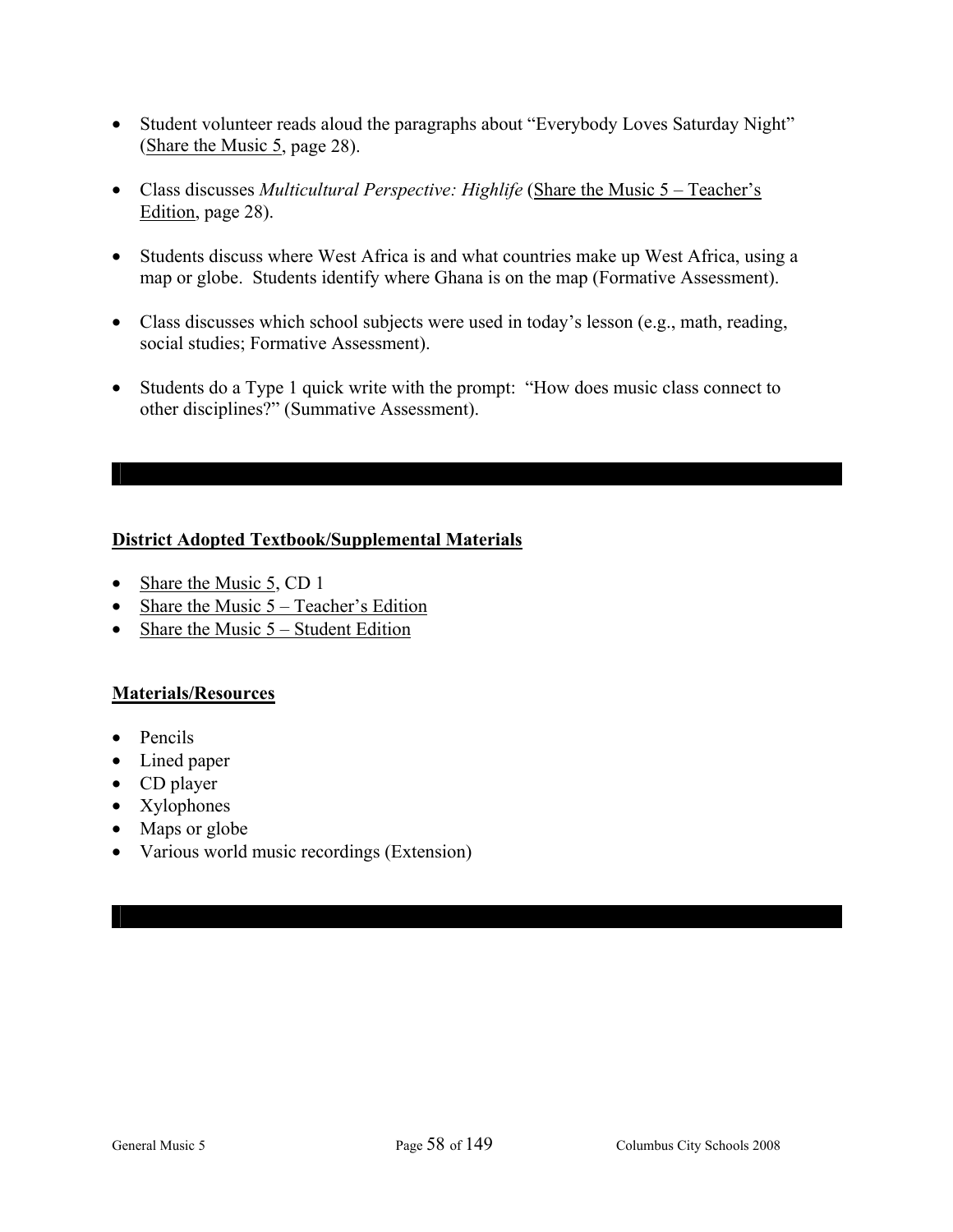- Student volunteer reads aloud the paragraphs about "Everybody Loves Saturday Night" (Share the Music 5, page 28).
- Class discusses *Multicultural Perspective: Highlife* (Share the Music 5 – Teacher's Edition, page 28).
- Students discuss where West Africa is and what countries make up West Africa, using a map or globe. Students identify where Ghana is on the map (Formative Assessment).
- Class discusses which school subjects were used in today's lesson (e.g., math, reading, social studies; Formative Assessment).
- Students do a Type 1 quick write with the prompt: "How does music class connect to other disciplines?" (Summative Assessment).

---

**District Adopted Textbook/Supplemental Materials**

- Share the Music 5, CD 1
- Share the Music 5 – Teacher's Edition
- Share the Music 5 – Student Edition

**Materials/Resources**

- Pencils
- Lined paper
- CD player
- Xylophones
- Maps or globe
- Various world music recordings (Extension)

---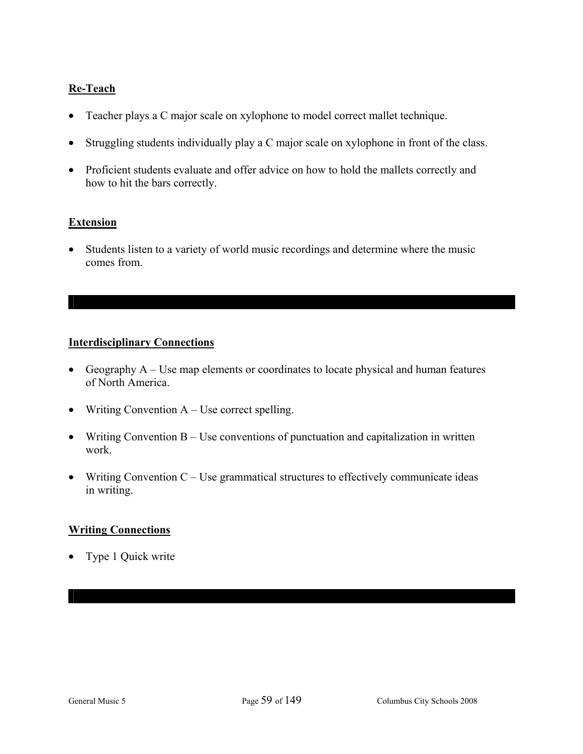**Re-Teach**

- Teacher plays a C major scale on xylophone to model correct mallet technique.
- Struggling students individually play a C major scale on xylophone in front of the class.
- Proficient students evaluate and offer advice on how to hold the mallets correctly and how to hit the bars correctly.

**Extension**

- Students listen to a variety of world music recordings and determine where the music comes from.

---

**Interdisciplinary Connections**

- Geography A – Use map elements or coordinates to locate physical and human features of North America.
- Writing Convention A – Use correct spelling.
- Writing Convention B – Use conventions of punctuation and capitalization in written work.
- Writing Convention C – Use grammatical structures to effectively communicate ideas in writing.

**Writing Connections**

- Type 1 Quick write

---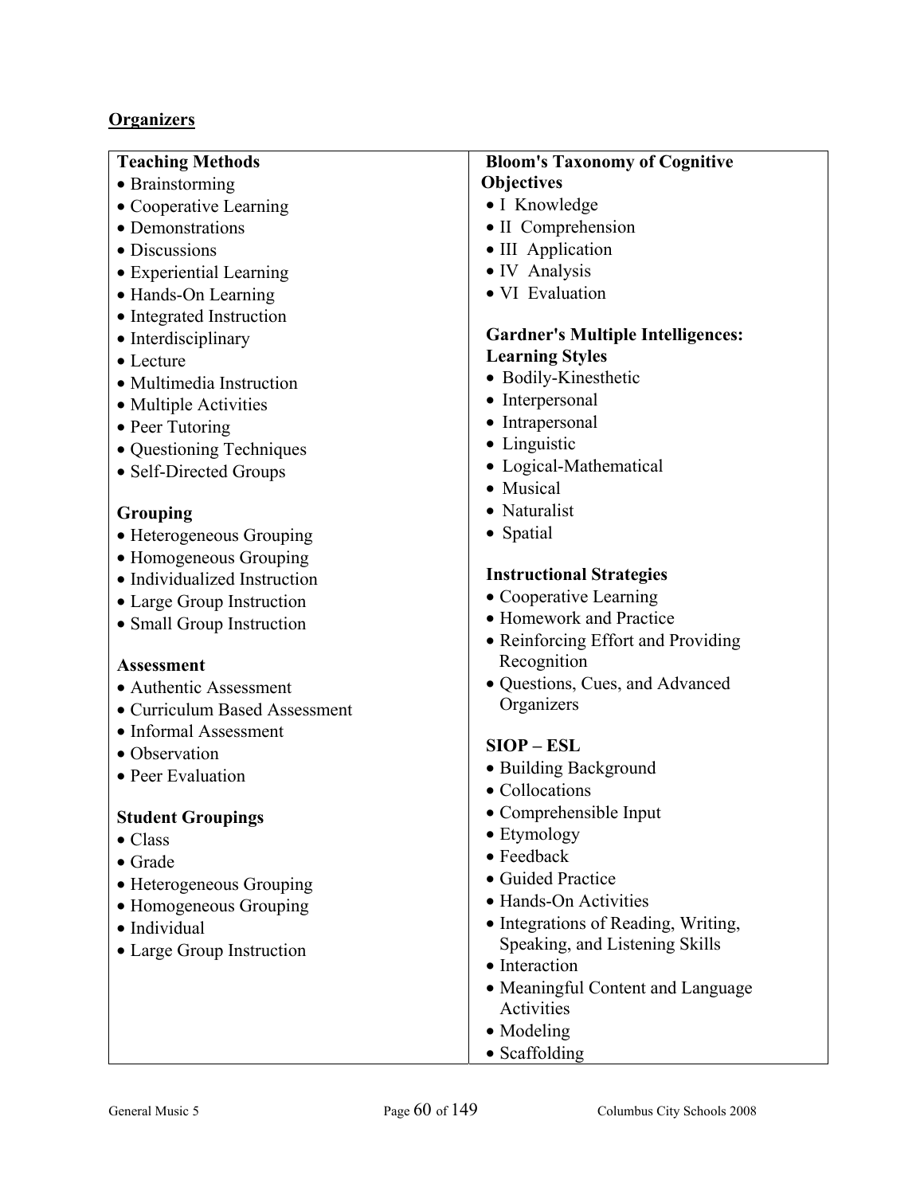## Organizers

**Teaching Methods**
- Brainstorming
- Cooperative Learning
- Demonstrations
- Discussions
- Experiential Learning
- Hands-On Learning
- Integrated Instruction
- Interdisciplinary
- Lecture
- Multimedia Instruction
- Multiple Activities
- Peer Tutoring
- Questioning Techniques
- Self-Directed Groups

**Grouping**
- Heterogeneous Grouping
- Homogeneous Grouping
- Individualized Instruction
- Large Group Instruction
- Small Group Instruction

**Assessment**
- Authentic Assessment
- Curriculum Based Assessment
- Informal Assessment
- Observation
- Peer Evaluation

**Student Groupings**
- Class
- Grade
- Heterogeneous Grouping
- Homogeneous Grouping
- Individual
- Large Group Instruction

**Bloom's Taxonomy of Cognitive Objectives**
- I Knowledge
- II Comprehension
- III Application
- IV Analysis
- VI Evaluation

**Gardner's Multiple Intelligences: Learning Styles**
- Bodily-Kinesthetic
- Interpersonal
- Intrapersonal
- Linguistic
- Logical-Mathematical
- Musical
- Naturalist
- Spatial

**Instructional Strategies**
- Cooperative Learning
- Homework and Practice
- Reinforcing Effort and Providing Recognition
- Questions, Cues, and Advanced Organizers

**SIOP – ESL**
- Building Background
- Collocations
- Comprehensible Input
- Etymology
- Feedback
- Guided Practice
- Hands-On Activities
- Integrations of Reading, Writing, Speaking, and Listening Skills
- Interaction
- Meaningful Content and Language Activities
- Modeling
- Scaffolding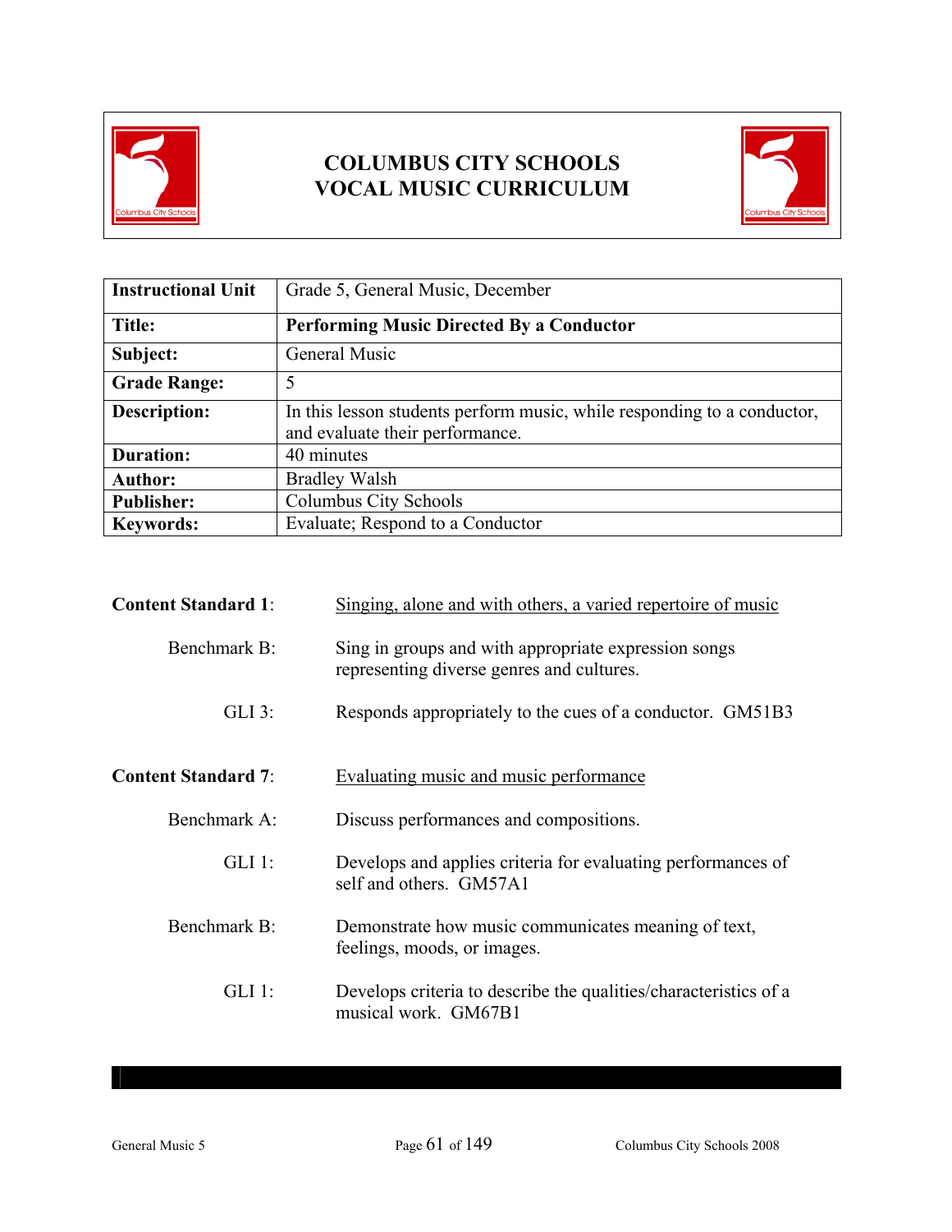# COLUMBUS CITY SCHOOLS
# VOCAL MUSIC CURRICULUM

| Instructional Unit | Grade 5, General Music, December |
|---|---|
| **Title:** | **Performing Music Directed By a Conductor** |
| **Subject:** | General Music |
| **Grade Range:** | 5 |
| **Description:** | In this lesson students perform music, while responding to a conductor, and evaluate their performance. |
| **Duration:** | 40 minutes |
| **Author:** | Bradley Walsh |
| **Publisher:** | Columbus City Schools |
| **Keywords:** | Evaluate; Respond to a Conductor |

**Content Standard 1**: Singing, alone and with others, a varied repertoire of music

Benchmark B: Sing in groups and with appropriate expression songs representing diverse genres and cultures.

GLI 3: Responds appropriately to the cues of a conductor. GM51B3

**Content Standard 7**: Evaluating music and music performance

Benchmark A: Discuss performances and compositions.

GLI 1: Develops and applies criteria for evaluating performances of self and others. GM57A1

Benchmark B: Demonstrate how music communicates meaning of text, feelings, moods, or images.

GLI 1: Develops criteria to describe the qualities/characteristics of a musical work. GM67B1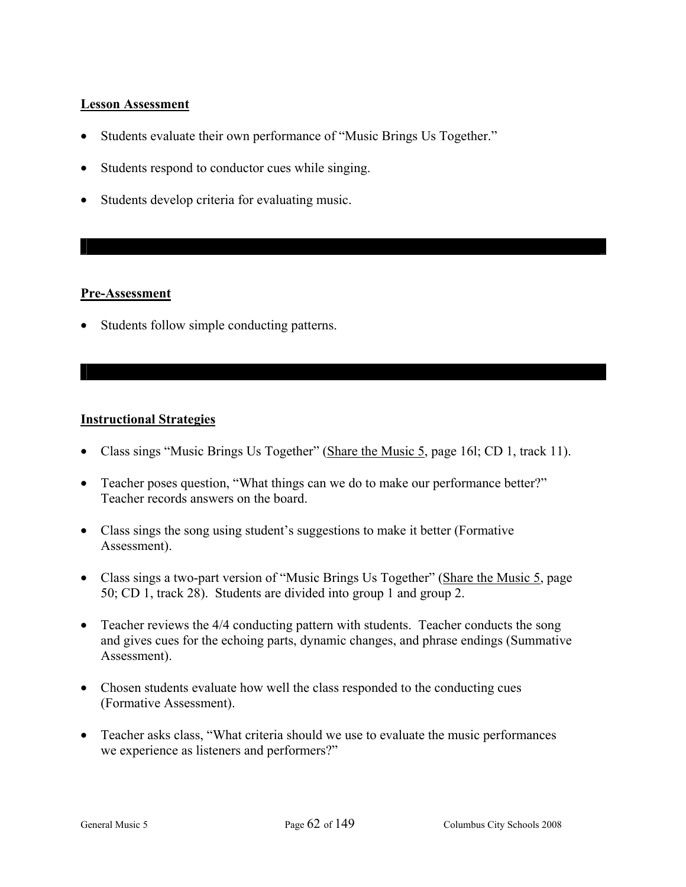**Lesson Assessment**

- Students evaluate their own performance of "Music Brings Us Together."
- Students respond to conductor cues while singing.
- Students develop criteria for evaluating music.

---

**Pre-Assessment**

- Students follow simple conducting patterns.

---

**Instructional Strategies**

- Class sings "Music Brings Us Together" (Share the Music 5, page 16l; CD 1, track 11).
- Teacher poses question, "What things can we do to make our performance better?" Teacher records answers on the board.
- Class sings the song using student's suggestions to make it better (Formative Assessment).
- Class sings a two-part version of "Music Brings Us Together" (Share the Music 5, page 50; CD 1, track 28). Students are divided into group 1 and group 2.
- Teacher reviews the 4/4 conducting pattern with students. Teacher conducts the song and gives cues for the echoing parts, dynamic changes, and phrase endings (Summative Assessment).
- Chosen students evaluate how well the class responded to the conducting cues (Formative Assessment).
- Teacher asks class, "What criteria should we use to evaluate the music performances we experience as listeners and performers?"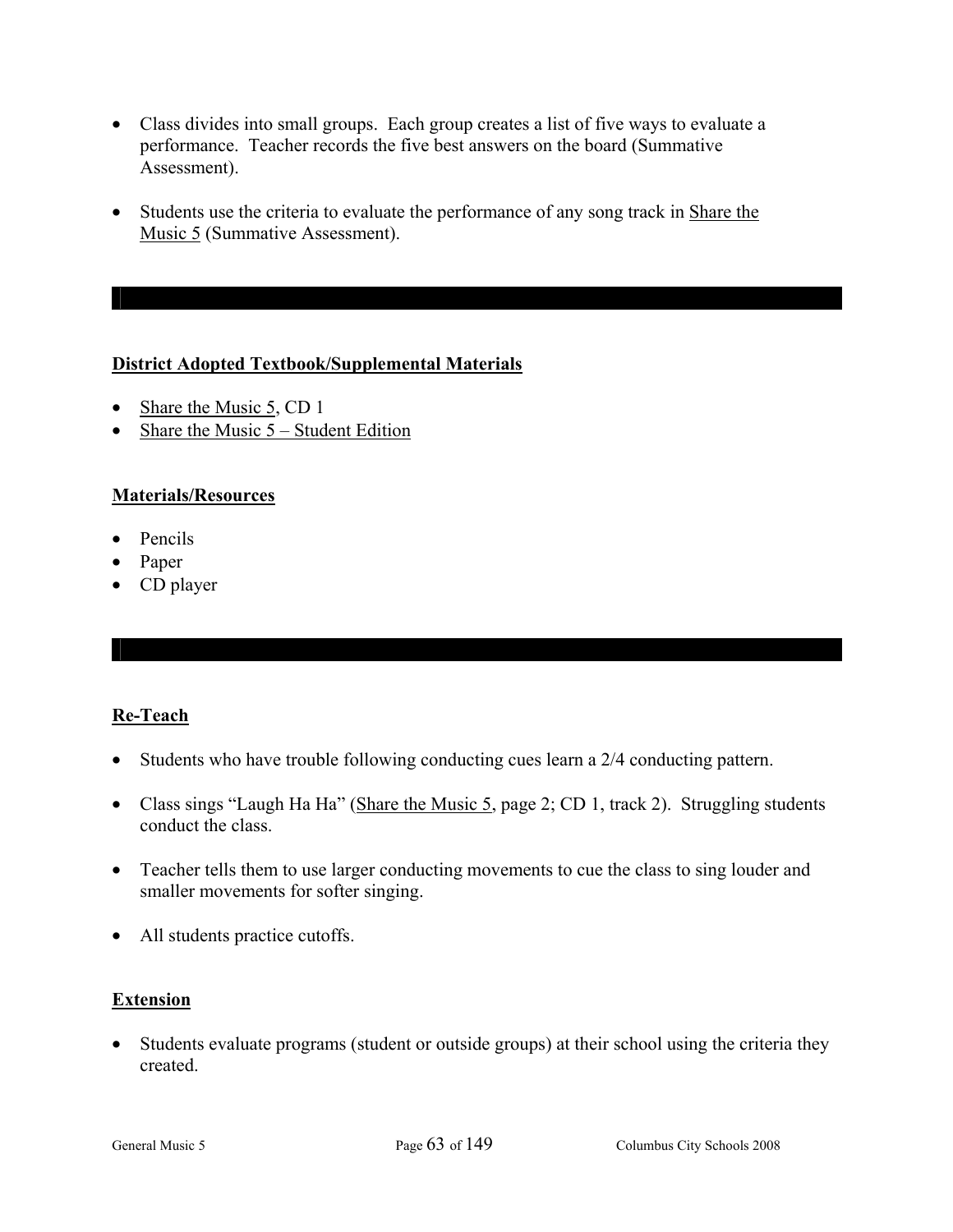- Class divides into small groups. Each group creates a list of five ways to evaluate a performance. Teacher records the five best answers on the board (Summative Assessment).

- Students use the criteria to evaluate the performance of any song track in Share the Music 5 (Summative Assessment).

---

**District Adopted Textbook/Supplemental Materials**

- Share the Music 5, CD 1
- Share the Music 5 – Student Edition

**Materials/Resources**

- Pencils
- Paper
- CD player

---

**Re-Teach**

- Students who have trouble following conducting cues learn a 2/4 conducting pattern.

- Class sings "Laugh Ha Ha" (Share the Music 5, page 2; CD 1, track 2). Struggling students conduct the class.

- Teacher tells them to use larger conducting movements to cue the class to sing louder and smaller movements for softer singing.

- All students practice cutoffs.

**Extension**

- Students evaluate programs (student or outside groups) at their school using the criteria they created.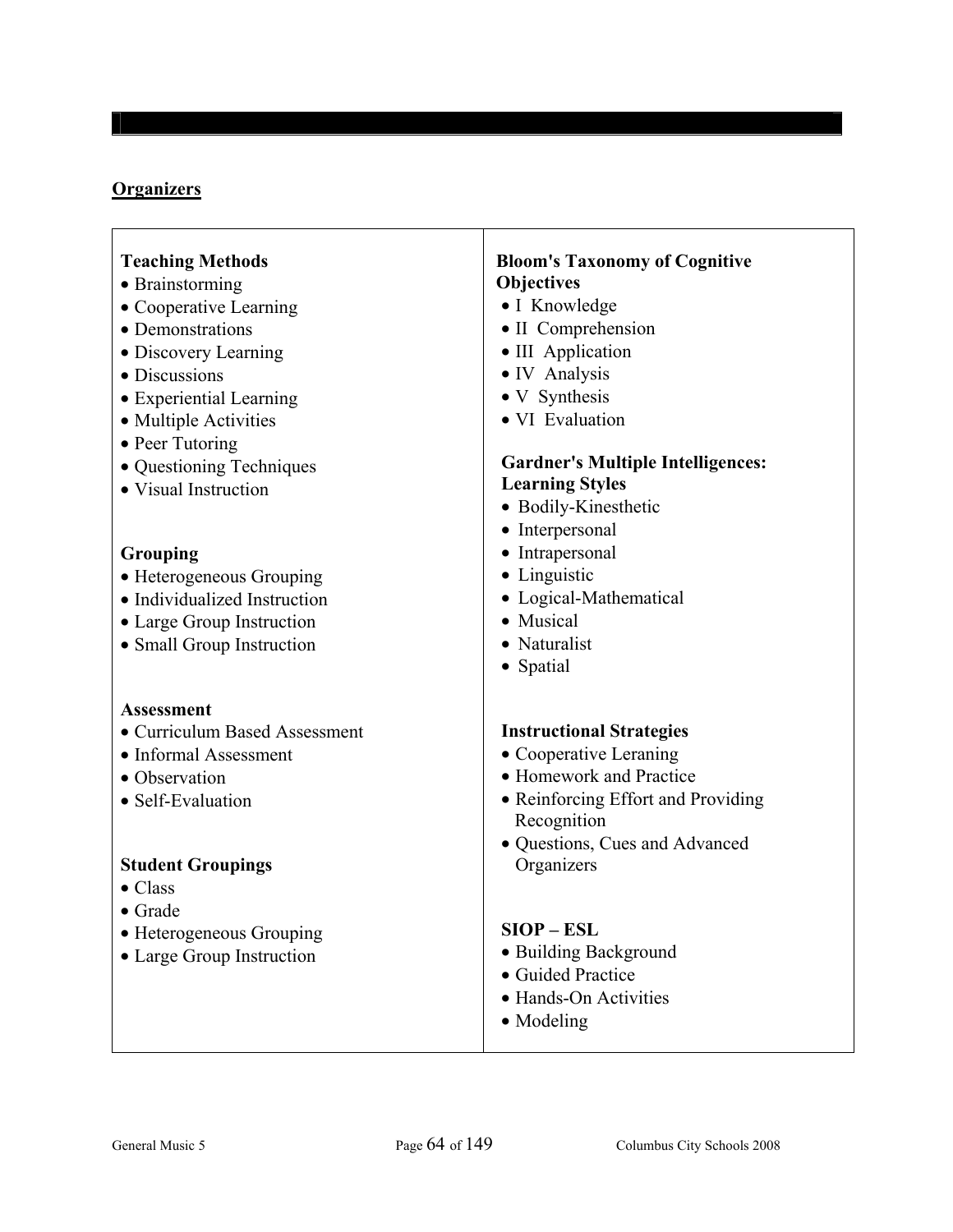## Organizers

**Teaching Methods**
- Brainstorming
- Cooperative Learning
- Demonstrations
- Discovery Learning
- Discussions
- Experiential Learning
- Multiple Activities
- Peer Tutoring
- Questioning Techniques
- Visual Instruction

**Grouping**
- Heterogeneous Grouping
- Individualized Instruction
- Large Group Instruction
- Small Group Instruction

**Assessment**
- Curriculum Based Assessment
- Informal Assessment
- Observation
- Self-Evaluation

**Student Groupings**
- Class
- Grade
- Heterogeneous Grouping
- Large Group Instruction

**Bloom's Taxonomy of Cognitive Objectives**
- I Knowledge
- II Comprehension
- III Application
- IV Analysis
- V Synthesis
- VI Evaluation

**Gardner's Multiple Intelligences: Learning Styles**
- Bodily-Kinesthetic
- Interpersonal
- Intrapersonal
- Linguistic
- Logical-Mathematical
- Musical
- Naturalist
- Spatial

**Instructional Strategies**
- Cooperative Leraning
- Homework and Practice
- Reinforcing Effort and Providing Recognition
- Questions, Cues and Advanced Organizers

**SIOP – ESL**
- Building Background
- Guided Practice
- Hands-On Activities
- Modeling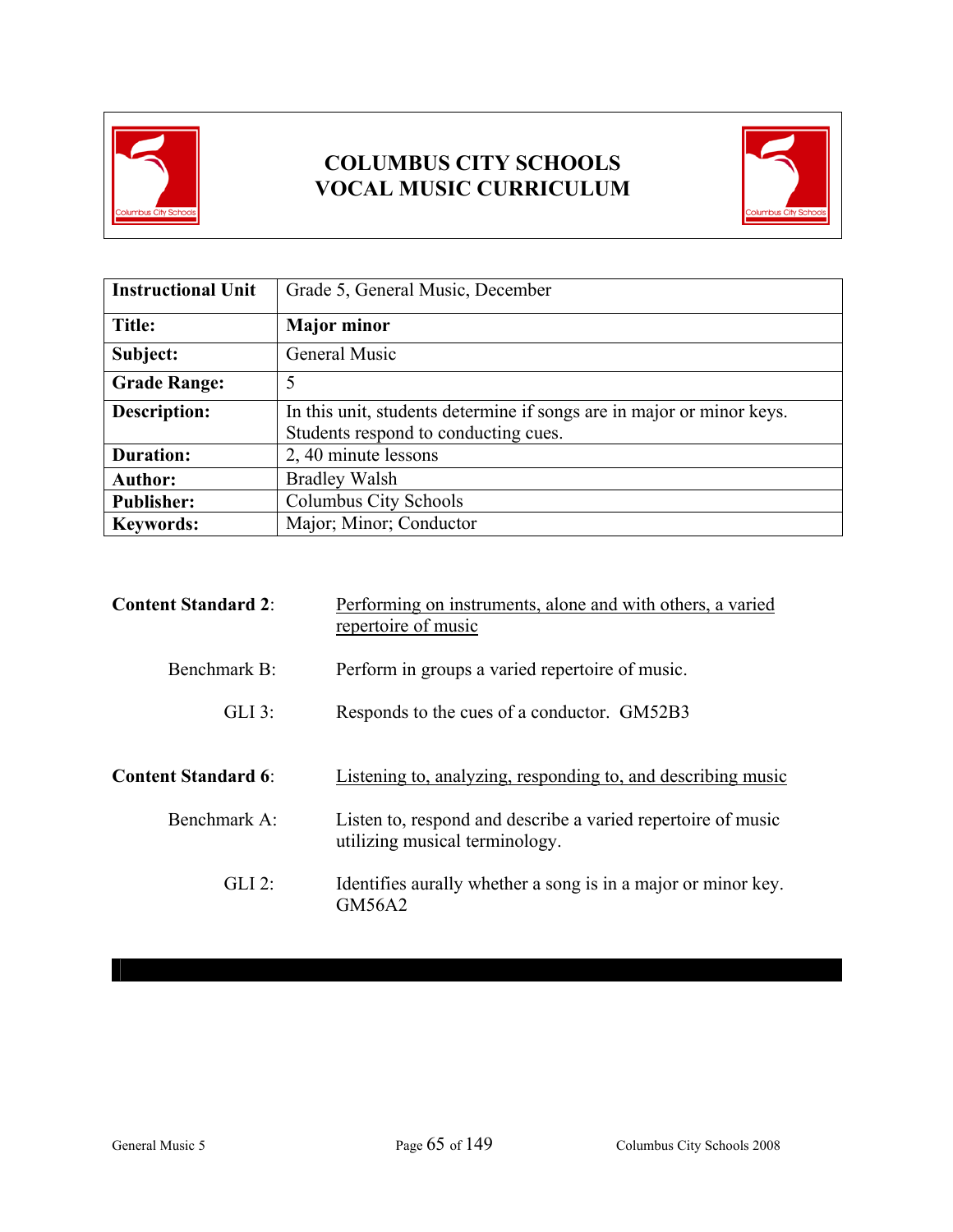# COLUMBUS CITY SCHOOLS
# VOCAL MUSIC CURRICULUM

| Instructional Unit | Grade 5, General Music, December |
|---|---|
| **Title:** | **Major minor** |
| **Subject:** | General Music |
| **Grade Range:** | 5 |
| **Description:** | In this unit, students determine if songs are in major or minor keys. Students respond to conducting cues. |
| **Duration:** | 2, 40 minute lessons |
| **Author:** | Bradley Walsh |
| **Publisher:** | Columbus City Schools |
| **Keywords:** | Major; Minor; Conductor |

**Content Standard 2**: Performing on instruments, alone and with others, a varied repertoire of music

Benchmark B: Perform in groups a varied repertoire of music.

GLI 3: Responds to the cues of a conductor. GM52B3

**Content Standard 6**: Listening to, analyzing, responding to, and describing music

Benchmark A: Listen to, respond and describe a varied repertoire of music utilizing musical terminology.

GLI 2: Identifies aurally whether a song is in a major or minor key. GM56A2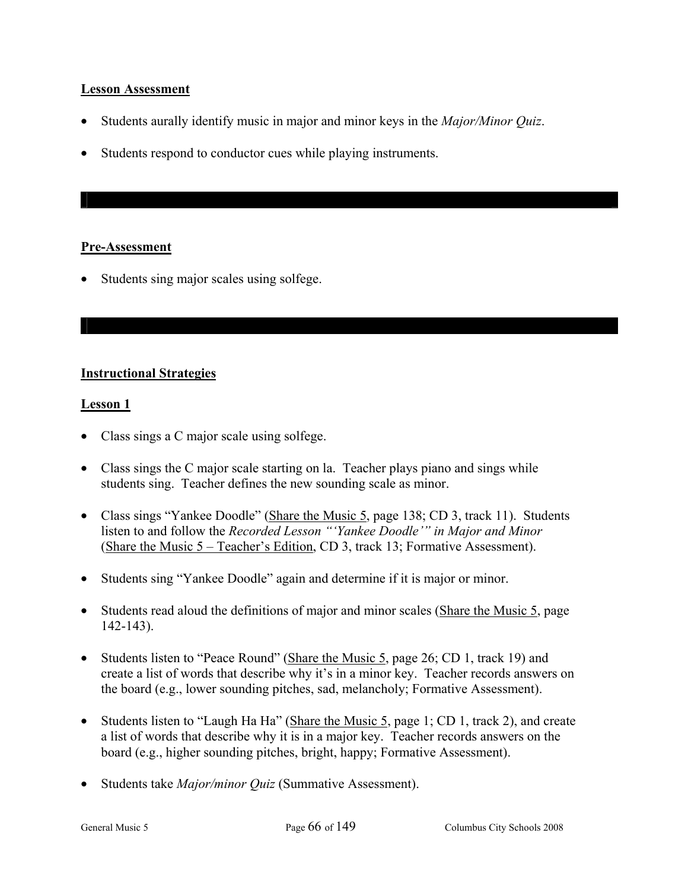**Lesson Assessment**

- Students aurally identify music in major and minor keys in the *Major/Minor Quiz*.
- Students respond to conductor cues while playing instruments.

**Pre-Assessment**

- Students sing major scales using solfege.

**Instructional Strategies**

**Lesson 1**

- Class sings a C major scale using solfege.
- Class sings the C major scale starting on la. Teacher plays piano and sings while students sing. Teacher defines the new sounding scale as minor.
- Class sings "Yankee Doodle" (Share the Music 5, page 138; CD 3, track 11). Students listen to and follow the *Recorded Lesson "'Yankee Doodle'" in Major and Minor* (Share the Music 5 – Teacher's Edition, CD 3, track 13; Formative Assessment).
- Students sing "Yankee Doodle" again and determine if it is major or minor.
- Students read aloud the definitions of major and minor scales (Share the Music 5, page 142-143).
- Students listen to "Peace Round" (Share the Music 5, page 26; CD 1, track 19) and create a list of words that describe why it's in a minor key. Teacher records answers on the board (e.g., lower sounding pitches, sad, melancholy; Formative Assessment).
- Students listen to "Laugh Ha Ha" (Share the Music 5, page 1; CD 1, track 2), and create a list of words that describe why it is in a major key. Teacher records answers on the board (e.g., higher sounding pitches, bright, happy; Formative Assessment).
- Students take *Major/minor Quiz* (Summative Assessment).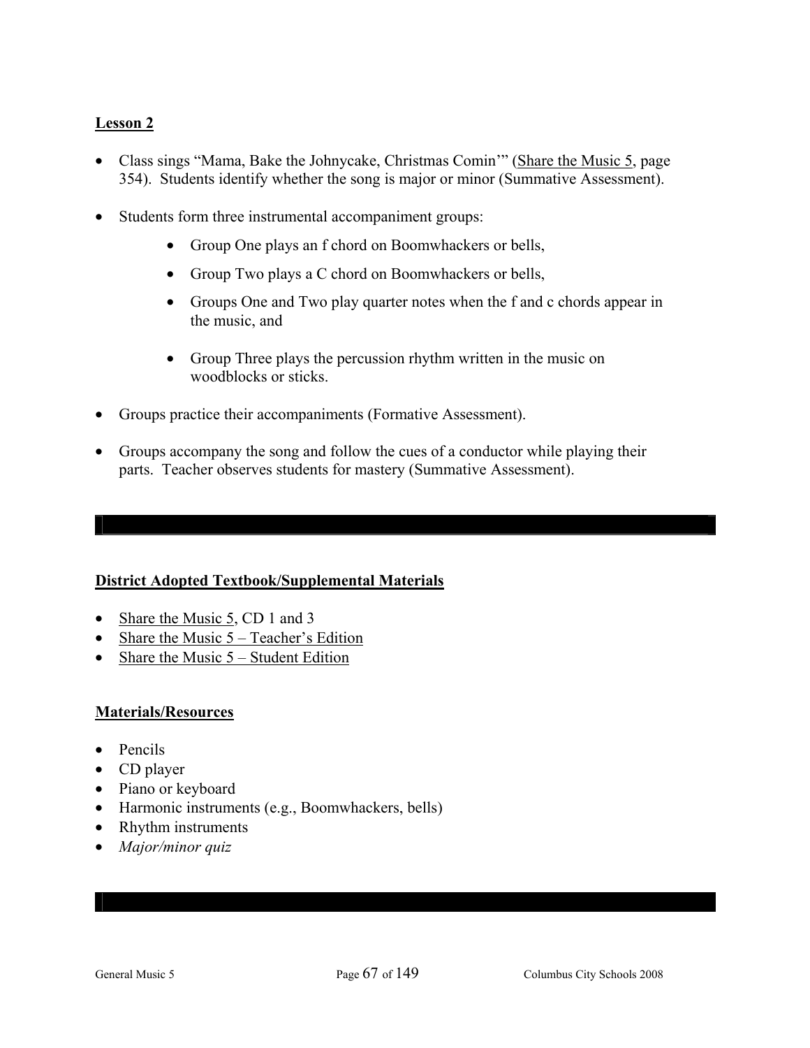**Lesson 2**

- Class sings "Mama, Bake the Johnycake, Christmas Comin'" (Share the Music 5, page 354). Students identify whether the song is major or minor (Summative Assessment).
- Students form three instrumental accompaniment groups:
    - Group One plays an f chord on Boomwhackers or bells,
    - Group Two plays a C chord on Boomwhackers or bells,
    - Groups One and Two play quarter notes when the f and c chords appear in the music, and
    - Group Three plays the percussion rhythm written in the music on woodblocks or sticks.
- Groups practice their accompaniments (Formative Assessment).
- Groups accompany the song and follow the cues of a conductor while playing their parts. Teacher observes students for mastery (Summative Assessment).

**District Adopted Textbook/Supplemental Materials**

- Share the Music 5, CD 1 and 3
- Share the Music 5 – Teacher's Edition
- Share the Music 5 – Student Edition

**Materials/Resources**

- Pencils
- CD player
- Piano or keyboard
- Harmonic instruments (e.g., Boomwhackers, bells)
- Rhythm instruments
- *Major/minor quiz*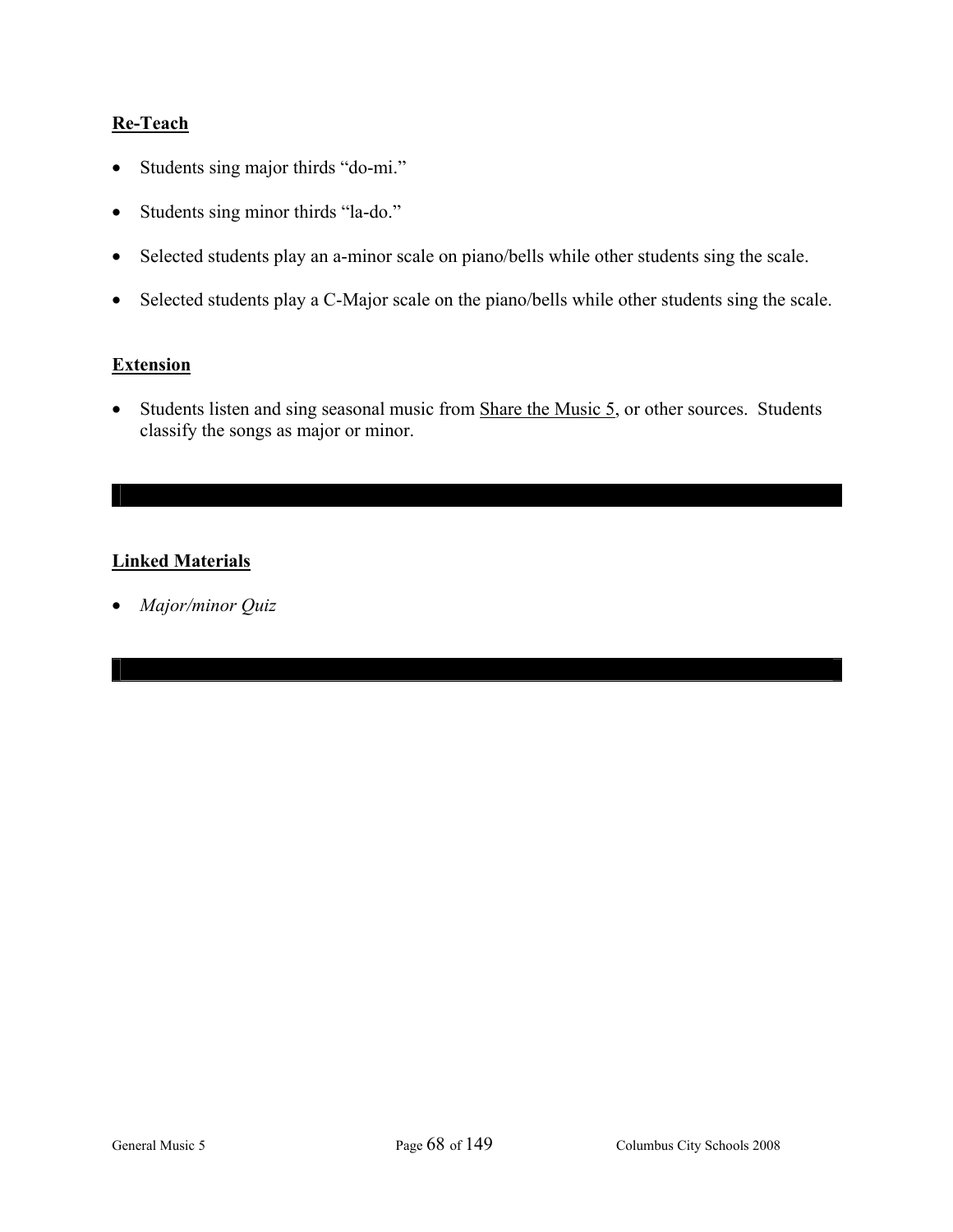**Re-Teach**

- Students sing major thirds "do-mi."
- Students sing minor thirds "la-do."
- Selected students play an a-minor scale on piano/bells while other students sing the scale.
- Selected students play a C-Major scale on the piano/bells while other students sing the scale.

**Extension**

- Students listen and sing seasonal music from Share the Music 5, or other sources. Students classify the songs as major or minor.

---

**Linked Materials**

- *Major/minor Quiz*

---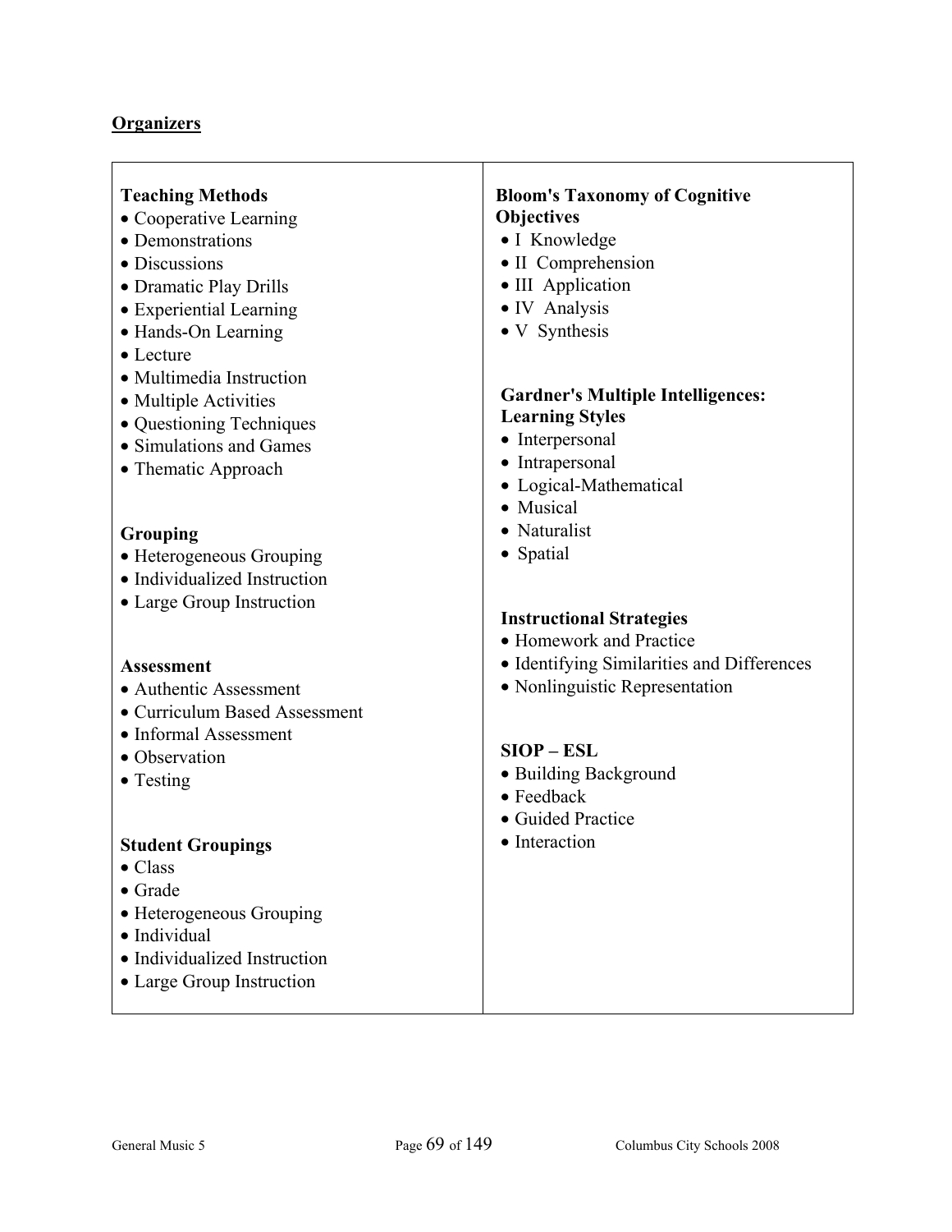## Organizers

**Teaching Methods**
- Cooperative Learning
- Demonstrations
- Discussions
- Dramatic Play Drills
- Experiential Learning
- Hands-On Learning
- Lecture
- Multimedia Instruction
- Multiple Activities
- Questioning Techniques
- Simulations and Games
- Thematic Approach

**Grouping**
- Heterogeneous Grouping
- Individualized Instruction
- Large Group Instruction

**Assessment**
- Authentic Assessment
- Curriculum Based Assessment
- Informal Assessment
- Observation
- Testing

**Student Groupings**
- Class
- Grade
- Heterogeneous Grouping
- Individual
- Individualized Instruction
- Large Group Instruction

**Bloom's Taxonomy of Cognitive Objectives**
- I Knowledge
- II Comprehension
- III Application
- IV Analysis
- V Synthesis

**Gardner's Multiple Intelligences: Learning Styles**
- Interpersonal
- Intrapersonal
- Logical-Mathematical
- Musical
- Naturalist
- Spatial

**Instructional Strategies**
- Homework and Practice
- Identifying Similarities and Differences
- Nonlinguistic Representation

**SIOP – ESL**
- Building Background
- Feedback
- Guided Practice
- Interaction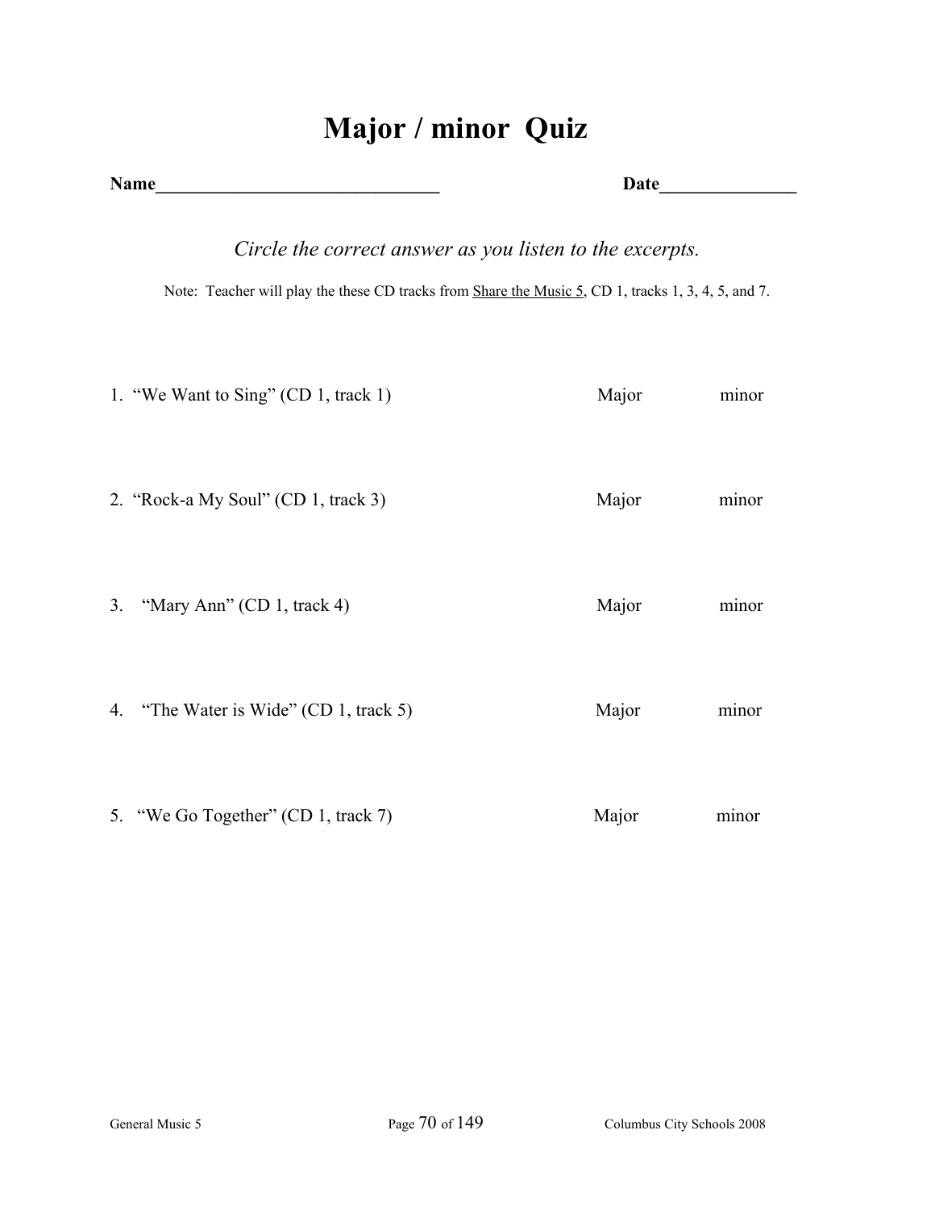# Major / minor Quiz

**Name_______________________________** **Date_______________**

*Circle the correct answer as you listen to the excerpts.*

Note: Teacher will play the these CD tracks from <u>Share the Music 5</u>, CD 1, tracks 1, 3, 4, 5, and 7.

| | | |
|---|---|---|
| 1. "We Want to Sing" (CD 1, track 1) | Major | minor |
| 2. "Rock-a My Soul" (CD 1, track 3) | Major | minor |
| 3. "Mary Ann" (CD 1, track 4) | Major | minor |
| 4. "The Water is Wide" (CD 1, track 5) | Major | minor |
| 5. "We Go Together" (CD 1, track 7) | Major | minor |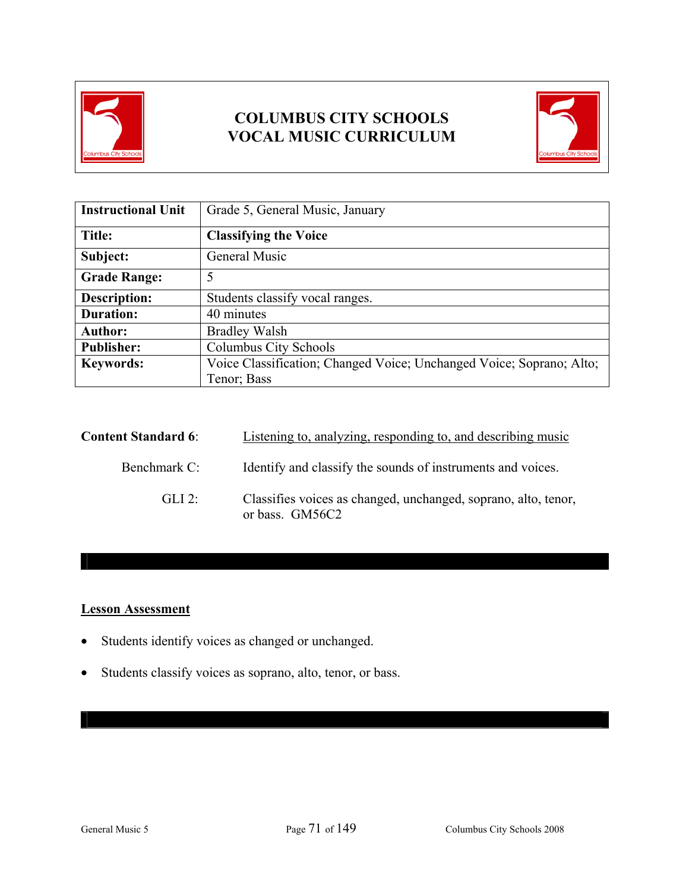# COLUMBUS CITY SCHOOLS
# VOCAL MUSIC CURRICULUM

| Instructional Unit | Grade 5, General Music, January |
|---|---|
| **Title:** | **Classifying the Voice** |
| **Subject:** | General Music |
| **Grade Range:** | 5 |
| **Description:** | Students classify vocal ranges. |
| **Duration:** | 40 minutes |
| **Author:** | Bradley Walsh |
| **Publisher:** | Columbus City Schools |
| **Keywords:** | Voice Classification; Changed Voice; Unchanged Voice; Soprano; Alto; Tenor; Bass |

**Content Standard 6**: Listening to, analyzing, responding to, and describing music

Benchmark C: Identify and classify the sounds of instruments and voices.

GLI 2: Classifies voices as changed, unchanged, soprano, alto, tenor, or bass. GM56C2

## Lesson Assessment

- Students identify voices as changed or unchanged.
- Students classify voices as soprano, alto, tenor, or bass.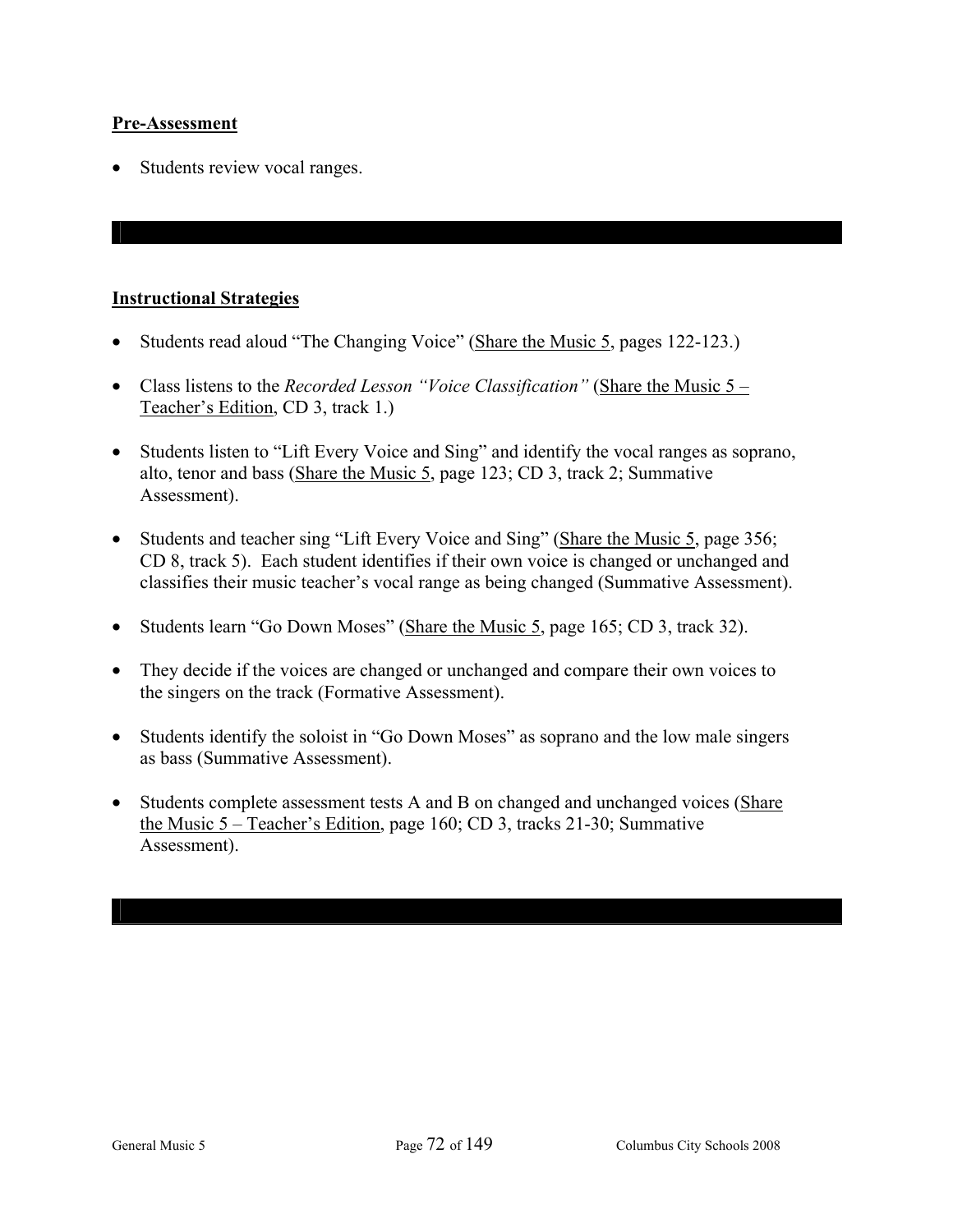**Pre-Assessment**

- Students review vocal ranges.

---

**Instructional Strategies**

- Students read aloud "The Changing Voice" (Share the Music 5, pages 122-123.)
- Class listens to the *Recorded Lesson "Voice Classification"* (Share the Music 5 – Teacher's Edition, CD 3, track 1.)
- Students listen to "Lift Every Voice and Sing" and identify the vocal ranges as soprano, alto, tenor and bass (Share the Music 5, page 123; CD 3, track 2; Summative Assessment).
- Students and teacher sing "Lift Every Voice and Sing" (Share the Music 5, page 356; CD 8, track 5). Each student identifies if their own voice is changed or unchanged and classifies their music teacher's vocal range as being changed (Summative Assessment).
- Students learn "Go Down Moses" (Share the Music 5, page 165; CD 3, track 32).
- They decide if the voices are changed or unchanged and compare their own voices to the singers on the track (Formative Assessment).
- Students identify the soloist in "Go Down Moses" as soprano and the low male singers as bass (Summative Assessment).
- Students complete assessment tests A and B on changed and unchanged voices (Share the Music 5 – Teacher's Edition, page 160; CD 3, tracks 21-30; Summative Assessment).

---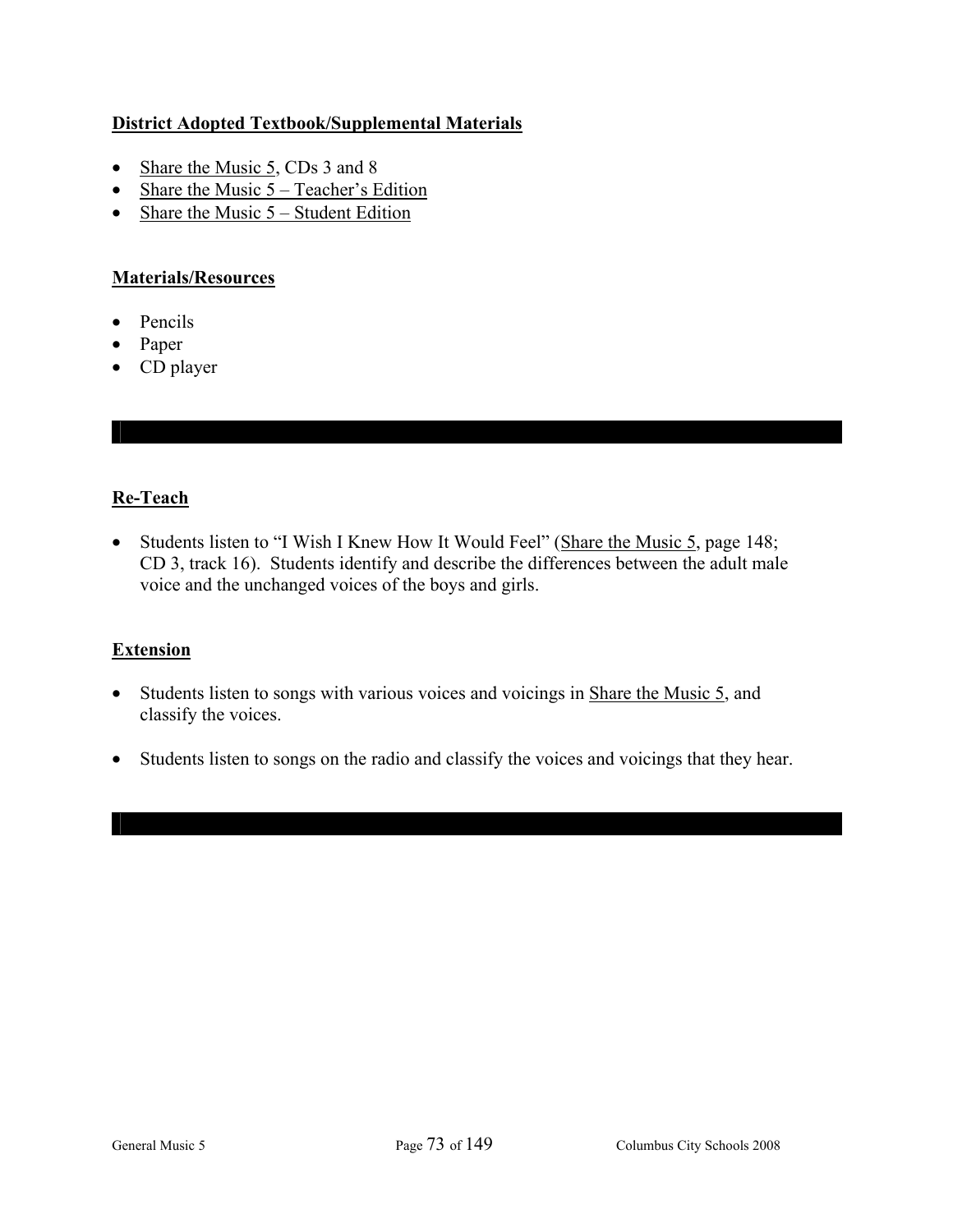**District Adopted Textbook/Supplemental Materials**

- Share the Music 5, CDs 3 and 8
- Share the Music 5 – Teacher's Edition
- Share the Music 5 – Student Edition

**Materials/Resources**

- Pencils
- Paper
- CD player

---

**Re-Teach**

- Students listen to "I Wish I Knew How It Would Feel" (Share the Music 5, page 148; CD 3, track 16). Students identify and describe the differences between the adult male voice and the unchanged voices of the boys and girls.

**Extension**

- Students listen to songs with various voices and voicings in Share the Music 5, and classify the voices.

- Students listen to songs on the radio and classify the voices and voicings that they hear.

---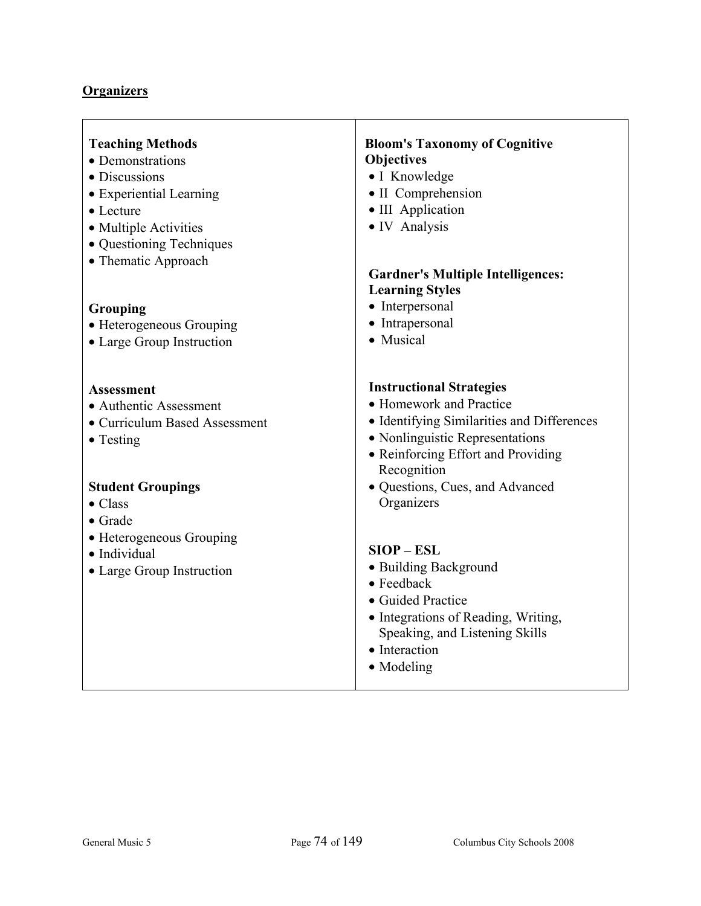## Organizers

**Teaching Methods**
- Demonstrations
- Discussions
- Experiential Learning
- Lecture
- Multiple Activities
- Questioning Techniques
- Thematic Approach

**Grouping**
- Heterogeneous Grouping
- Large Group Instruction

**Assessment**
- Authentic Assessment
- Curriculum Based Assessment
- Testing

**Student Groupings**
- Class
- Grade
- Heterogeneous Grouping
- Individual
- Large Group Instruction

**Bloom's Taxonomy of Cognitive Objectives**
- I Knowledge
- II Comprehension
- III Application
- IV Analysis

**Gardner's Multiple Intelligences: Learning Styles**
- Interpersonal
- Intrapersonal
- Musical

**Instructional Strategies**
- Homework and Practice
- Identifying Similarities and Differences
- Nonlinguistic Representations
- Reinforcing Effort and Providing Recognition
- Questions, Cues, and Advanced Organizers

**SIOP – ESL**
- Building Background
- Feedback
- Guided Practice
- Integrations of Reading, Writing, Speaking, and Listening Skills
- Interaction
- Modeling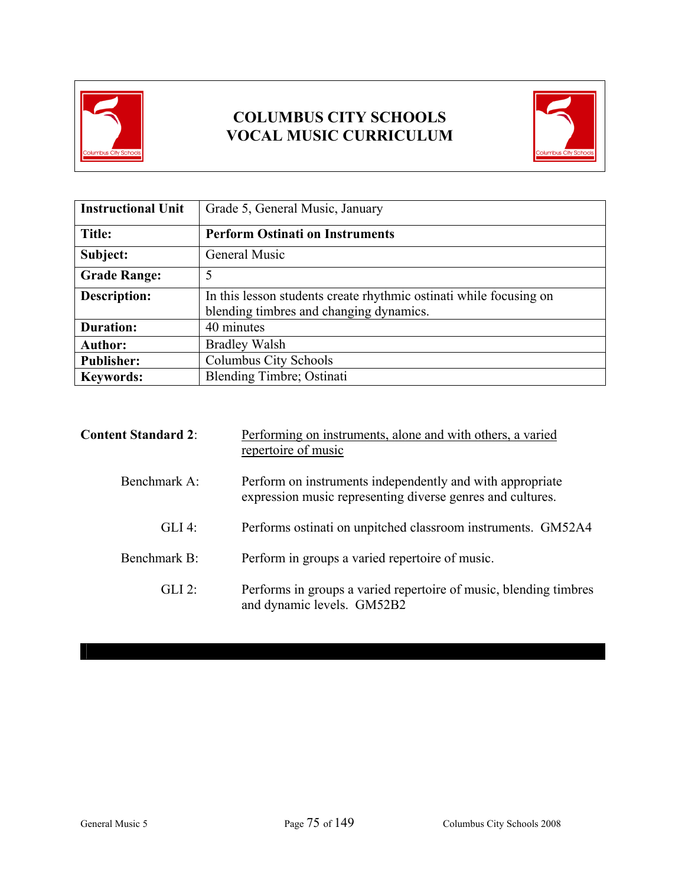# COLUMBUS CITY SCHOOLS
# VOCAL MUSIC CURRICULUM

| Instructional Unit | Grade 5, General Music, January |
|---|---|
| **Title:** | **Perform Ostinati on Instruments** |
| **Subject:** | General Music |
| **Grade Range:** | 5 |
| **Description:** | In this lesson students create rhythmic ostinati while focusing on blending timbres and changing dynamics. |
| **Duration:** | 40 minutes |
| **Author:** | Bradley Walsh |
| **Publisher:** | Columbus City Schools |
| **Keywords:** | Blending Timbre; Ostinati |

**Content Standard 2**: Performing on instruments, alone and with others, a varied repertoire of music

Benchmark A: Perform on instruments independently and with appropriate expression music representing diverse genres and cultures.

GLI 4: Performs ostinati on unpitched classroom instruments. GM52A4

Benchmark B: Perform in groups a varied repertoire of music.

GLI 2: Performs in groups a varied repertoire of music, blending timbres and dynamic levels. GM52B2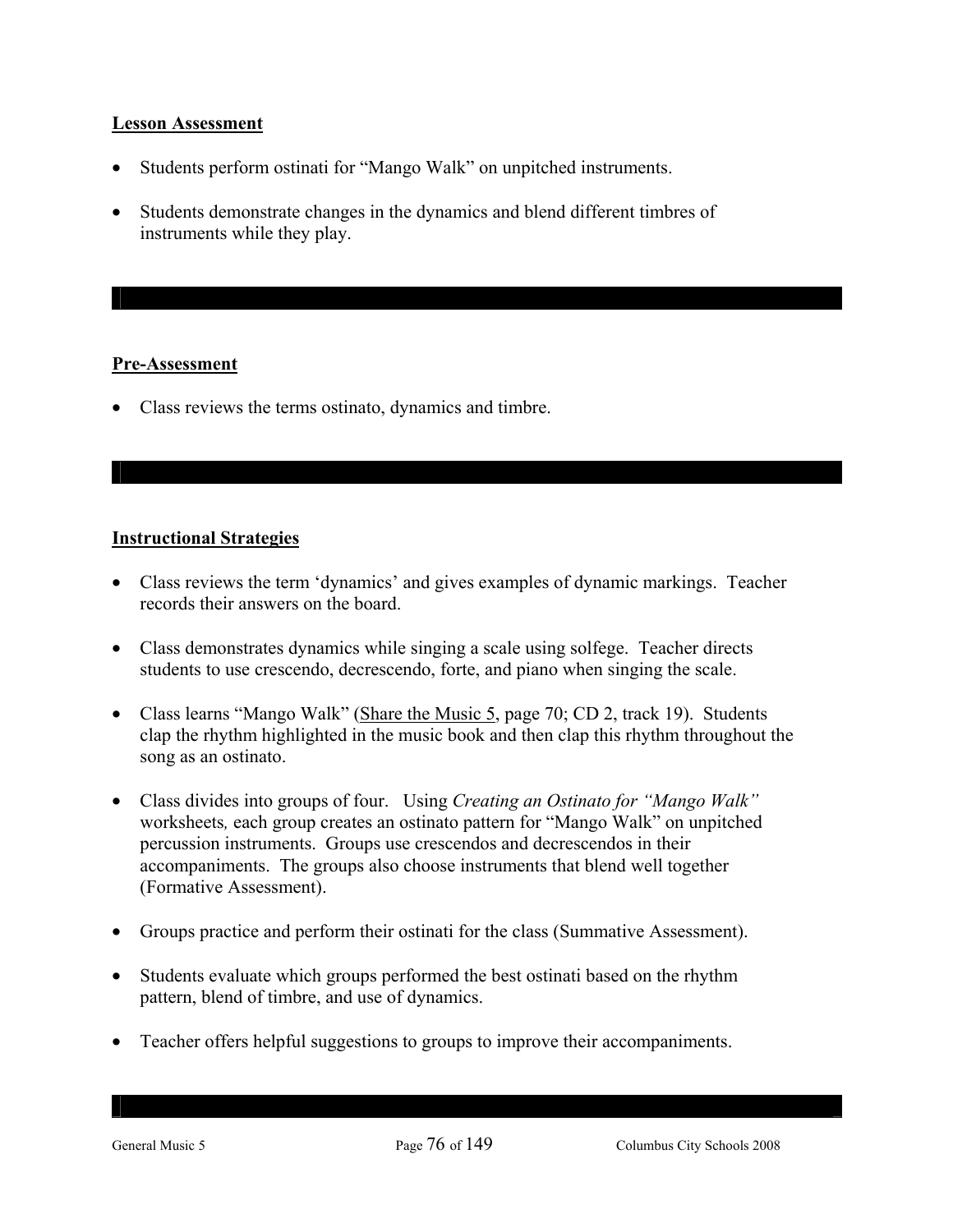## Lesson Assessment

- Students perform ostinati for "Mango Walk" on unpitched instruments.
- Students demonstrate changes in the dynamics and blend different timbres of instruments while they play.

## Pre-Assessment

- Class reviews the terms ostinato, dynamics and timbre.

## Instructional Strategies

- Class reviews the term 'dynamics' and gives examples of dynamic markings. Teacher records their answers on the board.
- Class demonstrates dynamics while singing a scale using solfege. Teacher directs students to use crescendo, decrescendo, forte, and piano when singing the scale.
- Class learns "Mango Walk" (Share the Music 5, page 70; CD 2, track 19). Students clap the rhythm highlighted in the music book and then clap this rhythm throughout the song as an ostinato.
- Class divides into groups of four. Using *Creating an Ostinato for "Mango Walk"* worksheets, each group creates an ostinato pattern for "Mango Walk" on unpitched percussion instruments. Groups use crescendos and decrescendos in their accompaniments. The groups also choose instruments that blend well together (Formative Assessment).
- Groups practice and perform their ostinati for the class (Summative Assessment).
- Students evaluate which groups performed the best ostinati based on the rhythm pattern, blend of timbre, and use of dynamics.
- Teacher offers helpful suggestions to groups to improve their accompaniments.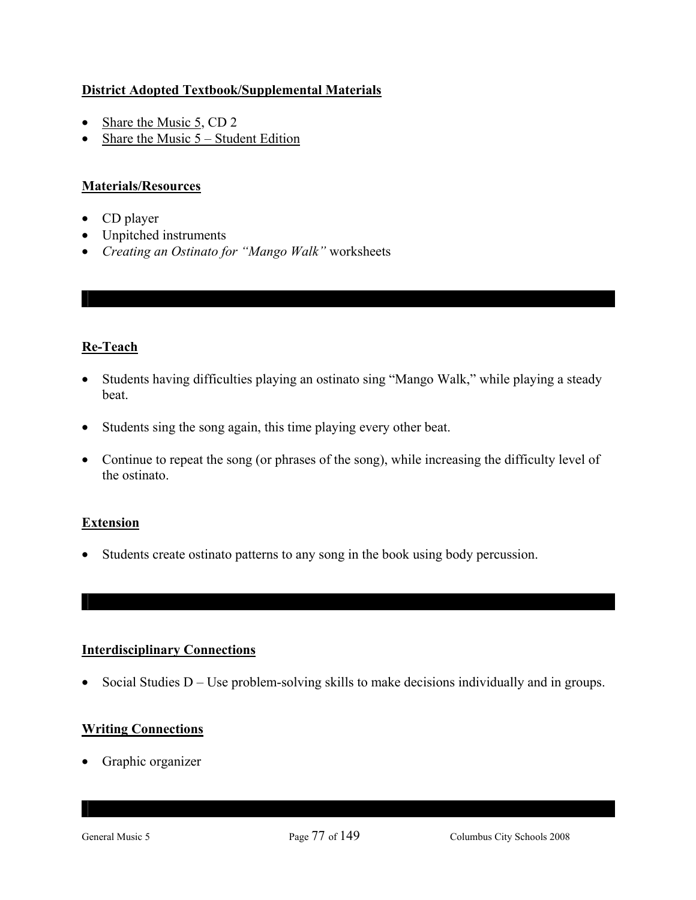**District Adopted Textbook/Supplemental Materials**

- Share the Music 5, CD 2
- Share the Music 5 – Student Edition

**Materials/Resources**

- CD player
- Unpitched instruments
- *Creating an Ostinato for "Mango Walk"* worksheets

**Re-Teach**

- Students having difficulties playing an ostinato sing "Mango Walk," while playing a steady beat.

- Students sing the song again, this time playing every other beat.

- Continue to repeat the song (or phrases of the song), while increasing the difficulty level of the ostinato.

**Extension**

- Students create ostinato patterns to any song in the book using body percussion.

**Interdisciplinary Connections**

- Social Studies D – Use problem-solving skills to make decisions individually and in groups.

**Writing Connections**

- Graphic organizer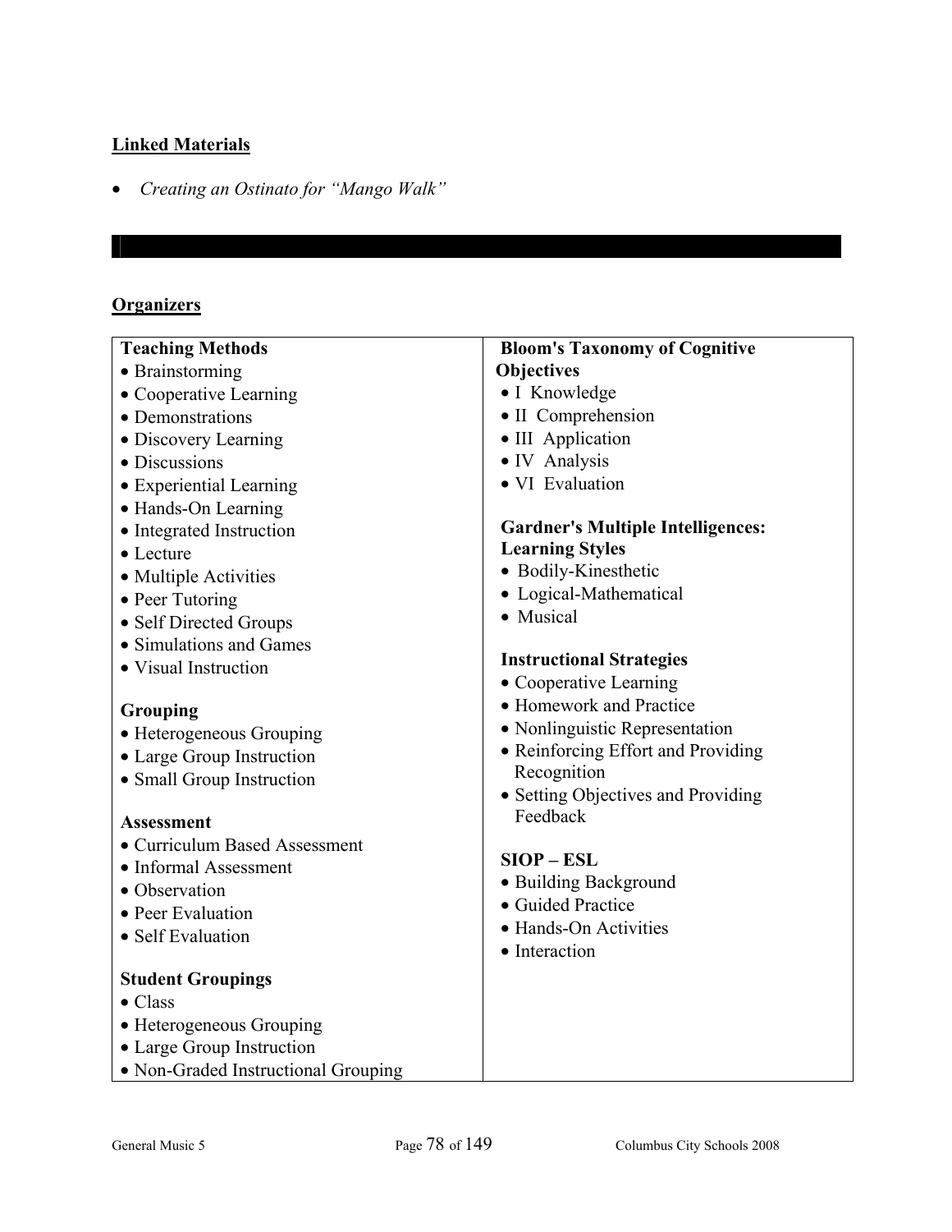## Linked Materials

- *Creating an Ostinato for "Mango Walk"*

## Organizers

**Teaching Methods**
- Brainstorming
- Cooperative Learning
- Demonstrations
- Discovery Learning
- Discussions
- Experiential Learning
- Hands-On Learning
- Integrated Instruction
- Lecture
- Multiple Activities
- Peer Tutoring
- Self Directed Groups
- Simulations and Games
- Visual Instruction

**Grouping**
- Heterogeneous Grouping
- Large Group Instruction
- Small Group Instruction

**Assessment**
- Curriculum Based Assessment
- Informal Assessment
- Observation
- Peer Evaluation
- Self Evaluation

**Student Groupings**
- Class
- Heterogeneous Grouping
- Large Group Instruction
- Non-Graded Instructional Grouping

**Bloom's Taxonomy of Cognitive Objectives**
- I Knowledge
- II Comprehension
- III Application
- IV Analysis
- VI Evaluation

**Gardner's Multiple Intelligences: Learning Styles**
- Bodily-Kinesthetic
- Logical-Mathematical
- Musical

**Instructional Strategies**
- Cooperative Learning
- Homework and Practice
- Nonlinguistic Representation
- Reinforcing Effort and Providing Recognition
- Setting Objectives and Providing Feedback

**SIOP – ESL**
- Building Background
- Guided Practice
- Hands-On Activities
- Interaction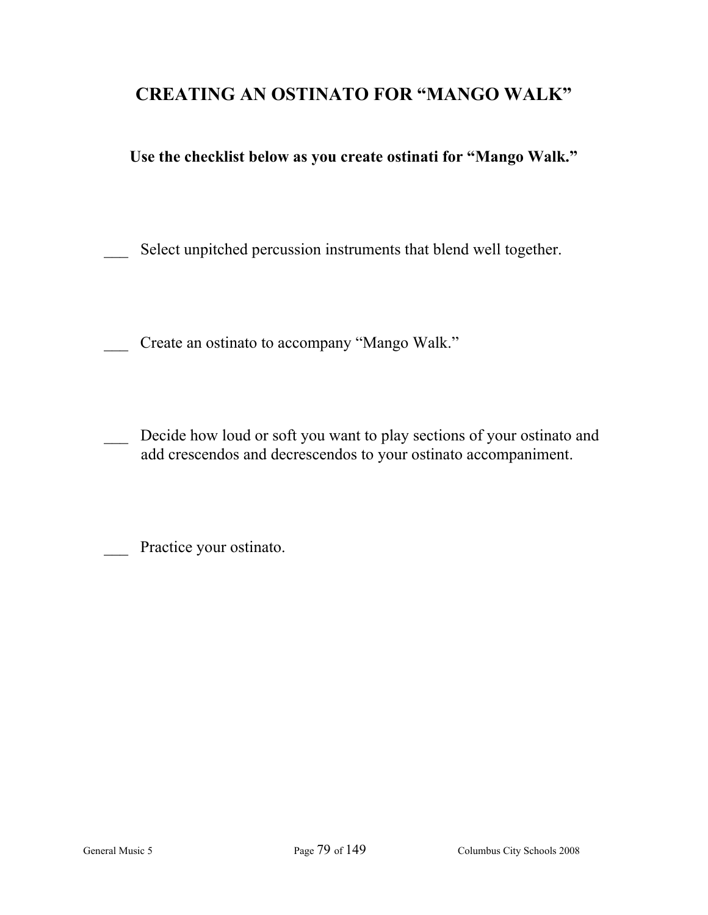# CREATING AN OSTINATO FOR "MANGO WALK"

**Use the checklist below as you create ostinati for "Mango Walk."**

___ Select unpitched percussion instruments that blend well together.

___ Create an ostinato to accompany "Mango Walk."

___ Decide how loud or soft you want to play sections of your ostinato and add crescendos and decrescendos to your ostinato accompaniment.

___ Practice your ostinato.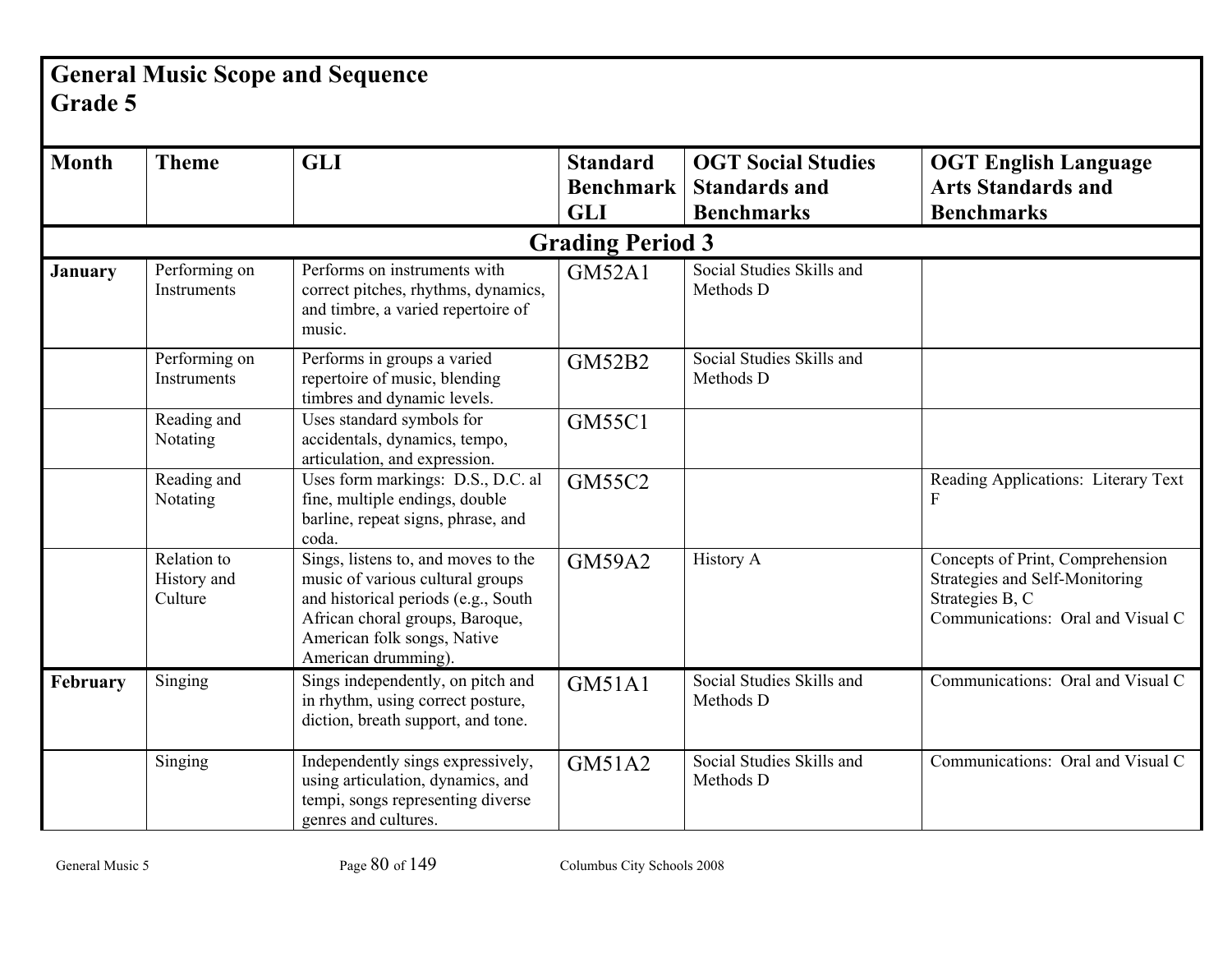# General Music Scope and Sequence
## Grade 5

| Month | Theme | GLI | Standard Benchmark GLI | OGT Social Studies Standards and Benchmarks | OGT English Language Arts Standards and Benchmarks |
|---|---|---|---|---|---|
| **Grading Period 3** | | | | | |
| **January** | Performing on Instruments | Performs on instruments with correct pitches, rhythms, dynamics, and timbre, a varied repertoire of music. | GM52A1 | Social Studies Skills and Methods D | |
| | Performing on Instruments | Performs in groups a varied repertoire of music, blending timbres and dynamic levels. | GM52B2 | Social Studies Skills and Methods D | |
| | Reading and Notating | Uses standard symbols for accidentals, dynamics, tempo, articulation, and expression. | GM55C1 | | |
| | Reading and Notating | Uses form markings: D.S., D.C. al fine, multiple endings, double barline, repeat signs, phrase, and coda. | GM55C2 | | Reading Applications: Literary Text F |
| | Relation to History and Culture | Sings, listens to, and moves to the music of various cultural groups and historical periods (e.g., South African choral groups, Baroque, American folk songs, Native American drumming). | GM59A2 | History A | Concepts of Print, Comprehension Strategies and Self-Monitoring Strategies B, C<br>Communications: Oral and Visual C |
| **February** | Singing | Sings independently, on pitch and in rhythm, using correct posture, diction, breath support, and tone. | GM51A1 | Social Studies Skills and Methods D | Communications: Oral and Visual C |
| | Singing | Independently sings expressively, using articulation, dynamics, and tempi, songs representing diverse genres and cultures. | GM51A2 | Social Studies Skills and Methods D | Communications: Oral and Visual C |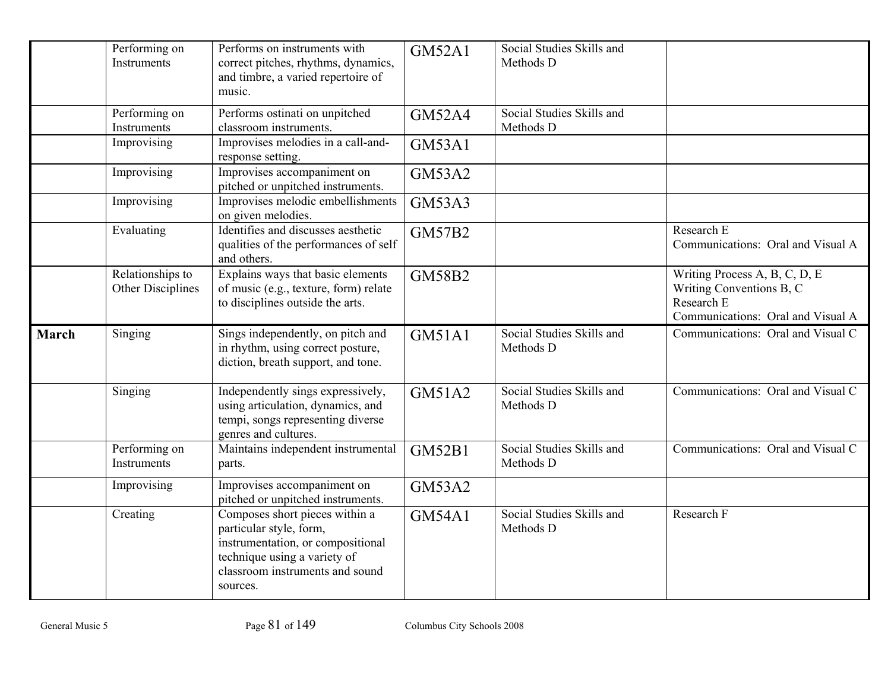| | | | | | |
|---|---|---|---|---|---|
| | Performing on Instruments | Performs on instruments with correct pitches, rhythms, dynamics, and timbre, a varied repertoire of music. | GM52A1 | Social Studies Skills and Methods D | |
| | Performing on Instruments | Performs ostinati on unpitched classroom instruments. | GM52A4 | Social Studies Skills and Methods D | |
| | Improvising | Improvises melodies in a call-and-response setting. | GM53A1 | | |
| | Improvising | Improvises accompaniment on pitched or unpitched instruments. | GM53A2 | | |
| | Improvising | Improvises melodic embellishments on given melodies. | GM53A3 | | |
| | Evaluating | Identifies and discusses aesthetic qualities of the performances of self and others. | GM57B2 | | Research E<br>Communications: Oral and Visual A |
| | Relationships to Other Disciplines | Explains ways that basic elements of music (e.g., texture, form) relate to disciplines outside the arts. | GM58B2 | | Writing Process A, B, C, D, E<br>Writing Conventions B, C<br>Research E<br>Communications: Oral and Visual A |
| **March** | Singing | Sings independently, on pitch and in rhythm, using correct posture, diction, breath support, and tone. | GM51A1 | Social Studies Skills and Methods D | Communications: Oral and Visual C |
| | Singing | Independently sings expressively, using articulation, dynamics, and tempi, songs representing diverse genres and cultures. | GM51A2 | Social Studies Skills and Methods D | Communications: Oral and Visual C |
| | Performing on Instruments | Maintains independent instrumental parts. | GM52B1 | Social Studies Skills and Methods D | Communications: Oral and Visual C |
| | Improvising | Improvises accompaniment on pitched or unpitched instruments. | GM53A2 | | |
| | Creating | Composes short pieces within a particular style, form, instrumentation, or compositional technique using a variety of classroom instruments and sound sources. | GM54A1 | Social Studies Skills and Methods D | Research F |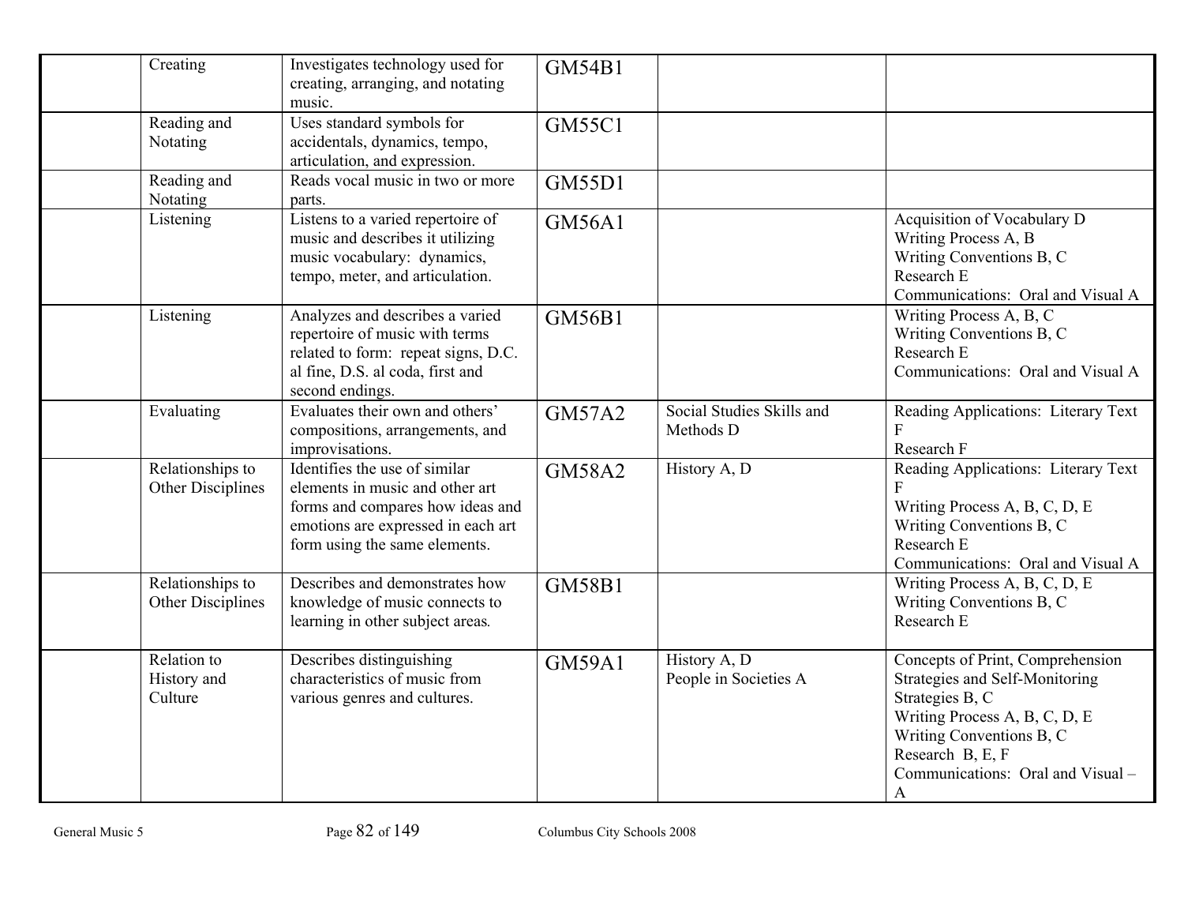| | | | | | |
|---|---|---|---|---|---|
| | Creating | Investigates technology used for creating, arranging, and notating music. | GM54B1 | | |
| | Reading and Notating | Uses standard symbols for accidentals, dynamics, tempo, articulation, and expression. | GM55C1 | | |
| | Reading and Notating | Reads vocal music in two or more parts. | GM55D1 | | |
| | Listening | Listens to a varied repertoire of music and describes it utilizing music vocabulary: dynamics, tempo, meter, and articulation. | GM56A1 | | Acquisition of Vocabulary D<br>Writing Process A, B<br>Writing Conventions B, C<br>Research E<br>Communications: Oral and Visual A |
| | Listening | Analyzes and describes a varied repertoire of music with terms related to form: repeat signs, D.C. al fine, D.S. al coda, first and second endings. | GM56B1 | | Writing Process A, B, C<br>Writing Conventions B, C<br>Research E<br>Communications: Oral and Visual A |
| | Evaluating | Evaluates their own and others' compositions, arrangements, and improvisations. | GM57A2 | Social Studies Skills and Methods D | Reading Applications: Literary Text F<br>Research F |
| | Relationships to Other Disciplines | Identifies the use of similar elements in music and other art forms and compares how ideas and emotions are expressed in each art form using the same elements. | GM58A2 | History A, D | Reading Applications: Literary Text F<br>Writing Process A, B, C, D, E<br>Writing Conventions B, C<br>Research E<br>Communications: Oral and Visual A |
| | Relationships to Other Disciplines | Describes and demonstrates how knowledge of music connects to learning in other subject areas. | GM58B1 | | Writing Process A, B, C, D, E<br>Writing Conventions B, C<br>Research E |
| | Relation to History and Culture | Describes distinguishing characteristics of music from various genres and cultures. | GM59A1 | History A, D<br>People in Societies A | Concepts of Print, Comprehension Strategies and Self-Monitoring Strategies B, C<br>Writing Process A, B, C, D, E<br>Writing Conventions B, C<br>Research B, E, F<br>Communications: Oral and Visual – A |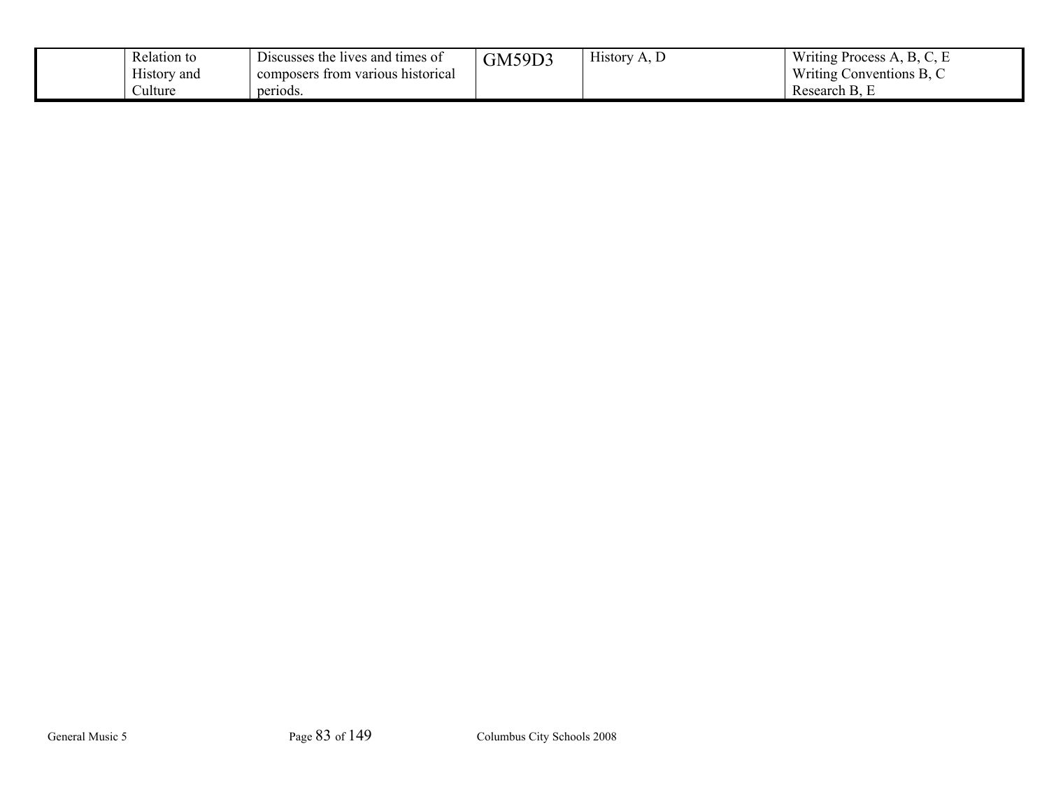| | | | | | |
|---|---|---|---|---|---|
| | Relation to History and Culture | Discusses the lives and times of composers from various historical periods. | GM59D3 | History A, D | Writing Process A, B, C, E<br>Writing Conventions B, C<br>Research B, E |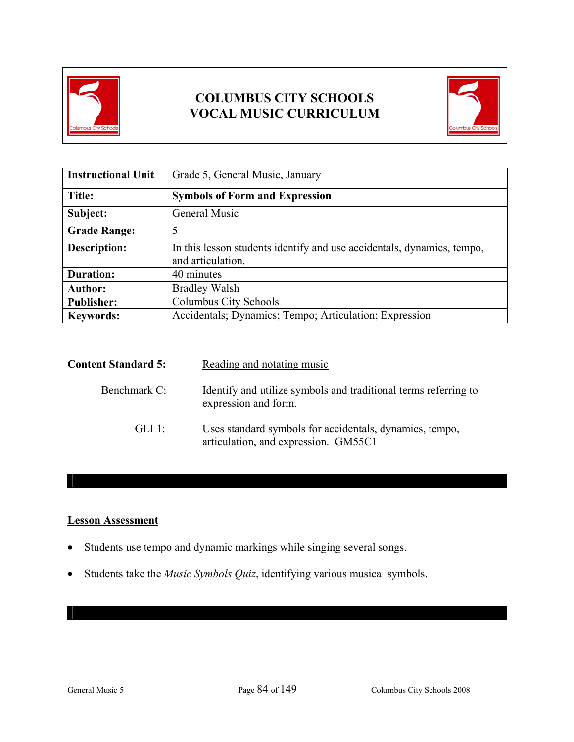# COLUMBUS CITY SCHOOLS
# VOCAL MUSIC CURRICULUM

| Instructional Unit | Grade 5, General Music, January |
|---|---|
| **Title:** | **Symbols of Form and Expression** |
| **Subject:** | General Music |
| **Grade Range:** | 5 |
| **Description:** | In this lesson students identify and use accidentals, dynamics, tempo, and articulation. |
| **Duration:** | 40 minutes |
| **Author:** | Bradley Walsh |
| **Publisher:** | Columbus City Schools |
| **Keywords:** | Accidentals; Dynamics; Tempo; Articulation; Expression |

**Content Standard 5:** Reading and notating music

Benchmark C: Identify and utilize symbols and traditional terms referring to expression and form.

GLI 1: Uses standard symbols for accidentals, dynamics, tempo, articulation, and expression. GM55C1

## Lesson Assessment

- Students use tempo and dynamic markings while singing several songs.
- Students take the *Music Symbols Quiz*, identifying various musical symbols.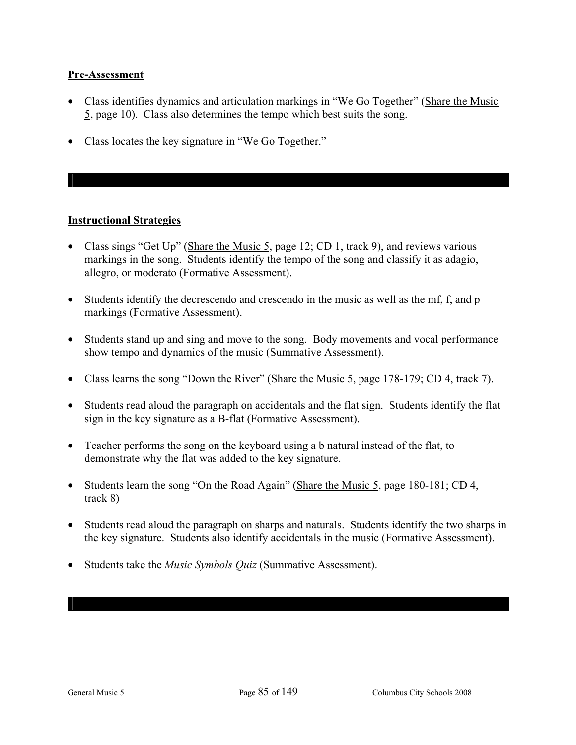**Pre-Assessment**

- Class identifies dynamics and articulation markings in "We Go Together" (Share the Music 5, page 10). Class also determines the tempo which best suits the song.
- Class locates the key signature in "We Go Together."

**Instructional Strategies**

- Class sings "Get Up" (Share the Music 5, page 12; CD 1, track 9), and reviews various markings in the song. Students identify the tempo of the song and classify it as adagio, allegro, or moderato (Formative Assessment).
- Students identify the decrescendo and crescendo in the music as well as the mf, f, and p markings (Formative Assessment).
- Students stand up and sing and move to the song. Body movements and vocal performance show tempo and dynamics of the music (Summative Assessment).
- Class learns the song "Down the River" (Share the Music 5, page 178-179; CD 4, track 7).
- Students read aloud the paragraph on accidentals and the flat sign. Students identify the flat sign in the key signature as a B-flat (Formative Assessment).
- Teacher performs the song on the keyboard using a b natural instead of the flat, to demonstrate why the flat was added to the key signature.
- Students learn the song "On the Road Again" (Share the Music 5, page 180-181; CD 4, track 8)
- Students read aloud the paragraph on sharps and naturals. Students identify the two sharps in the key signature. Students also identify accidentals in the music (Formative Assessment).
- Students take the *Music Symbols Quiz* (Summative Assessment).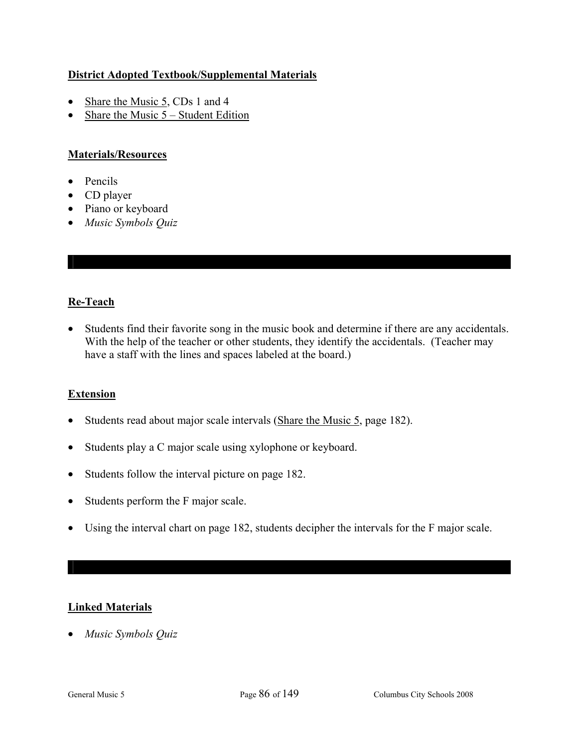**District Adopted Textbook/Supplemental Materials**

- Share the Music 5, CDs 1 and 4
- Share the Music 5 – Student Edition

**Materials/Resources**

- Pencils
- CD player
- Piano or keyboard
- *Music Symbols Quiz*

**Re-Teach**

- Students find their favorite song in the music book and determine if there are any accidentals. With the help of the teacher or other students, they identify the accidentals. (Teacher may have a staff with the lines and spaces labeled at the board.)

**Extension**

- Students read about major scale intervals (Share the Music 5, page 182).
- Students play a C major scale using xylophone or keyboard.
- Students follow the interval picture on page 182.
- Students perform the F major scale.
- Using the interval chart on page 182, students decipher the intervals for the F major scale.

**Linked Materials**

- *Music Symbols Quiz*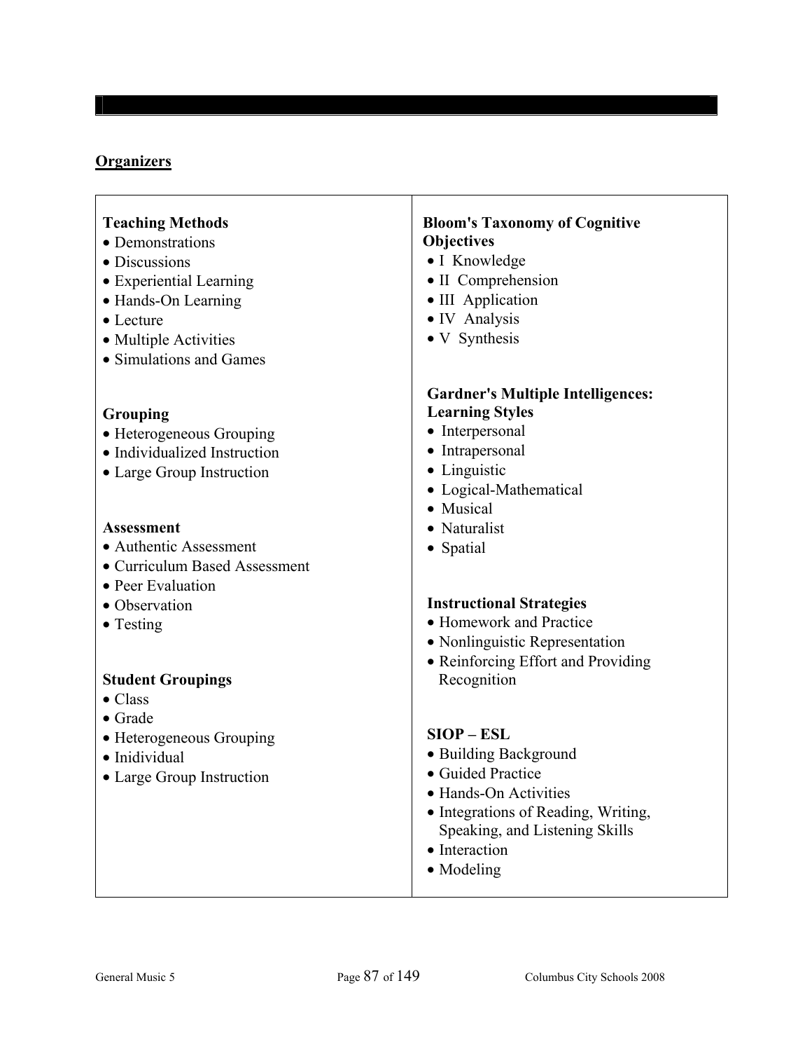## Organizers

**Teaching Methods**
- Demonstrations
- Discussions
- Experiential Learning
- Hands-On Learning
- Lecture
- Multiple Activities
- Simulations and Games

**Grouping**
- Heterogeneous Grouping
- Individualized Instruction
- Large Group Instruction

**Assessment**
- Authentic Assessment
- Curriculum Based Assessment
- Peer Evaluation
- Observation
- Testing

**Student Groupings**
- Class
- Grade
- Heterogeneous Grouping
- Inidividual
- Large Group Instruction

**Bloom's Taxonomy of Cognitive Objectives**
- I Knowledge
- II Comprehension
- III Application
- IV Analysis
- V Synthesis

**Gardner's Multiple Intelligences: Learning Styles**
- Interpersonal
- Intrapersonal
- Linguistic
- Logical-Mathematical
- Musical
- Naturalist
- Spatial

**Instructional Strategies**
- Homework and Practice
- Nonlinguistic Representation
- Reinforcing Effort and Providing Recognition

**SIOP – ESL**
- Building Background
- Guided Practice
- Hands-On Activities
- Integrations of Reading, Writing, Speaking, and Listening Skills
- Interaction
- Modeling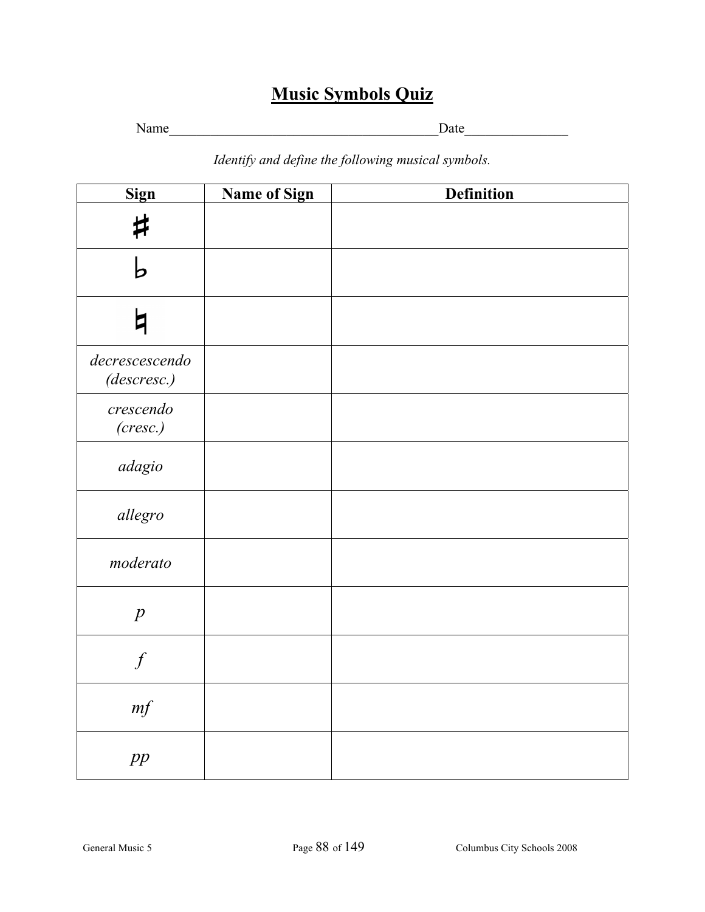# Music Symbols Quiz

Name______________________________________Date_______________

*Identify and define the following musical symbols.*

| Sign | Name of Sign | Definition |
| --- | --- | --- |
| ♯ | | |
| ♭ | | |
| ♮ | | |
| *decrescescendo (descresc.)* | | |
| *crescendo (cresc.)* | | |
| *adagio* | | |
| *allegro* | | |
| *moderato* | | |
| *p* | | |
| *f* | | |
| *mf* | | |
| *pp* | | |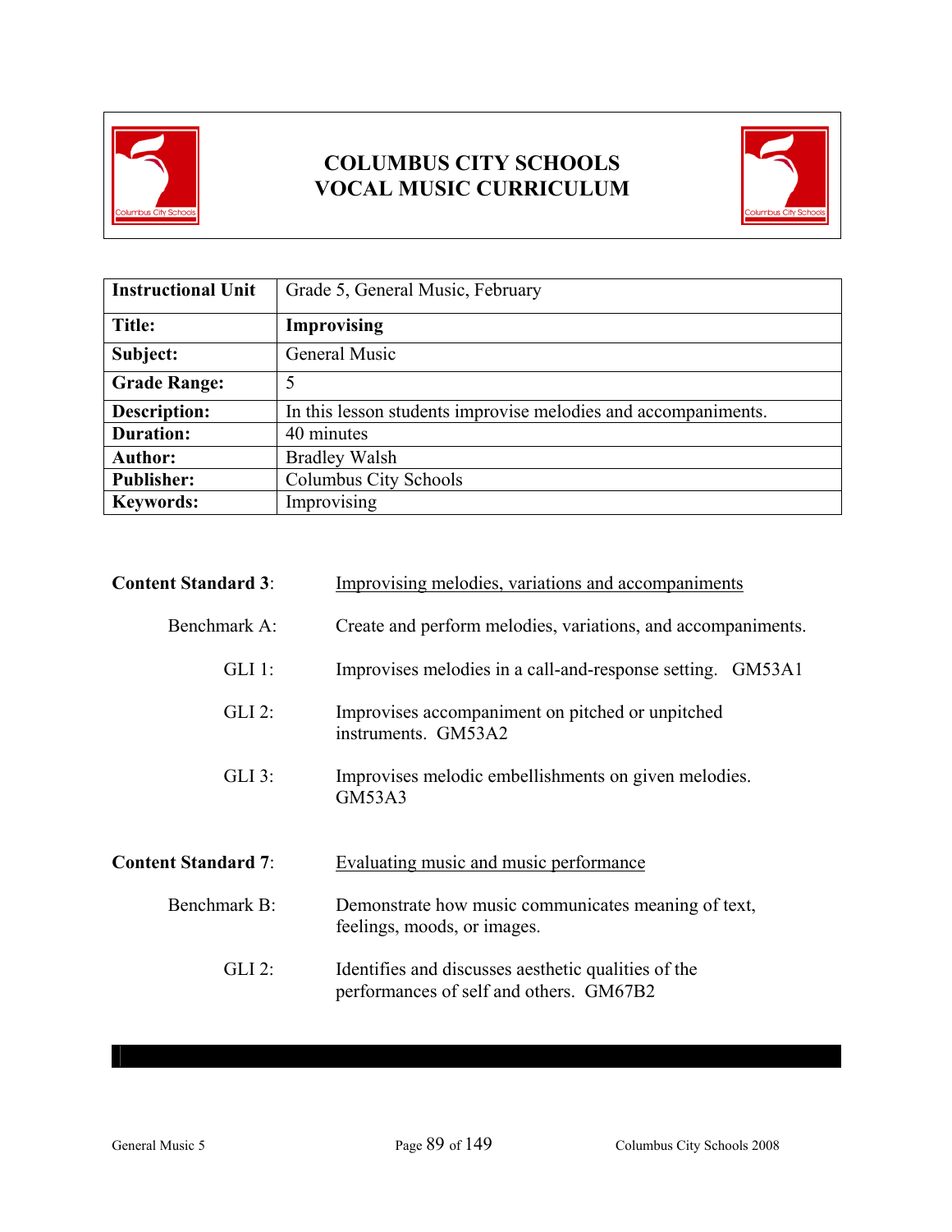# COLUMBUS CITY SCHOOLS
# VOCAL MUSIC CURRICULUM

| Instructional Unit | Grade 5, General Music, February |
|---|---|
| **Title:** | **Improvising** |
| **Subject:** | General Music |
| **Grade Range:** | 5 |
| **Description:** | In this lesson students improvise melodies and accompaniments. |
| **Duration:** | 40 minutes |
| **Author:** | Bradley Walsh |
| **Publisher:** | Columbus City Schools |
| **Keywords:** | Improvising |

**Content Standard 3**: Improvising melodies, variations and accompaniments

Benchmark A: Create and perform melodies, variations, and accompaniments.

GLI 1: Improvises melodies in a call-and-response setting. GM53A1

GLI 2: Improvises accompaniment on pitched or unpitched instruments. GM53A2

GLI 3: Improvises melodic embellishments on given melodies. GM53A3

**Content Standard 7**: Evaluating music and music performance

Benchmark B: Demonstrate how music communicates meaning of text, feelings, moods, or images.

GLI 2: Identifies and discusses aesthetic qualities of the performances of self and others. GM67B2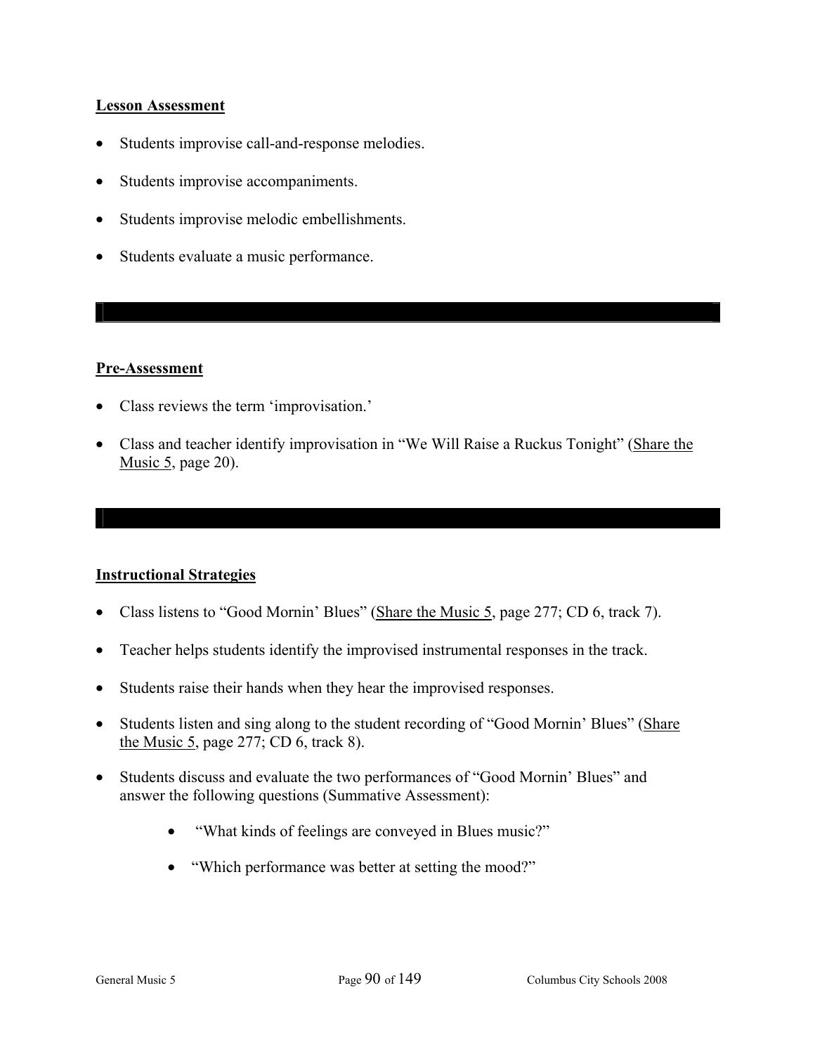**Lesson Assessment**

- Students improvise call-and-response melodies.
- Students improvise accompaniments.
- Students improvise melodic embellishments.
- Students evaluate a music performance.

**Pre-Assessment**

- Class reviews the term 'improvisation.'
- Class and teacher identify improvisation in "We Will Raise a Ruckus Tonight" (Share the Music 5, page 20).

**Instructional Strategies**

- Class listens to "Good Mornin' Blues" (Share the Music 5, page 277; CD 6, track 7).
- Teacher helps students identify the improvised instrumental responses in the track.
- Students raise their hands when they hear the improvised responses.
- Students listen and sing along to the student recording of "Good Mornin' Blues" (Share the Music 5, page 277; CD 6, track 8).
- Students discuss and evaluate the two performances of "Good Mornin' Blues" and answer the following questions (Summative Assessment):
    - "What kinds of feelings are conveyed in Blues music?"
    - "Which performance was better at setting the mood?"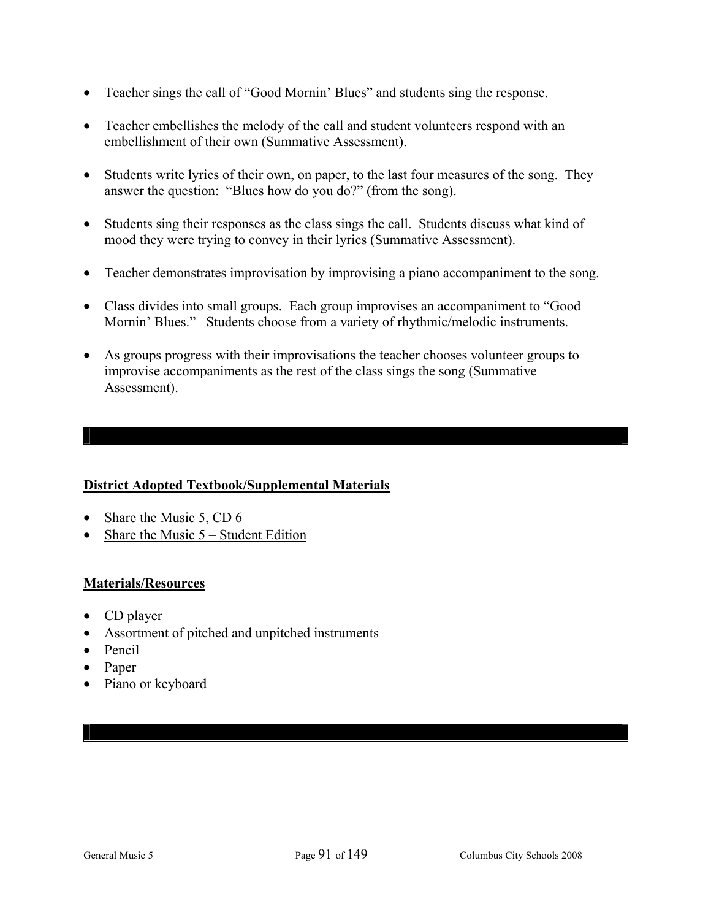- Teacher sings the call of "Good Mornin' Blues" and students sing the response.

- Teacher embellishes the melody of the call and student volunteers respond with an embellishment of their own (Summative Assessment).

- Students write lyrics of their own, on paper, to the last four measures of the song. They answer the question: "Blues how do you do?" (from the song).

- Students sing their responses as the class sings the call. Students discuss what kind of mood they were trying to convey in their lyrics (Summative Assessment).

- Teacher demonstrates improvisation by improvising a piano accompaniment to the song.

- Class divides into small groups. Each group improvises an accompaniment to "Good Mornin' Blues." Students choose from a variety of rhythmic/melodic instruments.

- As groups progress with their improvisations the teacher chooses volunteer groups to improvise accompaniments as the rest of the class sings the song (Summative Assessment).

---

**District Adopted Textbook/Supplemental Materials**

- Share the Music 5, CD 6
- Share the Music 5 – Student Edition

**Materials/Resources**

- CD player
- Assortment of pitched and unpitched instruments
- Pencil
- Paper
- Piano or keyboard

---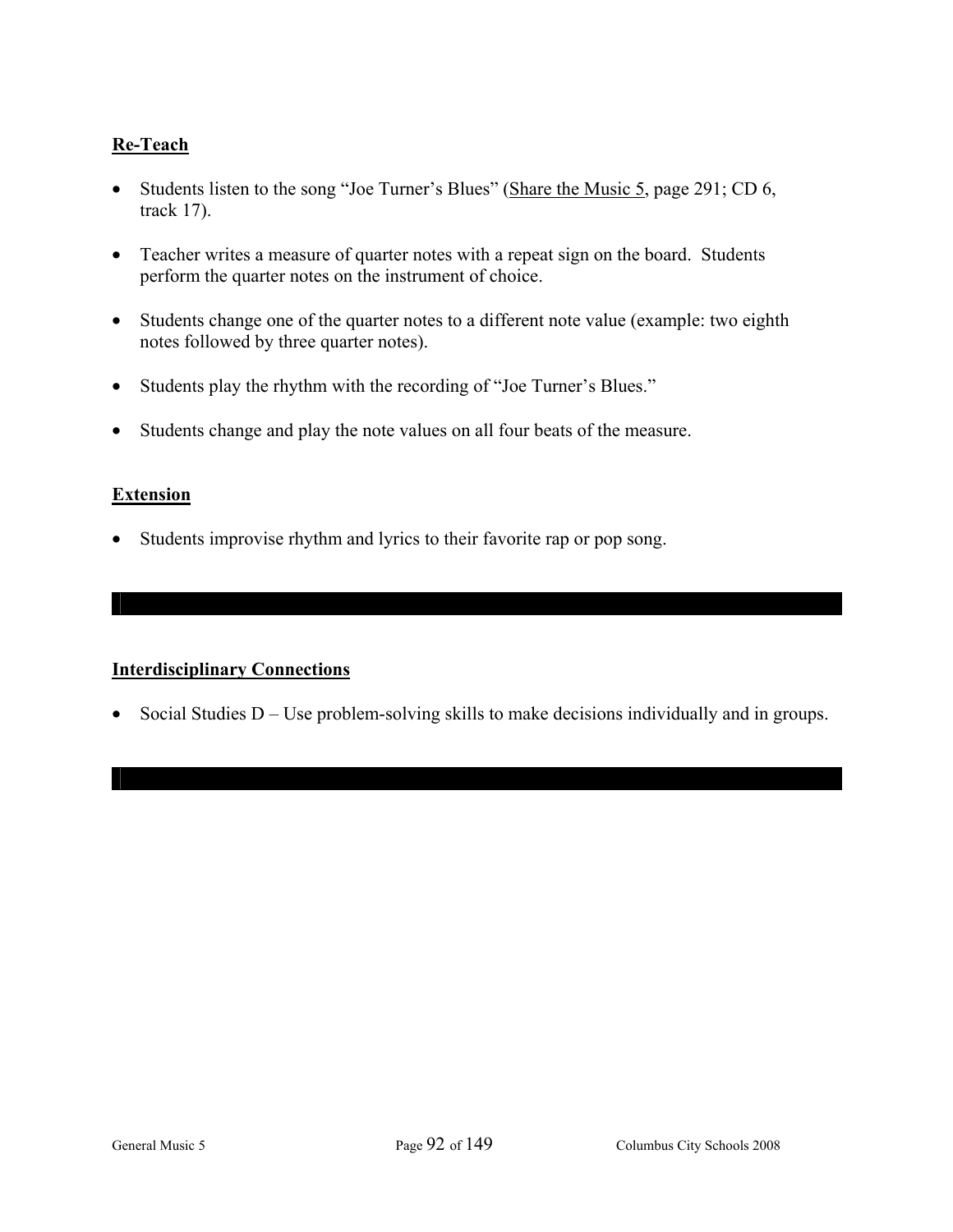**Re-Teach**

- Students listen to the song “Joe Turner’s Blues” (Share the Music 5, page 291; CD 6, track 17).
- Teacher writes a measure of quarter notes with a repeat sign on the board. Students perform the quarter notes on the instrument of choice.
- Students change one of the quarter notes to a different note value (example: two eighth notes followed by three quarter notes).
- Students play the rhythm with the recording of “Joe Turner’s Blues.”
- Students change and play the note values on all four beats of the measure.

**Extension**

- Students improvise rhythm and lyrics to their favorite rap or pop song.

---

**Interdisciplinary Connections**

- Social Studies D – Use problem-solving skills to make decisions individually and in groups.

---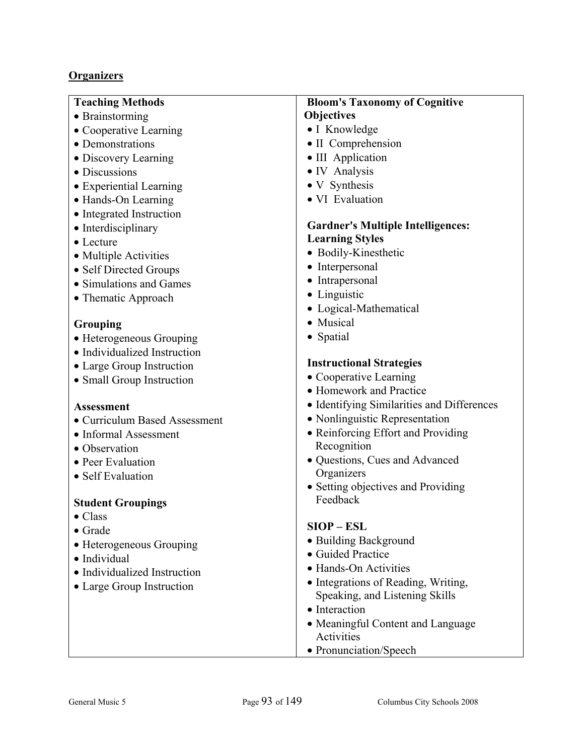## Organizers

**Teaching Methods**

- Brainstorming
- Cooperative Learning
- Demonstrations
- Discovery Learning
- Discussions
- Experiential Learning
- Hands-On Learning
- Integrated Instruction
- Interdisciplinary
- Lecture
- Multiple Activities
- Self Directed Groups
- Simulations and Games
- Thematic Approach

**Grouping**

- Heterogeneous Grouping
- Individualized Instruction
- Large Group Instruction
- Small Group Instruction

**Assessment**

- Curriculum Based Assessment
- Informal Assessment
- Observation
- Peer Evaluation
- Self Evaluation

**Student Groupings**

- Class
- Grade
- Heterogeneous Grouping
- Individual
- Individualized Instruction
- Large Group Instruction

**Bloom's Taxonomy of Cognitive Objectives**

- I Knowledge
- II Comprehension
- III Application
- IV Analysis
- V Synthesis
- VI Evaluation

**Gardner's Multiple Intelligences: Learning Styles**

- Bodily-Kinesthetic
- Interpersonal
- Intrapersonal
- Linguistic
- Logical-Mathematical
- Musical
- Spatial

**Instructional Strategies**

- Cooperative Learning
- Homework and Practice
- Identifying Similarities and Differences
- Nonlinguistic Representation
- Reinforcing Effort and Providing Recognition
- Questions, Cues and Advanced Organizers
- Setting objectives and Providing Feedback

**SIOP – ESL**

- Building Background
- Guided Practice
- Hands-On Activities
- Integrations of Reading, Writing, Speaking, and Listening Skills
- Interaction
- Meaningful Content and Language Activities
- Pronunciation/Speech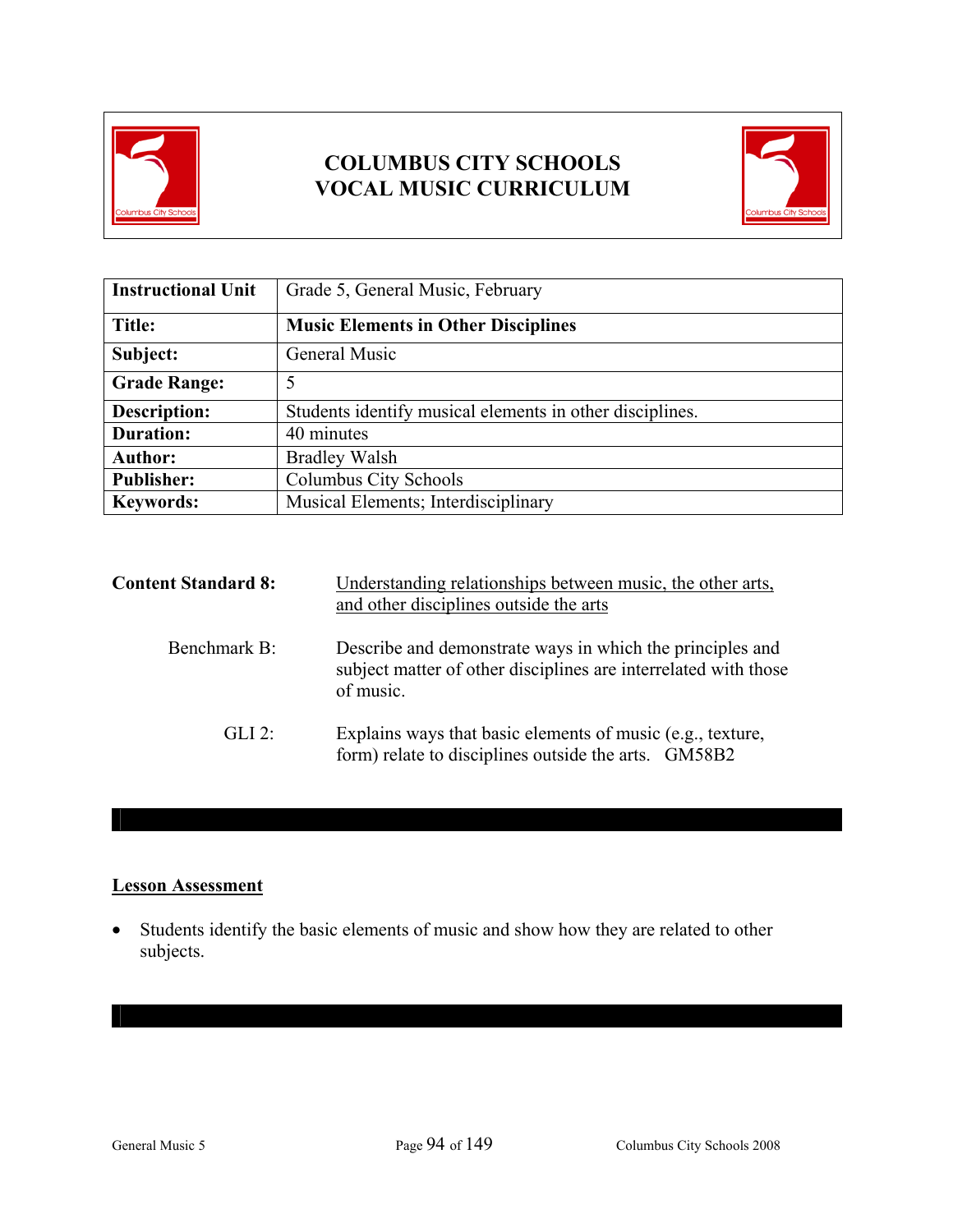# COLUMBUS CITY SCHOOLS
# VOCAL MUSIC CURRICULUM

| Instructional Unit | Grade 5, General Music, February |
|---|---|
| **Title:** | **Music Elements in Other Disciplines** |
| **Subject:** | General Music |
| **Grade Range:** | 5 |
| **Description:** | Students identify musical elements in other disciplines. |
| **Duration:** | 40 minutes |
| **Author:** | Bradley Walsh |
| **Publisher:** | Columbus City Schools |
| **Keywords:** | Musical Elements; Interdisciplinary |

**Content Standard 8:** Understanding relationships between music, the other arts, and other disciplines outside the arts

Benchmark B: Describe and demonstrate ways in which the principles and subject matter of other disciplines are interrelated with those of music.

GLI 2: Explains ways that basic elements of music (e.g., texture, form) relate to disciplines outside the arts. GM58B2

## Lesson Assessment

- Students identify the basic elements of music and show how they are related to other subjects.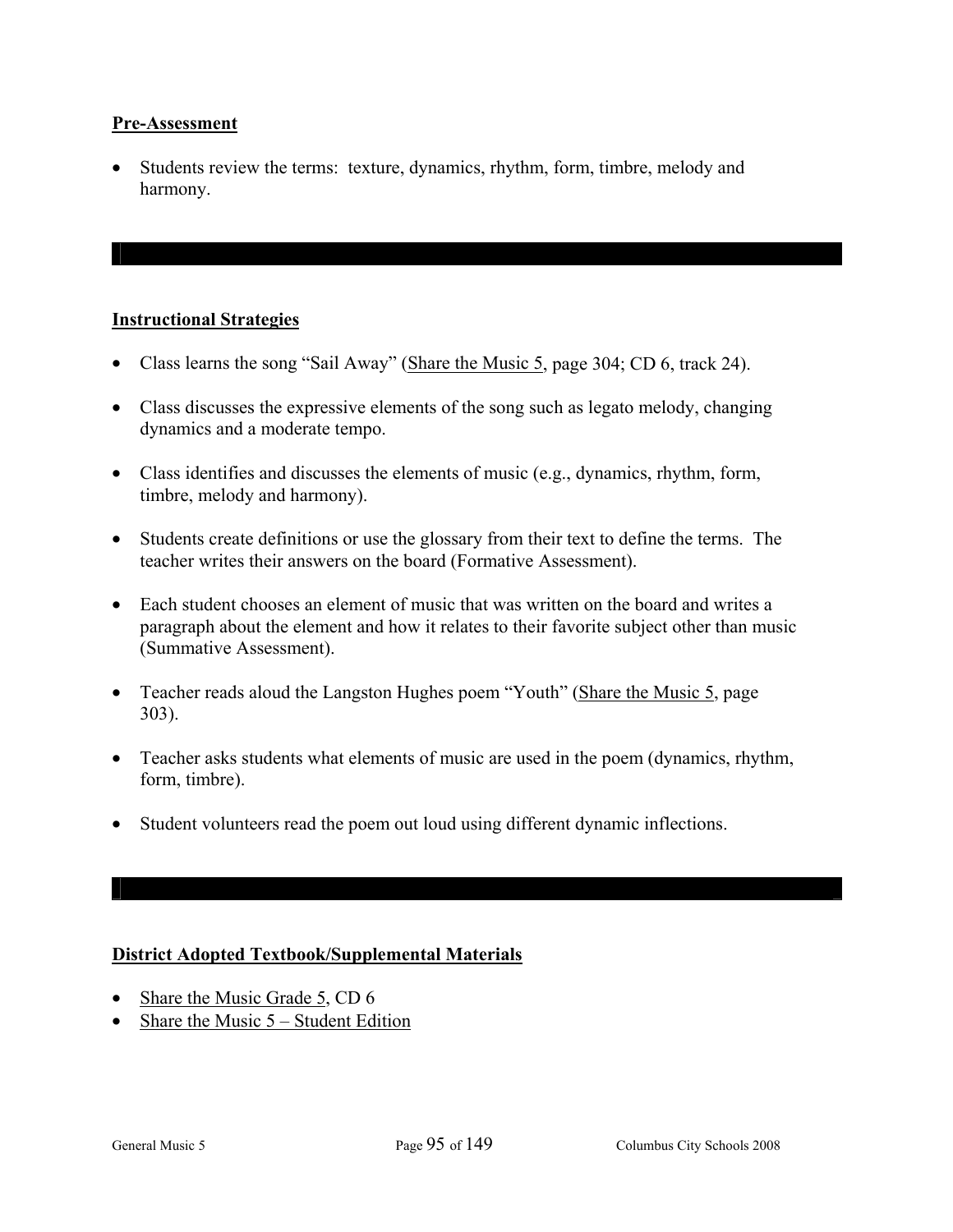**Pre-Assessment**

- Students review the terms: texture, dynamics, rhythm, form, timbre, melody and harmony.

**Instructional Strategies**

- Class learns the song "Sail Away" (Share the Music 5, page 304; CD 6, track 24).
- Class discusses the expressive elements of the song such as legato melody, changing dynamics and a moderate tempo.
- Class identifies and discusses the elements of music (e.g., dynamics, rhythm, form, timbre, melody and harmony).
- Students create definitions or use the glossary from their text to define the terms. The teacher writes their answers on the board (Formative Assessment).
- Each student chooses an element of music that was written on the board and writes a paragraph about the element and how it relates to their favorite subject other than music (Summative Assessment).
- Teacher reads aloud the Langston Hughes poem "Youth" (Share the Music 5, page 303).
- Teacher asks students what elements of music are used in the poem (dynamics, rhythm, form, timbre).
- Student volunteers read the poem out loud using different dynamic inflections.

**District Adopted Textbook/Supplemental Materials**

- Share the Music Grade 5, CD 6
- Share the Music 5 – Student Edition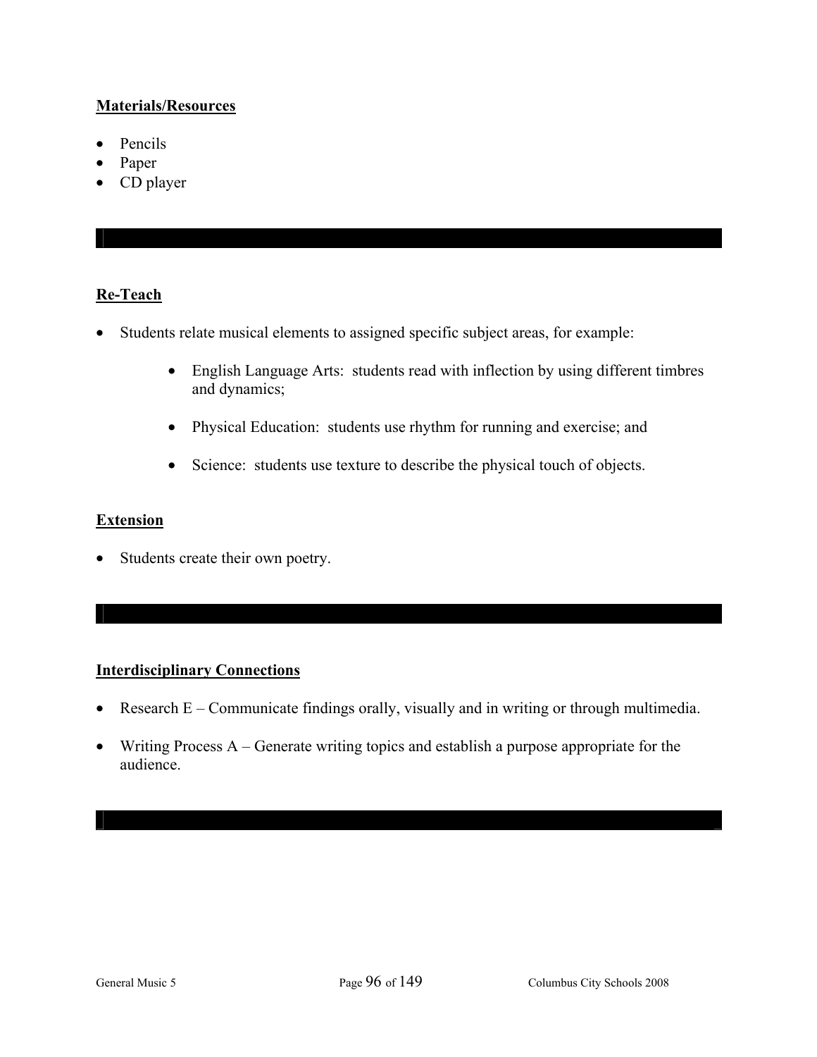**Materials/Resources**

- Pencils
- Paper
- CD player

**Re-Teach**

- Students relate musical elements to assigned specific subject areas, for example:
  - English Language Arts: students read with inflection by using different timbres and dynamics;
  - Physical Education: students use rhythm for running and exercise; and
  - Science: students use texture to describe the physical touch of objects.

**Extension**

- Students create their own poetry.

**Interdisciplinary Connections**

- Research E – Communicate findings orally, visually and in writing or through multimedia.
- Writing Process A – Generate writing topics and establish a purpose appropriate for the audience.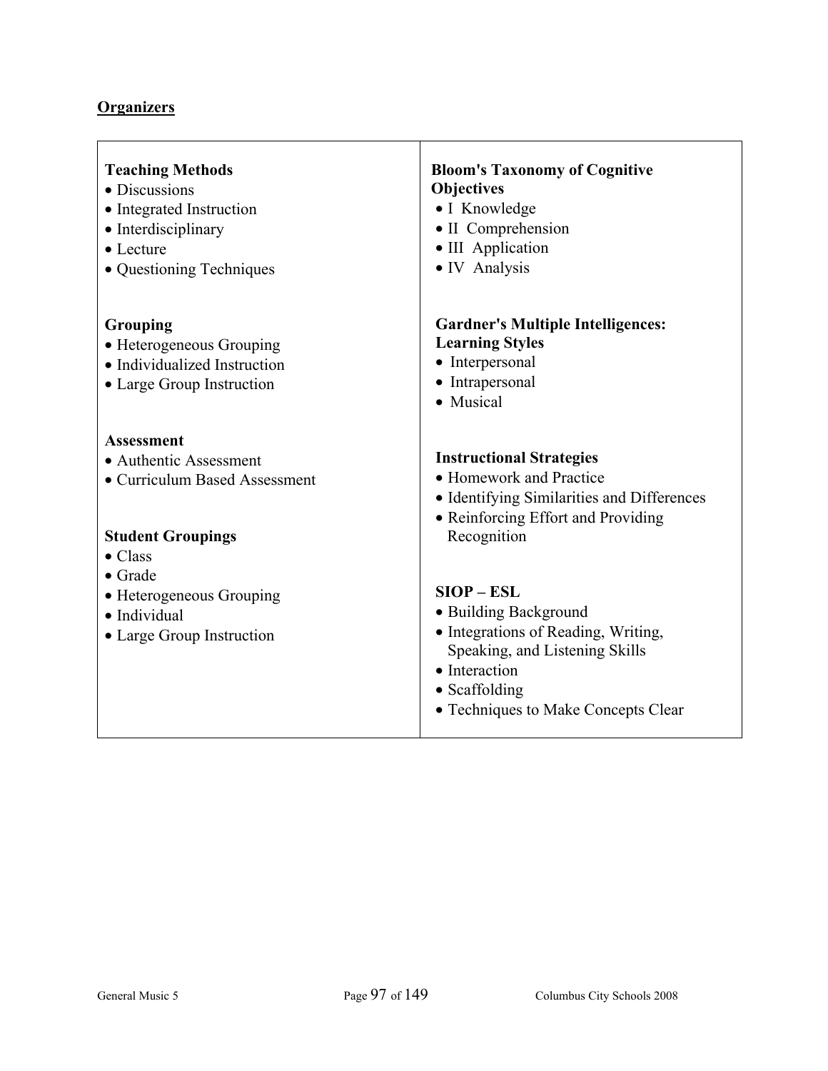## Organizers

| | |
|---|---|
| **Teaching Methods**<br>• Discussions<br>• Integrated Instruction<br>• Interdisciplinary<br>• Lecture<br>• Questioning Techniques | **Bloom's Taxonomy of Cognitive Objectives**<br>• I Knowledge<br>• II Comprehension<br>• III Application<br>• IV Analysis |
| **Grouping**<br>• Heterogeneous Grouping<br>• Individualized Instruction<br>• Large Group Instruction | **Gardner's Multiple Intelligences: Learning Styles**<br>• Interpersonal<br>• Intrapersonal<br>• Musical |
| **Assessment**<br>• Authentic Assessment<br>• Curriculum Based Assessment | **Instructional Strategies**<br>• Homework and Practice<br>• Identifying Similarities and Differences<br>• Reinforcing Effort and Providing Recognition |
| **Student Groupings**<br>• Class<br>• Grade<br>• Heterogeneous Grouping<br>• Individual<br>• Large Group Instruction | **SIOP – ESL**<br>• Building Background<br>• Integrations of Reading, Writing, Speaking, and Listening Skills<br>• Interaction<br>• Scaffolding<br>• Techniques to Make Concepts Clear |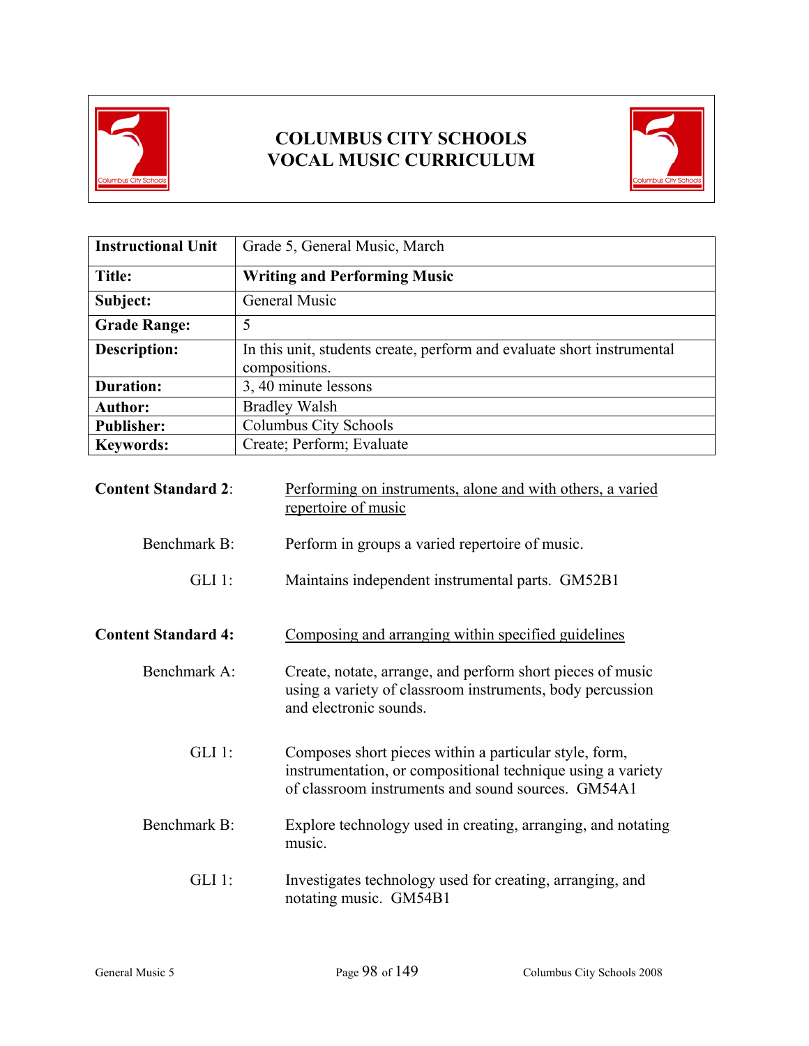# COLUMBUS CITY SCHOOLS
# VOCAL MUSIC CURRICULUM

| Instructional Unit | Grade 5, General Music, March |
|---|---|
| **Title:** | **Writing and Performing Music** |
| **Subject:** | General Music |
| **Grade Range:** | 5 |
| **Description:** | In this unit, students create, perform and evaluate short instrumental compositions. |
| **Duration:** | 3, 40 minute lessons |
| **Author:** | Bradley Walsh |
| **Publisher:** | Columbus City Schools |
| **Keywords:** | Create; Perform; Evaluate |

**Content Standard 2**: Performing on instruments, alone and with others, a varied repertoire of music

Benchmark B: Perform in groups a varied repertoire of music.

GLI 1: Maintains independent instrumental parts. GM52B1

**Content Standard 4:** Composing and arranging within specified guidelines

Benchmark A: Create, notate, arrange, and perform short pieces of music using a variety of classroom instruments, body percussion and electronic sounds.

GLI 1: Composes short pieces within a particular style, form, instrumentation, or compositional technique using a variety of classroom instruments and sound sources. GM54A1

Benchmark B: Explore technology used in creating, arranging, and notating music.

GLI 1: Investigates technology used for creating, arranging, and notating music. GM54B1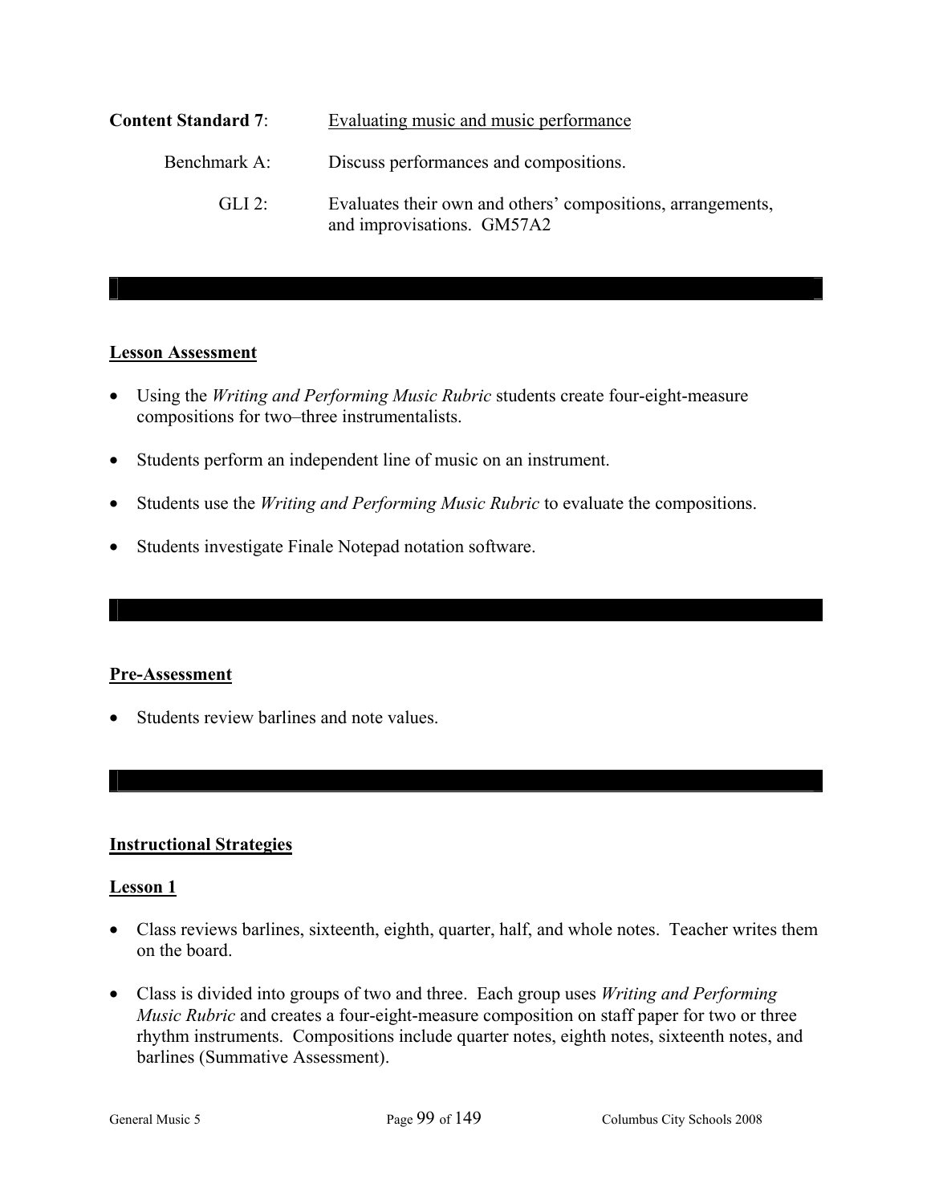**Content Standard 7**: Evaluating music and music performance

Benchmark A: Discuss performances and compositions.

GLI 2: Evaluates their own and others' compositions, arrangements, and improvisations. GM57A2

---

**Lesson Assessment**

- Using the *Writing and Performing Music Rubric* students create four-eight-measure compositions for two–three instrumentalists.
- Students perform an independent line of music on an instrument.
- Students use the *Writing and Performing Music Rubric* to evaluate the compositions.
- Students investigate Finale Notepad notation software.

---

**Pre-Assessment**

- Students review barlines and note values.

---

**Instructional Strategies**

**Lesson 1**

- Class reviews barlines, sixteenth, eighth, quarter, half, and whole notes. Teacher writes them on the board.
- Class is divided into groups of two and three. Each group uses *Writing and Performing Music Rubric* and creates a four-eight-measure composition on staff paper for two or three rhythm instruments. Compositions include quarter notes, eighth notes, sixteenth notes, and barlines (Summative Assessment).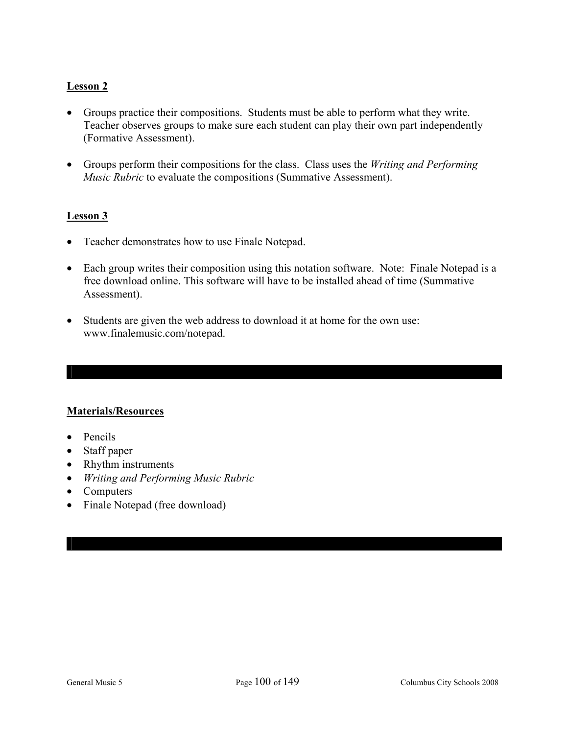**Lesson 2**

- Groups practice their compositions. Students must be able to perform what they write. Teacher observes groups to make sure each student can play their own part independently (Formative Assessment).

- Groups perform their compositions for the class. Class uses the *Writing and Performing Music Rubric* to evaluate the compositions (Summative Assessment).

**Lesson 3**

- Teacher demonstrates how to use Finale Notepad.

- Each group writes their composition using this notation software. Note: Finale Notepad is a free download online. This software will have to be installed ahead of time (Summative Assessment).

- Students are given the web address to download it at home for the own use: www.finalemusic.com/notepad.

---

**Materials/Resources**

- Pencils
- Staff paper
- Rhythm instruments
- *Writing and Performing Music Rubric*
- Computers
- Finale Notepad (free download)

---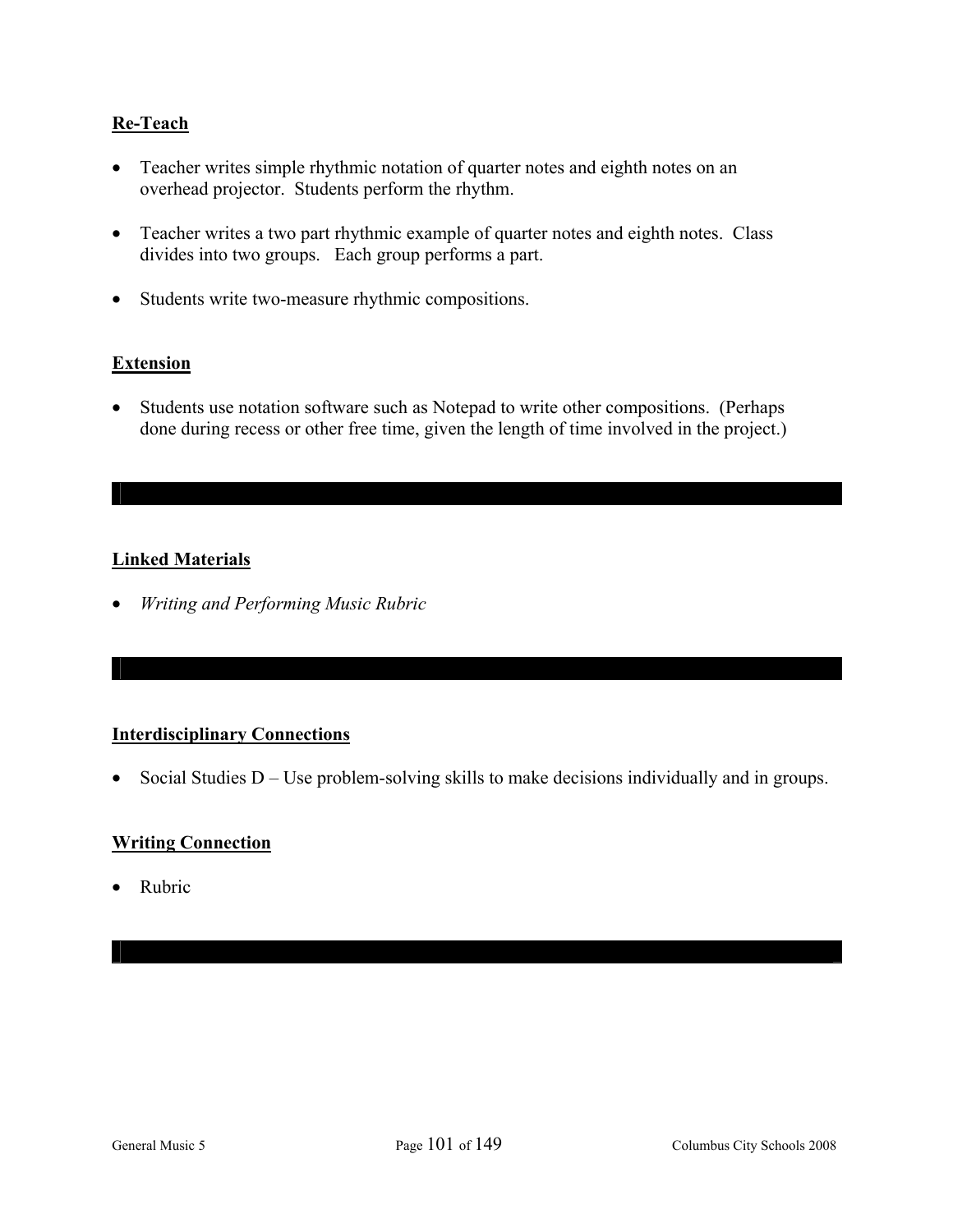## Re-Teach

- Teacher writes simple rhythmic notation of quarter notes and eighth notes on an overhead projector. Students perform the rhythm.
- Teacher writes a two part rhythmic example of quarter notes and eighth notes. Class divides into two groups. Each group performs a part.
- Students write two-measure rhythmic compositions.

## Extension

- Students use notation software such as Notepad to write other compositions. (Perhaps done during recess or other free time, given the length of time involved in the project.)

---

## Linked Materials

- *Writing and Performing Music Rubric*

---

## Interdisciplinary Connections

- Social Studies D – Use problem-solving skills to make decisions individually and in groups.

## Writing Connection

- Rubric

---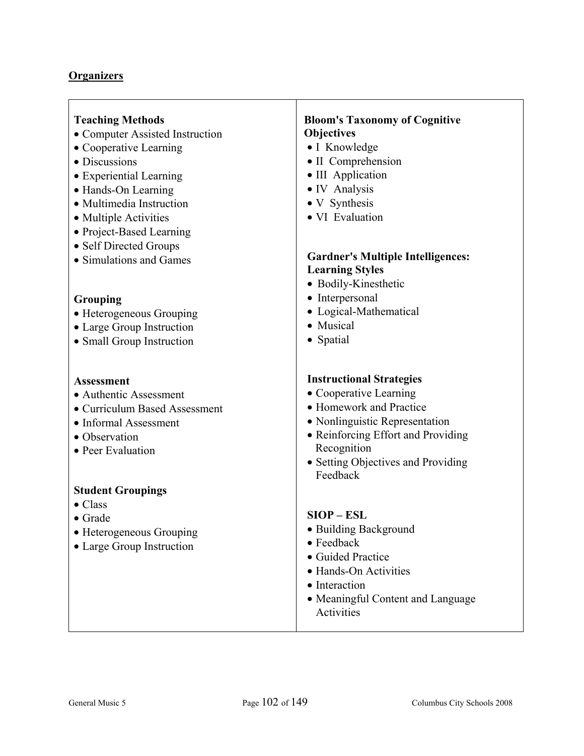## Organizers

### Teaching Methods
- Computer Assisted Instruction
- Cooperative Learning
- Discussions
- Experiential Learning
- Hands-On Learning
- Multimedia Instruction
- Multiple Activities
- Project-Based Learning
- Self Directed Groups
- Simulations and Games

### Grouping
- Heterogeneous Grouping
- Large Group Instruction
- Small Group Instruction

### Assessment
- Authentic Assessment
- Curriculum Based Assessment
- Informal Assessment
- Observation
- Peer Evaluation

### Student Groupings
- Class
- Grade
- Heterogeneous Grouping
- Large Group Instruction

### Bloom's Taxonomy of Cognitive Objectives
- I Knowledge
- II Comprehension
- III Application
- IV Analysis
- V Synthesis
- VI Evaluation

### Gardner's Multiple Intelligences: Learning Styles
- Bodily-Kinesthetic
- Interpersonal
- Logical-Mathematical
- Musical
- Spatial

### Instructional Strategies
- Cooperative Learning
- Homework and Practice
- Nonlinguistic Representation
- Reinforcing Effort and Providing Recognition
- Setting Objectives and Providing Feedback

### SIOP – ESL
- Building Background
- Feedback
- Guided Practice
- Hands-On Activities
- Interaction
- Meaningful Content and Language Activities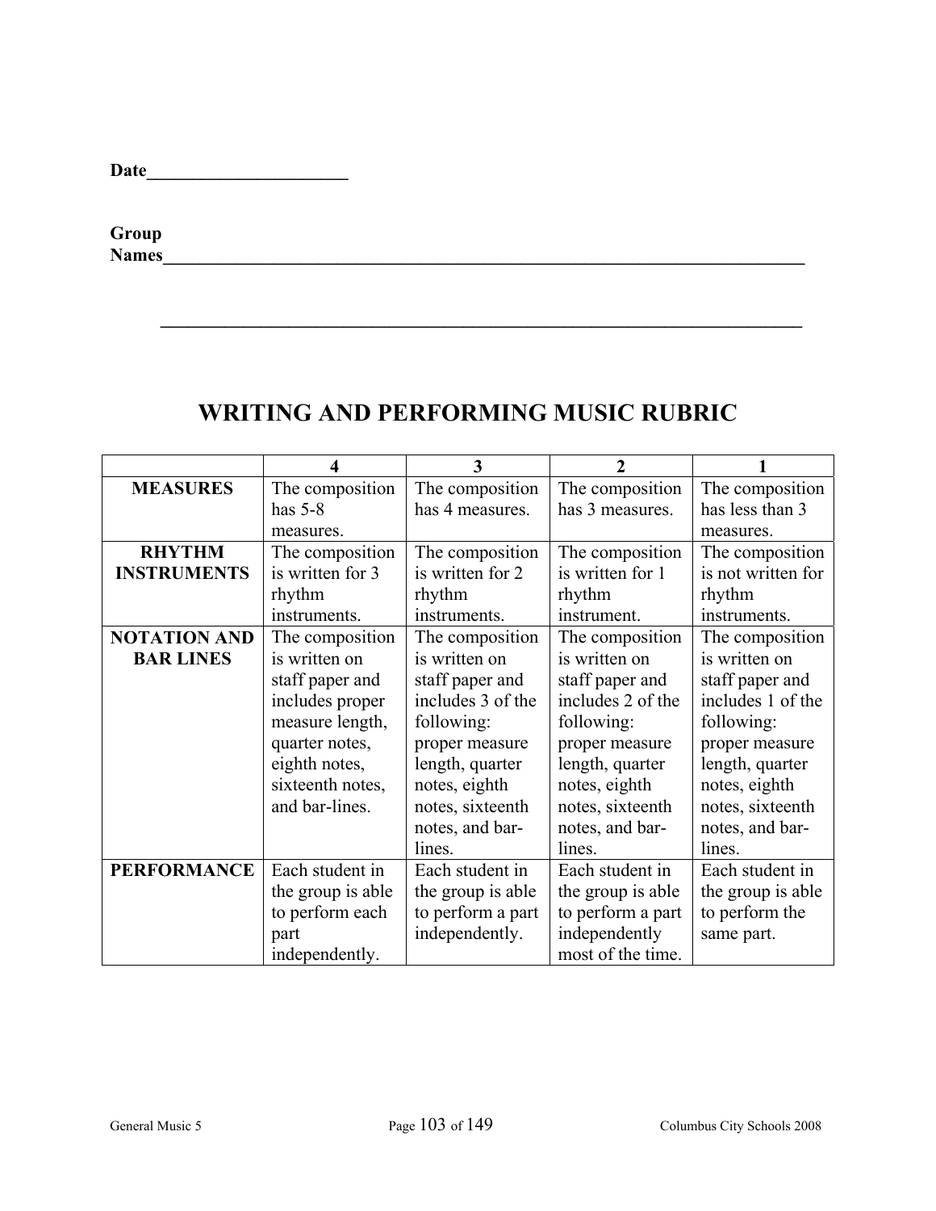**Date**______________________

**Group Names**___________________________________________________________________________

___________________________________________________________________________

# WRITING AND PERFORMING MUSIC RUBRIC

| | 4 | 3 | 2 | 1 |
|---|---|---|---|---|
| **MEASURES** | The composition has 5-8 measures. | The composition has 4 measures. | The composition has 3 measures. | The composition has less than 3 measures. |
| **RHYTHM INSTRUMENTS** | The composition is written for 3 rhythm instruments. | The composition is written for 2 rhythm instruments. | The composition is written for 1 rhythm instrument. | The composition is not written for rhythm instruments. |
| **NOTATION AND BAR LINES** | The composition is written on staff paper and includes proper measure length, quarter notes, eighth notes, sixteenth notes, and bar-lines. | The composition is written on staff paper and includes 3 of the following: proper measure length, quarter notes, eighth notes, sixteenth notes, and bar-lines. | The composition is written on staff paper and includes 2 of the following: proper measure length, quarter notes, eighth notes, sixteenth notes, and bar-lines. | The composition is written on staff paper and includes 1 of the following: proper measure length, quarter notes, eighth notes, sixteenth notes, and bar-lines. |
| **PERFORMANCE** | Each student in the group is able to perform each part independently. | Each student in the group is able to perform a part independently. | Each student in the group is able to perform a part independently most of the time. | Each student in the group is able to perform the same part. |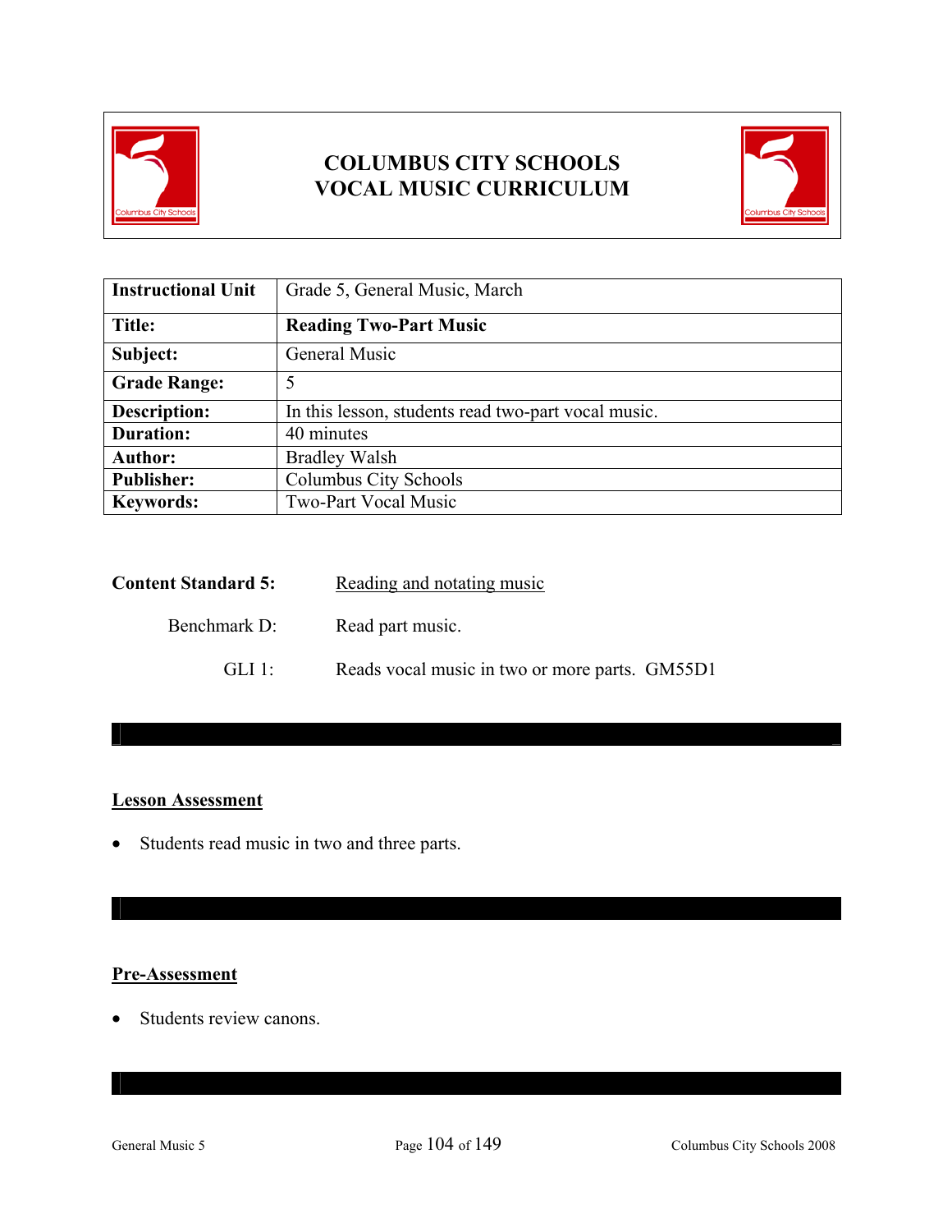# COLUMBUS CITY SCHOOLS
# VOCAL MUSIC CURRICULUM

| Instructional Unit | Grade 5, General Music, March |
|---|---|
| **Title:** | **Reading Two-Part Music** |
| **Subject:** | General Music |
| **Grade Range:** | 5 |
| **Description:** | In this lesson, students read two-part vocal music. |
| **Duration:** | 40 minutes |
| **Author:** | Bradley Walsh |
| **Publisher:** | Columbus City Schools |
| **Keywords:** | Two-Part Vocal Music |

**Content Standard 5:** Reading and notating music

Benchmark D: Read part music.

GLI 1: Reads vocal music in two or more parts. GM55D1

## Lesson Assessment

- Students read music in two and three parts.

## Pre-Assessment

- Students review canons.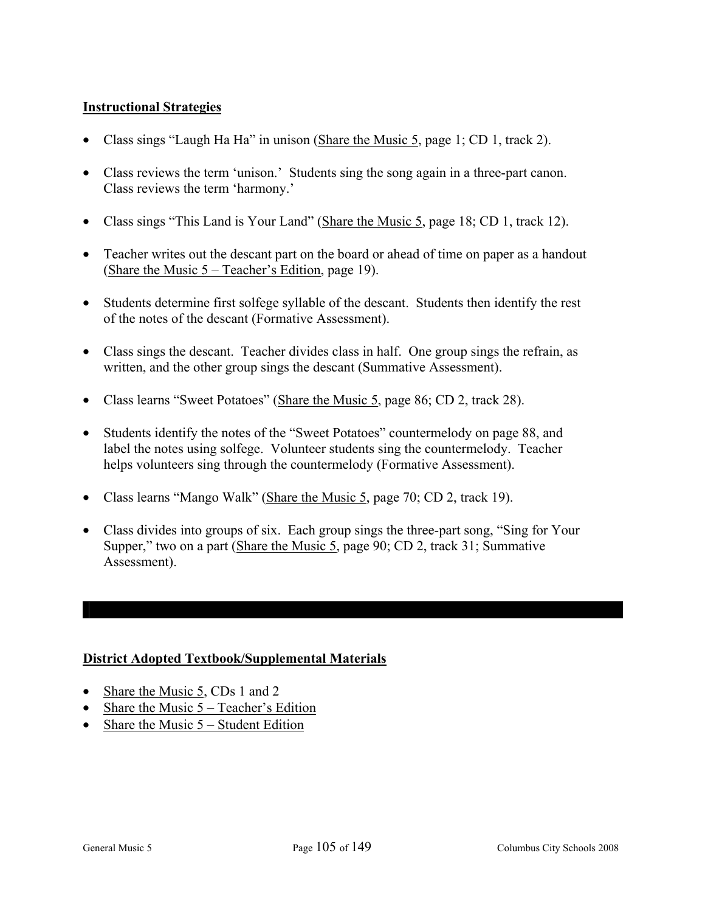## Instructional Strategies

- Class sings "Laugh Ha Ha" in unison (Share the Music 5, page 1; CD 1, track 2).
- Class reviews the term 'unison.' Students sing the song again in a three-part canon. Class reviews the term 'harmony.'
- Class sings "This Land is Your Land" (Share the Music 5, page 18; CD 1, track 12).
- Teacher writes out the descant part on the board or ahead of time on paper as a handout (Share the Music 5 – Teacher's Edition, page 19).
- Students determine first solfege syllable of the descant. Students then identify the rest of the notes of the descant (Formative Assessment).
- Class sings the descant. Teacher divides class in half. One group sings the refrain, as written, and the other group sings the descant (Summative Assessment).
- Class learns "Sweet Potatoes" (Share the Music 5, page 86; CD 2, track 28).
- Students identify the notes of the "Sweet Potatoes" countermelody on page 88, and label the notes using solfege. Volunteer students sing the countermelody. Teacher helps volunteers sing through the countermelody (Formative Assessment).
- Class learns "Mango Walk" (Share the Music 5, page 70; CD 2, track 19).
- Class divides into groups of six. Each group sings the three-part song, "Sing for Your Supper," two on a part (Share the Music 5, page 90; CD 2, track 31; Summative Assessment).

---

## District Adopted Textbook/Supplemental Materials

- Share the Music 5, CDs 1 and 2
- Share the Music 5 – Teacher's Edition
- Share the Music 5 – Student Edition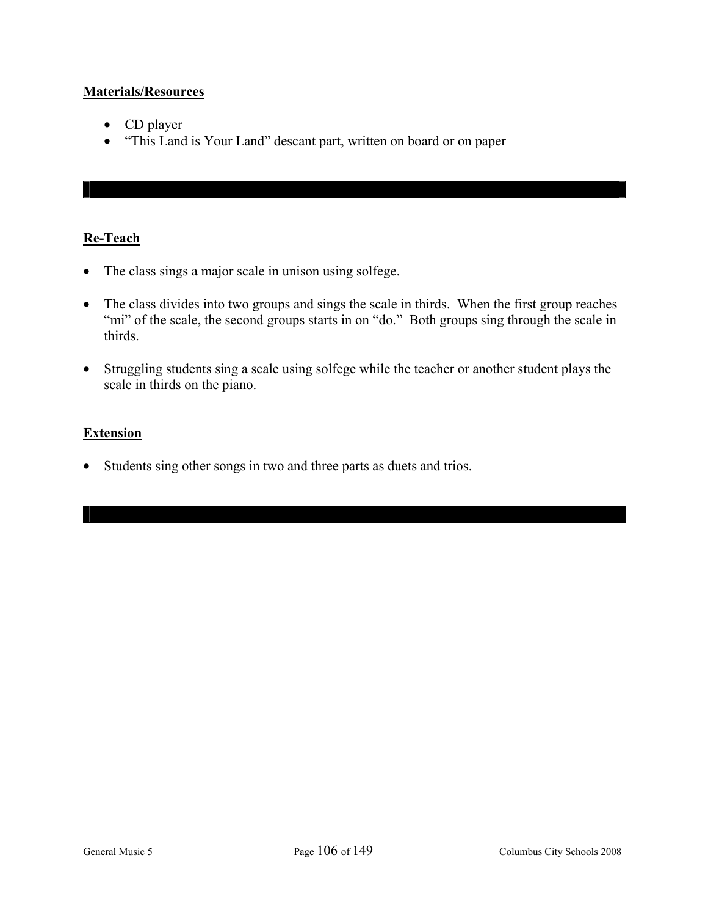**Materials/Resources**

- CD player
- “This Land is Your Land” descant part, written on board or on paper

---

**Re-Teach**

- The class sings a major scale in unison using solfege.

- The class divides into two groups and sings the scale in thirds. When the first group reaches “mi” of the scale, the second groups starts in on “do.” Both groups sing through the scale in thirds.

- Struggling students sing a scale using solfege while the teacher or another student plays the scale in thirds on the piano.

**Extension**

- Students sing other songs in two and three parts as duets and trios.

---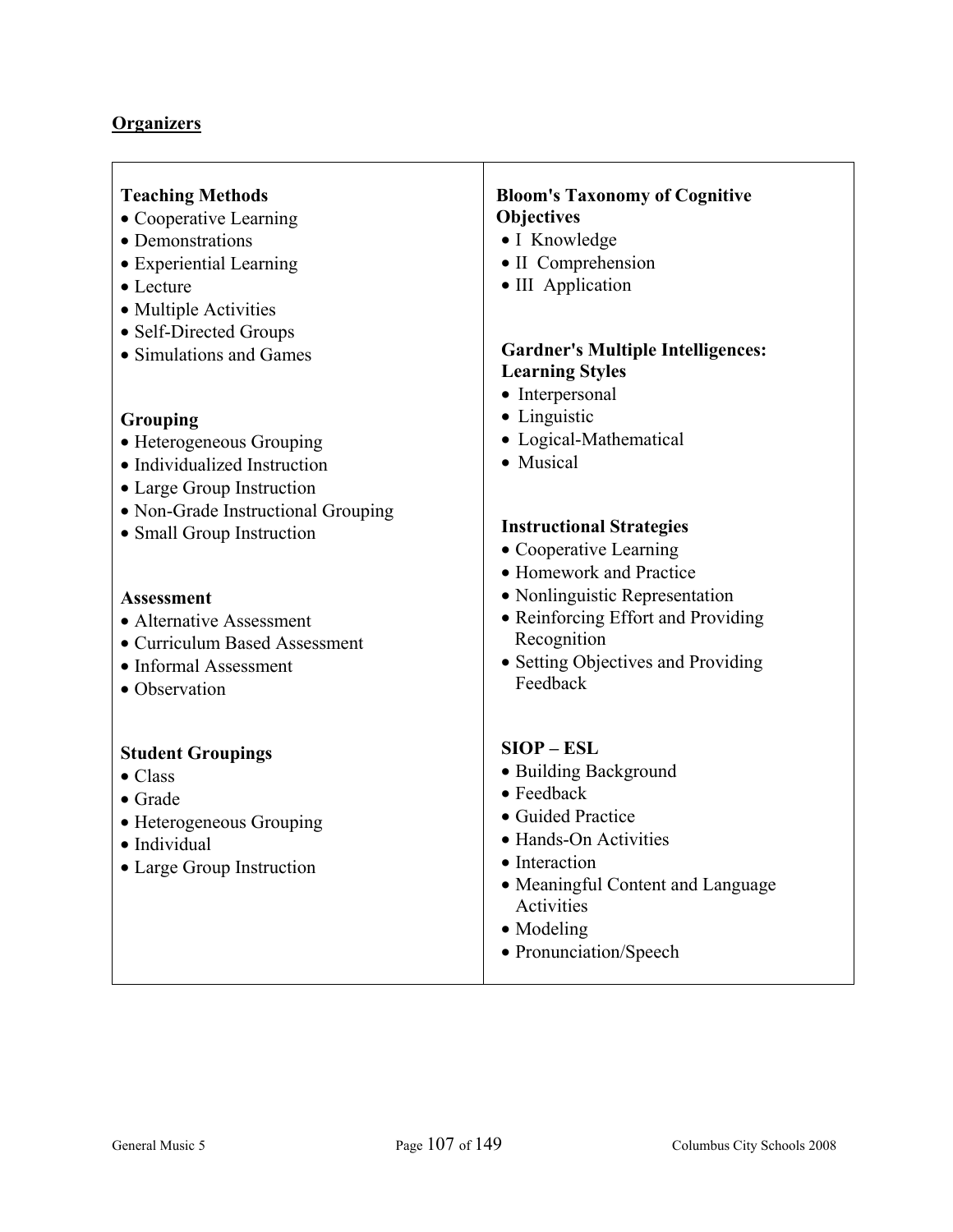## Organizers

**Teaching Methods**
- Cooperative Learning
- Demonstrations
- Experiential Learning
- Lecture
- Multiple Activities
- Self-Directed Groups
- Simulations and Games

**Grouping**
- Heterogeneous Grouping
- Individualized Instruction
- Large Group Instruction
- Non-Grade Instructional Grouping
- Small Group Instruction

**Assessment**
- Alternative Assessment
- Curriculum Based Assessment
- Informal Assessment
- Observation

**Student Groupings**
- Class
- Grade
- Heterogeneous Grouping
- Individual
- Large Group Instruction

**Bloom's Taxonomy of Cognitive Objectives**
- I Knowledge
- II Comprehension
- III Application

**Gardner's Multiple Intelligences: Learning Styles**
- Interpersonal
- Linguistic
- Logical-Mathematical
- Musical

**Instructional Strategies**
- Cooperative Learning
- Homework and Practice
- Nonlinguistic Representation
- Reinforcing Effort and Providing Recognition
- Setting Objectives and Providing Feedback

**SIOP – ESL**
- Building Background
- Feedback
- Guided Practice
- Hands-On Activities
- Interaction
- Meaningful Content and Language Activities
- Modeling
- Pronunciation/Speech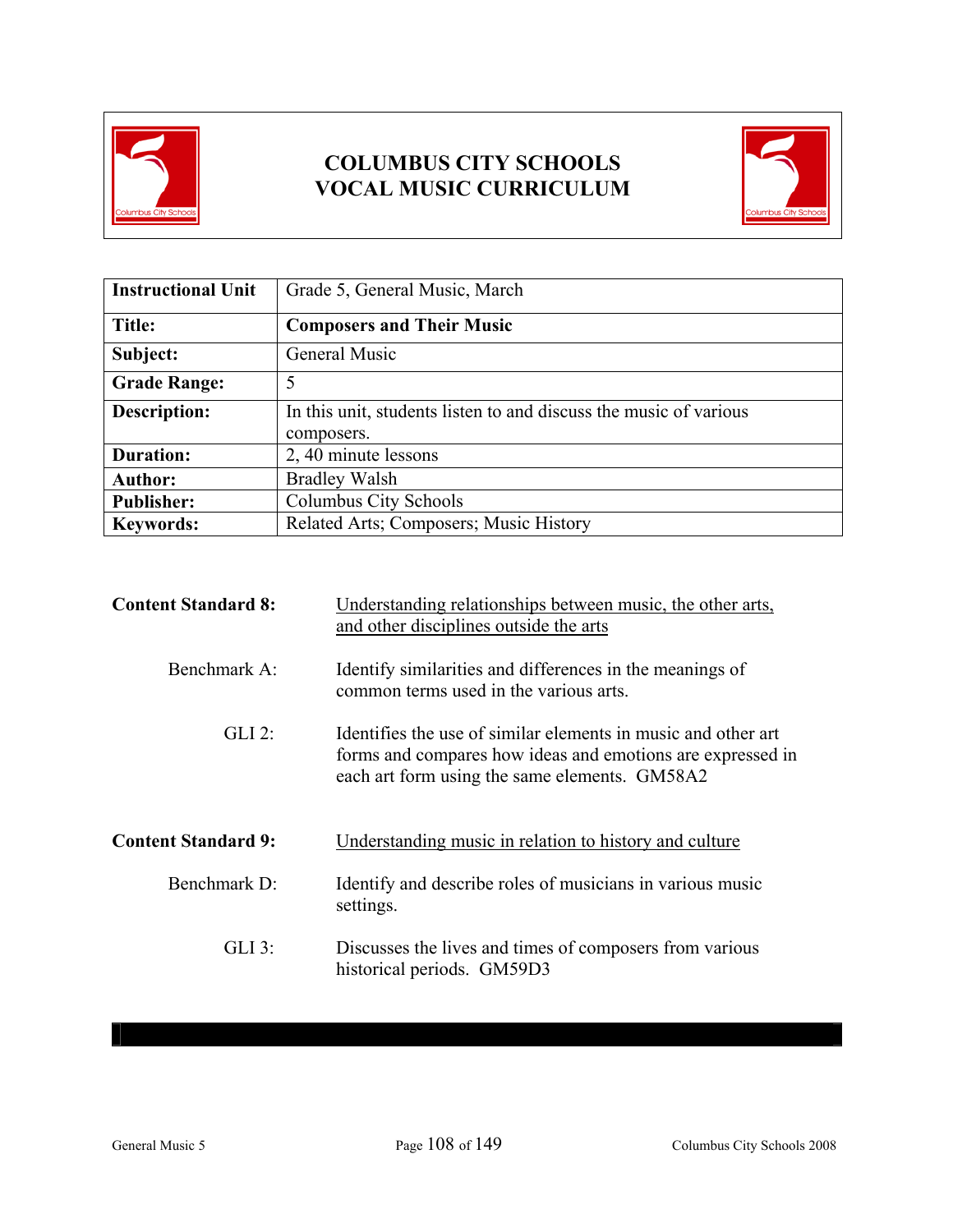# COLUMBUS CITY SCHOOLS
# VOCAL MUSIC CURRICULUM

| Instructional Unit | Grade 5, General Music, March |
|---|---|
| **Title:** | **Composers and Their Music** |
| **Subject:** | General Music |
| **Grade Range:** | 5 |
| **Description:** | In this unit, students listen to and discuss the music of various composers. |
| **Duration:** | 2, 40 minute lessons |
| **Author:** | Bradley Walsh |
| **Publisher:** | Columbus City Schools |
| **Keywords:** | Related Arts; Composers; Music History |

**Content Standard 8:** Understanding relationships between music, the other arts, and other disciplines outside the arts

Benchmark A: Identify similarities and differences in the meanings of common terms used in the various arts.

GLI 2: Identifies the use of similar elements in music and other art forms and compares how ideas and emotions are expressed in each art form using the same elements. GM58A2

**Content Standard 9:** Understanding music in relation to history and culture

Benchmark D: Identify and describe roles of musicians in various music settings.

GLI 3: Discusses the lives and times of composers from various historical periods. GM59D3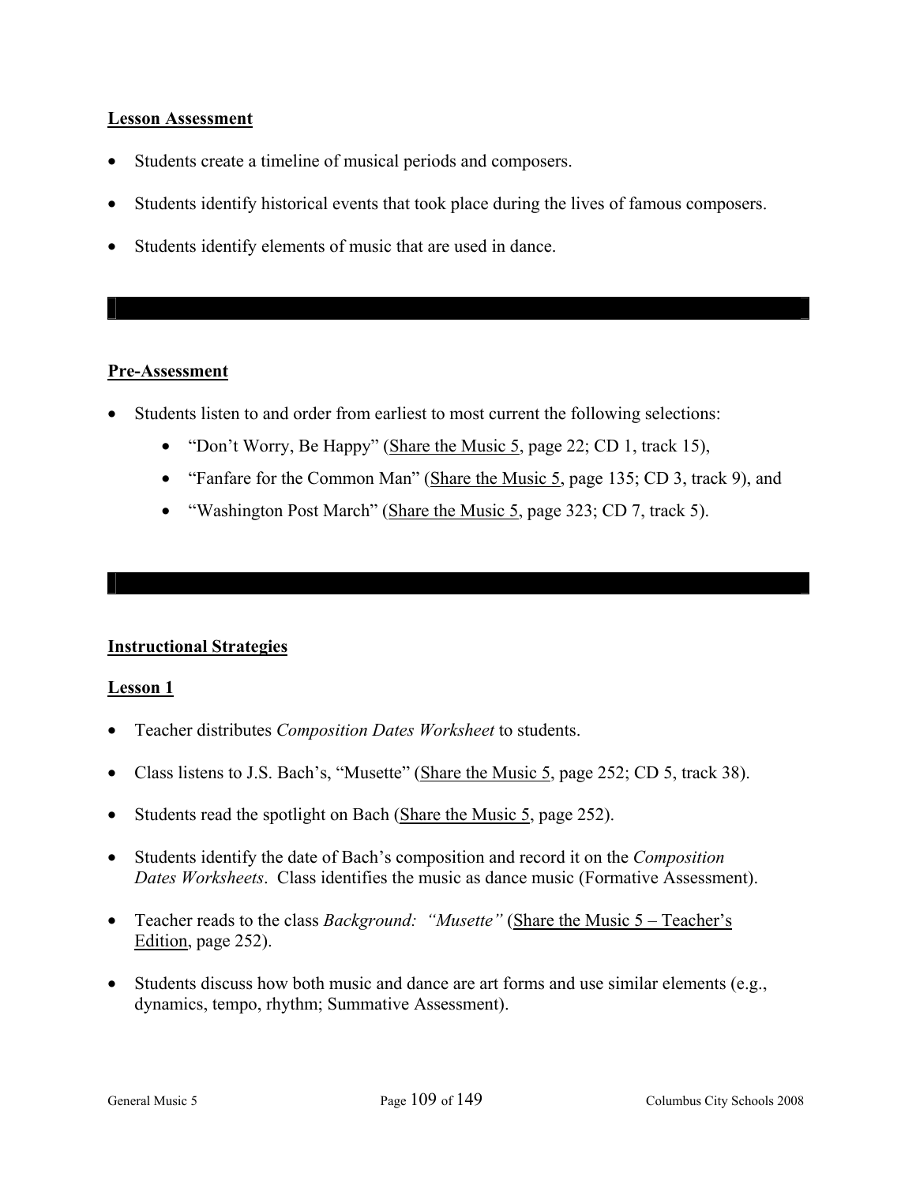**Lesson Assessment**

- Students create a timeline of musical periods and composers.
- Students identify historical events that took place during the lives of famous composers.
- Students identify elements of music that are used in dance.

**Pre-Assessment**

- Students listen to and order from earliest to most current the following selections:
  - "Don't Worry, Be Happy" (Share the Music 5, page 22; CD 1, track 15),
  - "Fanfare for the Common Man" (Share the Music 5, page 135; CD 3, track 9), and
  - "Washington Post March" (Share the Music 5, page 323; CD 7, track 5).

**Instructional Strategies**

**Lesson 1**

- Teacher distributes *Composition Dates Worksheet* to students.
- Class listens to J.S. Bach's, "Musette" (Share the Music 5, page 252; CD 5, track 38).
- Students read the spotlight on Bach (Share the Music 5, page 252).
- Students identify the date of Bach's composition and record it on the *Composition Dates Worksheets*. Class identifies the music as dance music (Formative Assessment).
- Teacher reads to the class *Background: "Musette"* (Share the Music 5 – Teacher's Edition, page 252).
- Students discuss how both music and dance are art forms and use similar elements (e.g., dynamics, tempo, rhythm; Summative Assessment).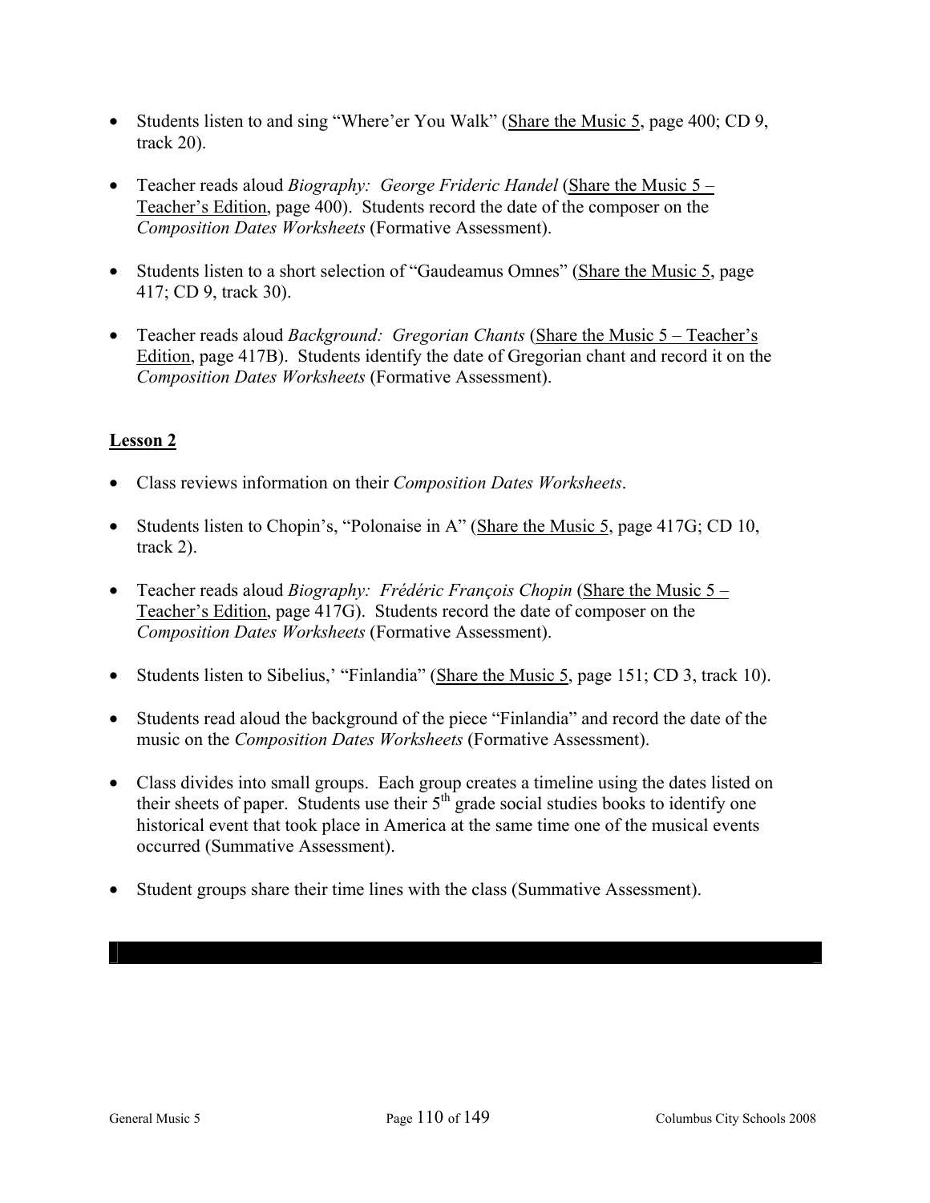- Students listen to and sing "Where'er You Walk" (Share the Music 5, page 400; CD 9, track 20).

- Teacher reads aloud *Biography: George Frideric Handel* (Share the Music 5 – Teacher's Edition, page 400). Students record the date of the composer on the *Composition Dates Worksheets* (Formative Assessment).

- Students listen to a short selection of "Gaudeamus Omnes" (Share the Music 5, page 417; CD 9, track 30).

- Teacher reads aloud *Background: Gregorian Chants* (Share the Music 5 – Teacher's Edition, page 417B). Students identify the date of Gregorian chant and record it on the *Composition Dates Worksheets* (Formative Assessment).

**Lesson 2**

- Class reviews information on their *Composition Dates Worksheets*.

- Students listen to Chopin's, "Polonaise in A" (Share the Music 5, page 417G; CD 10, track 2).

- Teacher reads aloud *Biography: Frédéric François Chopin* (Share the Music 5 – Teacher's Edition, page 417G). Students record the date of composer on the *Composition Dates Worksheets* (Formative Assessment).

- Students listen to Sibelius,' "Finlandia" (Share the Music 5, page 151; CD 3, track 10).

- Students read aloud the background of the piece "Finlandia" and record the date of the music on the *Composition Dates Worksheets* (Formative Assessment).

- Class divides into small groups. Each group creates a timeline using the dates listed on their sheets of paper. Students use their 5th grade social studies books to identify one historical event that took place in America at the same time one of the musical events occurred (Summative Assessment).

- Student groups share their time lines with the class (Summative Assessment).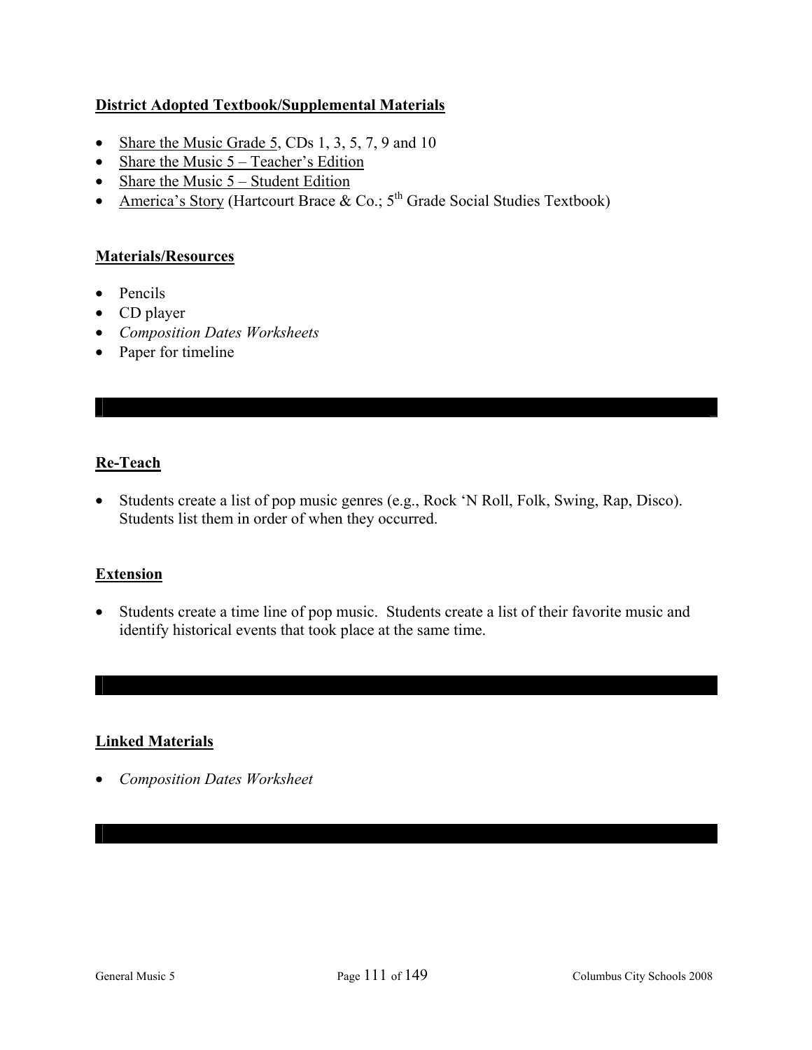**District Adopted Textbook/Supplemental Materials**

- Share the Music Grade 5, CDs 1, 3, 5, 7, 9 and 10
- Share the Music 5 – Teacher's Edition
- Share the Music 5 – Student Edition
- America's Story (Hartcourt Brace & Co.; 5th Grade Social Studies Textbook)

**Materials/Resources**

- Pencils
- CD player
- *Composition Dates Worksheets*
- Paper for timeline

**Re-Teach**

- Students create a list of pop music genres (e.g., Rock 'N Roll, Folk, Swing, Rap, Disco). Students list them in order of when they occurred.

**Extension**

- Students create a time line of pop music. Students create a list of their favorite music and identify historical events that took place at the same time.

**Linked Materials**

- *Composition Dates Worksheet*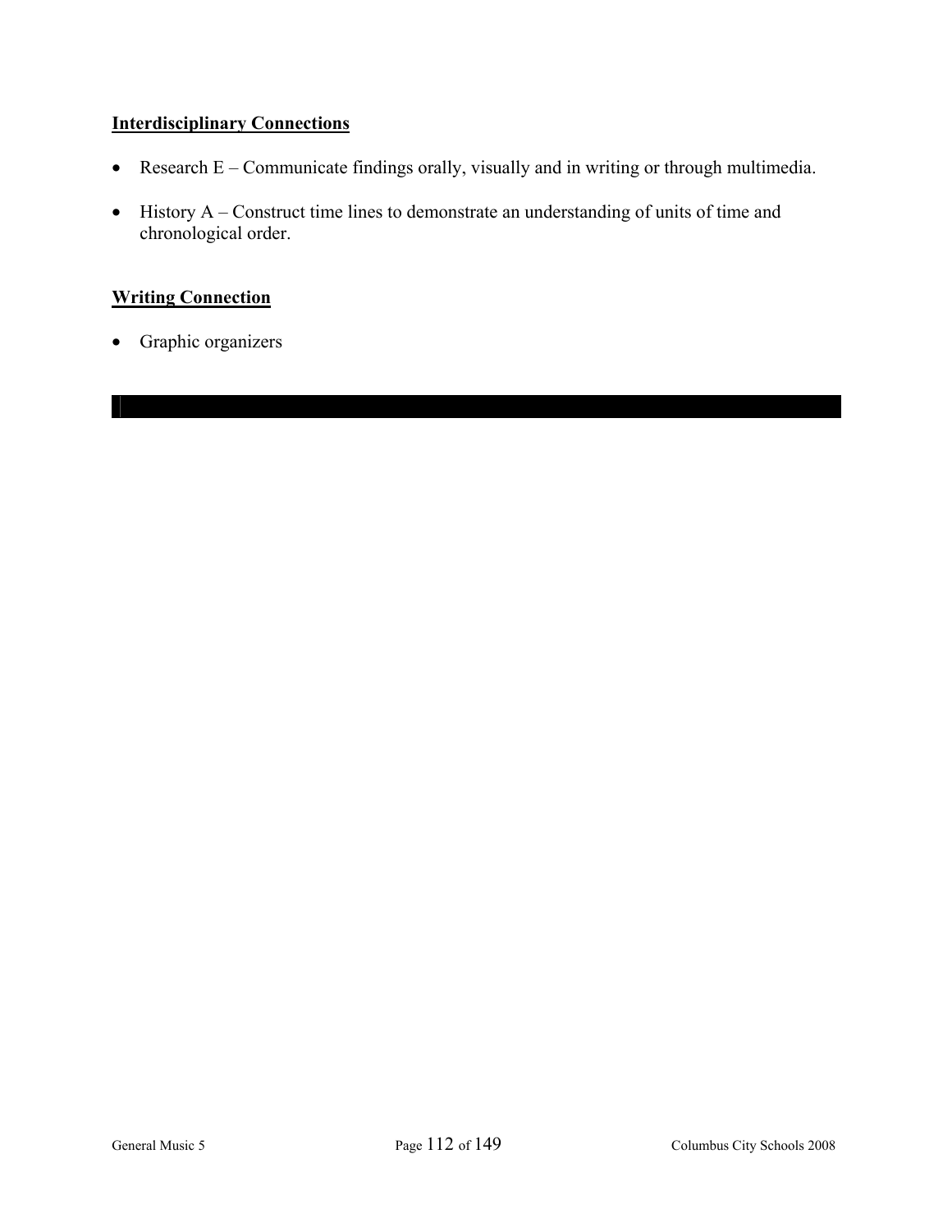**Interdisciplinary Connections**

- Research E – Communicate findings orally, visually and in writing or through multimedia.
- History A – Construct time lines to demonstrate an understanding of units of time and chronological order.

**Writing Connection**

- Graphic organizers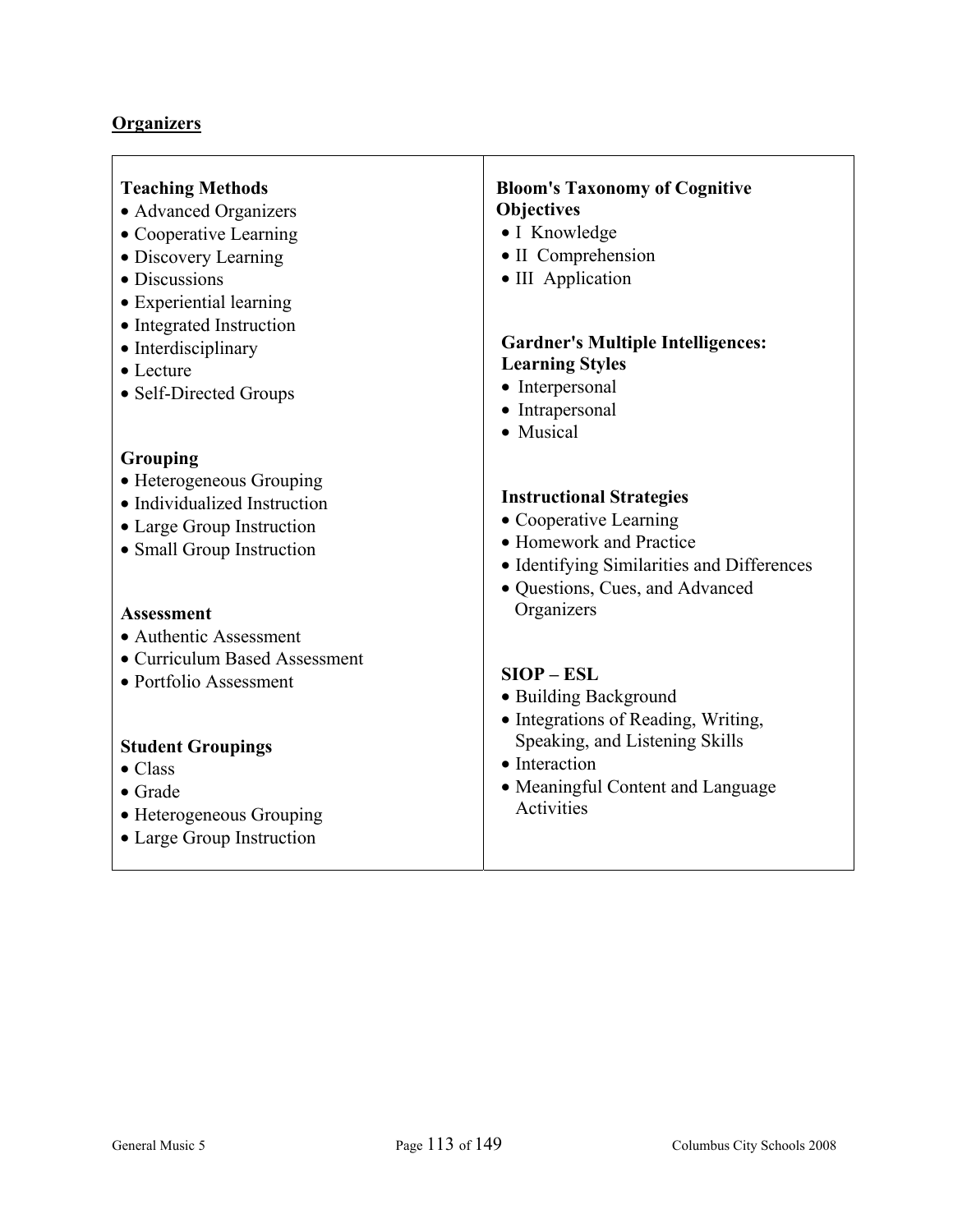**Organizers**

**Teaching Methods**

- Advanced Organizers
- Cooperative Learning
- Discovery Learning
- Discussions
- Experiential learning
- Integrated Instruction
- Interdisciplinary
- Lecture
- Self-Directed Groups

**Grouping**

- Heterogeneous Grouping
- Individualized Instruction
- Large Group Instruction
- Small Group Instruction

**Assessment**

- Authentic Assessment
- Curriculum Based Assessment
- Portfolio Assessment

**Student Groupings**

- Class
- Grade
- Heterogeneous Grouping
- Large Group Instruction

**Bloom's Taxonomy of Cognitive Objectives**

- I Knowledge
- II Comprehension
- III Application

**Gardner's Multiple Intelligences: Learning Styles**

- Interpersonal
- Intrapersonal
- Musical

**Instructional Strategies**

- Cooperative Learning
- Homework and Practice
- Identifying Similarities and Differences
- Questions, Cues, and Advanced Organizers

**SIOP – ESL**

- Building Background
- Integrations of Reading, Writing, Speaking, and Listening Skills
- Interaction
- Meaningful Content and Language Activities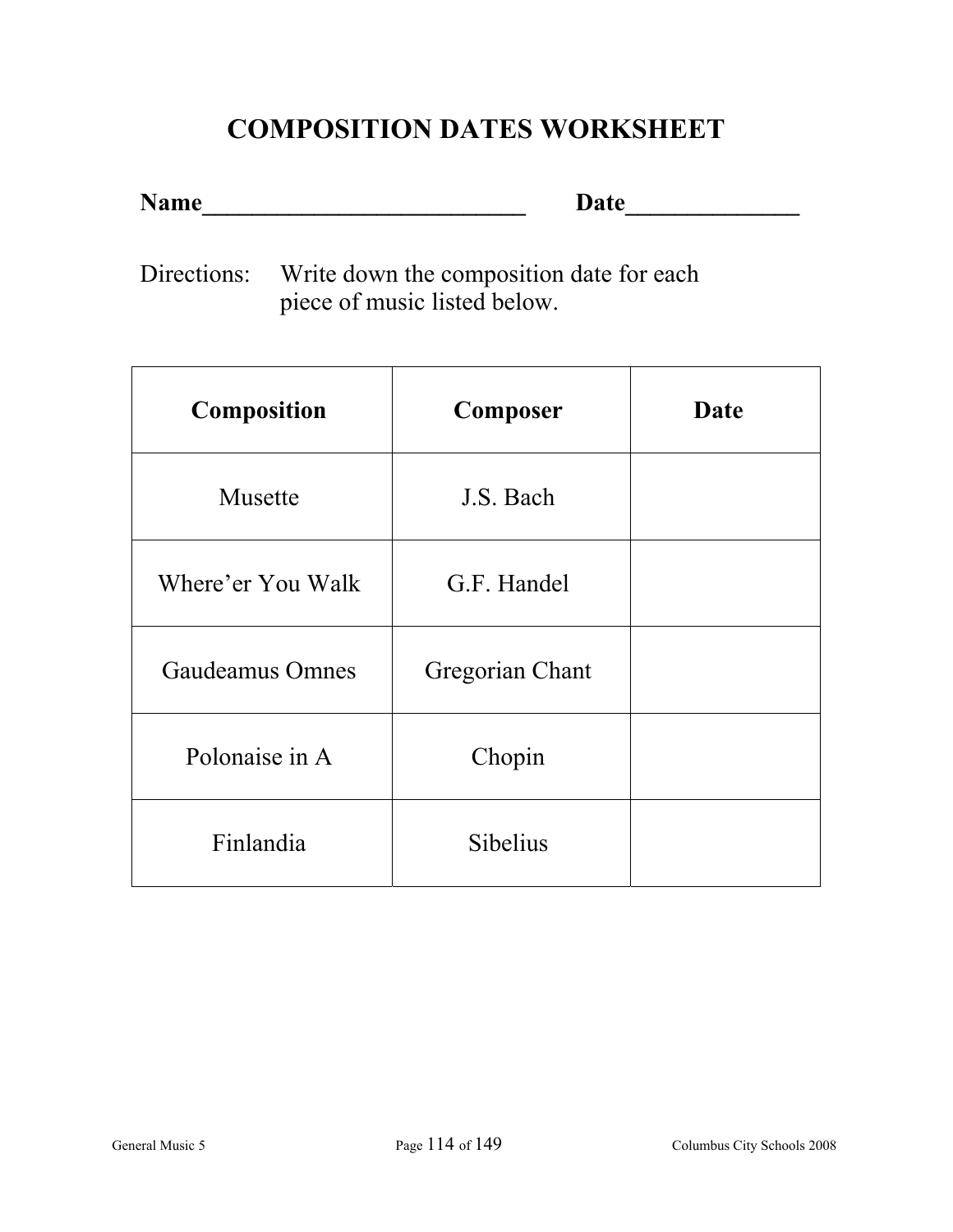# COMPOSITION DATES WORKSHEET

**Name__________________________ Date______________**

Directions: Write down the composition date for each piece of music listed below.

| Composition | Composer | Date |
|---|---|---|
| Musette | J.S. Bach | |
| Where'er You Walk | G.F. Handel | |
| Gaudeamus Omnes | Gregorian Chant | |
| Polonaise in A | Chopin | |
| Finlandia | Sibelius | |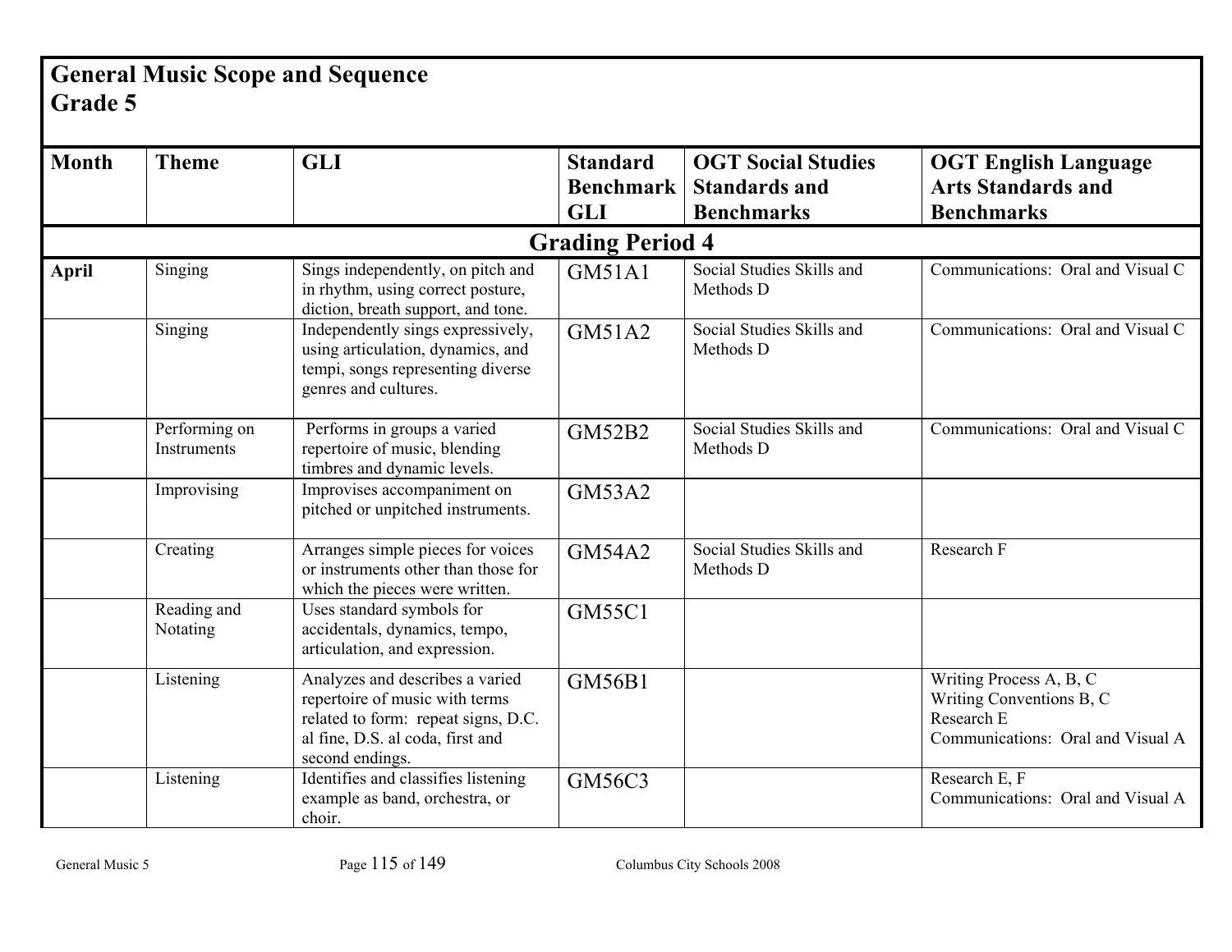# General Music Scope and Sequence
## Grade 5

| Month | Theme | GLI | Standard Benchmark GLI | OGT Social Studies Standards and Benchmarks | OGT English Language Arts Standards and Benchmarks |
|---|---|---|---|---|---|
| **Grading Period 4** | | | | | |
| **April** | Singing | Sings independently, on pitch and in rhythm, using correct posture, diction, breath support, and tone. | GM51A1 | Social Studies Skills and Methods D | Communications: Oral and Visual C |
| | Singing | Independently sings expressively, using articulation, dynamics, and tempi, songs representing diverse genres and cultures. | GM51A2 | Social Studies Skills and Methods D | Communications: Oral and Visual C |
| | Performing on Instruments | Performs in groups a varied repertoire of music, blending timbres and dynamic levels. | GM52B2 | Social Studies Skills and Methods D | Communications: Oral and Visual C |
| | Improvising | Improvises accompaniment on pitched or unpitched instruments. | GM53A2 | | |
| | Creating | Arranges simple pieces for voices or instruments other than those for which the pieces were written. | GM54A2 | Social Studies Skills and Methods D | Research F |
| | Reading and Notating | Uses standard symbols for accidentals, dynamics, tempo, articulation, and expression. | GM55C1 | | |
| | Listening | Analyzes and describes a varied repertoire of music with terms related to form: repeat signs, D.C. al fine, D.S. al coda, first and second endings. | GM56B1 | | Writing Process A, B, C<br>Writing Conventions B, C<br>Research E<br>Communications: Oral and Visual A |
| | Listening | Identifies and classifies listening example as band, orchestra, or choir. | GM56C3 | | Research E, F<br>Communications: Oral and Visual A |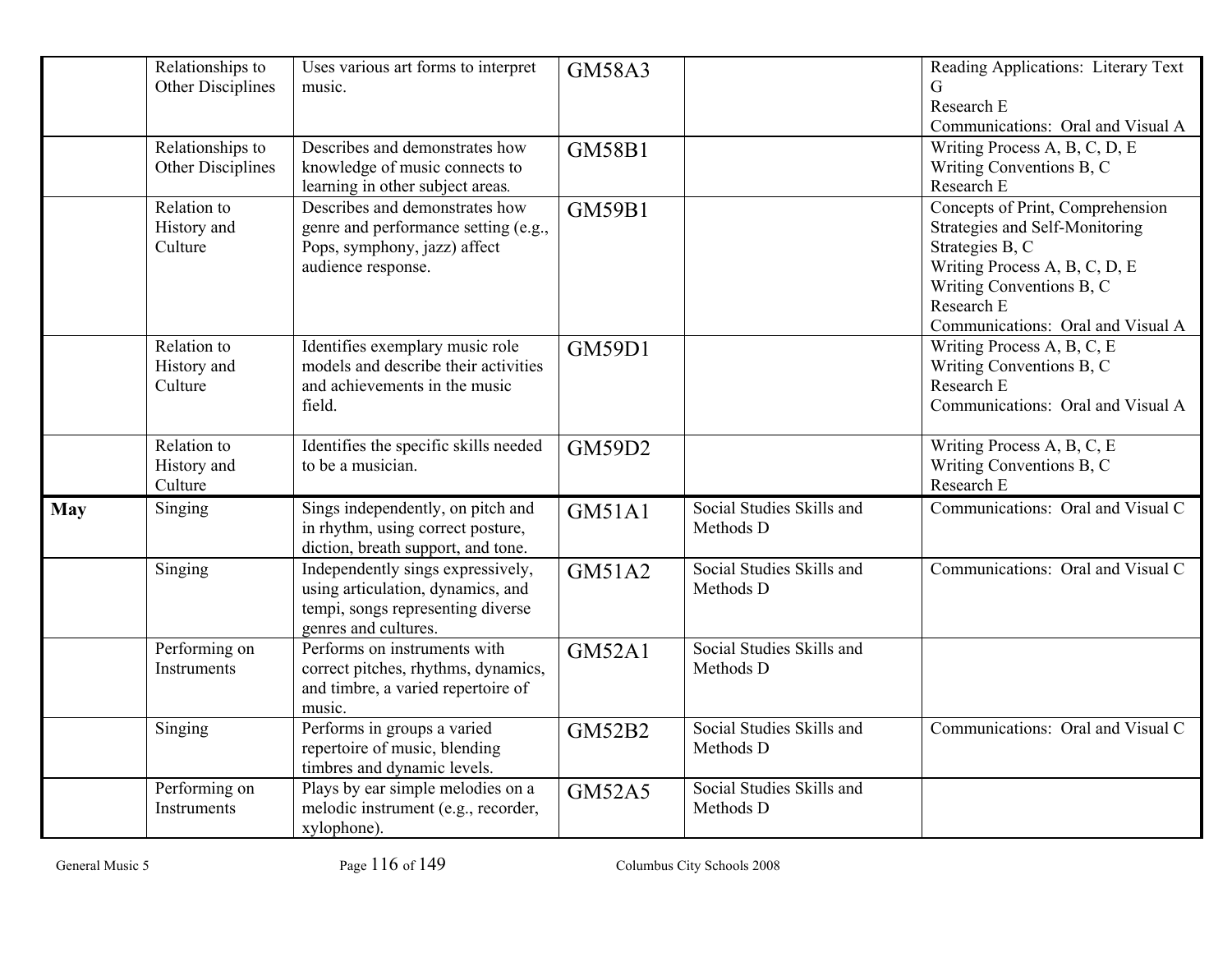| | | | | | |
|---|---|---|---|---|---|
| | Relationships to Other Disciplines | Uses various art forms to interpret music. | GM58A3 | | Reading Applications: Literary Text G<br>Research E<br>Communications: Oral and Visual A |
| | Relationships to Other Disciplines | Describes and demonstrates how knowledge of music connects to learning in other subject areas. | GM58B1 | | Writing Process A, B, C, D, E<br>Writing Conventions B, C<br>Research E |
| | Relation to History and Culture | Describes and demonstrates how genre and performance setting (e.g., Pops, symphony, jazz) affect audience response. | GM59B1 | | Concepts of Print, Comprehension Strategies and Self-Monitoring Strategies B, C<br>Writing Process A, B, C, D, E<br>Writing Conventions B, C<br>Research E<br>Communications: Oral and Visual A |
| | Relation to History and Culture | Identifies exemplary music role models and describe their activities and achievements in the music field. | GM59D1 | | Writing Process A, B, C, E<br>Writing Conventions B, C<br>Research E<br>Communications: Oral and Visual A |
| | Relation to History and Culture | Identifies the specific skills needed to be a musician. | GM59D2 | | Writing Process A, B, C, E<br>Writing Conventions B, C<br>Research E |
| **May** | Singing | Sings independently, on pitch and in rhythm, using correct posture, diction, breath support, and tone. | GM51A1 | Social Studies Skills and Methods D | Communications: Oral and Visual C |
| | Singing | Independently sings expressively, using articulation, dynamics, and tempi, songs representing diverse genres and cultures. | GM51A2 | Social Studies Skills and Methods D | Communications: Oral and Visual C |
| | Performing on Instruments | Performs on instruments with correct pitches, rhythms, dynamics, and timbre, a varied repertoire of music. | GM52A1 | Social Studies Skills and Methods D | |
| | Singing | Performs in groups a varied repertoire of music, blending timbres and dynamic levels. | GM52B2 | Social Studies Skills and Methods D | Communications: Oral and Visual C |
| | Performing on Instruments | Plays by ear simple melodies on a melodic instrument (e.g., recorder, xylophone). | GM52A5 | Social Studies Skills and Methods D | |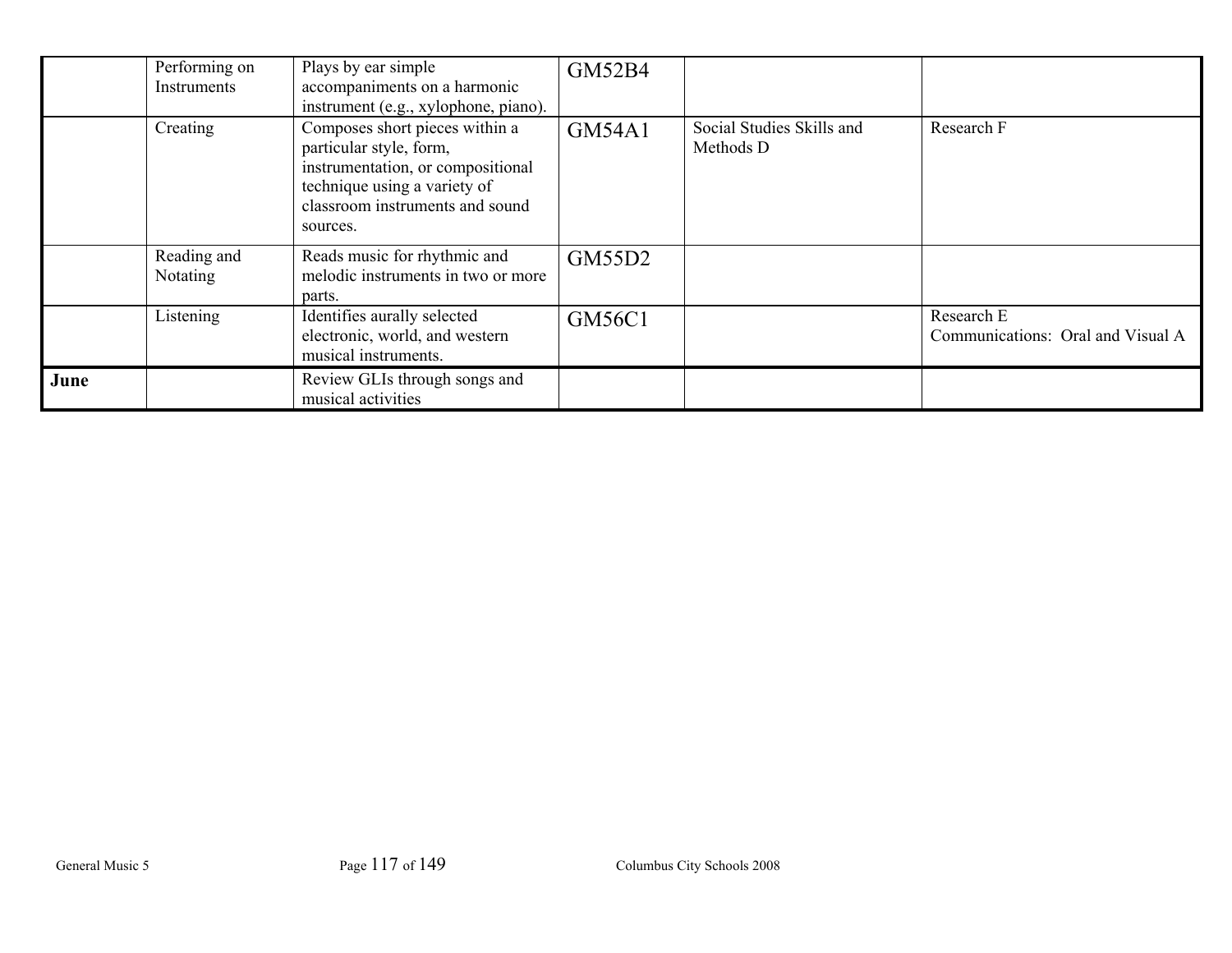|  |  |  |  |  |  |
|---|---|---|---|---|---|
|  | Performing on Instruments | Plays by ear simple accompaniments on a harmonic instrument (e.g., xylophone, piano). | GM52B4 |  |  |
|  | Creating | Composes short pieces within a particular style, form, instrumentation, or compositional technique using a variety of classroom instruments and sound sources. | GM54A1 | Social Studies Skills and Methods D | Research F |
|  | Reading and Notating | Reads music for rhythmic and melodic instruments in two or more parts. | GM55D2 |  |  |
|  | Listening | Identifies aurally selected electronic, world, and western musical instruments. | GM56C1 |  | Research E<br>Communications: Oral and Visual A |
| **June** |  | Review GLIs through songs and musical activities |  |  |  |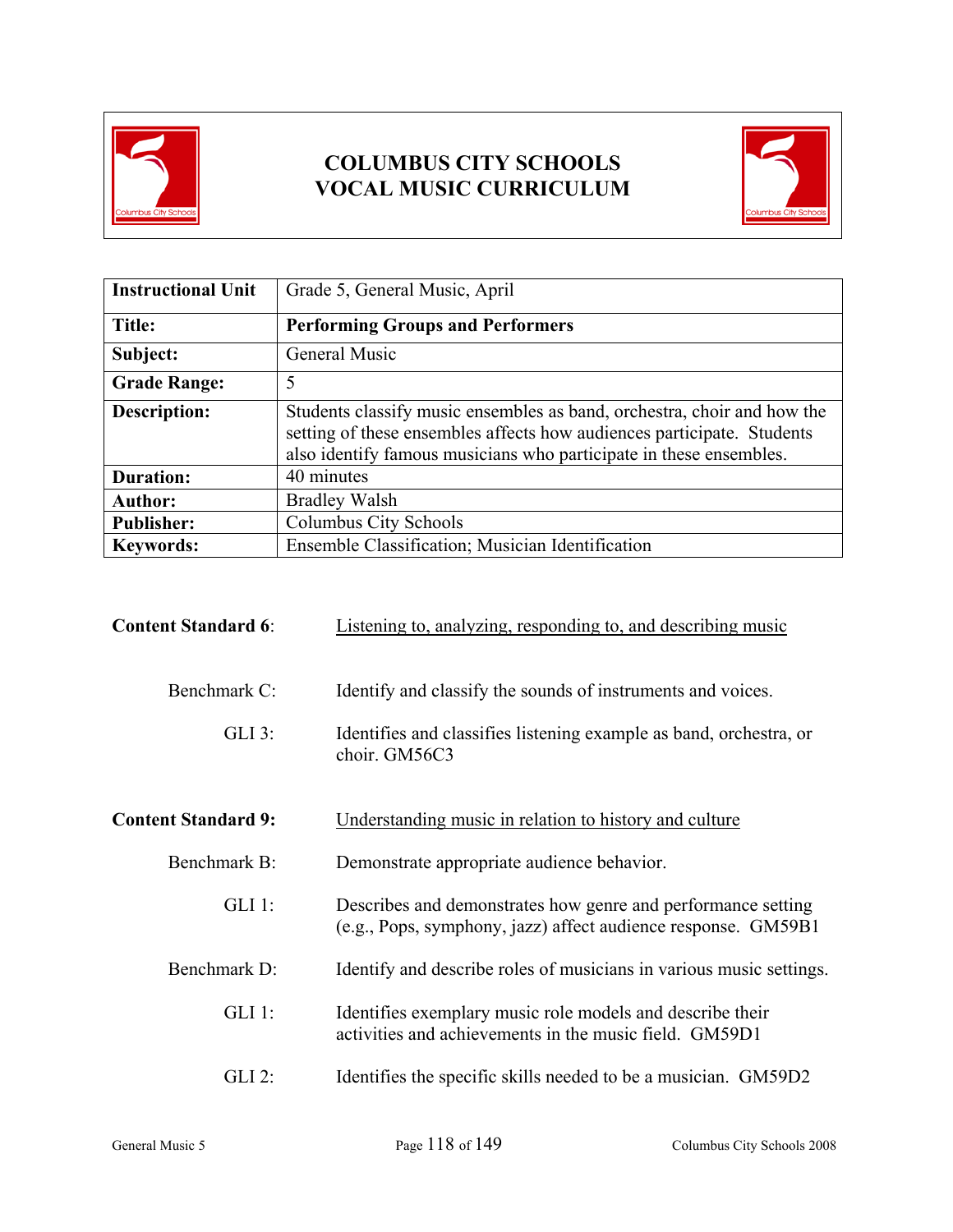# COLUMBUS CITY SCHOOLS
# VOCAL MUSIC CURRICULUM

| Instructional Unit | Grade 5, General Music, April |
|---|---|
| **Title:** | **Performing Groups and Performers** |
| **Subject:** | General Music |
| **Grade Range:** | 5 |
| **Description:** | Students classify music ensembles as band, orchestra, choir and how the setting of these ensembles affects how audiences participate. Students also identify famous musicians who participate in these ensembles. |
| **Duration:** | 40 minutes |
| **Author:** | Bradley Walsh |
| **Publisher:** | Columbus City Schools |
| **Keywords:** | Ensemble Classification; Musician Identification |

**Content Standard 6**: Listening to, analyzing, responding to, and describing music

Benchmark C: Identify and classify the sounds of instruments and voices.

GLI 3: Identifies and classifies listening example as band, orchestra, or choir. GM56C3

**Content Standard 9:** Understanding music in relation to history and culture

Benchmark B: Demonstrate appropriate audience behavior.

GLI 1: Describes and demonstrates how genre and performance setting (e.g., Pops, symphony, jazz) affect audience response. GM59B1

Benchmark D: Identify and describe roles of musicians in various music settings.

GLI 1: Identifies exemplary music role models and describe their activities and achievements in the music field. GM59D1

GLI 2: Identifies the specific skills needed to be a musician. GM59D2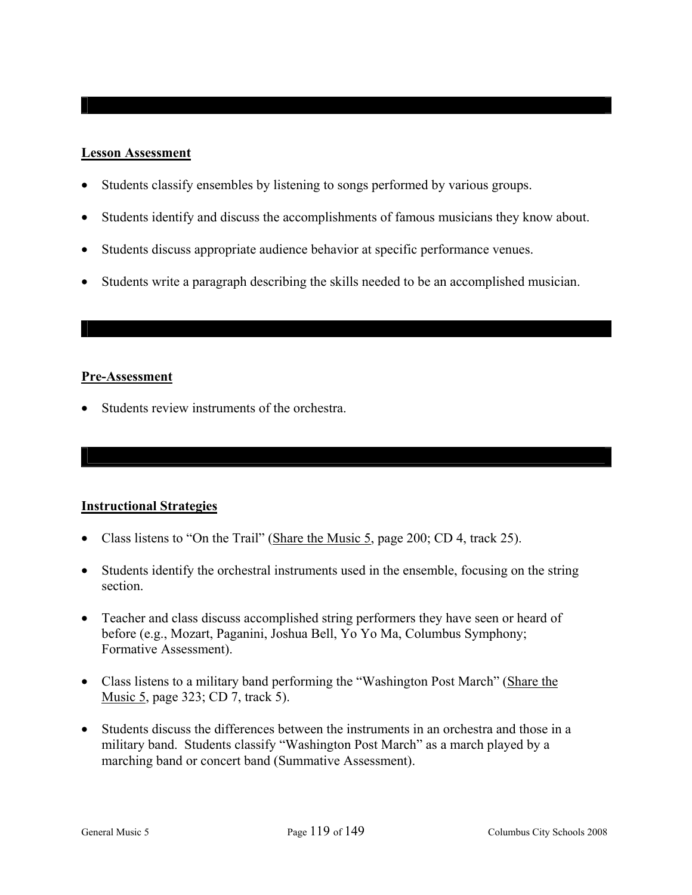## Lesson Assessment

- Students classify ensembles by listening to songs performed by various groups.
- Students identify and discuss the accomplishments of famous musicians they know about.
- Students discuss appropriate audience behavior at specific performance venues.
- Students write a paragraph describing the skills needed to be an accomplished musician.

## Pre-Assessment

- Students review instruments of the orchestra.

## Instructional Strategies

- Class listens to "On the Trail" (Share the Music 5, page 200; CD 4, track 25).
- Students identify the orchestral instruments used in the ensemble, focusing on the string section.
- Teacher and class discuss accomplished string performers they have seen or heard of before (e.g., Mozart, Paganini, Joshua Bell, Yo Yo Ma, Columbus Symphony; Formative Assessment).
- Class listens to a military band performing the "Washington Post March" (Share the Music 5, page 323; CD 7, track 5).
- Students discuss the differences between the instruments in an orchestra and those in a military band. Students classify "Washington Post March" as a march played by a marching band or concert band (Summative Assessment).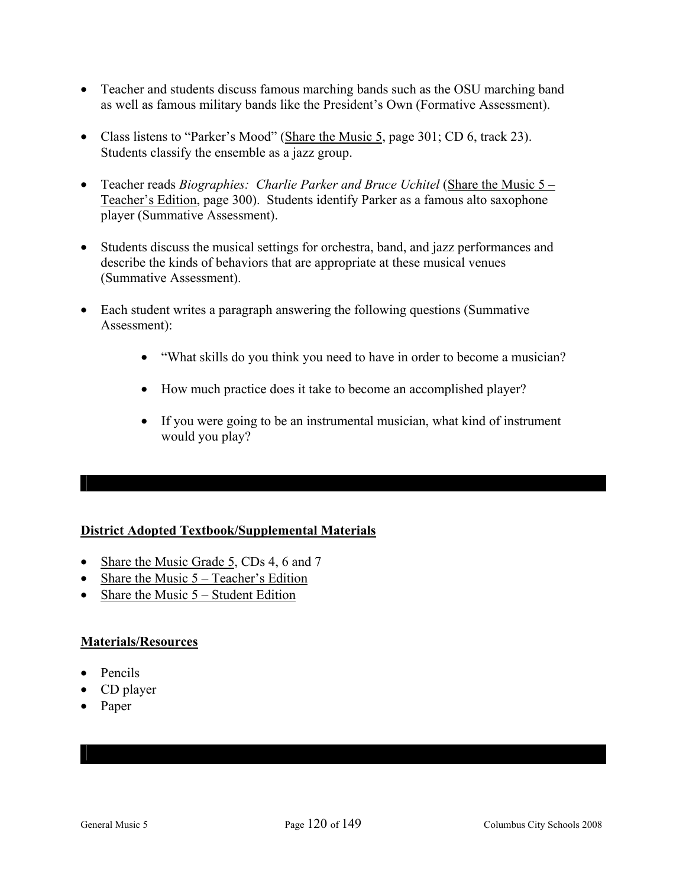- Teacher and students discuss famous marching bands such as the OSU marching band as well as famous military bands like the President's Own (Formative Assessment).

- Class listens to "Parker's Mood" (Share the Music 5, page 301; CD 6, track 23). Students classify the ensemble as a jazz group.

- Teacher reads *Biographies: Charlie Parker and Bruce Uchitel* (Share the Music 5 – Teacher's Edition, page 300). Students identify Parker as a famous alto saxophone player (Summative Assessment).

- Students discuss the musical settings for orchestra, band, and jazz performances and describe the kinds of behaviors that are appropriate at these musical venues (Summative Assessment).

- Each student writes a paragraph answering the following questions (Summative Assessment):

    - "What skills do you think you need to have in order to become a musician?

    - How much practice does it take to become an accomplished player?

    - If you were going to be an instrumental musician, what kind of instrument would you play?

---

**District Adopted Textbook/Supplemental Materials**

- Share the Music Grade 5, CDs 4, 6 and 7
- Share the Music 5 – Teacher's Edition
- Share the Music 5 – Student Edition

**Materials/Resources**

- Pencils
- CD player
- Paper

---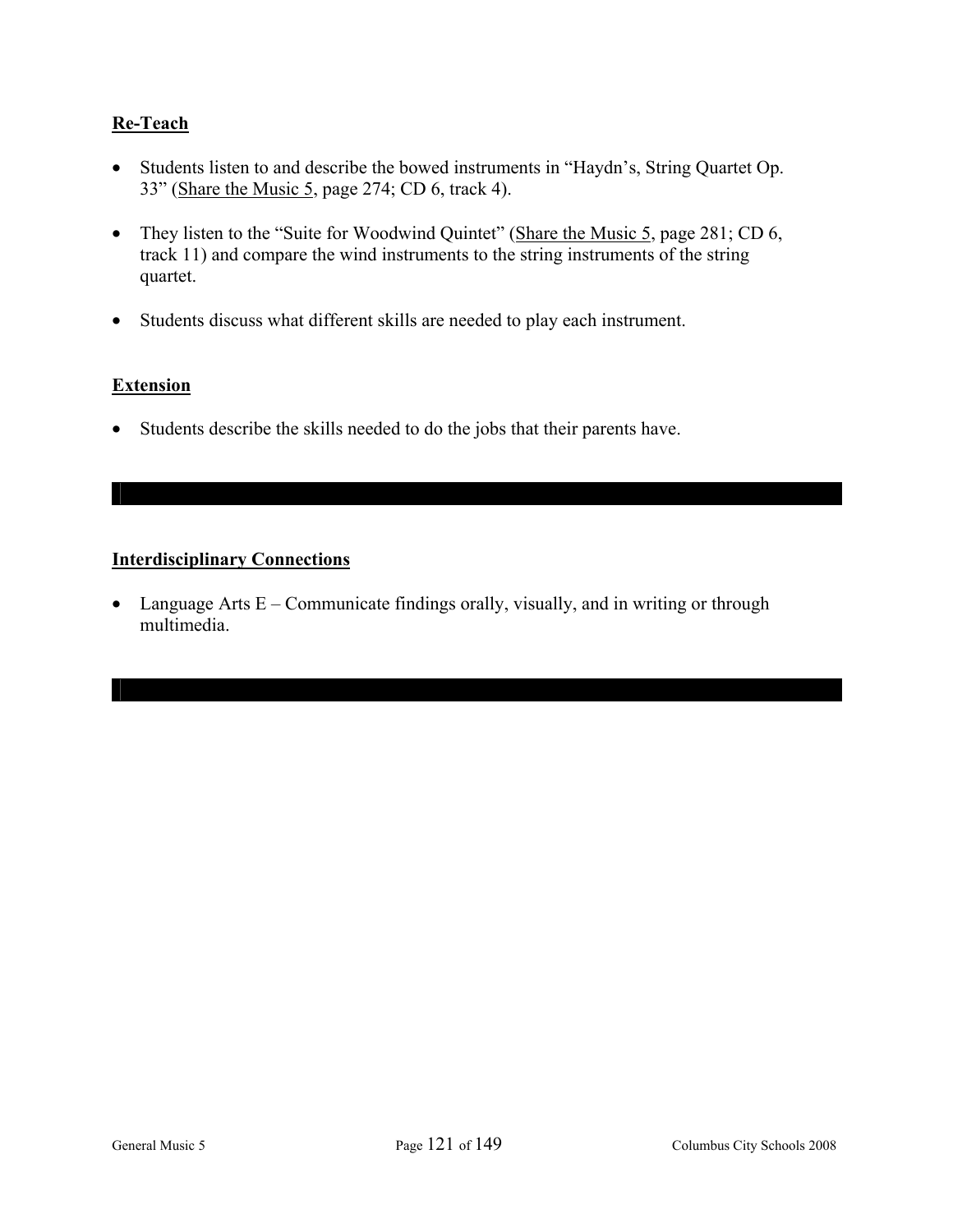## Re-Teach

- Students listen to and describe the bowed instruments in "Haydn's, String Quartet Op. 33" (Share the Music 5, page 274; CD 6, track 4).
- They listen to the "Suite for Woodwind Quintet" (Share the Music 5, page 281; CD 6, track 11) and compare the wind instruments to the string instruments of the string quartet.
- Students discuss what different skills are needed to play each instrument.

## Extension

- Students describe the skills needed to do the jobs that their parents have.

---

## Interdisciplinary Connections

- Language Arts E – Communicate findings orally, visually, and in writing or through multimedia.

---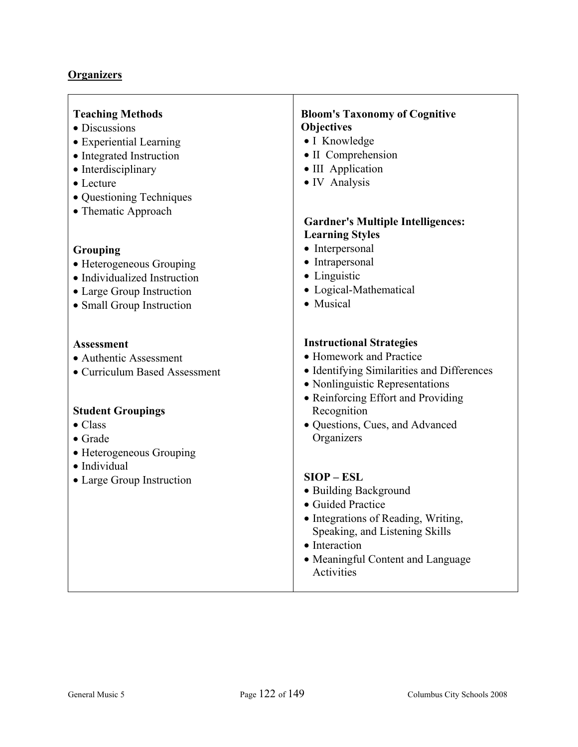## Organizers

### Teaching Methods
- Discussions
- Experiential Learning
- Integrated Instruction
- Interdisciplinary
- Lecture
- Questioning Techniques
- Thematic Approach

### Grouping
- Heterogeneous Grouping
- Individualized Instruction
- Large Group Instruction
- Small Group Instruction

### Assessment
- Authentic Assessment
- Curriculum Based Assessment

### Student Groupings
- Class
- Grade
- Heterogeneous Grouping
- Individual
- Large Group Instruction

### Bloom's Taxonomy of Cognitive Objectives
- I Knowledge
- II Comprehension
- III Application
- IV Analysis

### Gardner's Multiple Intelligences: Learning Styles
- Interpersonal
- Intrapersonal
- Linguistic
- Logical-Mathematical
- Musical

### Instructional Strategies
- Homework and Practice
- Identifying Similarities and Differences
- Nonlinguistic Representations
- Reinforcing Effort and Providing Recognition
- Questions, Cues, and Advanced Organizers

### SIOP – ESL
- Building Background
- Guided Practice
- Integrations of Reading, Writing, Speaking, and Listening Skills
- Interaction
- Meaningful Content and Language Activities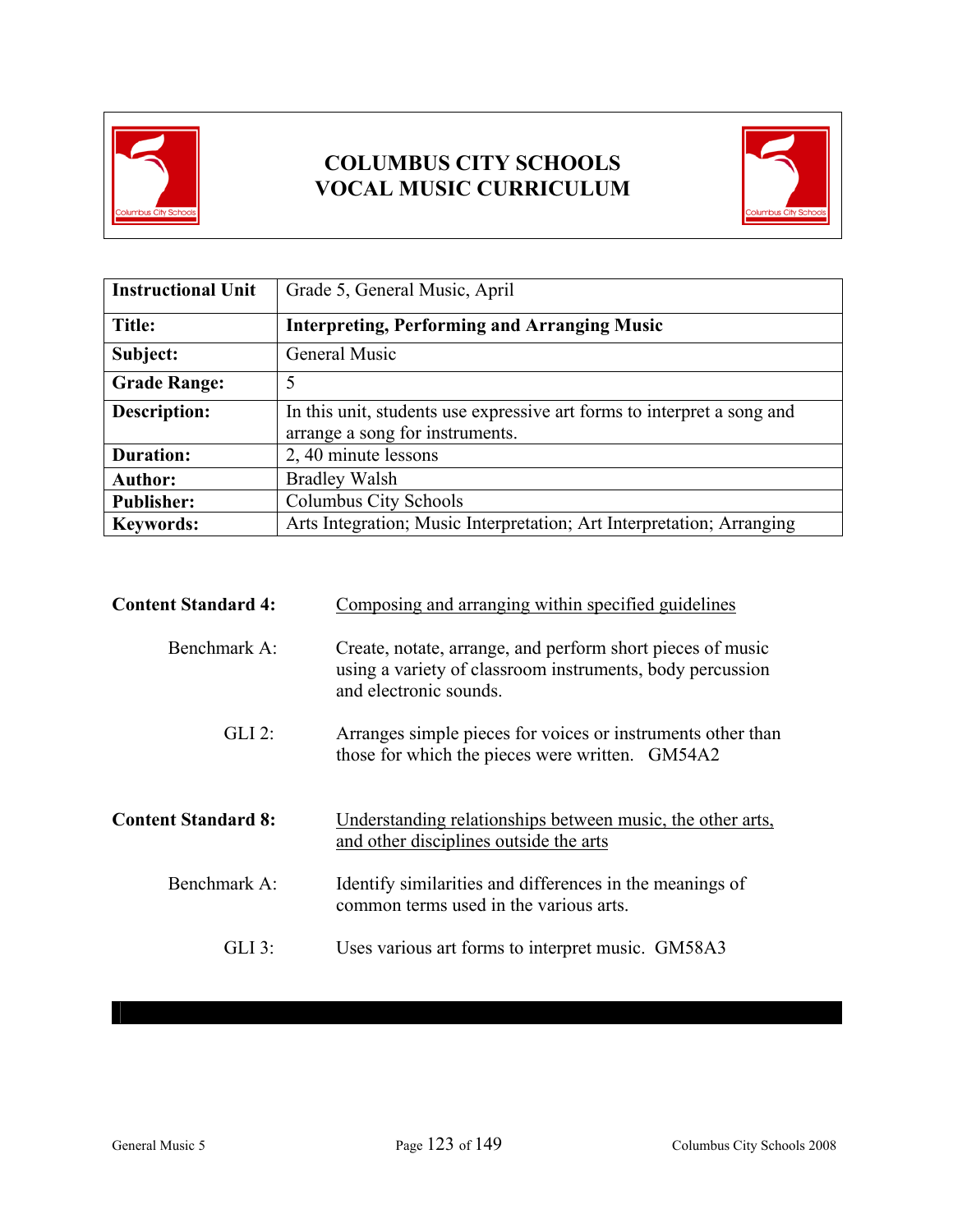# COLUMBUS CITY SCHOOLS
# VOCAL MUSIC CURRICULUM

| Instructional Unit | Grade 5, General Music, April |
|---|---|
| **Title:** | **Interpreting, Performing and Arranging Music** |
| **Subject:** | General Music |
| **Grade Range:** | 5 |
| **Description:** | In this unit, students use expressive art forms to interpret a song and arrange a song for instruments. |
| **Duration:** | 2, 40 minute lessons |
| **Author:** | Bradley Walsh |
| **Publisher:** | Columbus City Schools |
| **Keywords:** | Arts Integration; Music Interpretation; Art Interpretation; Arranging |

**Content Standard 4:** Composing and arranging within specified guidelines

Benchmark A: Create, notate, arrange, and perform short pieces of music using a variety of classroom instruments, body percussion and electronic sounds.

GLI 2: Arranges simple pieces for voices or instruments other than those for which the pieces were written. GM54A2

**Content Standard 8:** Understanding relationships between music, the other arts, and other disciplines outside the arts

Benchmark A: Identify similarities and differences in the meanings of common terms used in the various arts.

GLI 3: Uses various art forms to interpret music. GM58A3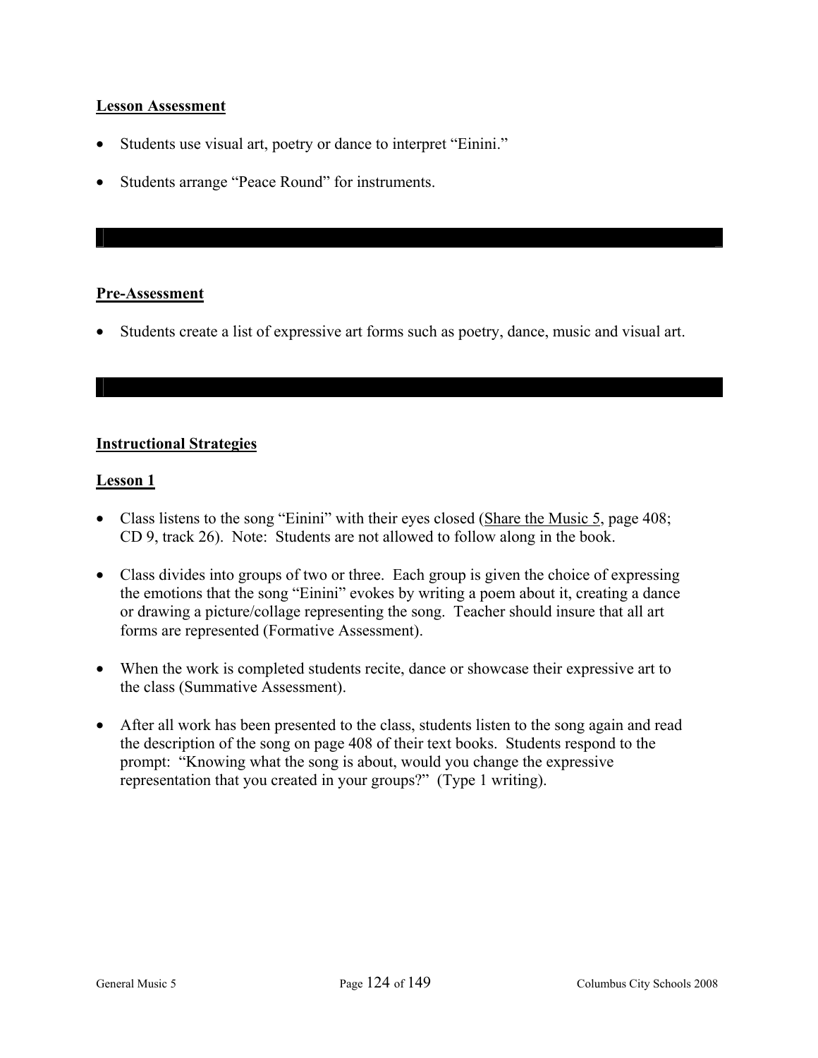**Lesson Assessment**

- Students use visual art, poetry or dance to interpret "Einini."
- Students arrange "Peace Round" for instruments.

---

**Pre-Assessment**

- Students create a list of expressive art forms such as poetry, dance, music and visual art.

---

**Instructional Strategies**

**Lesson 1**

- Class listens to the song "Einini" with their eyes closed (Share the Music 5, page 408; CD 9, track 26). Note: Students are not allowed to follow along in the book.
- Class divides into groups of two or three. Each group is given the choice of expressing the emotions that the song "Einini" evokes by writing a poem about it, creating a dance or drawing a picture/collage representing the song. Teacher should insure that all art forms are represented (Formative Assessment).
- When the work is completed students recite, dance or showcase their expressive art to the class (Summative Assessment).
- After all work has been presented to the class, students listen to the song again and read the description of the song on page 408 of their text books. Students respond to the prompt: "Knowing what the song is about, would you change the expressive representation that you created in your groups?" (Type 1 writing).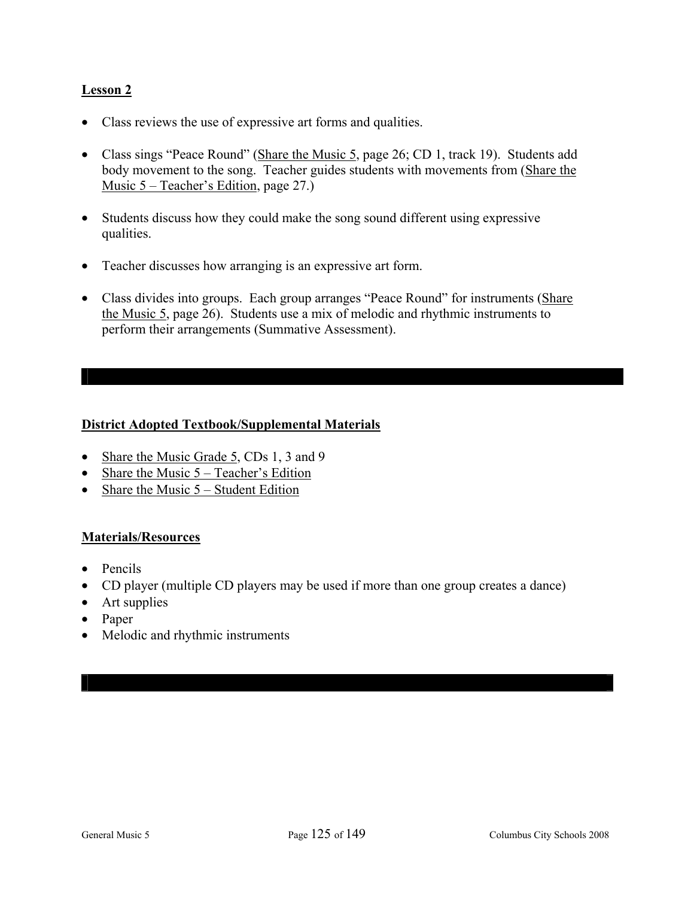**Lesson 2**

- Class reviews the use of expressive art forms and qualities.

- Class sings "Peace Round" (Share the Music 5, page 26; CD 1, track 19). Students add body movement to the song. Teacher guides students with movements from (Share the Music 5 – Teacher's Edition, page 27.)

- Students discuss how they could make the song sound different using expressive qualities.

- Teacher discusses how arranging is an expressive art form.

- Class divides into groups. Each group arranges "Peace Round" for instruments (Share the Music 5, page 26). Students use a mix of melodic and rhythmic instruments to perform their arrangements (Summative Assessment).

---

**District Adopted Textbook/Supplemental Materials**

- Share the Music Grade 5, CDs 1, 3 and 9
- Share the Music 5 – Teacher's Edition
- Share the Music 5 – Student Edition

**Materials/Resources**

- Pencils
- CD player (multiple CD players may be used if more than one group creates a dance)
- Art supplies
- Paper
- Melodic and rhythmic instruments

---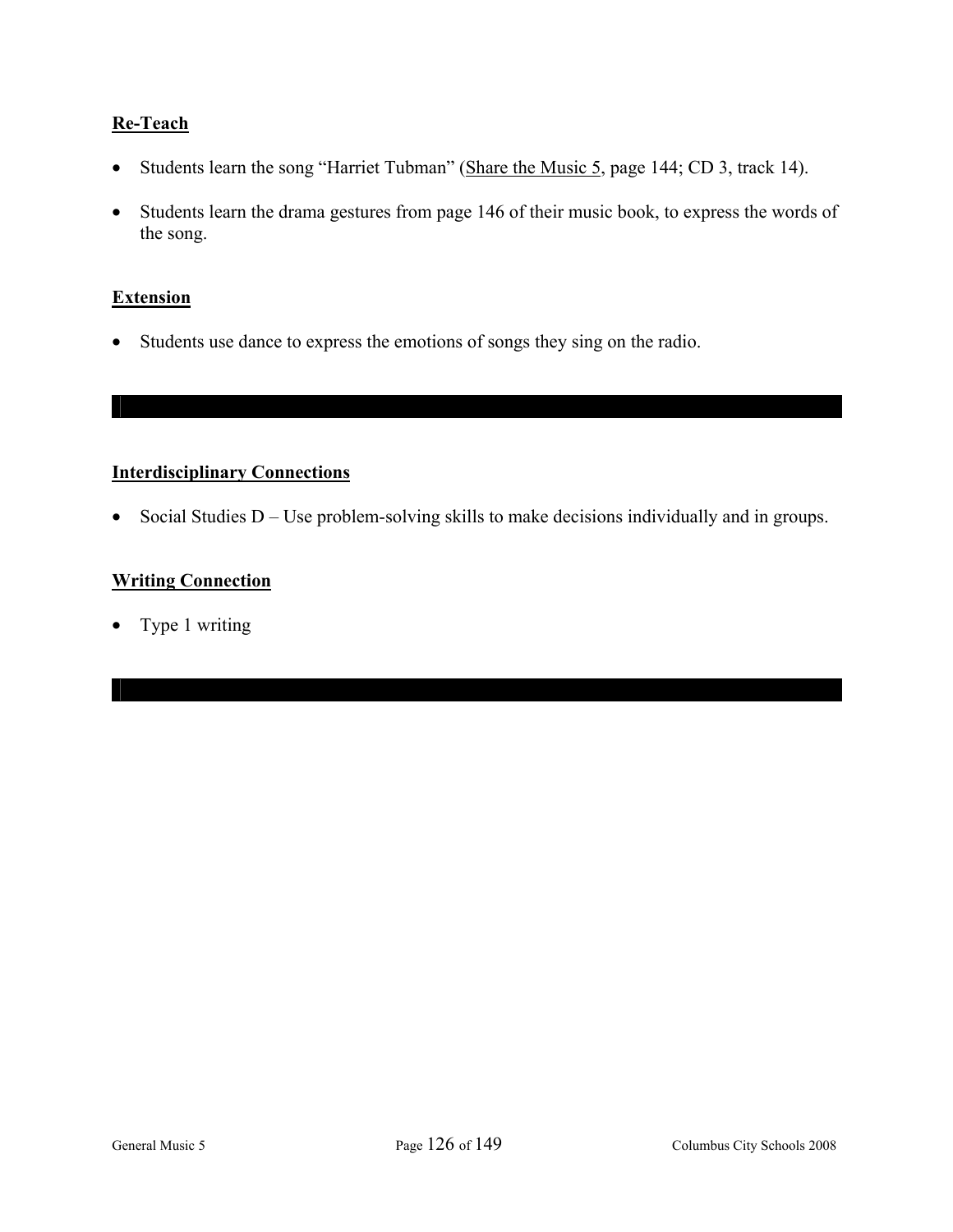**Re-Teach**

- Students learn the song “Harriet Tubman” (Share the Music 5, page 144; CD 3, track 14).
- Students learn the drama gestures from page 146 of their music book, to express the words of the song.

**Extension**

- Students use dance to express the emotions of songs they sing on the radio.

---

**Interdisciplinary Connections**

- Social Studies D – Use problem-solving skills to make decisions individually and in groups.

**Writing Connection**

- Type 1 writing

---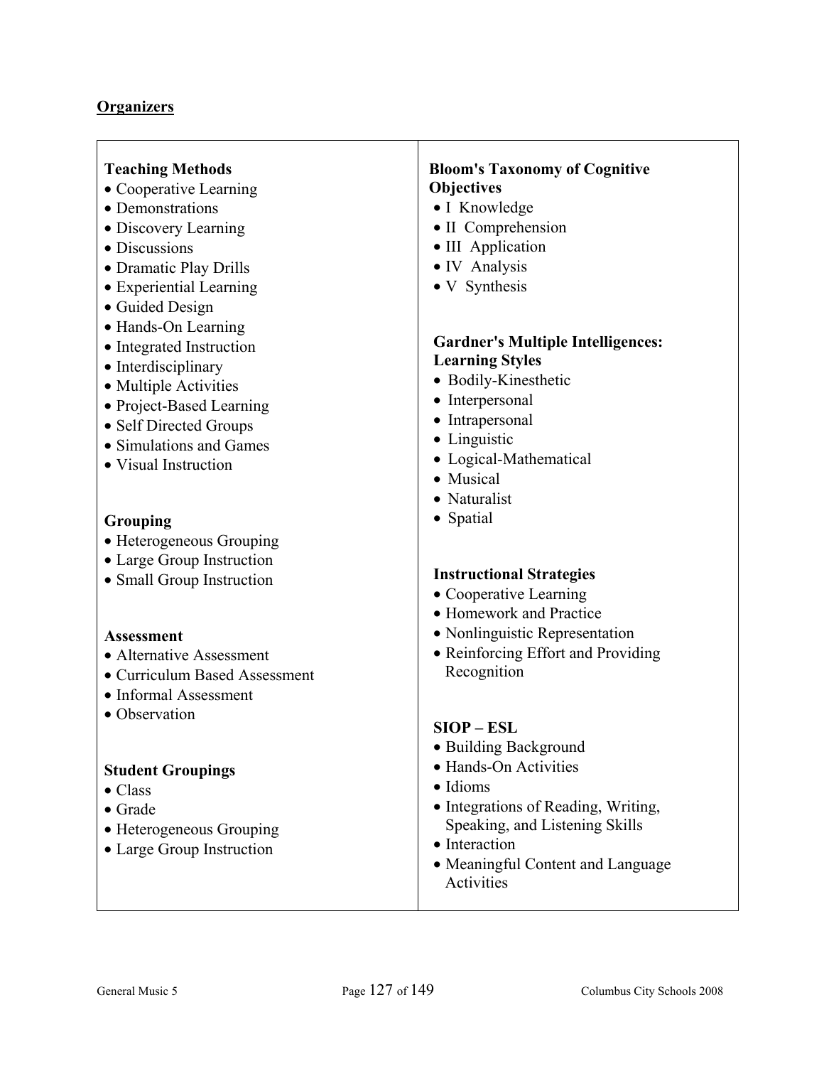## Organizers

**Teaching Methods**
- Cooperative Learning
- Demonstrations
- Discovery Learning
- Discussions
- Dramatic Play Drills
- Experiential Learning
- Guided Design
- Hands-On Learning
- Integrated Instruction
- Interdisciplinary
- Multiple Activities
- Project-Based Learning
- Self Directed Groups
- Simulations and Games
- Visual Instruction

**Grouping**
- Heterogeneous Grouping
- Large Group Instruction
- Small Group Instruction

**Assessment**
- Alternative Assessment
- Curriculum Based Assessment
- Informal Assessment
- Observation

**Student Groupings**
- Class
- Grade
- Heterogeneous Grouping
- Large Group Instruction

**Bloom's Taxonomy of Cognitive Objectives**
- I Knowledge
- II Comprehension
- III Application
- IV Analysis
- V Synthesis

**Gardner's Multiple Intelligences: Learning Styles**
- Bodily-Kinesthetic
- Interpersonal
- Intrapersonal
- Linguistic
- Logical-Mathematical
- Musical
- Naturalist
- Spatial

**Instructional Strategies**
- Cooperative Learning
- Homework and Practice
- Nonlinguistic Representation
- Reinforcing Effort and Providing Recognition

**SIOP – ESL**
- Building Background
- Hands-On Activities
- Idioms
- Integrations of Reading, Writing, Speaking, and Listening Skills
- Interaction
- Meaningful Content and Language Activities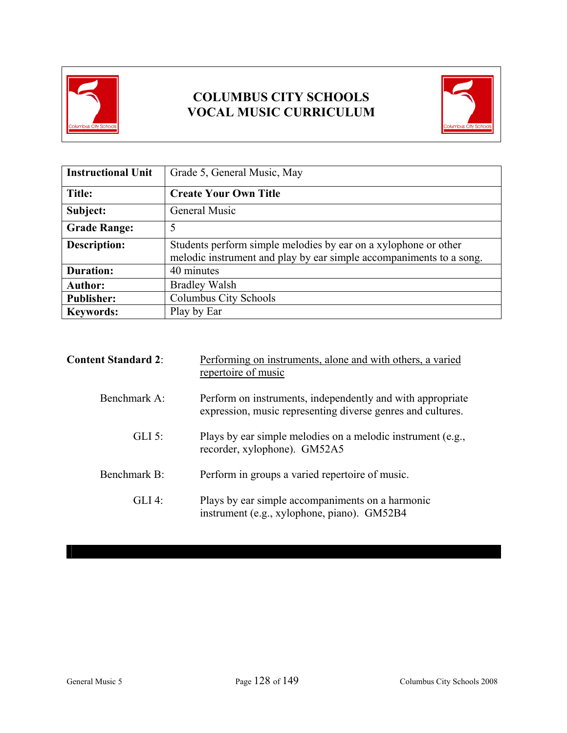# COLUMBUS CITY SCHOOLS
# VOCAL MUSIC CURRICULUM

| Instructional Unit | Grade 5, General Music, May |
|---|---|
| **Title:** | **Create Your Own Title** |
| **Subject:** | General Music |
| **Grade Range:** | 5 |
| **Description:** | Students perform simple melodies by ear on a xylophone or other melodic instrument and play by ear simple accompaniments to a song. |
| **Duration:** | 40 minutes |
| **Author:** | Bradley Walsh |
| **Publisher:** | Columbus City Schools |
| **Keywords:** | Play by Ear |

**Content Standard 2**: Performing on instruments, alone and with others, a varied repertoire of music

Benchmark A: Perform on instruments, independently and with appropriate expression, music representing diverse genres and cultures.

GLI 5: Plays by ear simple melodies on a melodic instrument (e.g., recorder, xylophone). GM52A5

Benchmark B: Perform in groups a varied repertoire of music.

GLI 4: Plays by ear simple accompaniments on a harmonic instrument (e.g., xylophone, piano). GM52B4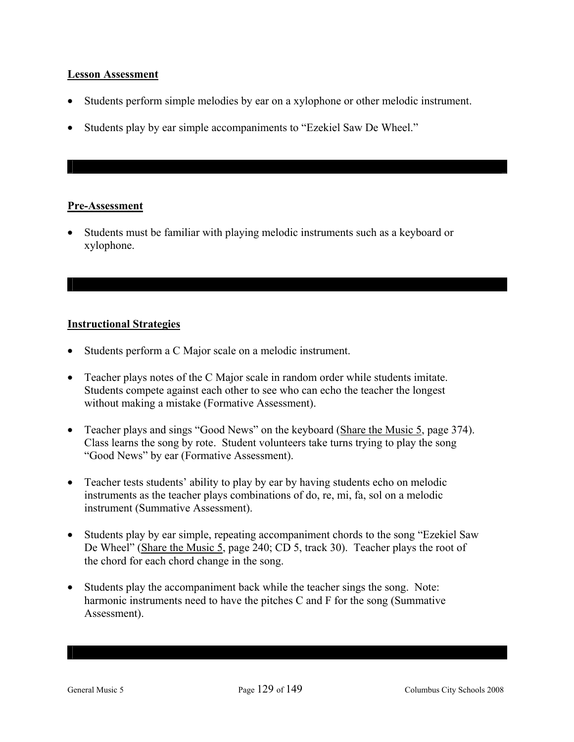**Lesson Assessment**

- Students perform simple melodies by ear on a xylophone or other melodic instrument.
- Students play by ear simple accompaniments to "Ezekiel Saw De Wheel."

**Pre-Assessment**

- Students must be familiar with playing melodic instruments such as a keyboard or xylophone.

**Instructional Strategies**

- Students perform a C Major scale on a melodic instrument.
- Teacher plays notes of the C Major scale in random order while students imitate. Students compete against each other to see who can echo the teacher the longest without making a mistake (Formative Assessment).
- Teacher plays and sings "Good News" on the keyboard (Share the Music 5, page 374). Class learns the song by rote. Student volunteers take turns trying to play the song "Good News" by ear (Formative Assessment).
- Teacher tests students' ability to play by ear by having students echo on melodic instruments as the teacher plays combinations of do, re, mi, fa, sol on a melodic instrument (Summative Assessment).
- Students play by ear simple, repeating accompaniment chords to the song "Ezekiel Saw De Wheel" (Share the Music 5, page 240; CD 5, track 30). Teacher plays the root of the chord for each chord change in the song.
- Students play the accompaniment back while the teacher sings the song. Note: harmonic instruments need to have the pitches C and F for the song (Summative Assessment).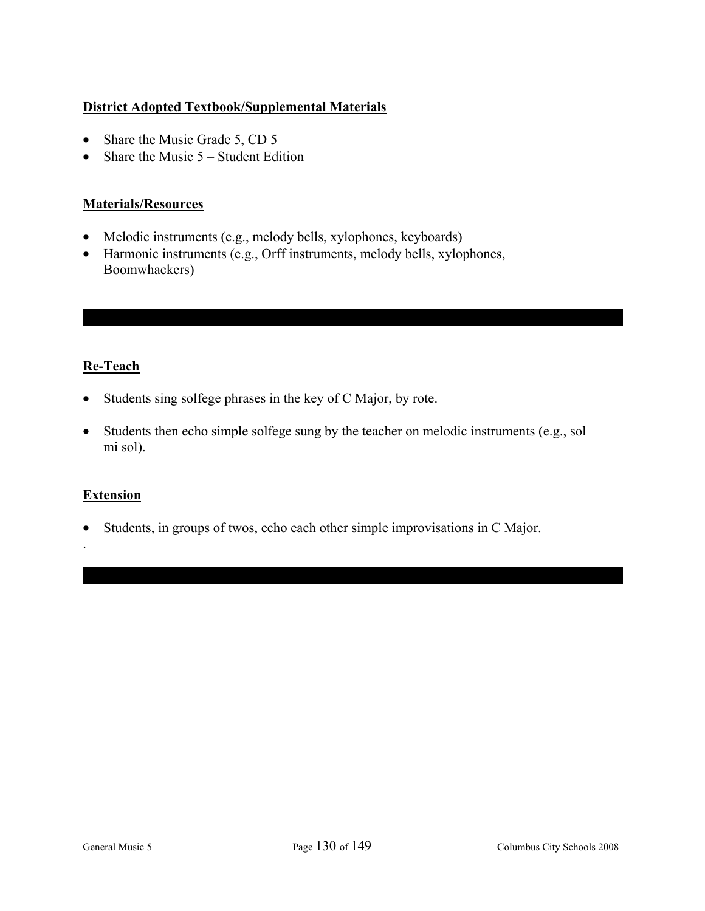**District Adopted Textbook/Supplemental Materials**

- Share the Music Grade 5, CD 5
- Share the Music 5 – Student Edition

**Materials/Resources**

- Melodic instruments (e.g., melody bells, xylophones, keyboards)
- Harmonic instruments (e.g., Orff instruments, melody bells, xylophones, Boomwhackers)

---

**Re-Teach**

- Students sing solfege phrases in the key of C Major, by rote.

- Students then echo simple solfege sung by the teacher on melodic instruments (e.g., sol mi sol).

**Extension**

- Students, in groups of twos, echo each other simple improvisations in C Major.

.

---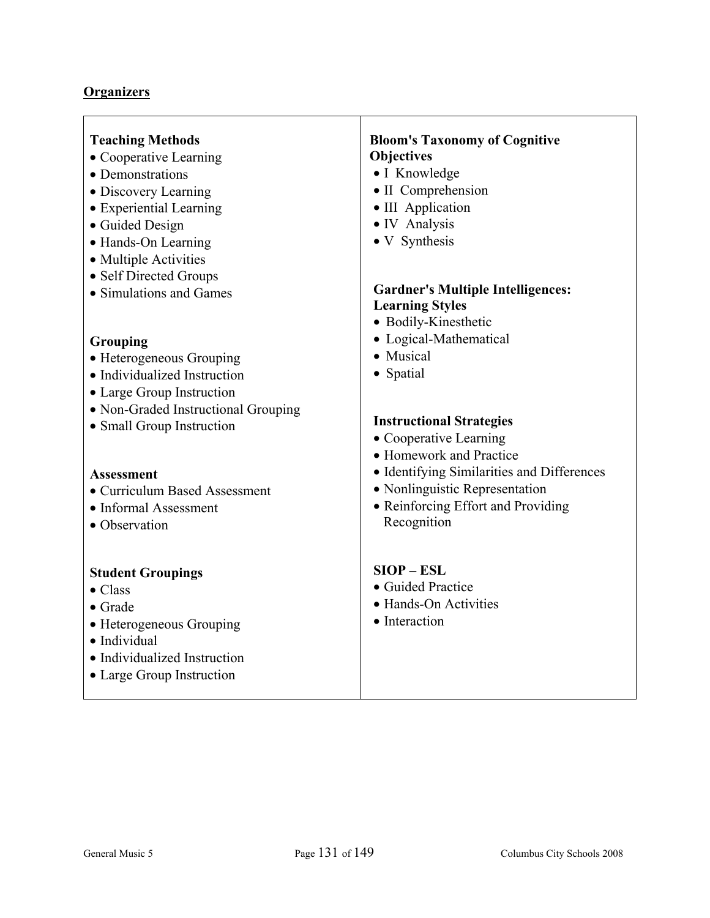## Organizers

**Teaching Methods**
- Cooperative Learning
- Demonstrations
- Discovery Learning
- Experiential Learning
- Guided Design
- Hands-On Learning
- Multiple Activities
- Self Directed Groups
- Simulations and Games

**Grouping**
- Heterogeneous Grouping
- Individualized Instruction
- Large Group Instruction
- Non-Graded Instructional Grouping
- Small Group Instruction

**Assessment**
- Curriculum Based Assessment
- Informal Assessment
- Observation

**Student Groupings**
- Class
- Grade
- Heterogeneous Grouping
- Individual
- Individualized Instruction
- Large Group Instruction

**Bloom's Taxonomy of Cognitive Objectives**
- I Knowledge
- II Comprehension
- III Application
- IV Analysis
- V Synthesis

**Gardner's Multiple Intelligences: Learning Styles**
- Bodily-Kinesthetic
- Logical-Mathematical
- Musical
- Spatial

**Instructional Strategies**
- Cooperative Learning
- Homework and Practice
- Identifying Similarities and Differences
- Nonlinguistic Representation
- Reinforcing Effort and Providing Recognition

**SIOP – ESL**
- Guided Practice
- Hands-On Activities
- Interaction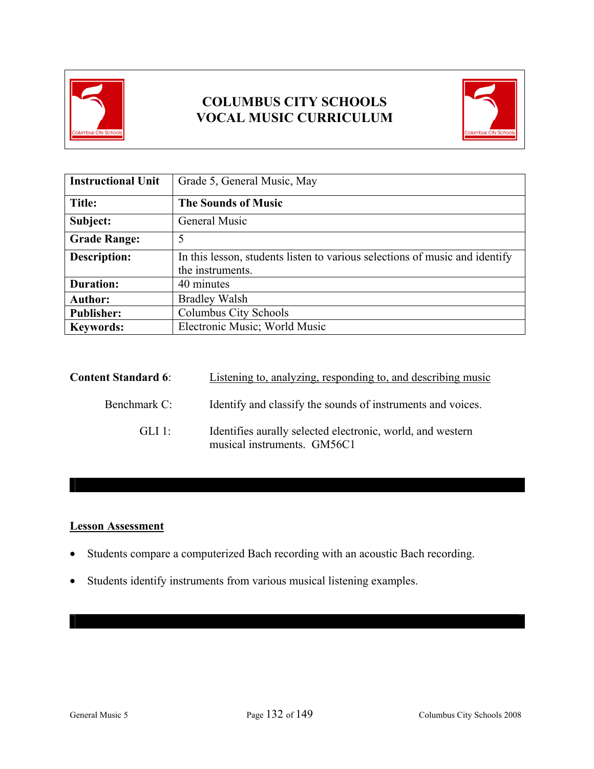# COLUMBUS CITY SCHOOLS
# VOCAL MUSIC CURRICULUM

| **Instructional Unit** | Grade 5, General Music, May |
|---|---|
| **Title:** | **The Sounds of Music** |
| **Subject:** | General Music |
| **Grade Range:** | 5 |
| **Description:** | In this lesson, students listen to various selections of music and identify the instruments. |
| **Duration:** | 40 minutes |
| **Author:** | Bradley Walsh |
| **Publisher:** | Columbus City Schools |
| **Keywords:** | Electronic Music; World Music |

**Content Standard 6**: Listening to, analyzing, responding to, and describing music

Benchmark C: Identify and classify the sounds of instruments and voices.

GLI 1: Identifies aurally selected electronic, world, and western musical instruments. GM56C1

## Lesson Assessment

- Students compare a computerized Bach recording with an acoustic Bach recording.
- Students identify instruments from various musical listening examples.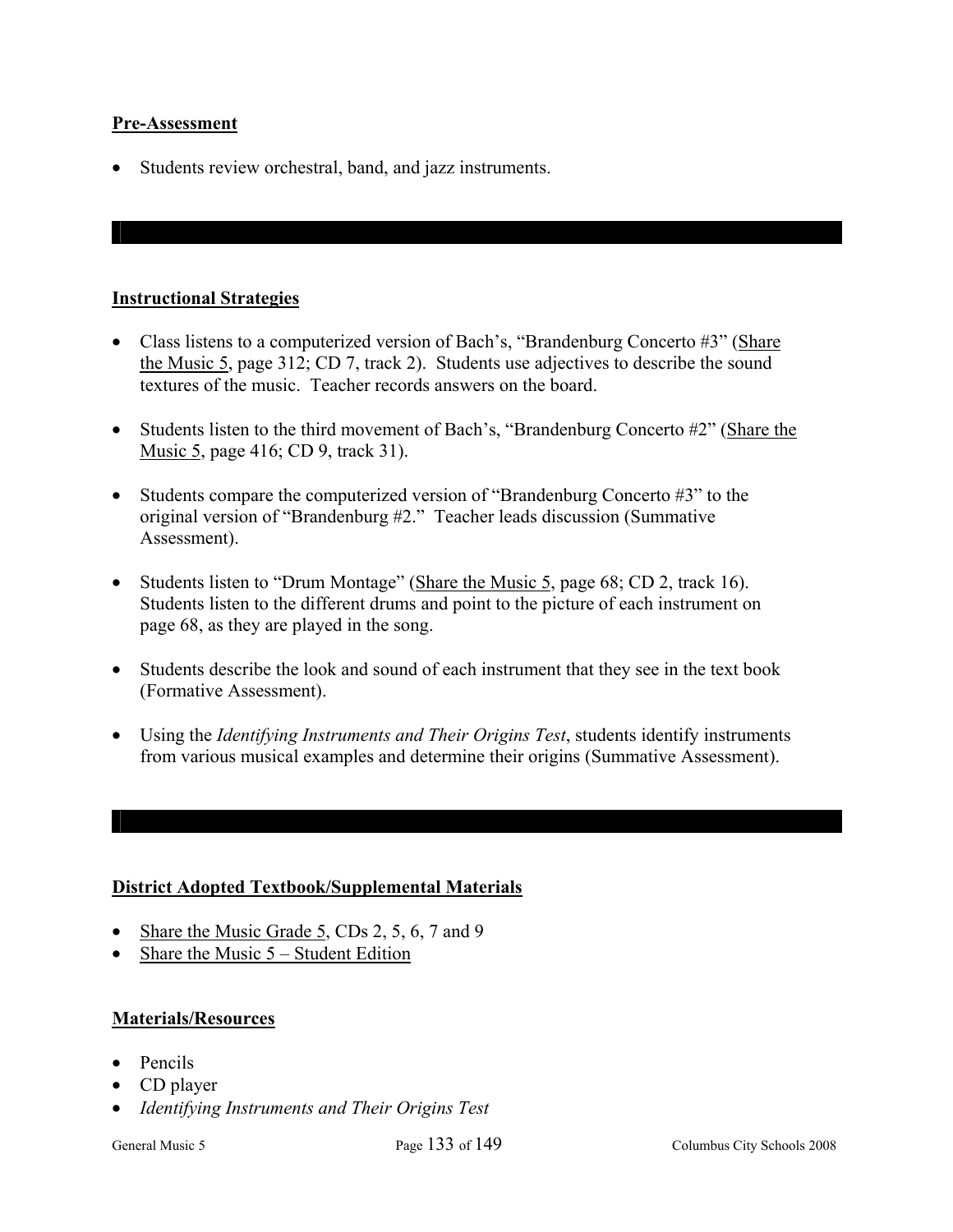**Pre-Assessment**

- Students review orchestral, band, and jazz instruments.

**Instructional Strategies**

- Class listens to a computerized version of Bach's, "Brandenburg Concerto #3" (Share the Music 5, page 312; CD 7, track 2). Students use adjectives to describe the sound textures of the music. Teacher records answers on the board.
- Students listen to the third movement of Bach's, "Brandenburg Concerto #2" (Share the Music 5, page 416; CD 9, track 31).
- Students compare the computerized version of "Brandenburg Concerto #3" to the original version of "Brandenburg #2." Teacher leads discussion (Summative Assessment).
- Students listen to "Drum Montage" (Share the Music 5, page 68; CD 2, track 16). Students listen to the different drums and point to the picture of each instrument on page 68, as they are played in the song.
- Students describe the look and sound of each instrument that they see in the text book (Formative Assessment).
- Using the *Identifying Instruments and Their Origins Test*, students identify instruments from various musical examples and determine their origins (Summative Assessment).

**District Adopted Textbook/Supplemental Materials**

- Share the Music Grade 5, CDs 2, 5, 6, 7 and 9
- Share the Music 5 – Student Edition

**Materials/Resources**

- Pencils
- CD player
- *Identifying Instruments and Their Origins Test*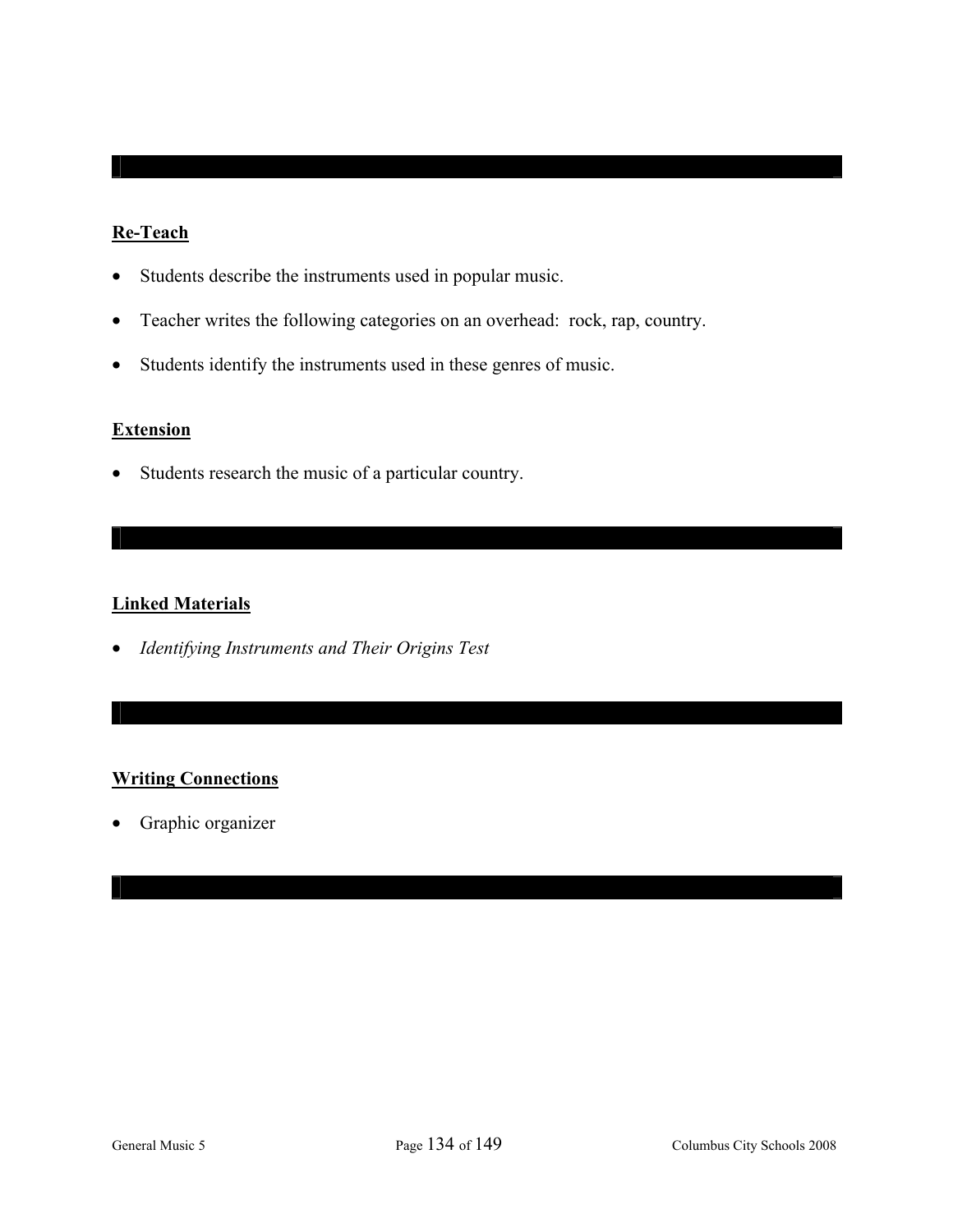## Re-Teach

- Students describe the instruments used in popular music.
- Teacher writes the following categories on an overhead: rock, rap, country.
- Students identify the instruments used in these genres of music.

## Extension

- Students research the music of a particular country.

## Linked Materials

- *Identifying Instruments and Their Origins Test*

## Writing Connections

- Graphic organizer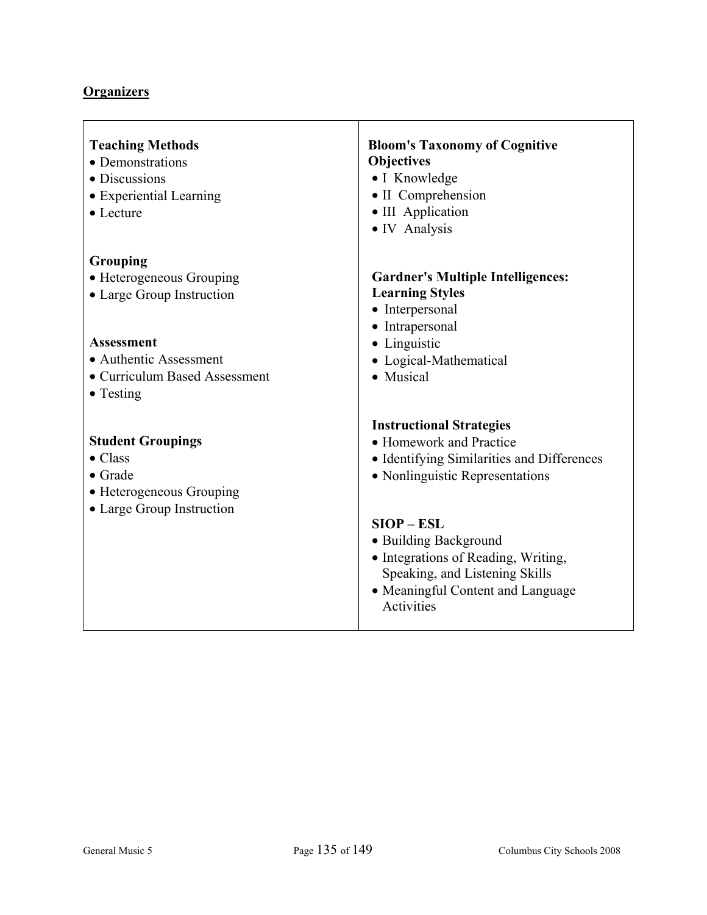**Organizers**

**Teaching Methods**
- Demonstrations
- Discussions
- Experiential Learning
- Lecture

**Grouping**
- Heterogeneous Grouping
- Large Group Instruction

**Assessment**
- Authentic Assessment
- Curriculum Based Assessment
- Testing

**Student Groupings**
- Class
- Grade
- Heterogeneous Grouping
- Large Group Instruction

**Bloom's Taxonomy of Cognitive Objectives**
- I Knowledge
- II Comprehension
- III Application
- IV Analysis

**Gardner's Multiple Intelligences: Learning Styles**
- Interpersonal
- Intrapersonal
- Linguistic
- Logical-Mathematical
- Musical

**Instructional Strategies**
- Homework and Practice
- Identifying Similarities and Differences
- Nonlinguistic Representations

**SIOP – ESL**
- Building Background
- Integrations of Reading, Writing, Speaking, and Listening Skills
- Meaningful Content and Language Activities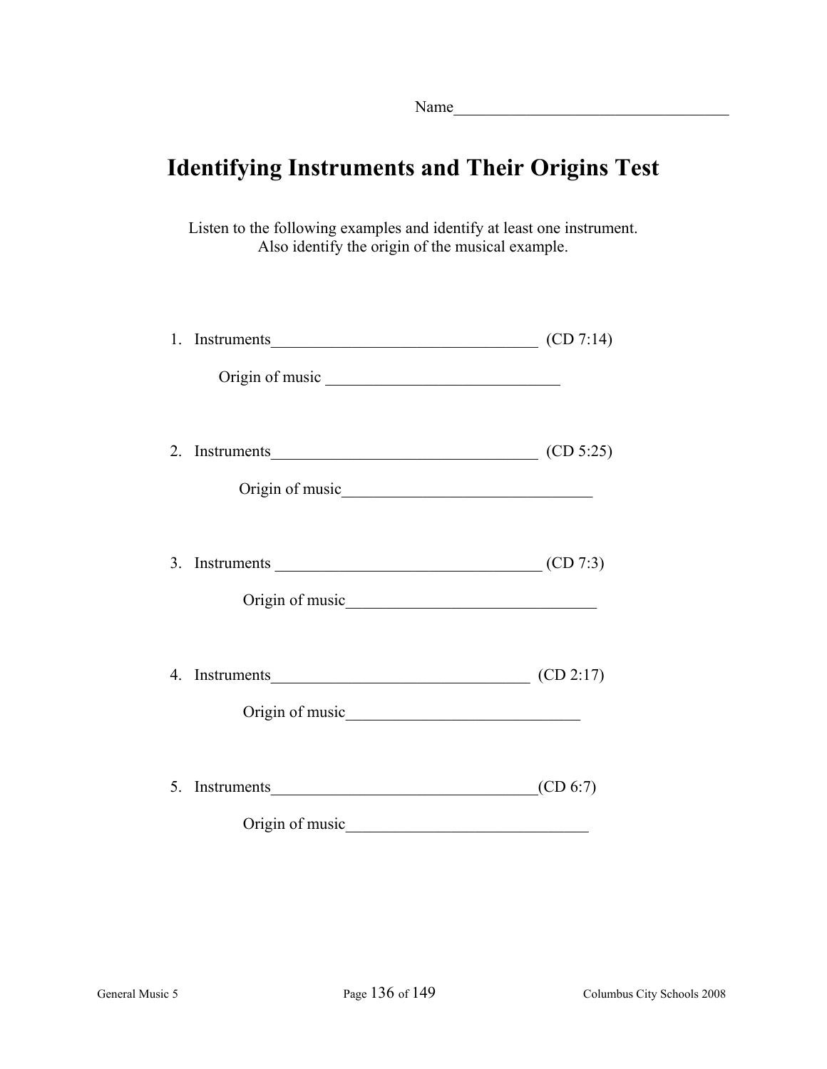Name___________________________________

# Identifying Instruments and Their Origins Test

Listen to the following examples and identify at least one instrument.
Also identify the origin of the musical example.

1. Instruments_________________________________ (CD 7:14)

   Origin of music _____________________________

2. Instruments_________________________________ (CD 5:25)

   Origin of music_______________________________

3. Instruments _________________________________ (CD 7:3)

   Origin of music_______________________________

4. Instruments________________________________ (CD 2:17)

   Origin of music_____________________________

5. Instruments_________________________________(CD 6:7)

   Origin of music______________________________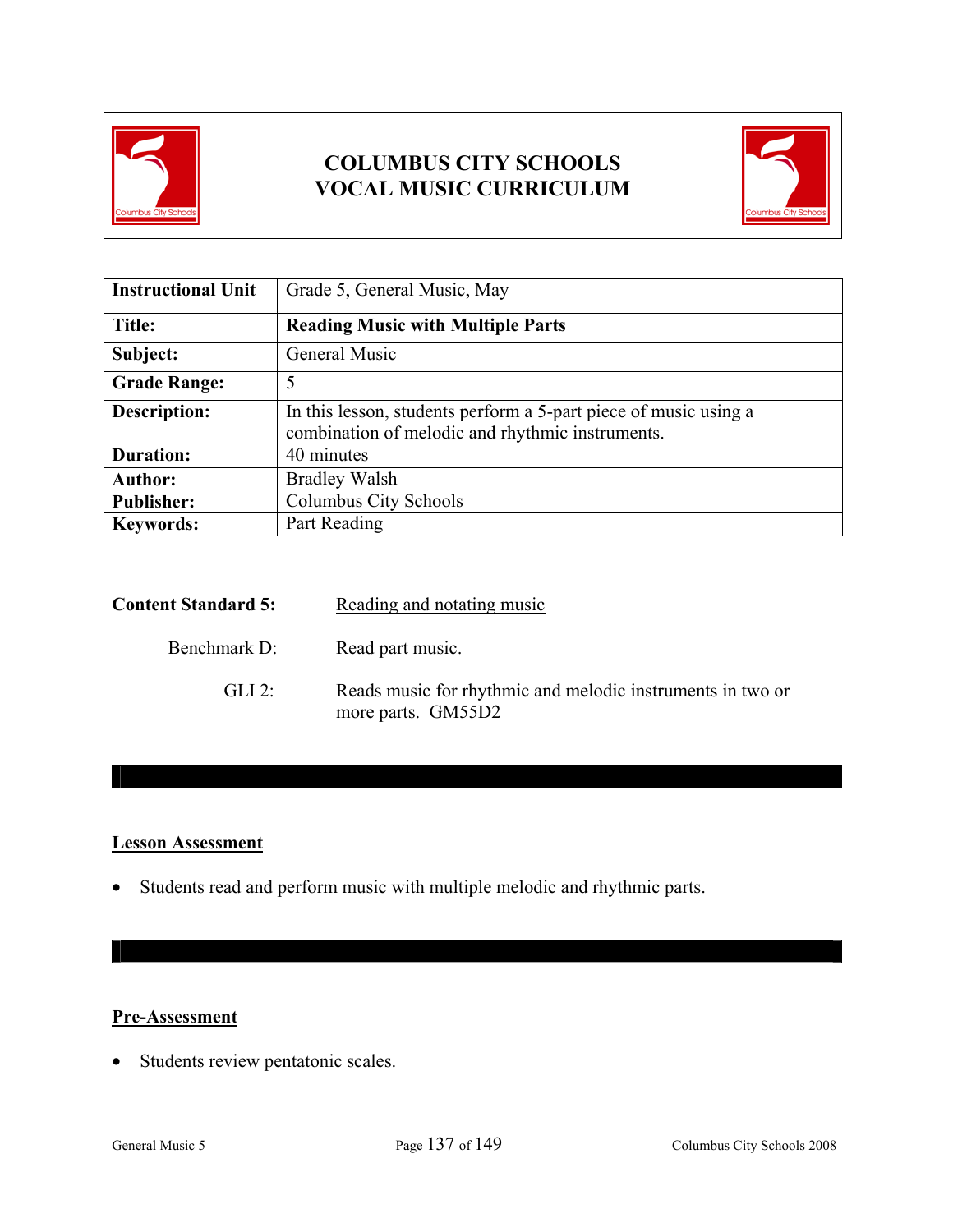# COLUMBUS CITY SCHOOLS
# VOCAL MUSIC CURRICULUM

| Instructional Unit | Grade 5, General Music, May |
|---|---|
| **Title:** | **Reading Music with Multiple Parts** |
| **Subject:** | General Music |
| **Grade Range:** | 5 |
| **Description:** | In this lesson, students perform a 5-part piece of music using a combination of melodic and rhythmic instruments. |
| **Duration:** | 40 minutes |
| **Author:** | Bradley Walsh |
| **Publisher:** | Columbus City Schools |
| **Keywords:** | Part Reading |

**Content Standard 5:** Reading and notating music

Benchmark D: Read part music.

GLI 2: Reads music for rhythmic and melodic instruments in two or more parts. GM55D2

## Lesson Assessment

- Students read and perform music with multiple melodic and rhythmic parts.

## Pre-Assessment

- Students review pentatonic scales.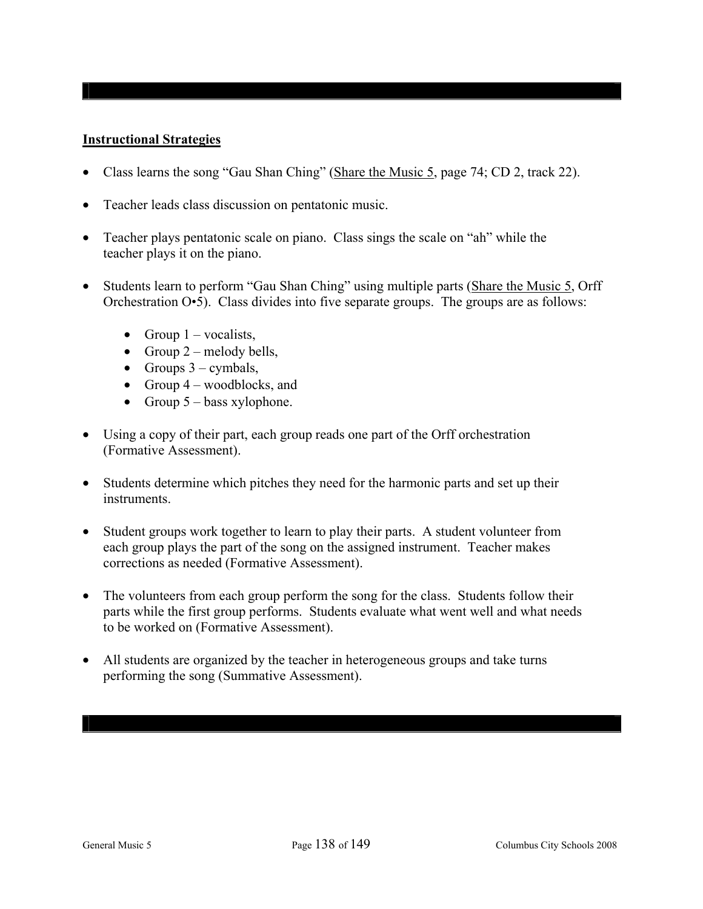## Instructional Strategies

- Class learns the song "Gau Shan Ching" (Share the Music 5, page 74; CD 2, track 22).
- Teacher leads class discussion on pentatonic music.
- Teacher plays pentatonic scale on piano. Class sings the scale on "ah" while the teacher plays it on the piano.
- Students learn to perform "Gau Shan Ching" using multiple parts (Share the Music 5, Orff Orchestration O•5). Class divides into five separate groups. The groups are as follows:
    - Group 1 – vocalists,
    - Group 2 – melody bells,
    - Groups 3 – cymbals,
    - Group 4 – woodblocks, and
    - Group 5 – bass xylophone.
- Using a copy of their part, each group reads one part of the Orff orchestration (Formative Assessment).
- Students determine which pitches they need for the harmonic parts and set up their instruments.
- Student groups work together to learn to play their parts. A student volunteer from each group plays the part of the song on the assigned instrument. Teacher makes corrections as needed (Formative Assessment).
- The volunteers from each group perform the song for the class. Students follow their parts while the first group performs. Students evaluate what went well and what needs to be worked on (Formative Assessment).
- All students are organized by the teacher in heterogeneous groups and take turns performing the song (Summative Assessment).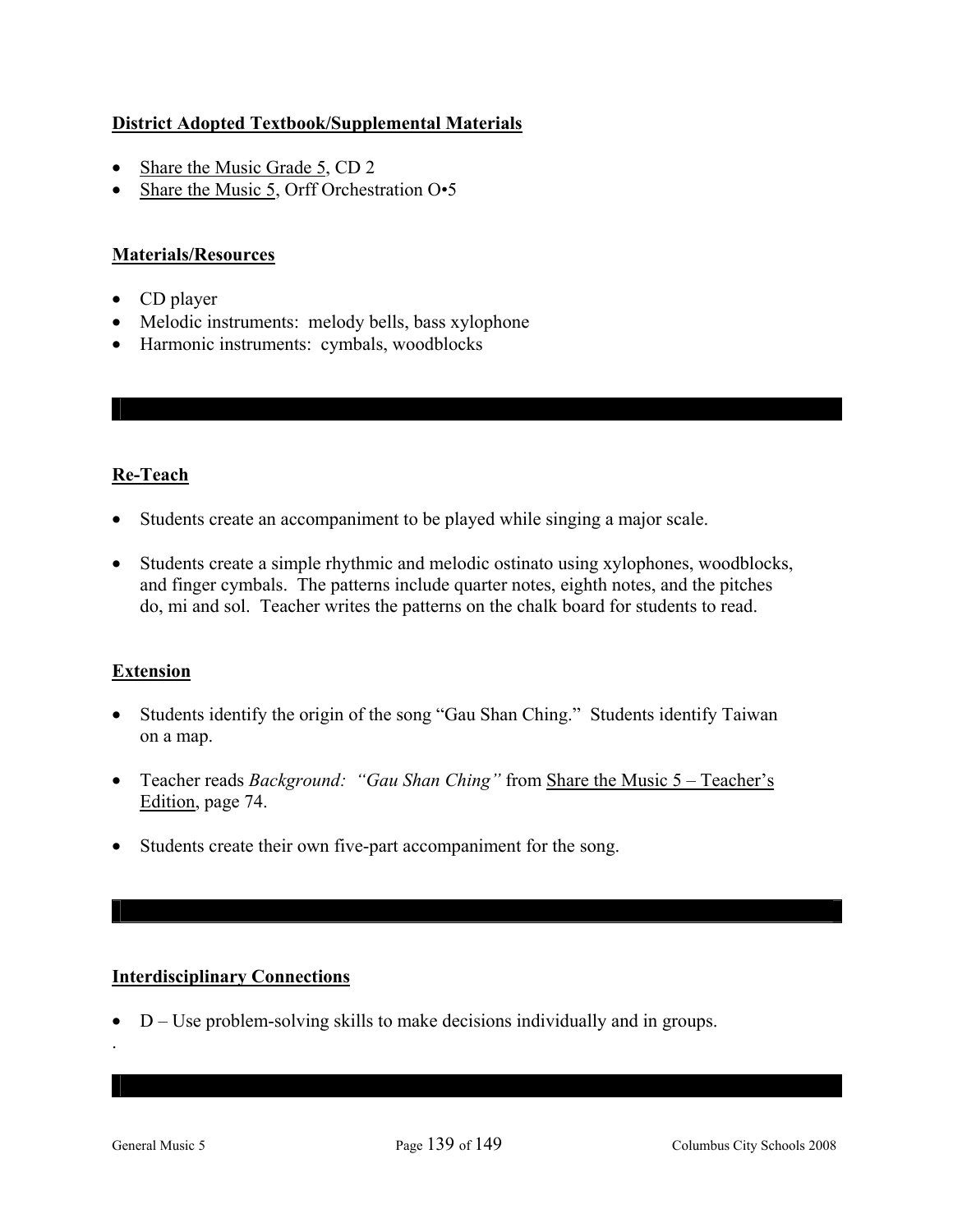**District Adopted Textbook/Supplemental Materials**

- Share the Music Grade 5, CD 2
- Share the Music 5, Orff Orchestration O•5

**Materials/Resources**

- CD player
- Melodic instruments: melody bells, bass xylophone
- Harmonic instruments: cymbals, woodblocks

**Re-Teach**

- Students create an accompaniment to be played while singing a major scale.
- Students create a simple rhythmic and melodic ostinato using xylophones, woodblocks, and finger cymbals. The patterns include quarter notes, eighth notes, and the pitches do, mi and sol. Teacher writes the patterns on the chalk board for students to read.

**Extension**

- Students identify the origin of the song "Gau Shan Ching." Students identify Taiwan on a map.
- Teacher reads *Background: "Gau Shan Ching"* from Share the Music 5 – Teacher's Edition, page 74.
- Students create their own five-part accompaniment for the song.

**Interdisciplinary Connections**

- D – Use problem-solving skills to make decisions individually and in groups.

.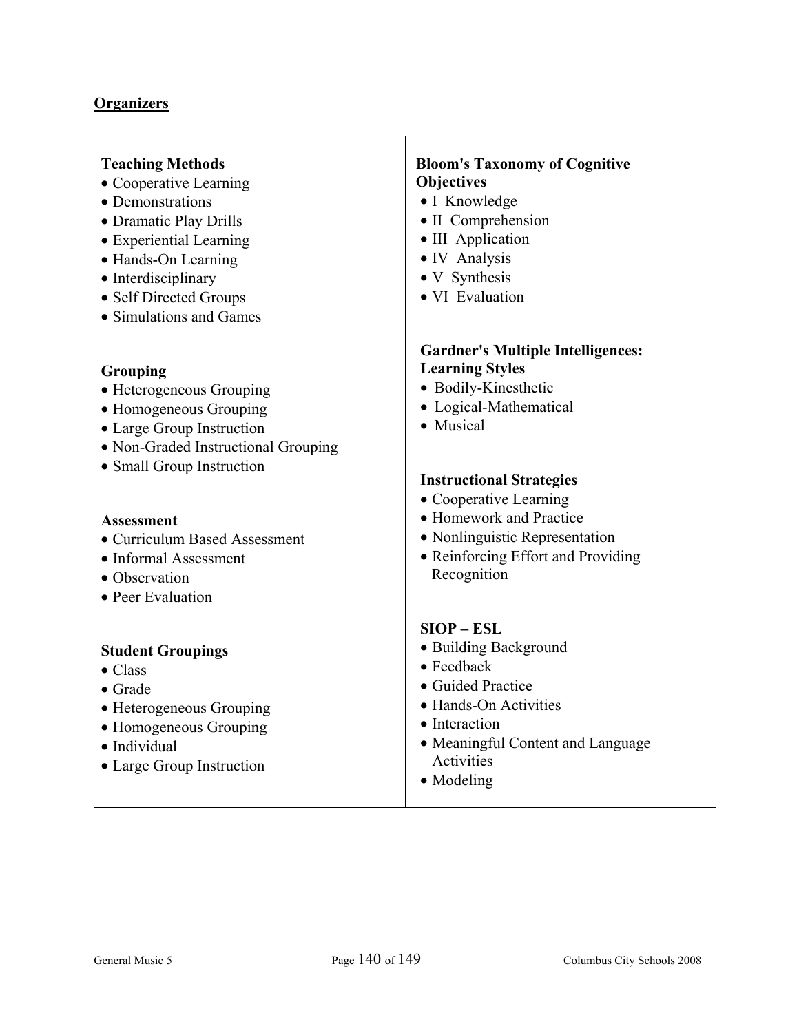## Organizers

**Teaching Methods**

- Cooperative Learning
- Demonstrations
- Dramatic Play Drills
- Experiential Learning
- Hands-On Learning
- Interdisciplinary
- Self Directed Groups
- Simulations and Games

**Grouping**

- Heterogeneous Grouping
- Homogeneous Grouping
- Large Group Instruction
- Non-Graded Instructional Grouping
- Small Group Instruction

**Assessment**

- Curriculum Based Assessment
- Informal Assessment
- Observation
- Peer Evaluation

**Student Groupings**

- Class
- Grade
- Heterogeneous Grouping
- Homogeneous Grouping
- Individual
- Large Group Instruction

**Bloom's Taxonomy of Cognitive Objectives**

- I Knowledge
- II Comprehension
- III Application
- IV Analysis
- V Synthesis
- VI Evaluation

**Gardner's Multiple Intelligences: Learning Styles**

- Bodily-Kinesthetic
- Logical-Mathematical
- Musical

**Instructional Strategies**

- Cooperative Learning
- Homework and Practice
- Nonlinguistic Representation
- Reinforcing Effort and Providing Recognition

**SIOP – ESL**

- Building Background
- Feedback
- Guided Practice
- Hands-On Activities
- Interaction
- Meaningful Content and Language Activities
- Modeling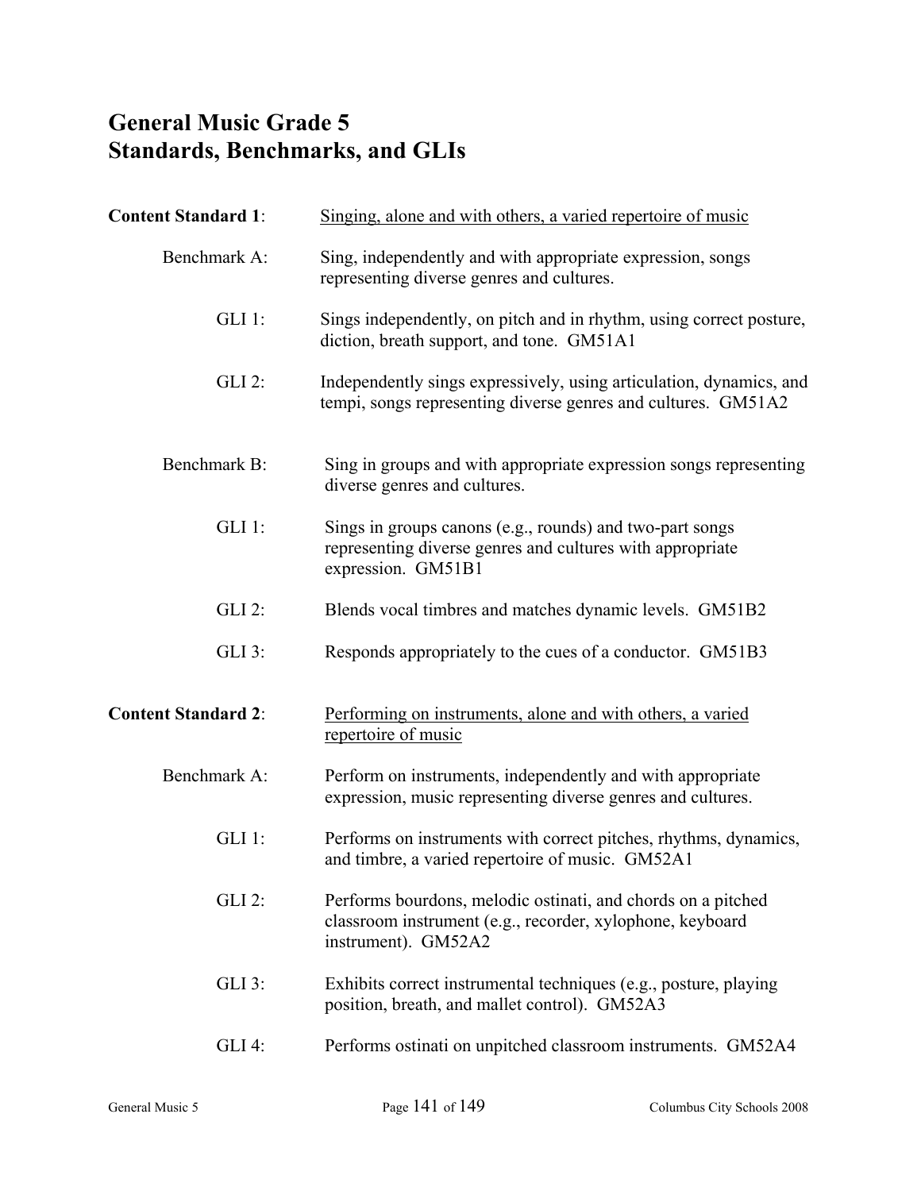# General Music Grade 5
# Standards, Benchmarks, and GLIs

**Content Standard 1**: Singing, alone and with others, a varied repertoire of music

Benchmark A: Sing, independently and with appropriate expression, songs representing diverse genres and cultures.

GLI 1: Sings independently, on pitch and in rhythm, using correct posture, diction, breath support, and tone. GM51A1

GLI 2: Independently sings expressively, using articulation, dynamics, and tempi, songs representing diverse genres and cultures. GM51A2

Benchmark B: Sing in groups and with appropriate expression songs representing diverse genres and cultures.

GLI 1: Sings in groups canons (e.g., rounds) and two-part songs representing diverse genres and cultures with appropriate expression. GM51B1

GLI 2: Blends vocal timbres and matches dynamic levels. GM51B2

GLI 3: Responds appropriately to the cues of a conductor. GM51B3

**Content Standard 2**: Performing on instruments, alone and with others, a varied repertoire of music

Benchmark A: Perform on instruments, independently and with appropriate expression, music representing diverse genres and cultures.

GLI 1: Performs on instruments with correct pitches, rhythms, dynamics, and timbre, a varied repertoire of music. GM52A1

GLI 2: Performs bourdons, melodic ostinati, and chords on a pitched classroom instrument (e.g., recorder, xylophone, keyboard instrument). GM52A2

GLI 3: Exhibits correct instrumental techniques (e.g., posture, playing position, breath, and mallet control). GM52A3

GLI 4: Performs ostinati on unpitched classroom instruments. GM52A4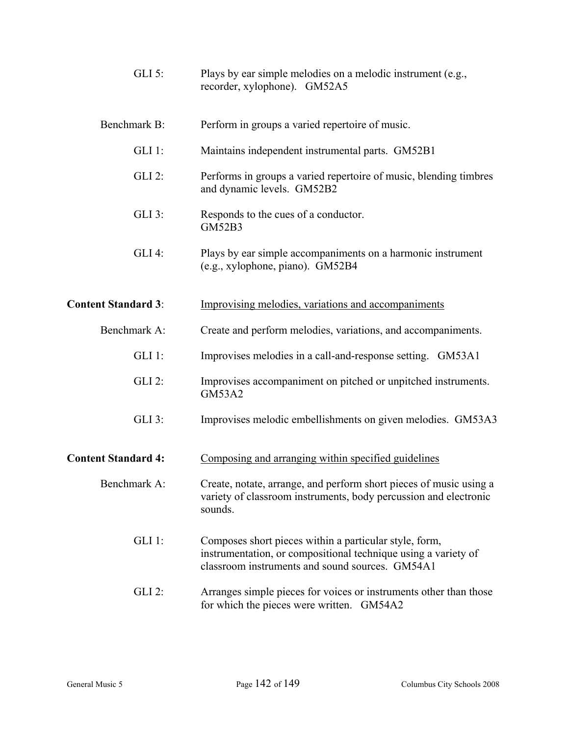GLI 5: Plays by ear simple melodies on a melodic instrument (e.g., recorder, xylophone). GM52A5

Benchmark B: Perform in groups a varied repertoire of music.

GLI 1: Maintains independent instrumental parts. GM52B1

GLI 2: Performs in groups a varied repertoire of music, blending timbres and dynamic levels. GM52B2

GLI 3: Responds to the cues of a conductor. GM52B3

GLI 4: Plays by ear simple accompaniments on a harmonic instrument (e.g., xylophone, piano). GM52B4

**Content Standard 3**: Improvising melodies, variations and accompaniments

Benchmark A: Create and perform melodies, variations, and accompaniments.

GLI 1: Improvises melodies in a call-and-response setting. GM53A1

GLI 2: Improvises accompaniment on pitched or unpitched instruments. GM53A2

GLI 3: Improvises melodic embellishments on given melodies. GM53A3

**Content Standard 4:** Composing and arranging within specified guidelines

Benchmark A: Create, notate, arrange, and perform short pieces of music using a variety of classroom instruments, body percussion and electronic sounds.

GLI 1: Composes short pieces within a particular style, form, instrumentation, or compositional technique using a variety of classroom instruments and sound sources. GM54A1

GLI 2: Arranges simple pieces for voices or instruments other than those for which the pieces were written. GM54A2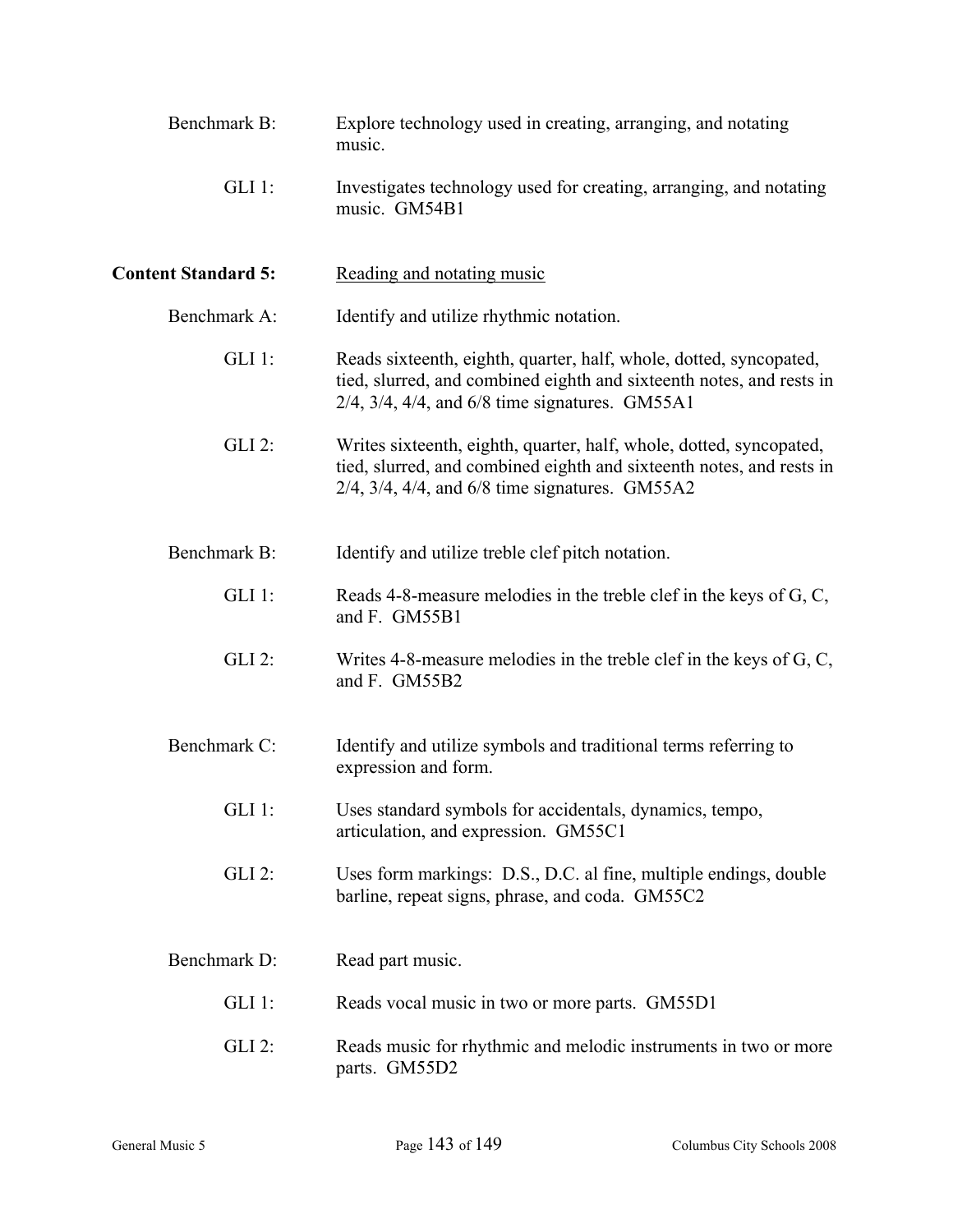Benchmark B: Explore technology used in creating, arranging, and notating music.

GLI 1: Investigates technology used for creating, arranging, and notating music. GM54B1

**Content Standard 5:** Reading and notating music

Benchmark A: Identify and utilize rhythmic notation.

GLI 1: Reads sixteenth, eighth, quarter, half, whole, dotted, syncopated, tied, slurred, and combined eighth and sixteenth notes, and rests in 2/4, 3/4, 4/4, and 6/8 time signatures. GM55A1

GLI 2: Writes sixteenth, eighth, quarter, half, whole, dotted, syncopated, tied, slurred, and combined eighth and sixteenth notes, and rests in 2/4, 3/4, 4/4, and 6/8 time signatures. GM55A2

Benchmark B: Identify and utilize treble clef pitch notation.

GLI 1: Reads 4-8-measure melodies in the treble clef in the keys of G, C, and F. GM55B1

GLI 2: Writes 4-8-measure melodies in the treble clef in the keys of G, C, and F. GM55B2

Benchmark C: Identify and utilize symbols and traditional terms referring to expression and form.

GLI 1: Uses standard symbols for accidentals, dynamics, tempo, articulation, and expression. GM55C1

GLI 2: Uses form markings: D.S., D.C. al fine, multiple endings, double barline, repeat signs, phrase, and coda. GM55C2

Benchmark D: Read part music.

GLI 1: Reads vocal music in two or more parts. GM55D1

GLI 2: Reads music for rhythmic and melodic instruments in two or more parts. GM55D2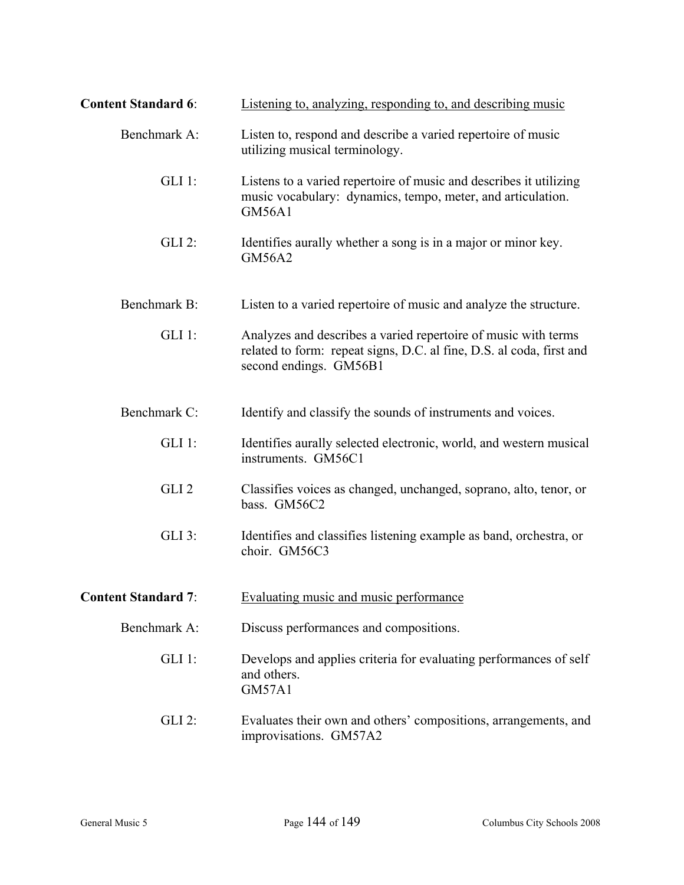**Content Standard 6**: <u>Listening to, analyzing, responding to, and describing music</u>

Benchmark A: Listen to, respond and describe a varied repertoire of music utilizing musical terminology.

GLI 1: Listens to a varied repertoire of music and describes it utilizing music vocabulary: dynamics, tempo, meter, and articulation. GM56A1

GLI 2: Identifies aurally whether a song is in a major or minor key. GM56A2

Benchmark B: Listen to a varied repertoire of music and analyze the structure.

GLI 1: Analyzes and describes a varied repertoire of music with terms related to form: repeat signs, D.C. al fine, D.S. al coda, first and second endings. GM56B1

Benchmark C: Identify and classify the sounds of instruments and voices.

GLI 1: Identifies aurally selected electronic, world, and western musical instruments. GM56C1

GLI 2 Classifies voices as changed, unchanged, soprano, alto, tenor, or bass. GM56C2

GLI 3: Identifies and classifies listening example as band, orchestra, or choir. GM56C3

**Content Standard 7**: <u>Evaluating music and music performance</u>

Benchmark A: Discuss performances and compositions.

GLI 1: Develops and applies criteria for evaluating performances of self and others.
GM57A1

GLI 2: Evaluates their own and others' compositions, arrangements, and improvisations. GM57A2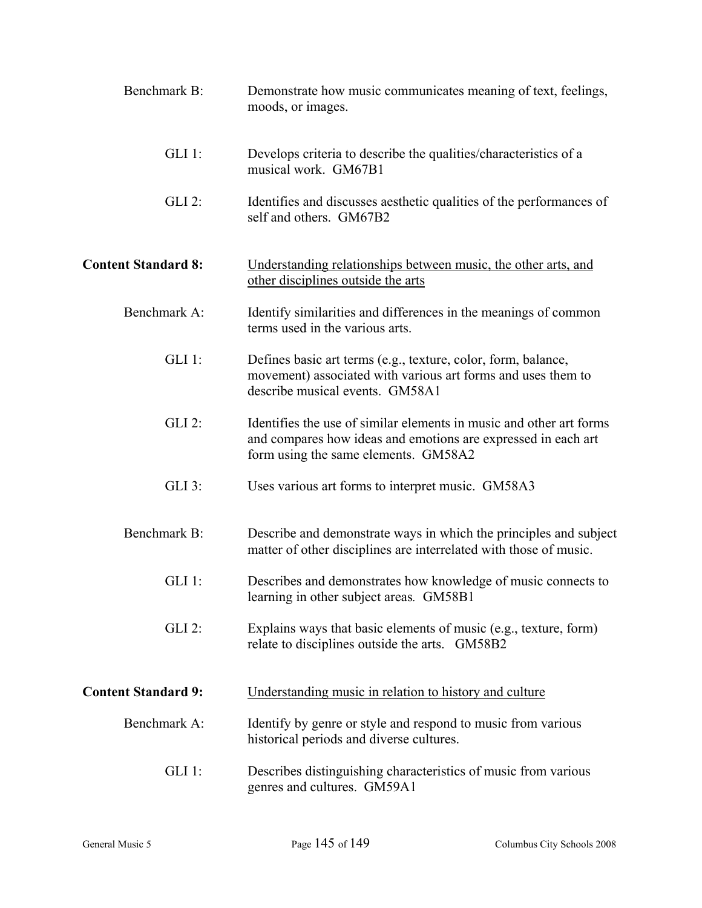Benchmark B: Demonstrate how music communicates meaning of text, feelings, moods, or images.

GLI 1: Develops criteria to describe the qualities/characteristics of a musical work. GM67B1

GLI 2: Identifies and discusses aesthetic qualities of the performances of self and others. GM67B2

**Content Standard 8:** Understanding relationships between music, the other arts, and other disciplines outside the arts

Benchmark A: Identify similarities and differences in the meanings of common terms used in the various arts.

GLI 1: Defines basic art terms (e.g., texture, color, form, balance, movement) associated with various art forms and uses them to describe musical events. GM58A1

GLI 2: Identifies the use of similar elements in music and other art forms and compares how ideas and emotions are expressed in each art form using the same elements. GM58A2

GLI 3: Uses various art forms to interpret music. GM58A3

Benchmark B: Describe and demonstrate ways in which the principles and subject matter of other disciplines are interrelated with those of music.

GLI 1: Describes and demonstrates how knowledge of music connects to learning in other subject areas. GM58B1

GLI 2: Explains ways that basic elements of music (e.g., texture, form) relate to disciplines outside the arts. GM58B2

**Content Standard 9:** Understanding music in relation to history and culture

Benchmark A: Identify by genre or style and respond to music from various historical periods and diverse cultures.

GLI 1: Describes distinguishing characteristics of music from various genres and cultures. GM59A1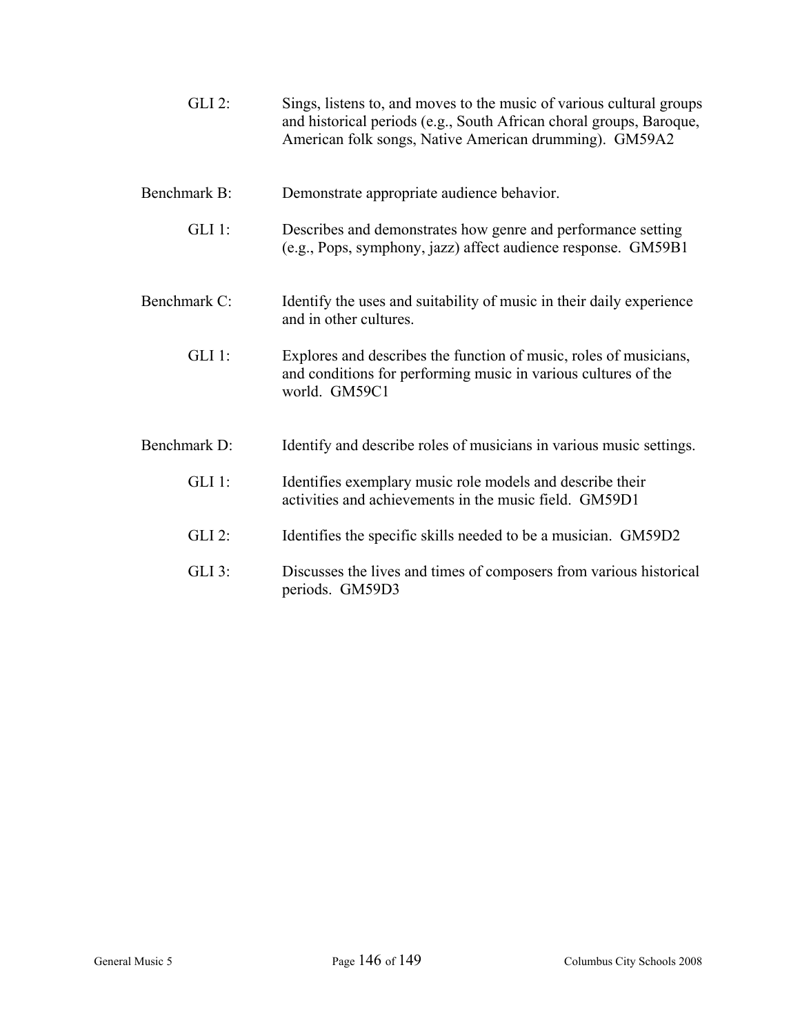GLI 2: Sings, listens to, and moves to the music of various cultural groups and historical periods (e.g., South African choral groups, Baroque, American folk songs, Native American drumming). GM59A2

Benchmark B: Demonstrate appropriate audience behavior.

GLI 1: Describes and demonstrates how genre and performance setting (e.g., Pops, symphony, jazz) affect audience response. GM59B1

Benchmark C: Identify the uses and suitability of music in their daily experience and in other cultures.

GLI 1: Explores and describes the function of music, roles of musicians, and conditions for performing music in various cultures of the world. GM59C1

Benchmark D: Identify and describe roles of musicians in various music settings.

GLI 1: Identifies exemplary music role models and describe their activities and achievements in the music field. GM59D1

GLI 2: Identifies the specific skills needed to be a musician. GM59D2

GLI 3: Discusses the lives and times of composers from various historical periods. GM59D3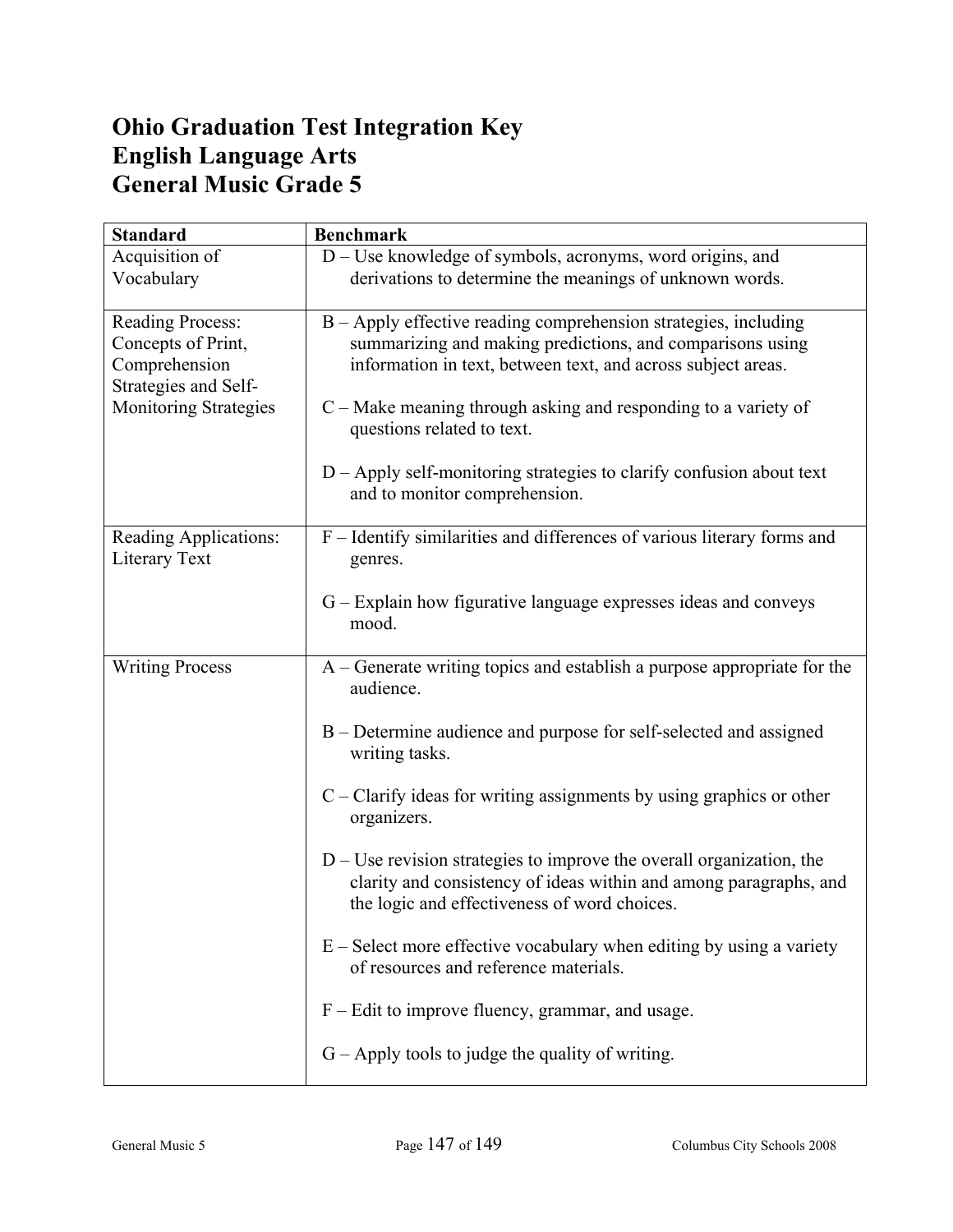# Ohio Graduation Test Integration Key
# English Language Arts
# General Music Grade 5

| Standard | Benchmark |
|---|---|
| Acquisition of Vocabulary | D – Use knowledge of symbols, acronyms, word origins, and derivations to determine the meanings of unknown words. |
| Reading Process: Concepts of Print, Comprehension Strategies and Self-Monitoring Strategies | B – Apply effective reading comprehension strategies, including summarizing and making predictions, and comparisons using information in text, between text, and across subject areas.<br><br>C – Make meaning through asking and responding to a variety of questions related to text.<br><br>D – Apply self-monitoring strategies to clarify confusion about text and to monitor comprehension. |
| Reading Applications: Literary Text | F – Identify similarities and differences of various literary forms and genres.<br><br>G – Explain how figurative language expresses ideas and conveys mood. |
| Writing Process | A – Generate writing topics and establish a purpose appropriate for the audience.<br><br>B – Determine audience and purpose for self-selected and assigned writing tasks.<br><br>C – Clarify ideas for writing assignments by using graphics or other organizers.<br><br>D – Use revision strategies to improve the overall organization, the clarity and consistency of ideas within and among paragraphs, and the logic and effectiveness of word choices.<br><br>E – Select more effective vocabulary when editing by using a variety of resources and reference materials.<br><br>F – Edit to improve fluency, grammar, and usage.<br><br>G – Apply tools to judge the quality of writing. |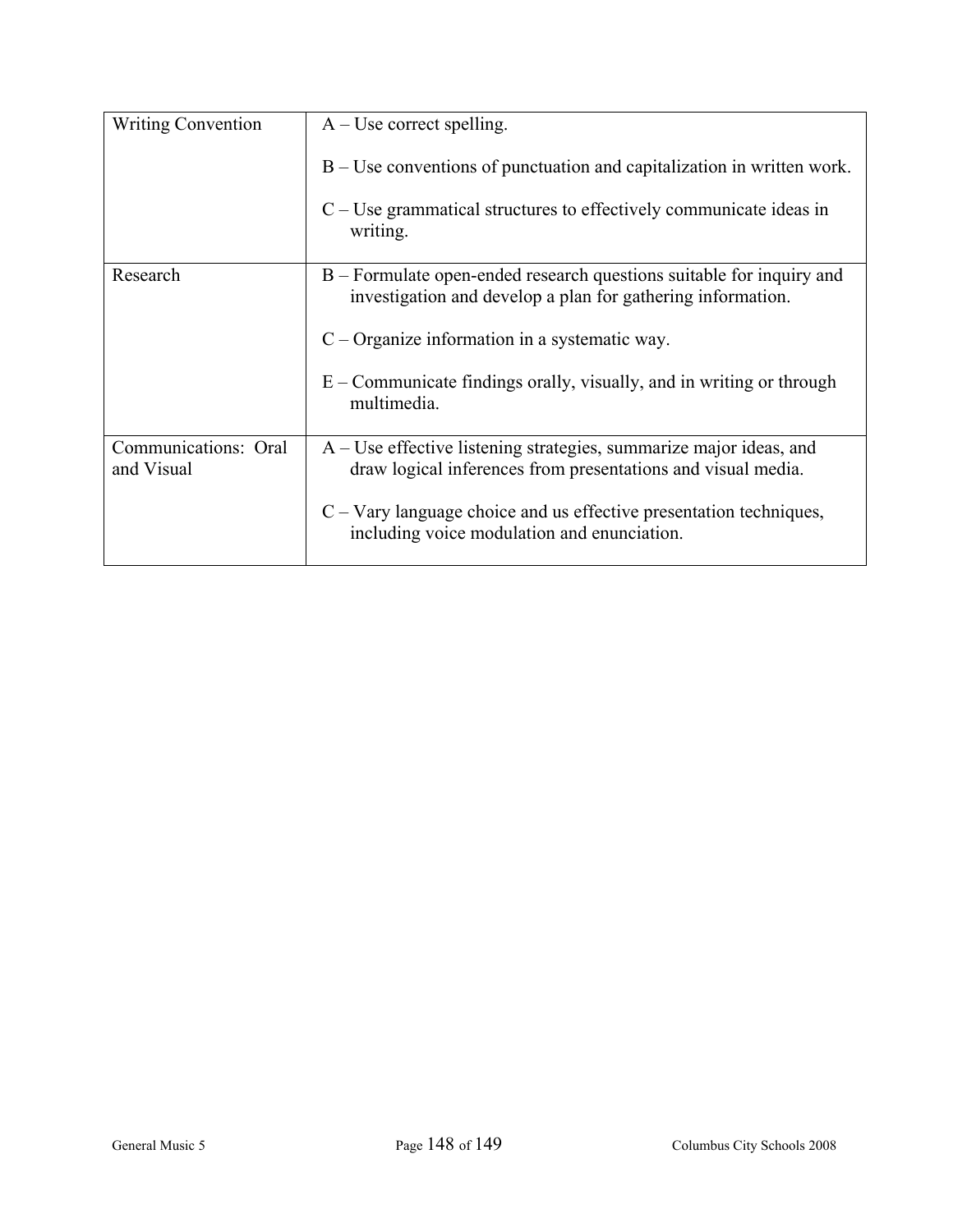| | |
|---|---|
| Writing Convention | A – Use correct spelling.<br><br>B – Use conventions of punctuation and capitalization in written work.<br><br>C – Use grammatical structures to effectively communicate ideas in writing. |
| Research | B – Formulate open-ended research questions suitable for inquiry and investigation and develop a plan for gathering information.<br><br>C – Organize information in a systematic way.<br><br>E – Communicate findings orally, visually, and in writing or through multimedia. |
| Communications: Oral and Visual | A – Use effective listening strategies, summarize major ideas, and draw logical inferences from presentations and visual media.<br><br>C – Vary language choice and us effective presentation techniques, including voice modulation and enunciation. |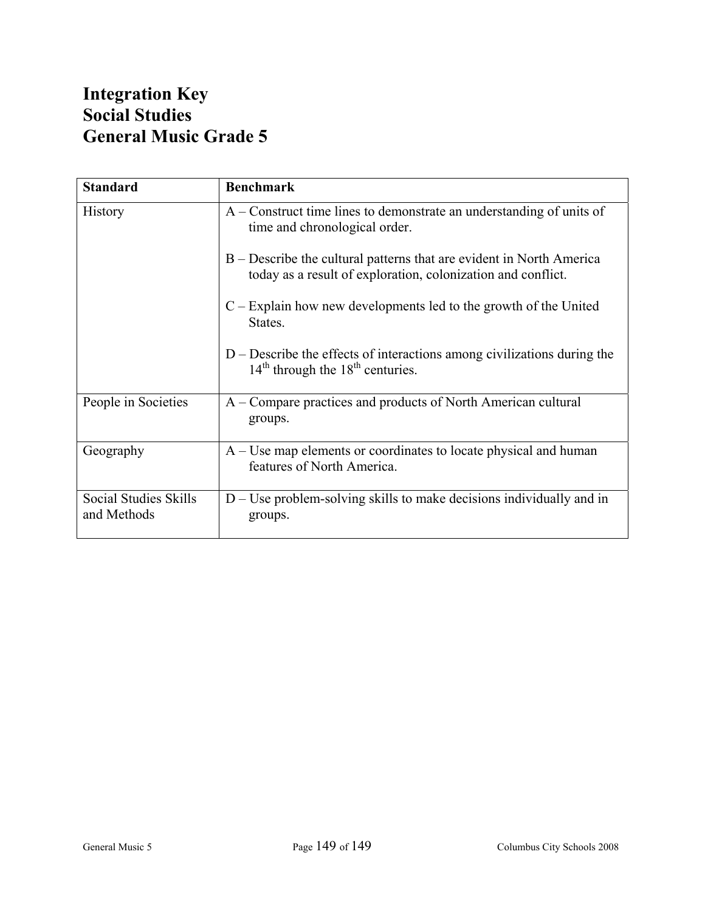# Integration Key
# Social Studies
# General Music Grade 5

| Standard | Benchmark |
|---|---|
| History | A – Construct time lines to demonstrate an understanding of units of time and chronological order.<br><br>B – Describe the cultural patterns that are evident in North America today as a result of exploration, colonization and conflict.<br><br>C – Explain how new developments led to the growth of the United States.<br><br>D – Describe the effects of interactions among civilizations during the 14th through the 18th centuries. |
| People in Societies | A – Compare practices and products of North American cultural groups. |
| Geography | A – Use map elements or coordinates to locate physical and human features of North America. |
| Social Studies Skills and Methods | D – Use problem-solving skills to make decisions individually and in groups. |